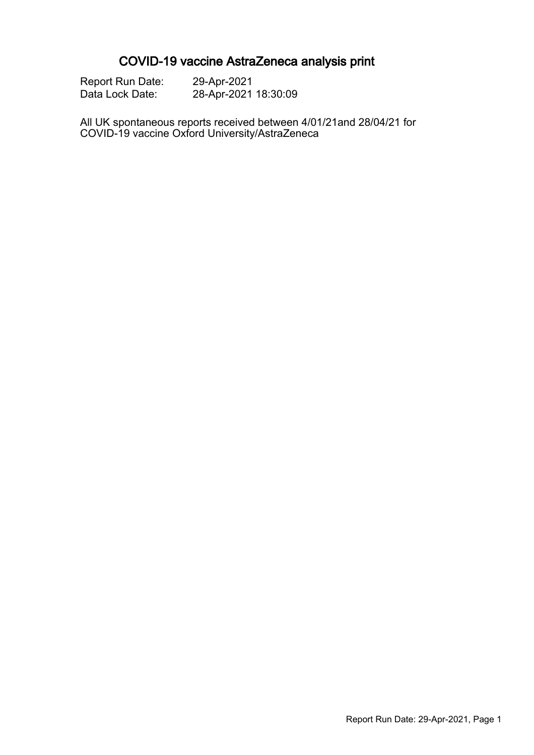# COVID-19 vaccine AstraZeneca analysis print

Report Run Date: 29-Apr-2021
Data Lock Date: 28-Apr-2021 18:30:09

All UK spontaneous reports received between 4/01/21and 28/04/21 for COVID-19 vaccine Oxford University/AstraZeneca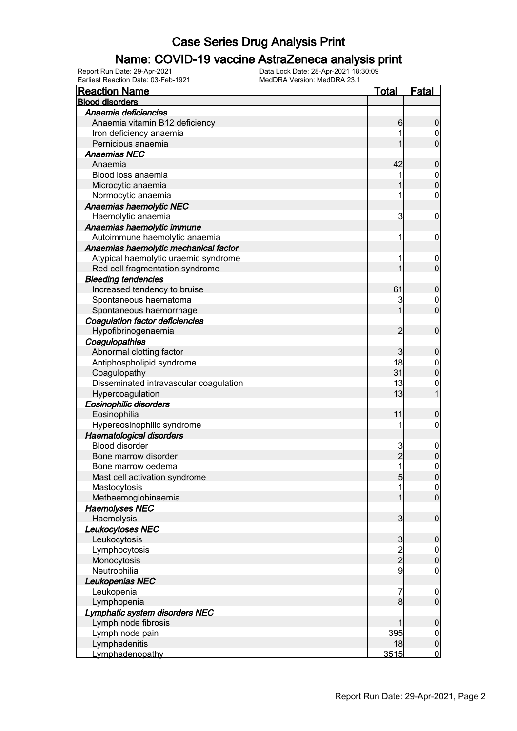# Case Series Drug Analysis Print

## Name: COVID-19 vaccine AstraZeneca analysis print

Report Run Date: 29-Apr-2021
Data Lock Date: 28-Apr-2021 18:30:09
Earliest Reaction Date: 03-Feb-1921
MedDRA Version: MedDRA 23.1

| Reaction Name | Total | Fatal |
|---|---|---|
| **Blood disorders** | | |
| *Anaemia deficiencies* | | |
| Anaemia vitamin B12 deficiency | 6 | 0 |
| Iron deficiency anaemia | 1 | 0 |
| Pernicious anaemia | 1 | 0 |
| *Anaemias NEC* | | |
| Anaemia | 42 | 0 |
| Blood loss anaemia | 1 | 0 |
| Microcytic anaemia | 1 | 0 |
| Normocytic anaemia | 1 | 0 |
| *Anaemias haemolytic NEC* | | |
| Haemolytic anaemia | 3 | 0 |
| *Anaemias haemolytic immune* | | |
| Autoimmune haemolytic anaemia | 1 | 0 |
| *Anaemias haemolytic mechanical factor* | | |
| Atypical haemolytic uraemic syndrome | 1 | 0 |
| Red cell fragmentation syndrome | 1 | 0 |
| *Bleeding tendencies* | | |
| Increased tendency to bruise | 61 | 0 |
| Spontaneous haematoma | 3 | 0 |
| Spontaneous haemorrhage | 1 | 0 |
| *Coagulation factor deficiencies* | | |
| Hypofibrinogenaemia | 2 | 0 |
| *Coagulopathies* | | |
| Abnormal clotting factor | 3 | 0 |
| Antiphospholipid syndrome | 18 | 0 |
| Coagulopathy | 31 | 0 |
| Disseminated intravascular coagulation | 13 | 0 |
| Hypercoagulation | 13 | 1 |
| *Eosinophilic disorders* | | |
| Eosinophilia | 11 | 0 |
| Hypereosinophilic syndrome | 1 | 0 |
| *Haematological disorders* | | |
| Blood disorder | 3 | 0 |
| Bone marrow disorder | 2 | 0 |
| Bone marrow oedema | 1 | 0 |
| Mast cell activation syndrome | 5 | 0 |
| Mastocytosis | 1 | 0 |
| Methaemoglobinaemia | 1 | 0 |
| *Haemolyses NEC* | | |
| Haemolysis | 3 | 0 |
| *Leukocytoses NEC* | | |
| Leukocytosis | 3 | 0 |
| Lymphocytosis | 2 | 0 |
| Monocytosis | 2 | 0 |
| Neutrophilia | 9 | 0 |
| *Leukopenias NEC* | | |
| Leukopenia | 7 | 0 |
| Lymphopenia | 8 | 0 |
| *Lymphatic system disorders NEC* | | |
| Lymph node fibrosis | 1 | 0 |
| Lymph node pain | 395 | 0 |
| Lymphadenitis | 18 | 0 |
| Lymphadenopathy | 3515 | 0 |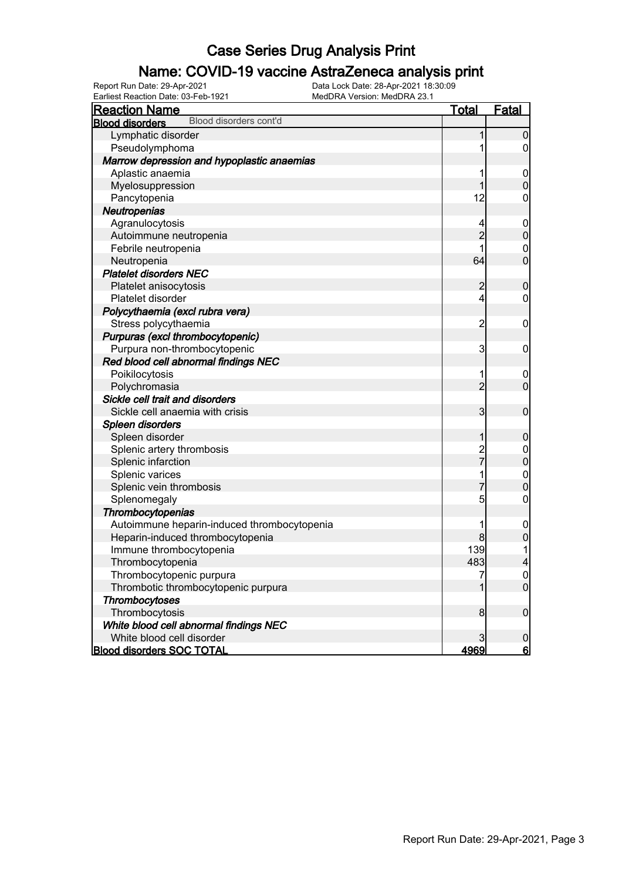# Case Series Drug Analysis Print

## Name: COVID-19 vaccine AstraZeneca analysis print

Report Run Date: 29-Apr-2021
Data Lock Date: 28-Apr-2021 18:30:09
Earliest Reaction Date: 03-Feb-1921
MedDRA Version: MedDRA 23.1

| Reaction Name | Total | Fatal |
|---|---|---|
| **Blood disorders** Blood disorders cont'd | | |
| Lymphatic disorder | 1 | 0 |
| Pseudolymphoma | 1 | 0 |
| ***Marrow depression and hypoplastic anaemias*** | | |
| Aplastic anaemia | 1 | 0 |
| Myelosuppression | 1 | 0 |
| Pancytopenia | 12 | 0 |
| ***Neutropenias*** | | |
| Agranulocytosis | 4 | 0 |
| Autoimmune neutropenia | 2 | 0 |
| Febrile neutropenia | 1 | 0 |
| Neutropenia | 64 | 0 |
| ***Platelet disorders NEC*** | | |
| Platelet anisocytosis | 2 | 0 |
| Platelet disorder | 4 | 0 |
| ***Polycythaemia (excl rubra vera)*** | | |
| Stress polycythaemia | 2 | 0 |
| ***Purpuras (excl thrombocytopenic)*** | | |
| Purpura non-thrombocytopenic | 3 | 0 |
| ***Red blood cell abnormal findings NEC*** | | |
| Poikilocytosis | 1 | 0 |
| Polychromasia | 2 | 0 |
| ***Sickle cell trait and disorders*** | | |
| Sickle cell anaemia with crisis | 3 | 0 |
| ***Spleen disorders*** | | |
| Spleen disorder | 1 | 0 |
| Splenic artery thrombosis | 2 | 0 |
| Splenic infarction | 7 | 0 |
| Splenic varices | 1 | 0 |
| Splenic vein thrombosis | 7 | 0 |
| Splenomegaly | 5 | 0 |
| ***Thrombocytopenias*** | | |
| Autoimmune heparin-induced thrombocytopenia | 1 | 0 |
| Heparin-induced thrombocytopenia | 8 | 0 |
| Immune thrombocytopenia | 139 | 1 |
| Thrombocytopenia | 483 | 4 |
| Thrombocytopenic purpura | 7 | 0 |
| Thrombotic thrombocytopenic purpura | 1 | 0 |
| ***Thrombocytoses*** | | |
| Thrombocytosis | 8 | 0 |
| ***White blood cell abnormal findings NEC*** | | |
| White blood cell disorder | 3 | 0 |
| **Blood disorders SOC TOTAL** | **4969** | **6** |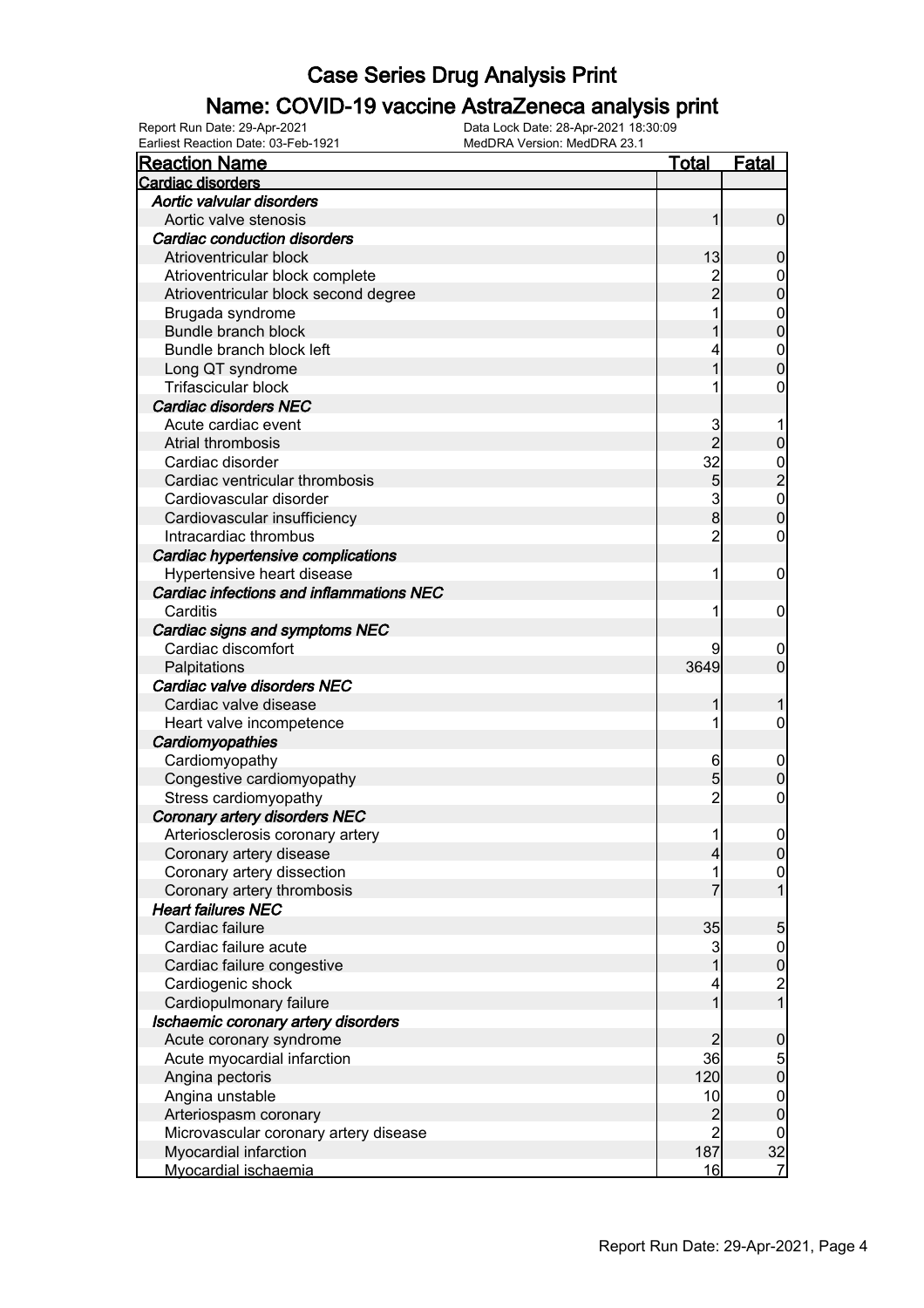# Case Series Drug Analysis Print

## Name: COVID-19 vaccine AstraZeneca analysis print

Report Run Date: 29-Apr-2021 Data Lock Date: 28-Apr-2021 18:30:09
Earliest Reaction Date: 03-Feb-1921 MedDRA Version: MedDRA 23.1

| Reaction Name | Total | Fatal |
|---|---|---|
| **Cardiac disorders** | | |
| ***Aortic valvular disorders*** | | |
| Aortic valve stenosis | 1 | 0 |
| ***Cardiac conduction disorders*** | | |
| Atrioventricular block | 13 | 0 |
| Atrioventricular block complete | 2 | 0 |
| Atrioventricular block second degree | 2 | 0 |
| Brugada syndrome | 1 | 0 |
| Bundle branch block | 1 | 0 |
| Bundle branch block left | 4 | 0 |
| Long QT syndrome | 1 | 0 |
| Trifascicular block | 1 | 0 |
| ***Cardiac disorders NEC*** | | |
| Acute cardiac event | 3 | 1 |
| Atrial thrombosis | 2 | 0 |
| Cardiac disorder | 32 | 0 |
| Cardiac ventricular thrombosis | 5 | 2 |
| Cardiovascular disorder | 3 | 0 |
| Cardiovascular insufficiency | 8 | 0 |
| Intracardiac thrombus | 2 | 0 |
| ***Cardiac hypertensive complications*** | | |
| Hypertensive heart disease | 1 | 0 |
| ***Cardiac infections and inflammations NEC*** | | |
| Carditis | 1 | 0 |
| ***Cardiac signs and symptoms NEC*** | | |
| Cardiac discomfort | 9 | 0 |
| Palpitations | 3649 | 0 |
| ***Cardiac valve disorders NEC*** | | |
| Cardiac valve disease | 1 | 1 |
| Heart valve incompetence | 1 | 0 |
| ***Cardiomyopathies*** | | |
| Cardiomyopathy | 6 | 0 |
| Congestive cardiomyopathy | 5 | 0 |
| Stress cardiomyopathy | 2 | 0 |
| ***Coronary artery disorders NEC*** | | |
| Arteriosclerosis coronary artery | 1 | 0 |
| Coronary artery disease | 4 | 0 |
| Coronary artery dissection | 1 | 0 |
| Coronary artery thrombosis | 7 | 1 |
| ***Heart failures NEC*** | | |
| Cardiac failure | 35 | 5 |
| Cardiac failure acute | 3 | 0 |
| Cardiac failure congestive | 1 | 0 |
| Cardiogenic shock | 4 | 2 |
| Cardiopulmonary failure | 1 | 1 |
| ***Ischaemic coronary artery disorders*** | | |
| Acute coronary syndrome | 2 | 0 |
| Acute myocardial infarction | 36 | 5 |
| Angina pectoris | 120 | 0 |
| Angina unstable | 10 | 0 |
| Arteriospasm coronary | 2 | 0 |
| Microvascular coronary artery disease | 2 | 0 |
| Myocardial infarction | 187 | 32 |
| Myocardial ischaemia | 16 | 7 |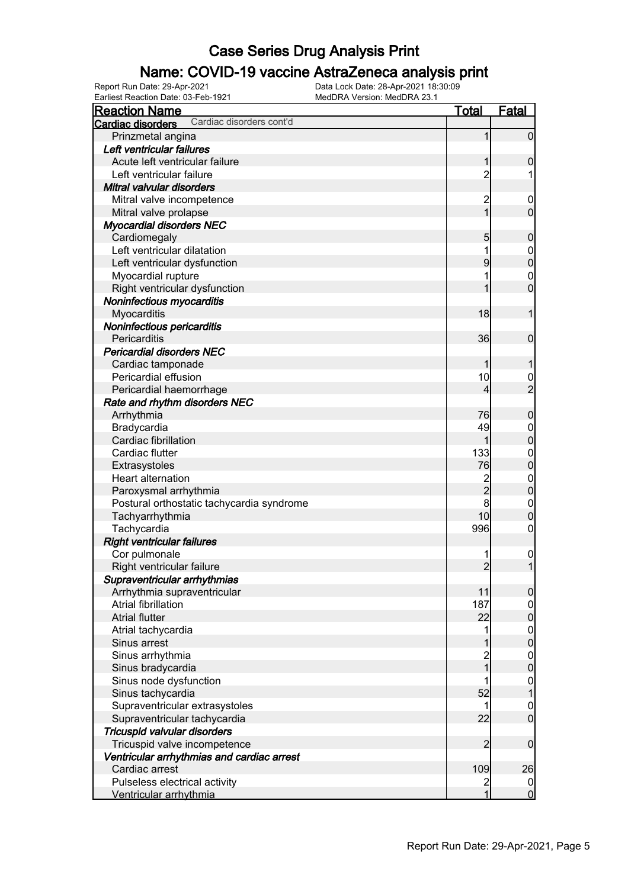# Case Series Drug Analysis Print

## Name: COVID-19 vaccine AstraZeneca analysis print

Report Run Date: 29-Apr-2021
Data Lock Date: 28-Apr-2021 18:30:09
Earliest Reaction Date: 03-Feb-1921
MedDRA Version: MedDRA 23.1

| Reaction Name | Total | Fatal |
|---|---|---|
| **Cardiac disorders** Cardiac disorders cont'd | | |
| Prinzmetal angina | 1 | 0 |
| ***Left ventricular failures*** | | |
| Acute left ventricular failure | 1 | 0 |
| Left ventricular failure | 2 | 1 |
| ***Mitral valvular disorders*** | | |
| Mitral valve incompetence | 2 | 0 |
| Mitral valve prolapse | 1 | 0 |
| ***Myocardial disorders NEC*** | | |
| Cardiomegaly | 5 | 0 |
| Left ventricular dilatation | 1 | 0 |
| Left ventricular dysfunction | 9 | 0 |
| Myocardial rupture | 1 | 0 |
| Right ventricular dysfunction | 1 | 0 |
| ***Noninfectious myocarditis*** | | |
| Myocarditis | 18 | 1 |
| ***Noninfectious pericarditis*** | | |
| Pericarditis | 36 | 0 |
| ***Pericardial disorders NEC*** | | |
| Cardiac tamponade | 1 | 1 |
| Pericardial effusion | 10 | 0 |
| Pericardial haemorrhage | 4 | 2 |
| ***Rate and rhythm disorders NEC*** | | |
| Arrhythmia | 76 | 0 |
| Bradycardia | 49 | 0 |
| Cardiac fibrillation | 1 | 0 |
| Cardiac flutter | 133 | 0 |
| Extrasystoles | 76 | 0 |
| Heart alternation | 2 | 0 |
| Paroxysmal arrhythmia | 2 | 0 |
| Postural orthostatic tachycardia syndrome | 8 | 0 |
| Tachyarrhythmia | 10 | 0 |
| Tachycardia | 996 | 0 |
| ***Right ventricular failures*** | | |
| Cor pulmonale | 1 | 0 |
| Right ventricular failure | 2 | 1 |
| ***Supraventricular arrhythmias*** | | |
| Arrhythmia supraventricular | 11 | 0 |
| Atrial fibrillation | 187 | 0 |
| Atrial flutter | 22 | 0 |
| Atrial tachycardia | 1 | 0 |
| Sinus arrest | 1 | 0 |
| Sinus arrhythmia | 2 | 0 |
| Sinus bradycardia | 1 | 0 |
| Sinus node dysfunction | 1 | 0 |
| Sinus tachycardia | 52 | 1 |
| Supraventricular extrasystoles | 1 | 0 |
| Supraventricular tachycardia | 22 | 0 |
| ***Tricuspid valvular disorders*** | | |
| Tricuspid valve incompetence | 2 | 0 |
| ***Ventricular arrhythmias and cardiac arrest*** | | |
| Cardiac arrest | 109 | 26 |
| Pulseless electrical activity | 2 | 0 |
| Ventricular arrhythmia | 1 | 0 |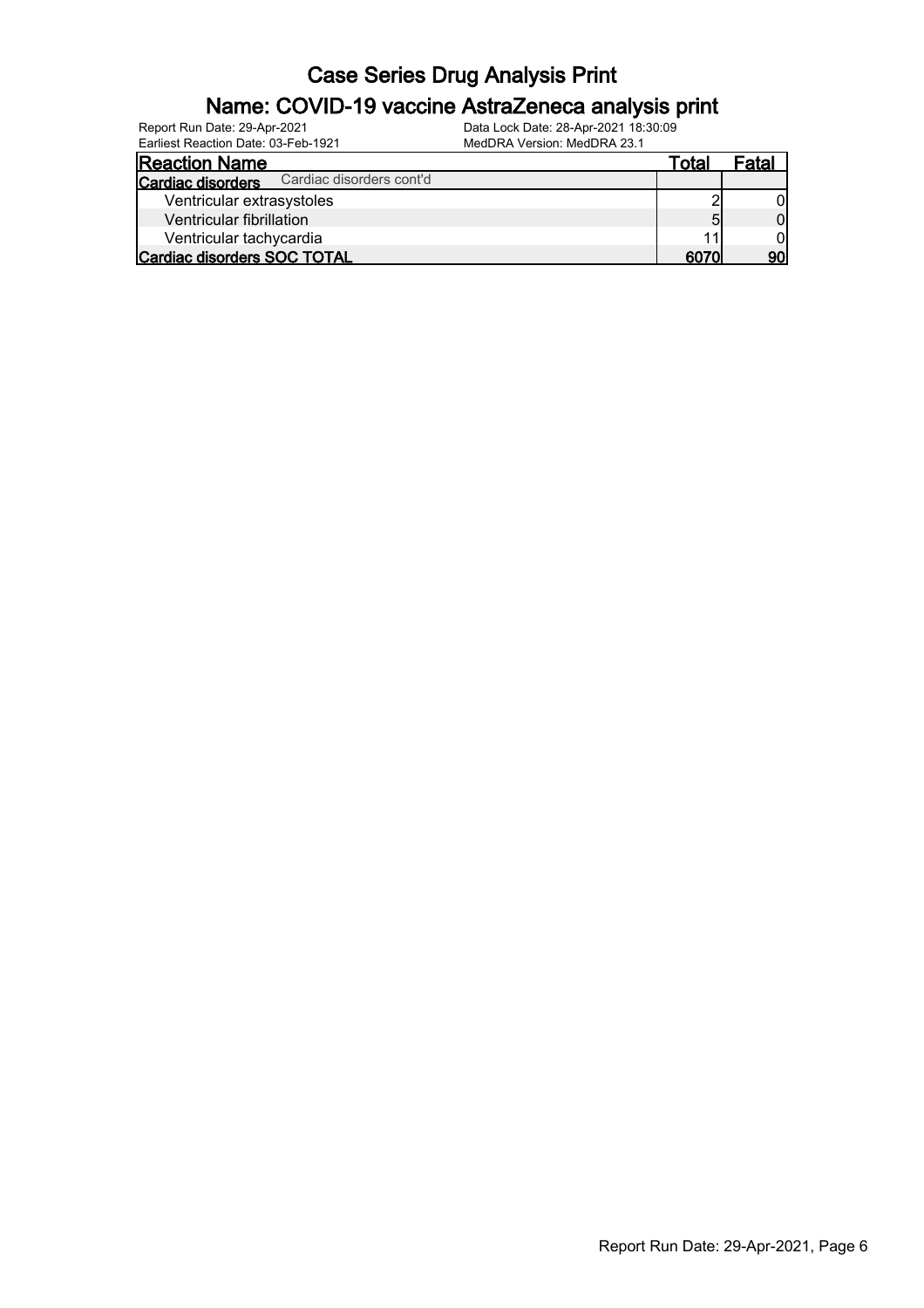# Case Series Drug Analysis Print

## Name: COVID-19 vaccine AstraZeneca analysis print

Report Run Date: 29-Apr-2021 Data Lock Date: 28-Apr-2021 18:30:09
Earliest Reaction Date: 03-Feb-1921 MedDRA Version: MedDRA 23.1

| Reaction Name | Total | Fatal |
|---|---|---|
| **Cardiac disorders** Cardiac disorders cont'd | | |
| Ventricular extrasystoles | 2 | 0 |
| Ventricular fibrillation | 5 | 0 |
| Ventricular tachycardia | 11 | 0 |
| **Cardiac disorders SOC TOTAL** | **6070** | **90** |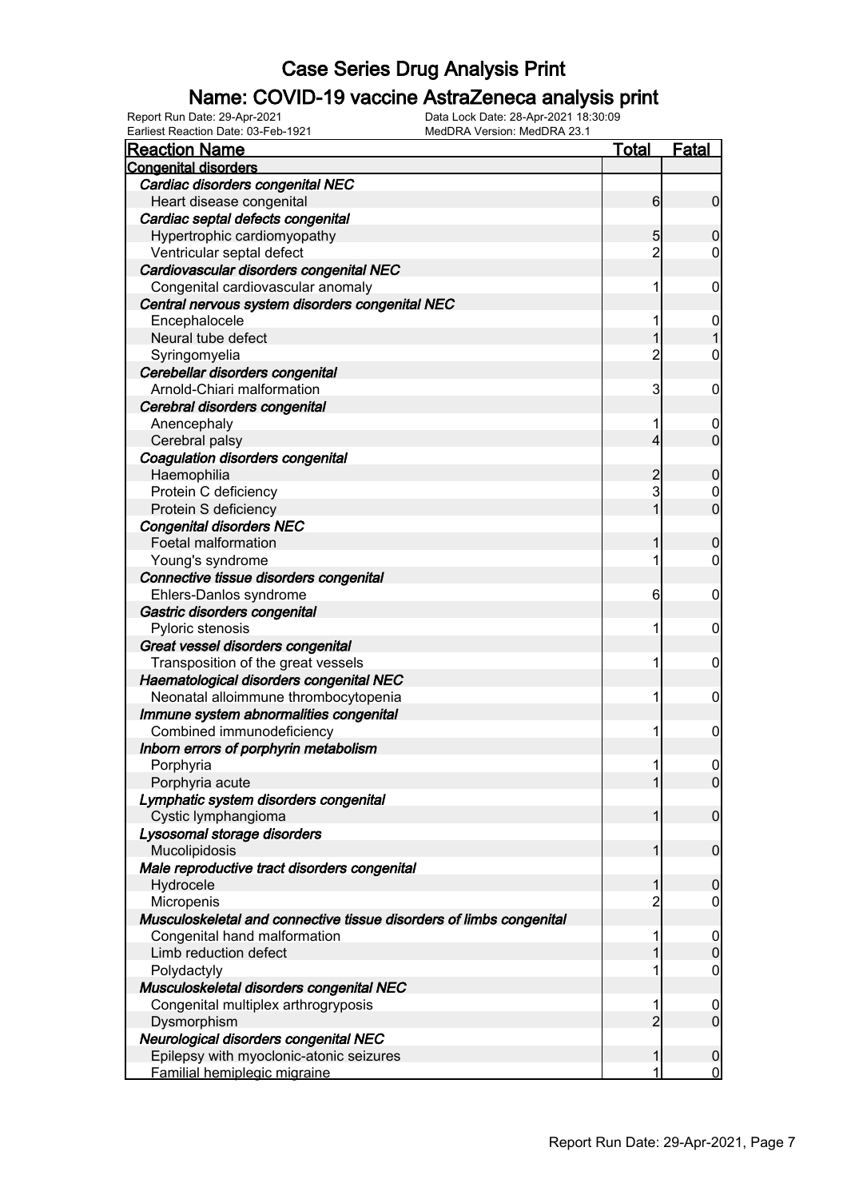# Case Series Drug Analysis Print

## Name: COVID-19 vaccine AstraZeneca analysis print

Report Run Date: 29-Apr-2021
Data Lock Date: 28-Apr-2021 18:30:09
Earliest Reaction Date: 03-Feb-1921
MedDRA Version: MedDRA 23.1

| Reaction Name | Total | Fatal |
|---|---|---|
| **Congenital disorders** | | |
| *Cardiac disorders congenital NEC* | | |
| Heart disease congenital | 6 | 0 |
| *Cardiac septal defects congenital* | | |
| Hypertrophic cardiomyopathy | 5 | 0 |
| Ventricular septal defect | 2 | 0 |
| *Cardiovascular disorders congenital NEC* | | |
| Congenital cardiovascular anomaly | 1 | 0 |
| *Central nervous system disorders congenital NEC* | | |
| Encephalocele | 1 | 0 |
| Neural tube defect | 1 | 1 |
| Syringomyelia | 2 | 0 |
| *Cerebellar disorders congenital* | | |
| Arnold-Chiari malformation | 3 | 0 |
| *Cerebral disorders congenital* | | |
| Anencephaly | 1 | 0 |
| Cerebral palsy | 4 | 0 |
| *Coagulation disorders congenital* | | |
| Haemophilia | 2 | 0 |
| Protein C deficiency | 3 | 0 |
| Protein S deficiency | 1 | 0 |
| *Congenital disorders NEC* | | |
| Foetal malformation | 1 | 0 |
| Young's syndrome | 1 | 0 |
| *Connective tissue disorders congenital* | | |
| Ehlers-Danlos syndrome | 6 | 0 |
| *Gastric disorders congenital* | | |
| Pyloric stenosis | 1 | 0 |
| *Great vessel disorders congenital* | | |
| Transposition of the great vessels | 1 | 0 |
| *Haematological disorders congenital NEC* | | |
| Neonatal alloimmune thrombocytopenia | 1 | 0 |
| *Immune system abnormalities congenital* | | |
| Combined immunodeficiency | 1 | 0 |
| *Inborn errors of porphyrin metabolism* | | |
| Porphyria | 1 | 0 |
| Porphyria acute | 1 | 0 |
| *Lymphatic system disorders congenital* | | |
| Cystic lymphangioma | 1 | 0 |
| *Lysosomal storage disorders* | | |
| Mucolipidosis | 1 | 0 |
| *Male reproductive tract disorders congenital* | | |
| Hydrocele | 1 | 0 |
| Micropenis | 2 | 0 |
| *Musculoskeletal and connective tissue disorders of limbs congenital* | | |
| Congenital hand malformation | 1 | 0 |
| Limb reduction defect | 1 | 0 |
| Polydactyly | 1 | 0 |
| *Musculoskeletal disorders congenital NEC* | | |
| Congenital multiplex arthrogryposis | 1 | 0 |
| Dysmorphism | 2 | 0 |
| *Neurological disorders congenital NEC* | | |
| Epilepsy with myoclonic-atonic seizures | 1 | 0 |
| Familial hemiplegic migraine | 1 | 0 |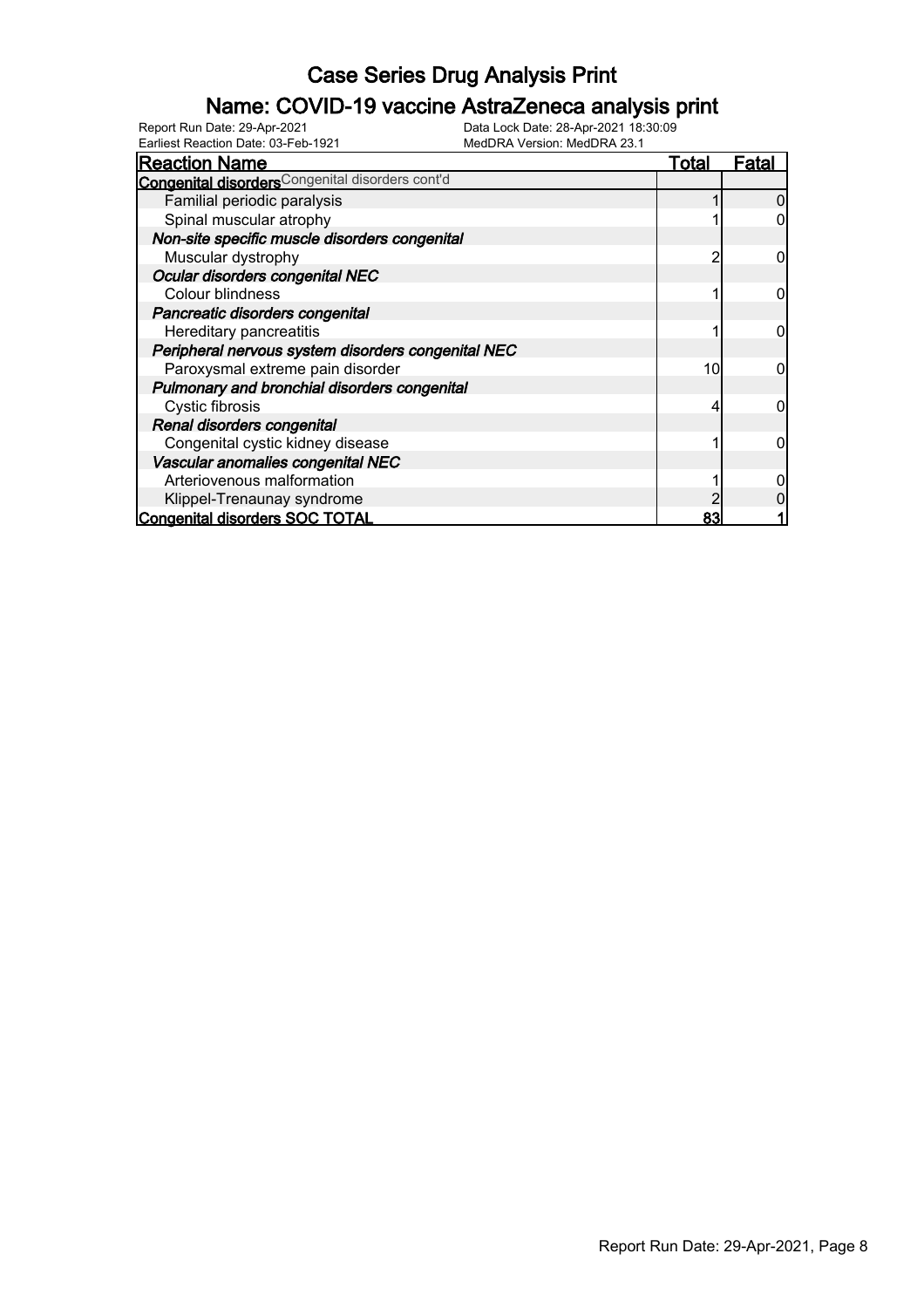# Case Series Drug Analysis Print

## Name: COVID-19 vaccine AstraZeneca analysis print

Report Run Date: 29-Apr-2021 | Data Lock Date: 28-Apr-2021 18:30:09
Earliest Reaction Date: 03-Feb-1921 | MedDRA Version: MedDRA 23.1

| Reaction Name | Total | Fatal |
|---|---|---|
| **Congenital disorders** Congenital disorders cont'd | | |
| Familial periodic paralysis | 1 | 0 |
| Spinal muscular atrophy | 1 | 0 |
| ***Non-site specific muscle disorders congenital*** | | |
| Muscular dystrophy | 2 | 0 |
| ***Ocular disorders congenital NEC*** | | |
| Colour blindness | 1 | 0 |
| ***Pancreatic disorders congenital*** | | |
| Hereditary pancreatitis | 1 | 0 |
| ***Peripheral nervous system disorders congenital NEC*** | | |
| Paroxysmal extreme pain disorder | 10 | 0 |
| ***Pulmonary and bronchial disorders congenital*** | | |
| Cystic fibrosis | 4 | 0 |
| ***Renal disorders congenital*** | | |
| Congenital cystic kidney disease | 1 | 0 |
| ***Vascular anomalies congenital NEC*** | | |
| Arteriovenous malformation | 1 | 0 |
| Klippel-Trenaunay syndrome | 2 | 0 |
| **Congenital disorders SOC TOTAL** | **83** | **1** |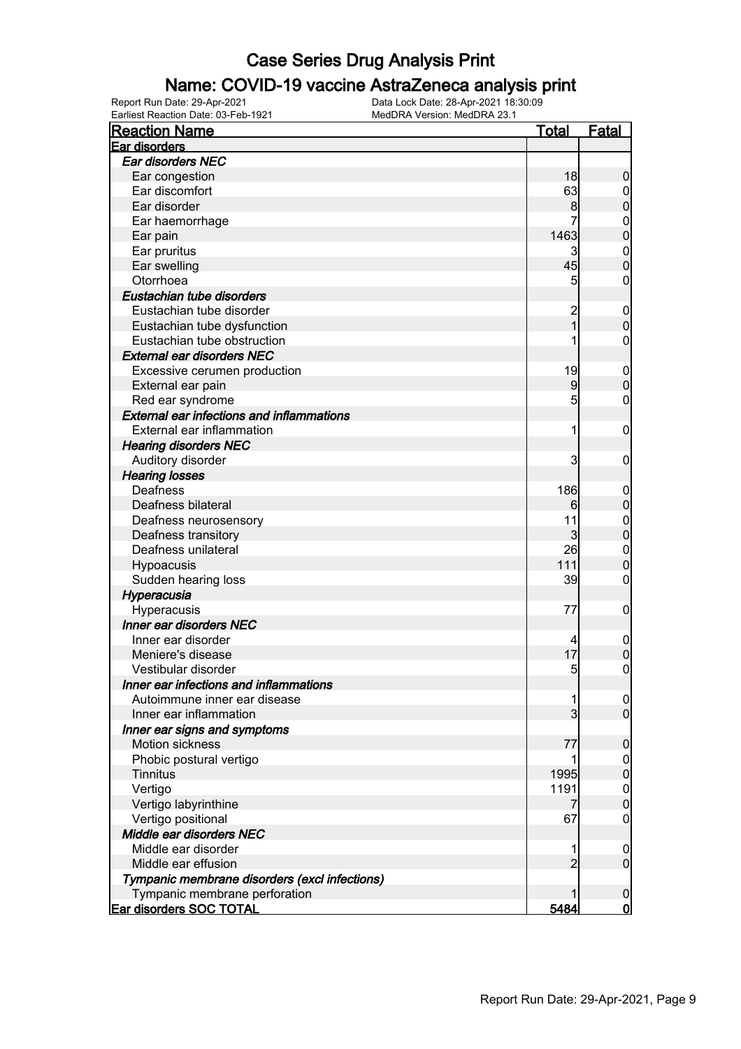# Case Series Drug Analysis Print

## Name: COVID-19 vaccine AstraZeneca analysis print

Report Run Date: 29-Apr-2021 | Data Lock Date: 28-Apr-2021 18:30:09
Earliest Reaction Date: 03-Feb-1921 | MedDRA Version: MedDRA 23.1

| Reaction Name | Total | Fatal |
|---|---|---|
| **Ear disorders** | | |
| *Ear disorders NEC* | | |
| Ear congestion | 18 | 0 |
| Ear discomfort | 63 | 0 |
| Ear disorder | 8 | 0 |
| Ear haemorrhage | 7 | 0 |
| Ear pain | 1463 | 0 |
| Ear pruritus | 3 | 0 |
| Ear swelling | 45 | 0 |
| Otorrhoea | 5 | 0 |
| *Eustachian tube disorders* | | |
| Eustachian tube disorder | 2 | 0 |
| Eustachian tube dysfunction | 1 | 0 |
| Eustachian tube obstruction | 1 | 0 |
| *External ear disorders NEC* | | |
| Excessive cerumen production | 19 | 0 |
| External ear pain | 9 | 0 |
| Red ear syndrome | 5 | 0 |
| *External ear infections and inflammations* | | |
| External ear inflammation | 1 | 0 |
| *Hearing disorders NEC* | | |
| Auditory disorder | 3 | 0 |
| *Hearing losses* | | |
| Deafness | 186 | 0 |
| Deafness bilateral | 6 | 0 |
| Deafness neurosensory | 11 | 0 |
| Deafness transitory | 3 | 0 |
| Deafness unilateral | 26 | 0 |
| Hypoacusis | 111 | 0 |
| Sudden hearing loss | 39 | 0 |
| *Hyperacusia* | | |
| Hyperacusis | 77 | 0 |
| *Inner ear disorders NEC* | | |
| Inner ear disorder | 4 | 0 |
| Meniere's disease | 17 | 0 |
| Vestibular disorder | 5 | 0 |
| *Inner ear infections and inflammations* | | |
| Autoimmune inner ear disease | 1 | 0 |
| Inner ear inflammation | 3 | 0 |
| *Inner ear signs and symptoms* | | |
| Motion sickness | 77 | 0 |
| Phobic postural vertigo | 1 | 0 |
| Tinnitus | 1995 | 0 |
| Vertigo | 1191 | 0 |
| Vertigo labyrinthine | 7 | 0 |
| Vertigo positional | 67 | 0 |
| *Middle ear disorders NEC* | | |
| Middle ear disorder | 1 | 0 |
| Middle ear effusion | 2 | 0 |
| *Tympanic membrane disorders (excl infections)* | | |
| Tympanic membrane perforation | 1 | 0 |
| **Ear disorders SOC TOTAL** | **5484** | **0** |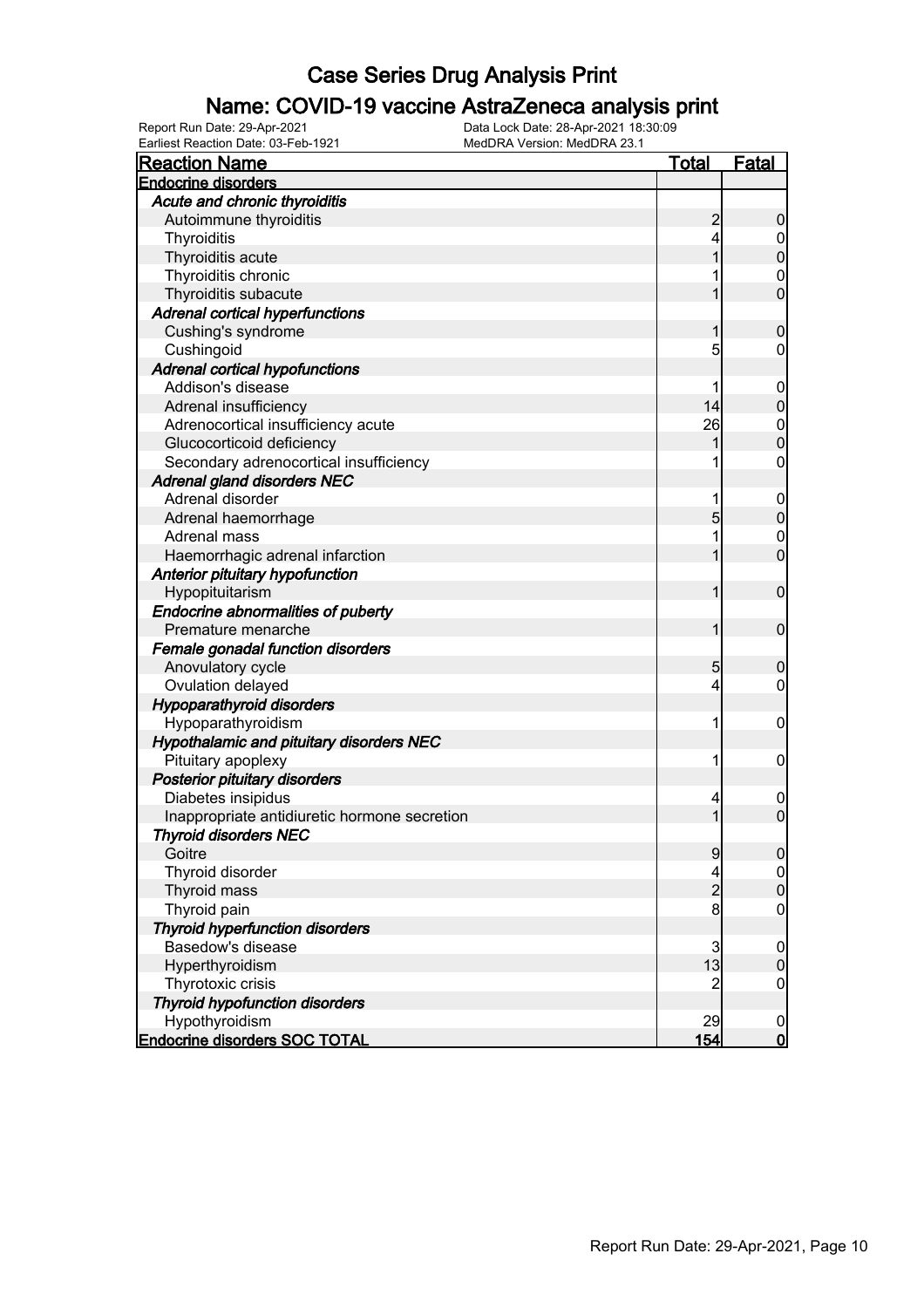# Case Series Drug Analysis Print

## Name: COVID-19 vaccine AstraZeneca analysis print

Report Run Date: 29-Apr-2021　　Data Lock Date: 28-Apr-2021 18:30:09
Earliest Reaction Date: 03-Feb-1921　　MedDRA Version: MedDRA 23.1

| Reaction Name | Total | Fatal |
|---|---|---|
| **Endocrine disorders** | | |
| ***Acute and chronic thyroiditis*** | | |
| Autoimmune thyroiditis | 2 | 0 |
| Thyroiditis | 4 | 0 |
| Thyroiditis acute | 1 | 0 |
| Thyroiditis chronic | 1 | 0 |
| Thyroiditis subacute | 1 | 0 |
| ***Adrenal cortical hyperfunctions*** | | |
| Cushing's syndrome | 1 | 0 |
| Cushingoid | 5 | 0 |
| ***Adrenal cortical hypofunctions*** | | |
| Addison's disease | 1 | 0 |
| Adrenal insufficiency | 14 | 0 |
| Adrenocortical insufficiency acute | 26 | 0 |
| Glucocorticoid deficiency | 1 | 0 |
| Secondary adrenocortical insufficiency | 1 | 0 |
| ***Adrenal gland disorders NEC*** | | |
| Adrenal disorder | 1 | 0 |
| Adrenal haemorrhage | 5 | 0 |
| Adrenal mass | 1 | 0 |
| Haemorrhagic adrenal infarction | 1 | 0 |
| ***Anterior pituitary hypofunction*** | | |
| Hypopituitarism | 1 | 0 |
| ***Endocrine abnormalities of puberty*** | | |
| Premature menarche | 1 | 0 |
| ***Female gonadal function disorders*** | | |
| Anovulatory cycle | 5 | 0 |
| Ovulation delayed | 4 | 0 |
| ***Hypoparathyroid disorders*** | | |
| Hypoparathyroidism | 1 | 0 |
| ***Hypothalamic and pituitary disorders NEC*** | | |
| Pituitary apoplexy | 1 | 0 |
| ***Posterior pituitary disorders*** | | |
| Diabetes insipidus | 4 | 0 |
| Inappropriate antidiuretic hormone secretion | 1 | 0 |
| ***Thyroid disorders NEC*** | | |
| Goitre | 9 | 0 |
| Thyroid disorder | 4 | 0 |
| Thyroid mass | 2 | 0 |
| Thyroid pain | 8 | 0 |
| ***Thyroid hyperfunction disorders*** | | |
| Basedow's disease | 3 | 0 |
| Hyperthyroidism | 13 | 0 |
| Thyrotoxic crisis | 2 | 0 |
| ***Thyroid hypofunction disorders*** | | |
| Hypothyroidism | 29 | 0 |
| **Endocrine disorders SOC TOTAL** | **154** | **0** |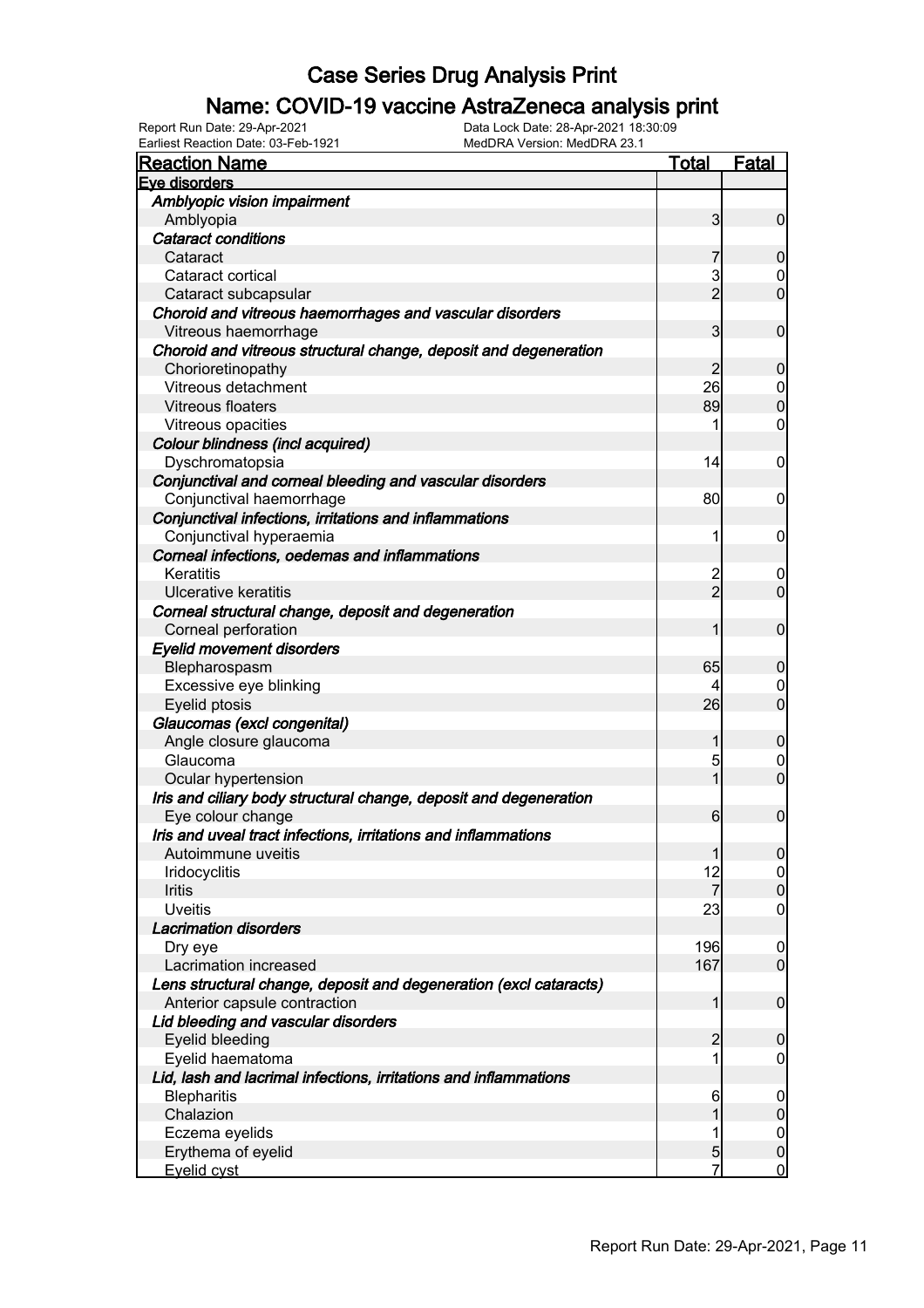# Case Series Drug Analysis Print

## Name: COVID-19 vaccine AstraZeneca analysis print

Report Run Date: 29-Apr-2021
Data Lock Date: 28-Apr-2021 18:30:09
Earliest Reaction Date: 03-Feb-1921
MedDRA Version: MedDRA 23.1

| Reaction Name | Total | Fatal |
|---|---|---|
| **Eye disorders** | | |
| *Amblyopic vision impairment* | | |
| Amblyopia | 3 | 0 |
| *Cataract conditions* | | |
| Cataract | 7 | 0 |
| Cataract cortical | 3 | 0 |
| Cataract subcapsular | 2 | 0 |
| *Choroid and vitreous haemorrhages and vascular disorders* | | |
| Vitreous haemorrhage | 3 | 0 |
| *Choroid and vitreous structural change, deposit and degeneration* | | |
| Chorioretinopathy | 2 | 0 |
| Vitreous detachment | 26 | 0 |
| Vitreous floaters | 89 | 0 |
| Vitreous opacities | 1 | 0 |
| *Colour blindness (incl acquired)* | | |
| Dyschromatopsia | 14 | 0 |
| *Conjunctival and corneal bleeding and vascular disorders* | | |
| Conjunctival haemorrhage | 80 | 0 |
| *Conjunctival infections, irritations and inflammations* | | |
| Conjunctival hyperaemia | 1 | 0 |
| *Corneal infections, oedemas and inflammations* | | |
| Keratitis | 2 | 0 |
| Ulcerative keratitis | 2 | 0 |
| *Corneal structural change, deposit and degeneration* | | |
| Corneal perforation | 1 | 0 |
| *Eyelid movement disorders* | | |
| Blepharospasm | 65 | 0 |
| Excessive eye blinking | 4 | 0 |
| Eyelid ptosis | 26 | 0 |
| *Glaucomas (excl congenital)* | | |
| Angle closure glaucoma | 1 | 0 |
| Glaucoma | 5 | 0 |
| Ocular hypertension | 1 | 0 |
| *Iris and ciliary body structural change, deposit and degeneration* | | |
| Eye colour change | 6 | 0 |
| *Iris and uveal tract infections, irritations and inflammations* | | |
| Autoimmune uveitis | 1 | 0 |
| Iridocyclitis | 12 | 0 |
| Iritis | 7 | 0 |
| Uveitis | 23 | 0 |
| *Lacrimation disorders* | | |
| Dry eye | 196 | 0 |
| Lacrimation increased | 167 | 0 |
| *Lens structural change, deposit and degeneration (excl cataracts)* | | |
| Anterior capsule contraction | 1 | 0 |
| *Lid bleeding and vascular disorders* | | |
| Eyelid bleeding | 2 | 0 |
| Eyelid haematoma | 1 | 0 |
| *Lid, lash and lacrimal infections, irritations and inflammations* | | |
| Blepharitis | 6 | 0 |
| Chalazion | 1 | 0 |
| Eczema eyelids | 1 | 0 |
| Erythema of eyelid | 5 | 0 |
| Eyelid cyst | 7 | 0 |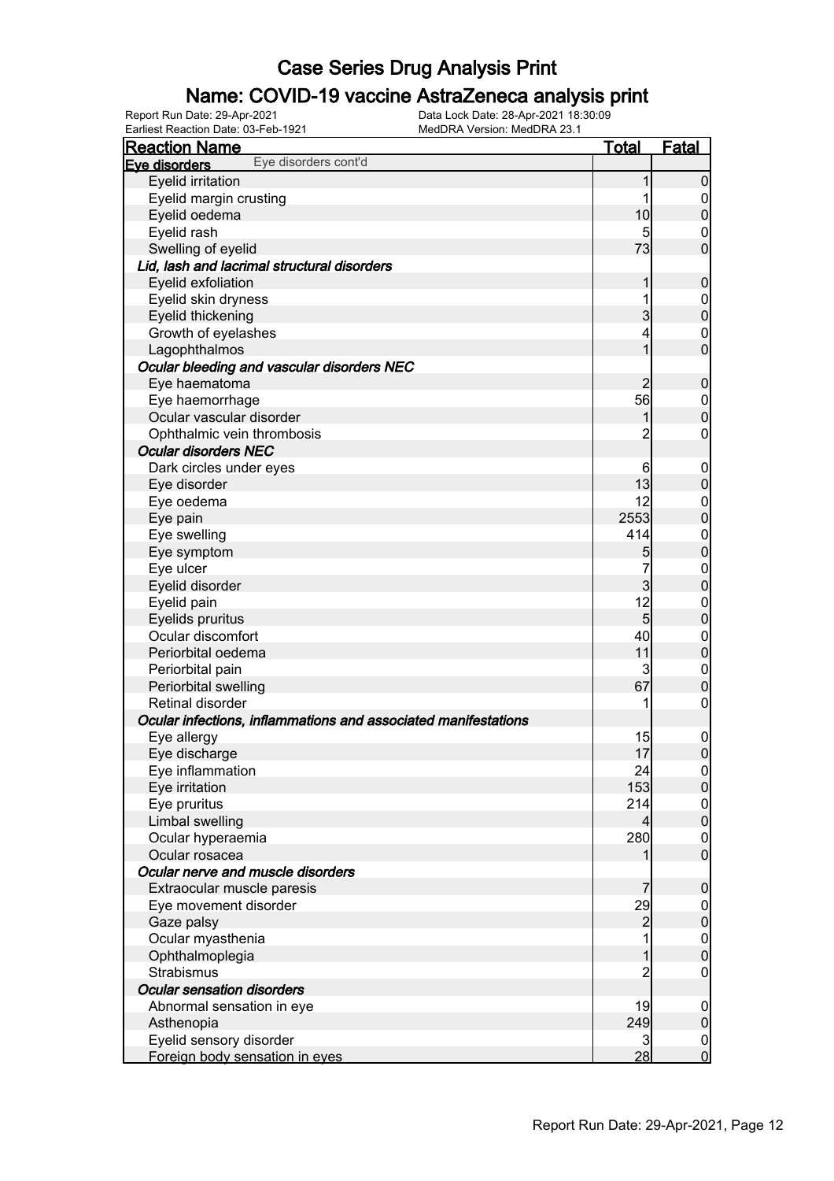# Case Series Drug Analysis Print

## Name: COVID-19 vaccine AstraZeneca analysis print

Report Run Date: 29-Apr-2021
Data Lock Date: 28-Apr-2021 18:30:09
Earliest Reaction Date: 03-Feb-1921
MedDRA Version: MedDRA 23.1

| Reaction Name | Total | Fatal |
| --- | --- | --- |
| **Eye disorders** Eye disorders cont'd | | |
| Eyelid irritation | 1 | 0 |
| Eyelid margin crusting | 1 | 0 |
| Eyelid oedema | 10 | 0 |
| Eyelid rash | 5 | 0 |
| Swelling of eyelid | 73 | 0 |
| ***Lid, lash and lacrimal structural disorders*** | | |
| Eyelid exfoliation | 1 | 0 |
| Eyelid skin dryness | 1 | 0 |
| Eyelid thickening | 3 | 0 |
| Growth of eyelashes | 4 | 0 |
| Lagophthalmos | 1 | 0 |
| ***Ocular bleeding and vascular disorders NEC*** | | |
| Eye haematoma | 2 | 0 |
| Eye haemorrhage | 56 | 0 |
| Ocular vascular disorder | 1 | 0 |
| Ophthalmic vein thrombosis | 2 | 0 |
| ***Ocular disorders NEC*** | | |
| Dark circles under eyes | 6 | 0 |
| Eye disorder | 13 | 0 |
| Eye oedema | 12 | 0 |
| Eye pain | 2553 | 0 |
| Eye swelling | 414 | 0 |
| Eye symptom | 5 | 0 |
| Eye ulcer | 7 | 0 |
| Eyelid disorder | 3 | 0 |
| Eyelid pain | 12 | 0 |
| Eyelids pruritus | 5 | 0 |
| Ocular discomfort | 40 | 0 |
| Periorbital oedema | 11 | 0 |
| Periorbital pain | 3 | 0 |
| Periorbital swelling | 67 | 0 |
| Retinal disorder | 1 | 0 |
| ***Ocular infections, inflammations and associated manifestations*** | | |
| Eye allergy | 15 | 0 |
| Eye discharge | 17 | 0 |
| Eye inflammation | 24 | 0 |
| Eye irritation | 153 | 0 |
| Eye pruritus | 214 | 0 |
| Limbal swelling | 4 | 0 |
| Ocular hyperaemia | 280 | 0 |
| Ocular rosacea | 1 | 0 |
| ***Ocular nerve and muscle disorders*** | | |
| Extraocular muscle paresis | 7 | 0 |
| Eye movement disorder | 29 | 0 |
| Gaze palsy | 2 | 0 |
| Ocular myasthenia | 1 | 0 |
| Ophthalmoplegia | 1 | 0 |
| Strabismus | 2 | 0 |
| ***Ocular sensation disorders*** | | |
| Abnormal sensation in eye | 19 | 0 |
| Asthenopia | 249 | 0 |
| Eyelid sensory disorder | 3 | 0 |
| Foreign body sensation in eyes | 28 | 0 |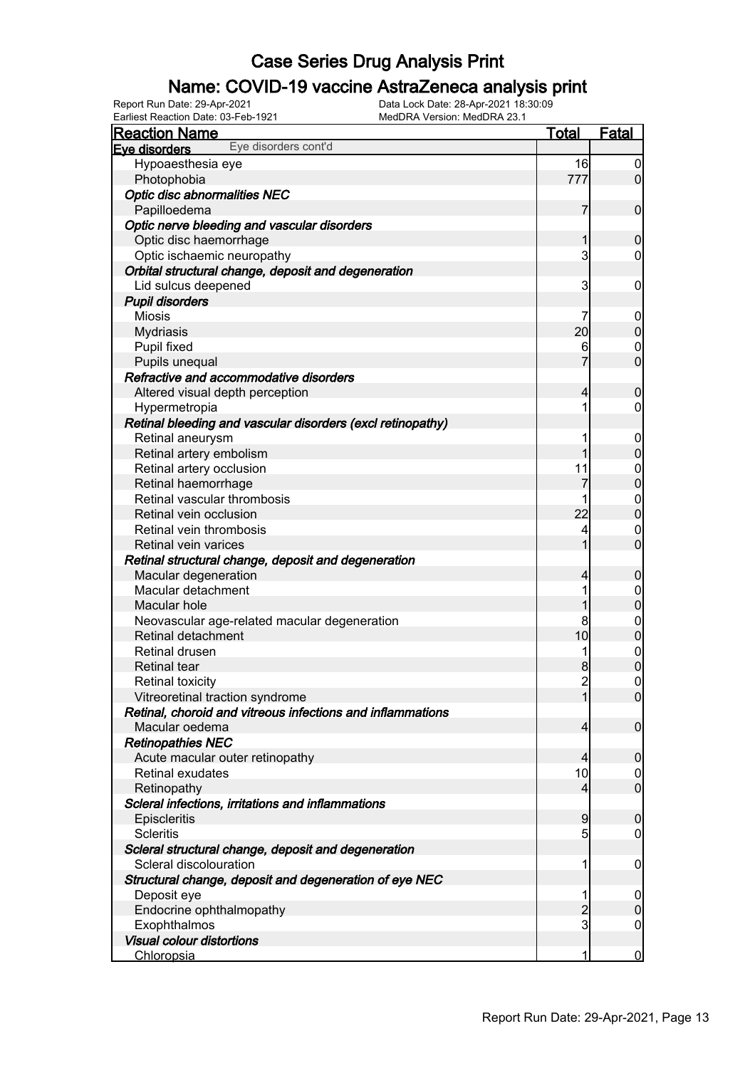# Case Series Drug Analysis Print

## Name: COVID-19 vaccine AstraZeneca analysis print

Report Run Date: 29-Apr-2021
Data Lock Date: 28-Apr-2021 18:30:09
Earliest Reaction Date: 03-Feb-1921
MedDRA Version: MedDRA 23.1

| Reaction Name | Total | Fatal |
|---|---|---|
| **Eye disorders** Eye disorders cont'd | | |
| Hypoaesthesia eye | 16 | 0 |
| Photophobia | 777 | 0 |
| ***Optic disc abnormalities NEC*** | | |
| Papilloedema | 7 | 0 |
| ***Optic nerve bleeding and vascular disorders*** | | |
| Optic disc haemorrhage | 1 | 0 |
| Optic ischaemic neuropathy | 3 | 0 |
| ***Orbital structural change, deposit and degeneration*** | | |
| Lid sulcus deepened | 3 | 0 |
| ***Pupil disorders*** | | |
| Miosis | 7 | 0 |
| Mydriasis | 20 | 0 |
| Pupil fixed | 6 | 0 |
| Pupils unequal | 7 | 0 |
| ***Refractive and accommodative disorders*** | | |
| Altered visual depth perception | 4 | 0 |
| Hypermetropia | 1 | 0 |
| ***Retinal bleeding and vascular disorders (excl retinopathy)*** | | |
| Retinal aneurysm | 1 | 0 |
| Retinal artery embolism | 1 | 0 |
| Retinal artery occlusion | 11 | 0 |
| Retinal haemorrhage | 7 | 0 |
| Retinal vascular thrombosis | 1 | 0 |
| Retinal vein occlusion | 22 | 0 |
| Retinal vein thrombosis | 4 | 0 |
| Retinal vein varices | 1 | 0 |
| ***Retinal structural change, deposit and degeneration*** | | |
| Macular degeneration | 4 | 0 |
| Macular detachment | 1 | 0 |
| Macular hole | 1 | 0 |
| Neovascular age-related macular degeneration | 8 | 0 |
| Retinal detachment | 10 | 0 |
| Retinal drusen | 1 | 0 |
| Retinal tear | 8 | 0 |
| Retinal toxicity | 2 | 0 |
| Vitreoretinal traction syndrome | 1 | 0 |
| ***Retinal, choroid and vitreous infections and inflammations*** | | |
| Macular oedema | 4 | 0 |
| ***Retinopathies NEC*** | | |
| Acute macular outer retinopathy | 4 | 0 |
| Retinal exudates | 10 | 0 |
| Retinopathy | 4 | 0 |
| ***Scleral infections, irritations and inflammations*** | | |
| Episcleritis | 9 | 0 |
| Scleritis | 5 | 0 |
| ***Scleral structural change, deposit and degeneration*** | | |
| Scleral discolouration | 1 | 0 |
| ***Structural change, deposit and degeneration of eye NEC*** | | |
| Deposit eye | 1 | 0 |
| Endocrine ophthalmopathy | 2 | 0 |
| Exophthalmos | 3 | 0 |
| ***Visual colour distortions*** | | |
| Chloropsia | 1 | 0 |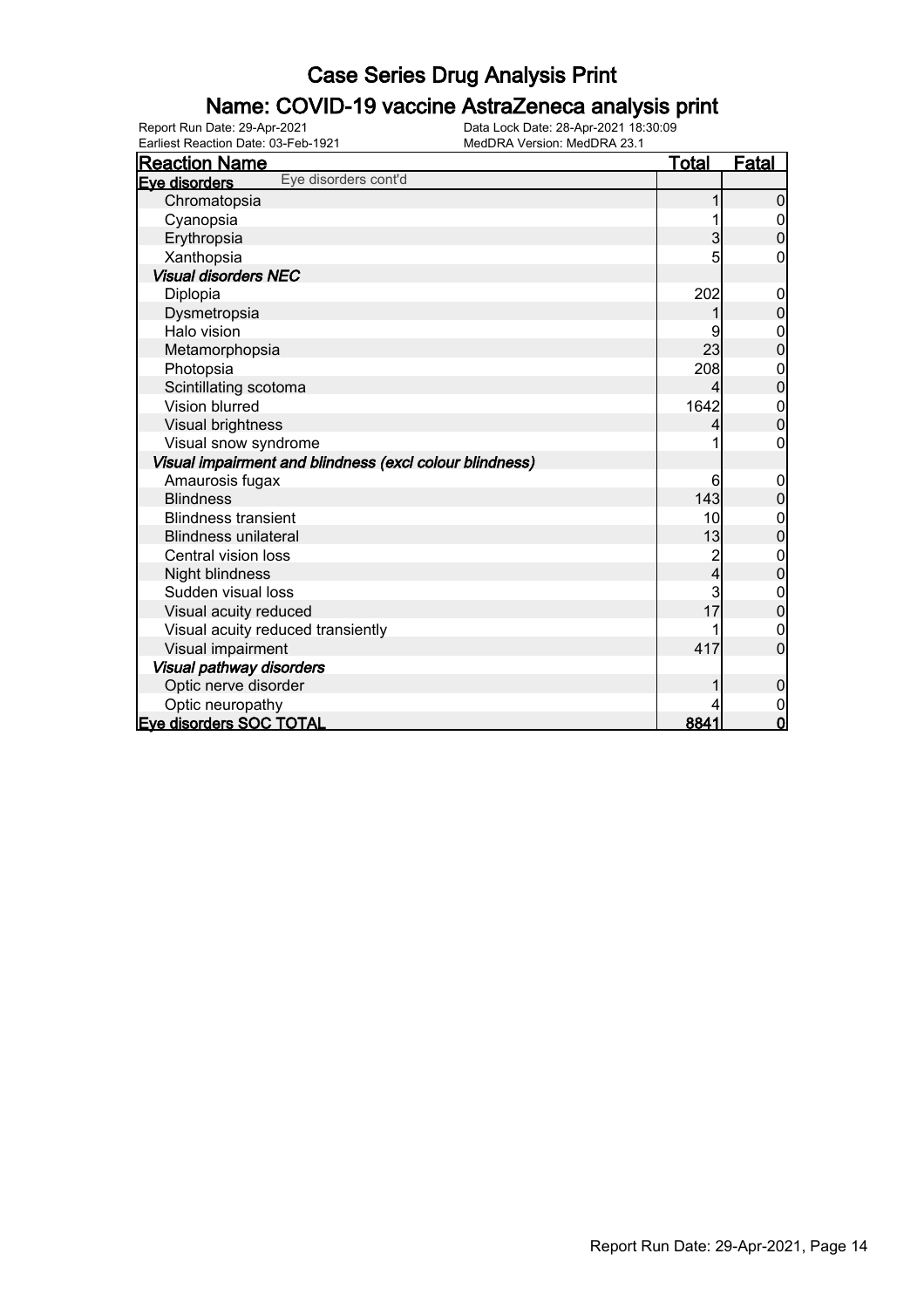# Case Series Drug Analysis Print

## Name: COVID-19 vaccine AstraZeneca analysis print

Report Run Date: 29-Apr-2021
Earliest Reaction Date: 03-Feb-1921
Data Lock Date: 28-Apr-2021 18:30:09
MedDRA Version: MedDRA 23.1

| Reaction Name | Total | Fatal |
|---|---|---|
| **Eye disorders** Eye disorders cont'd | | |
| Chromatopsia | 1 | 0 |
| Cyanopsia | 1 | 0 |
| Erythropsia | 3 | 0 |
| Xanthopsia | 5 | 0 |
| ***Visual disorders NEC*** | | |
| Diplopia | 202 | 0 |
| Dysmetropsia | 1 | 0 |
| Halo vision | 9 | 0 |
| Metamorphopsia | 23 | 0 |
| Photopsia | 208 | 0 |
| Scintillating scotoma | 4 | 0 |
| Vision blurred | 1642 | 0 |
| Visual brightness | 4 | 0 |
| Visual snow syndrome | 1 | 0 |
| ***Visual impairment and blindness (excl colour blindness)*** | | |
| Amaurosis fugax | 6 | 0 |
| Blindness | 143 | 0 |
| Blindness transient | 10 | 0 |
| Blindness unilateral | 13 | 0 |
| Central vision loss | 2 | 0 |
| Night blindness | 4 | 0 |
| Sudden visual loss | 3 | 0 |
| Visual acuity reduced | 17 | 0 |
| Visual acuity reduced transiently | 1 | 0 |
| Visual impairment | 417 | 0 |
| ***Visual pathway disorders*** | | |
| Optic nerve disorder | 1 | 0 |
| Optic neuropathy | 4 | 0 |
| **Eye disorders SOC TOTAL** | **8841** | **0** |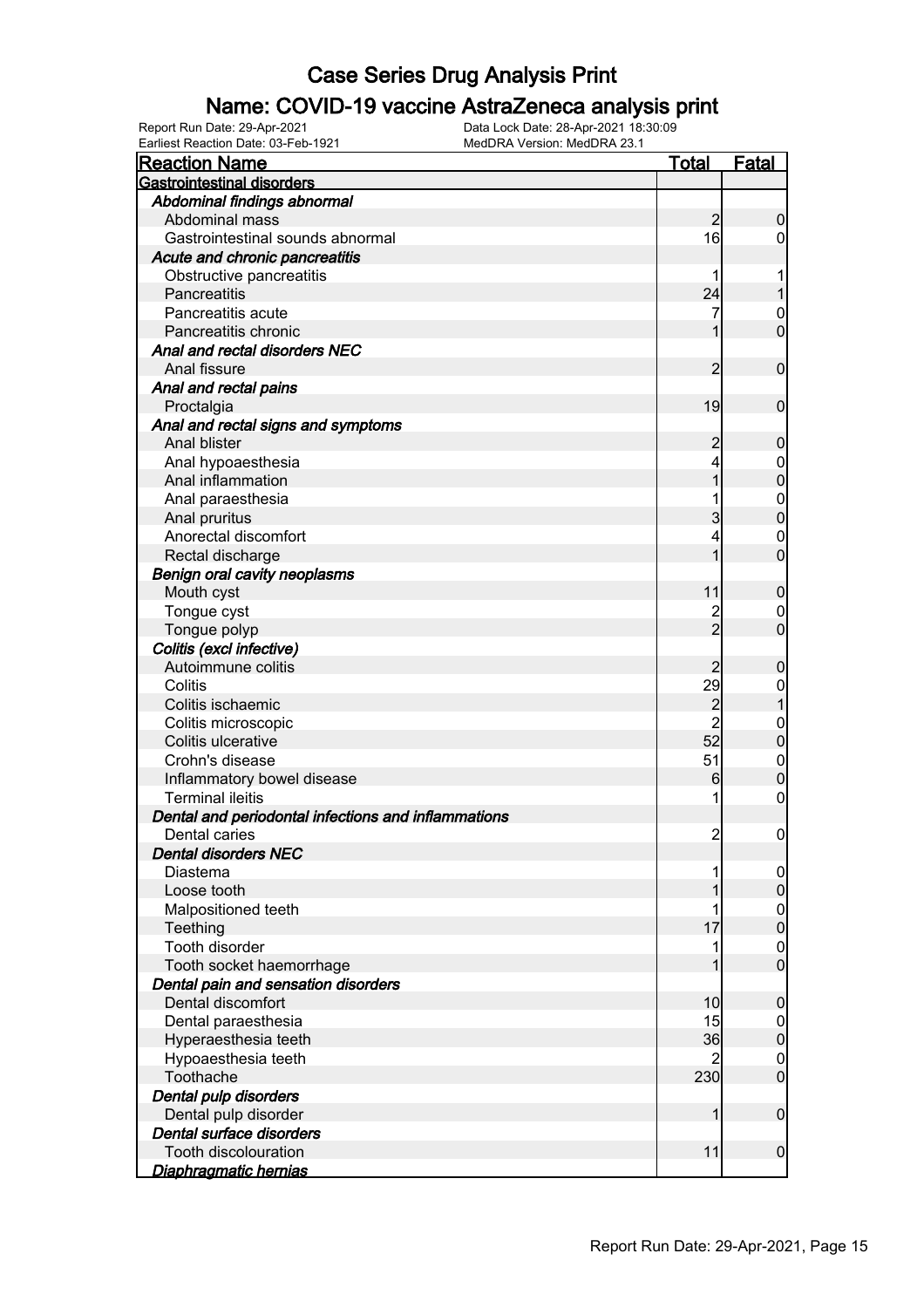# Case Series Drug Analysis Print

## Name: COVID-19 vaccine AstraZeneca analysis print

Report Run Date: 29-Apr-2021
Data Lock Date: 28-Apr-2021 18:30:09
Earliest Reaction Date: 03-Feb-1921
MedDRA Version: MedDRA 23.1

| Reaction Name | Total | Fatal |
|---|---|---|
| **Gastrointestinal disorders** | | |
| ***Abdominal findings abnormal*** | | |
| Abdominal mass | 2 | 0 |
| Gastrointestinal sounds abnormal | 16 | 0 |
| ***Acute and chronic pancreatitis*** | | |
| Obstructive pancreatitis | 1 | 1 |
| Pancreatitis | 24 | 1 |
| Pancreatitis acute | 7 | 0 |
| Pancreatitis chronic | 1 | 0 |
| ***Anal and rectal disorders NEC*** | | |
| Anal fissure | 2 | 0 |
| ***Anal and rectal pains*** | | |
| Proctalgia | 19 | 0 |
| ***Anal and rectal signs and symptoms*** | | |
| Anal blister | 2 | 0 |
| Anal hypoaesthesia | 4 | 0 |
| Anal inflammation | 1 | 0 |
| Anal paraesthesia | 1 | 0 |
| Anal pruritus | 3 | 0 |
| Anorectal discomfort | 4 | 0 |
| Rectal discharge | 1 | 0 |
| ***Benign oral cavity neoplasms*** | | |
| Mouth cyst | 11 | 0 |
| Tongue cyst | 2 | 0 |
| Tongue polyp | 2 | 0 |
| ***Colitis (excl infective)*** | | |
| Autoimmune colitis | 2 | 0 |
| Colitis | 29 | 0 |
| Colitis ischaemic | 2 | 1 |
| Colitis microscopic | 2 | 0 |
| Colitis ulcerative | 52 | 0 |
| Crohn's disease | 51 | 0 |
| Inflammatory bowel disease | 6 | 0 |
| Terminal ileitis | 1 | 0 |
| ***Dental and periodontal infections and inflammations*** | | |
| Dental caries | 2 | 0 |
| ***Dental disorders NEC*** | | |
| Diastema | 1 | 0 |
| Loose tooth | 1 | 0 |
| Malpositioned teeth | 1 | 0 |
| Teething | 17 | 0 |
| Tooth disorder | 1 | 0 |
| Tooth socket haemorrhage | 1 | 0 |
| ***Dental pain and sensation disorders*** | | |
| Dental discomfort | 10 | 0 |
| Dental paraesthesia | 15 | 0 |
| Hyperaesthesia teeth | 36 | 0 |
| Hypoaesthesia teeth | 2 | 0 |
| Toothache | 230 | 0 |
| ***Dental pulp disorders*** | | |
| Dental pulp disorder | 1 | 0 |
| ***Dental surface disorders*** | | |
| Tooth discolouration | 11 | 0 |
| ***Diaphragmatic hernias*** | | |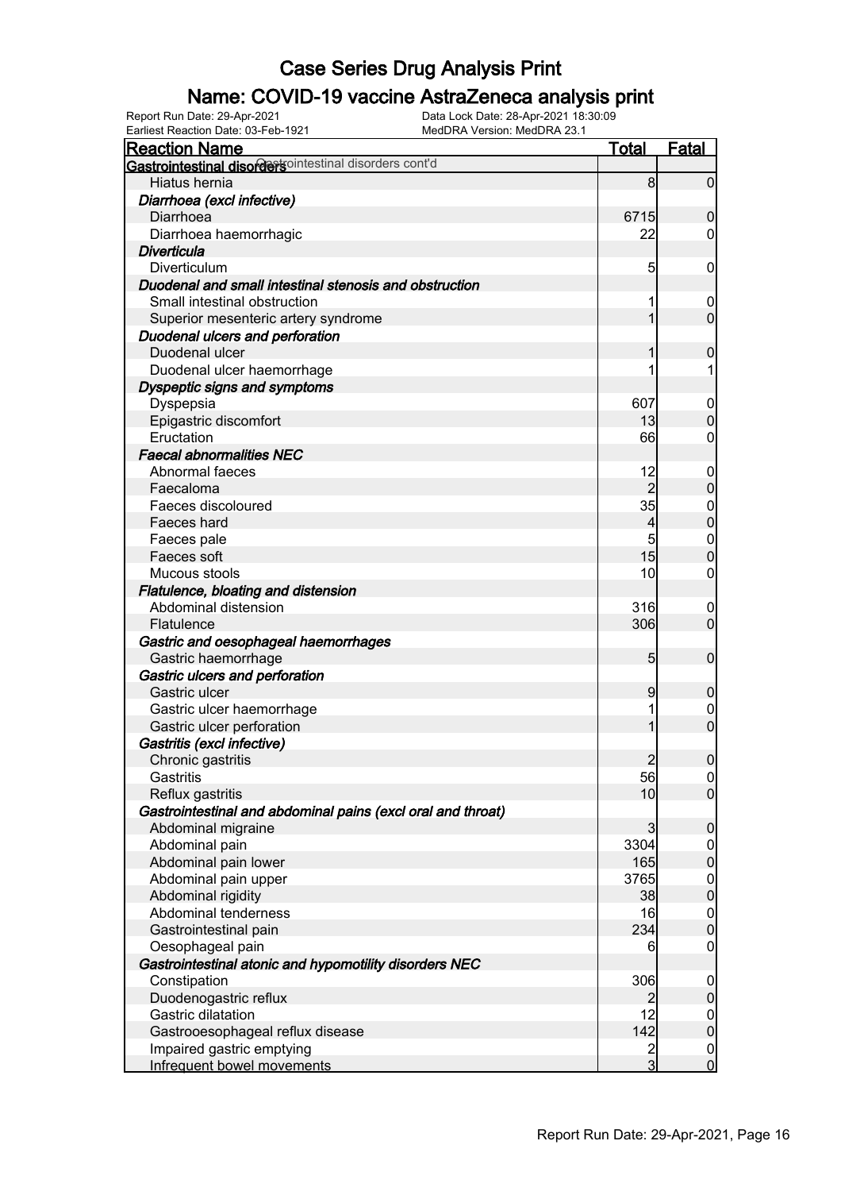# Case Series Drug Analysis Print

## Name: COVID-19 vaccine AstraZeneca analysis print

Report Run Date: 29-Apr-2021
Data Lock Date: 28-Apr-2021 18:30:09
Earliest Reaction Date: 03-Feb-1921
MedDRA Version: MedDRA 23.1

| Reaction Name | Total | Fatal |
|---|---|---|
| **Gastrointestinal disorders** Gastrointestinal disorders cont'd | | |
| Hiatus hernia | 8 | 0 |
| ***Diarrhoea (excl infective)*** | | |
| Diarrhoea | 6715 | 0 |
| Diarrhoea haemorrhagic | 22 | 0 |
| ***Diverticula*** | | |
| Diverticulum | 5 | 0 |
| ***Duodenal and small intestinal stenosis and obstruction*** | | |
| Small intestinal obstruction | 1 | 0 |
| Superior mesenteric artery syndrome | 1 | 0 |
| ***Duodenal ulcers and perforation*** | | |
| Duodenal ulcer | 1 | 0 |
| Duodenal ulcer haemorrhage | 1 | 1 |
| ***Dyspeptic signs and symptoms*** | | |
| Dyspepsia | 607 | 0 |
| Epigastric discomfort | 13 | 0 |
| Eructation | 66 | 0 |
| ***Faecal abnormalities NEC*** | | |
| Abnormal faeces | 12 | 0 |
| Faecaloma | 2 | 0 |
| Faeces discoloured | 35 | 0 |
| Faeces hard | 4 | 0 |
| Faeces pale | 5 | 0 |
| Faeces soft | 15 | 0 |
| Mucous stools | 10 | 0 |
| ***Flatulence, bloating and distension*** | | |
| Abdominal distension | 316 | 0 |
| Flatulence | 306 | 0 |
| ***Gastric and oesophageal haemorrhages*** | | |
| Gastric haemorrhage | 5 | 0 |
| ***Gastric ulcers and perforation*** | | |
| Gastric ulcer | 9 | 0 |
| Gastric ulcer haemorrhage | 1 | 0 |
| Gastric ulcer perforation | 1 | 0 |
| ***Gastritis (excl infective)*** | | |
| Chronic gastritis | 2 | 0 |
| Gastritis | 56 | 0 |
| Reflux gastritis | 10 | 0 |
| ***Gastrointestinal and abdominal pains (excl oral and throat)*** | | |
| Abdominal migraine | 3 | 0 |
| Abdominal pain | 3304 | 0 |
| Abdominal pain lower | 165 | 0 |
| Abdominal pain upper | 3765 | 0 |
| Abdominal rigidity | 38 | 0 |
| Abdominal tenderness | 16 | 0 |
| Gastrointestinal pain | 234 | 0 |
| Oesophageal pain | 6 | 0 |
| ***Gastrointestinal atonic and hypomotility disorders NEC*** | | |
| Constipation | 306 | 0 |
| Duodenogastric reflux | 2 | 0 |
| Gastric dilatation | 12 | 0 |
| Gastrooesophageal reflux disease | 142 | 0 |
| Impaired gastric emptying | 2 | 0 |
| Infrequent bowel movements | 3 | 0 |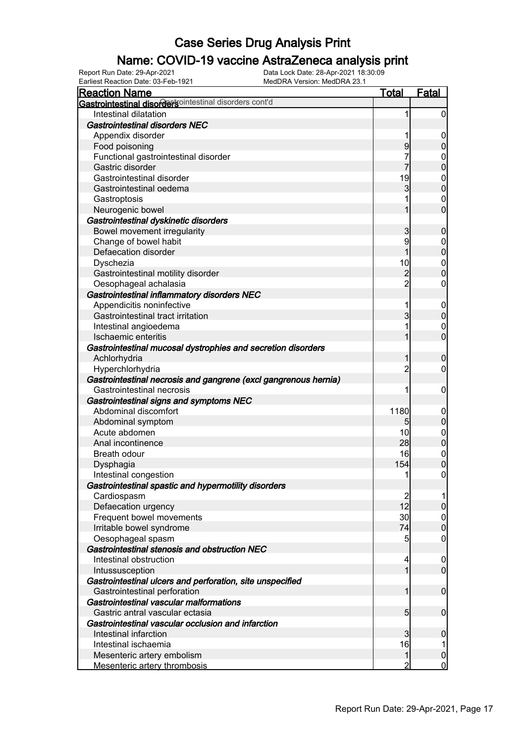# Case Series Drug Analysis Print

## Name: COVID-19 vaccine AstraZeneca analysis print

Report Run Date: 29-Apr-2021
Data Lock Date: 28-Apr-2021 18:30:09
Earliest Reaction Date: 03-Feb-1921
MedDRA Version: MedDRA 23.1

| Reaction Name | Total | Fatal |
|---|---|---|
| **Gastrointestinal disorders** Gastrointestinal disorders cont'd | | |
| Intestinal dilatation | 1 | 0 |
| ***Gastrointestinal disorders NEC*** | | |
| Appendix disorder | 1 | 0 |
| Food poisoning | 9 | 0 |
| Functional gastrointestinal disorder | 7 | 0 |
| Gastric disorder | 7 | 0 |
| Gastrointestinal disorder | 19 | 0 |
| Gastrointestinal oedema | 3 | 0 |
| Gastroptosis | 1 | 0 |
| Neurogenic bowel | 1 | 0 |
| ***Gastrointestinal dyskinetic disorders*** | | |
| Bowel movement irregularity | 3 | 0 |
| Change of bowel habit | 9 | 0 |
| Defaecation disorder | 1 | 0 |
| Dyschezia | 10 | 0 |
| Gastrointestinal motility disorder | 2 | 0 |
| Oesophageal achalasia | 2 | 0 |
| ***Gastrointestinal inflammatory disorders NEC*** | | |
| Appendicitis noninfective | 1 | 0 |
| Gastrointestinal tract irritation | 3 | 0 |
| Intestinal angioedema | 1 | 0 |
| Ischaemic enteritis | 1 | 0 |
| ***Gastrointestinal mucosal dystrophies and secretion disorders*** | | |
| Achlorhydria | 1 | 0 |
| Hyperchlorhydria | 2 | 0 |
| ***Gastrointestinal necrosis and gangrene (excl gangrenous hernia)*** | | |
| Gastrointestinal necrosis | 1 | 0 |
| ***Gastrointestinal signs and symptoms NEC*** | | |
| Abdominal discomfort | 1180 | 0 |
| Abdominal symptom | 5 | 0 |
| Acute abdomen | 10 | 0 |
| Anal incontinence | 28 | 0 |
| Breath odour | 16 | 0 |
| Dysphagia | 154 | 0 |
| Intestinal congestion | 1 | 0 |
| ***Gastrointestinal spastic and hypermotility disorders*** | | |
| Cardiospasm | 2 | 1 |
| Defaecation urgency | 12 | 0 |
| Frequent bowel movements | 30 | 0 |
| Irritable bowel syndrome | 74 | 0 |
| Oesophageal spasm | 5 | 0 |
| ***Gastrointestinal stenosis and obstruction NEC*** | | |
| Intestinal obstruction | 4 | 0 |
| Intussusception | 1 | 0 |
| ***Gastrointestinal ulcers and perforation, site unspecified*** | | |
| Gastrointestinal perforation | 1 | 0 |
| ***Gastrointestinal vascular malformations*** | | |
| Gastric antral vascular ectasia | 5 | 0 |
| ***Gastrointestinal vascular occlusion and infarction*** | | |
| Intestinal infarction | 3 | 0 |
| Intestinal ischaemia | 16 | 1 |
| Mesenteric artery embolism | 1 | 0 |
| Mesenteric artery thrombosis | 2 | 0 |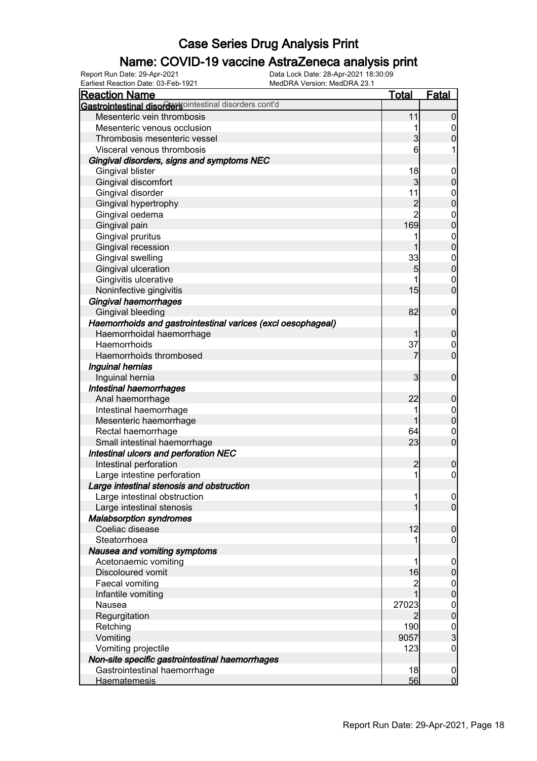# Case Series Drug Analysis Print

## Name: COVID-19 vaccine AstraZeneca analysis print

Report Run Date: 29-Apr-2021 | Data Lock Date: 28-Apr-2021 18:30:09
Earliest Reaction Date: 03-Feb-1921 | MedDRA Version: MedDRA 23.1

| Reaction Name | Total | Fatal |
|---|---|---|
| **Gastrointestinal disorders** Gastrointestinal disorders cont'd | | |
| Mesenteric vein thrombosis | 11 | 0 |
| Mesenteric venous occlusion | 1 | 0 |
| Thrombosis mesenteric vessel | 3 | 0 |
| Visceral venous thrombosis | 6 | 1 |
| ***Gingival disorders, signs and symptoms NEC*** | | |
| Gingival blister | 18 | 0 |
| Gingival discomfort | 3 | 0 |
| Gingival disorder | 11 | 0 |
| Gingival hypertrophy | 2 | 0 |
| Gingival oedema | 2 | 0 |
| Gingival pain | 169 | 0 |
| Gingival pruritus | 1 | 0 |
| Gingival recession | 1 | 0 |
| Gingival swelling | 33 | 0 |
| Gingival ulceration | 5 | 0 |
| Gingivitis ulcerative | 1 | 0 |
| Noninfective gingivitis | 15 | 0 |
| ***Gingival haemorrhages*** | | |
| Gingival bleeding | 82 | 0 |
| ***Haemorrhoids and gastrointestinal varices (excl oesophageal)*** | | |
| Haemorrhoidal haemorrhage | 1 | 0 |
| Haemorrhoids | 37 | 0 |
| Haemorrhoids thrombosed | 7 | 0 |
| ***Inguinal hernias*** | | |
| Inguinal hernia | 3 | 0 |
| ***Intestinal haemorrhages*** | | |
| Anal haemorrhage | 22 | 0 |
| Intestinal haemorrhage | 1 | 0 |
| Mesenteric haemorrhage | 1 | 0 |
| Rectal haemorrhage | 64 | 0 |
| Small intestinal haemorrhage | 23 | 0 |
| ***Intestinal ulcers and perforation NEC*** | | |
| Intestinal perforation | 2 | 0 |
| Large intestine perforation | 1 | 0 |
| ***Large intestinal stenosis and obstruction*** | | |
| Large intestinal obstruction | 1 | 0 |
| Large intestinal stenosis | 1 | 0 |
| ***Malabsorption syndromes*** | | |
| Coeliac disease | 12 | 0 |
| Steatorrhoea | 1 | 0 |
| ***Nausea and vomiting symptoms*** | | |
| Acetonaemic vomiting | 1 | 0 |
| Discoloured vomit | 16 | 0 |
| Faecal vomiting | 2 | 0 |
| Infantile vomiting | 1 | 0 |
| Nausea | 27023 | 0 |
| Regurgitation | 2 | 0 |
| Retching | 190 | 0 |
| Vomiting | 9057 | 3 |
| Vomiting projectile | 123 | 0 |
| ***Non-site specific gastrointestinal haemorrhages*** | | |
| Gastrointestinal haemorrhage | 18 | 0 |
| Haematemesis | 56 | 0 |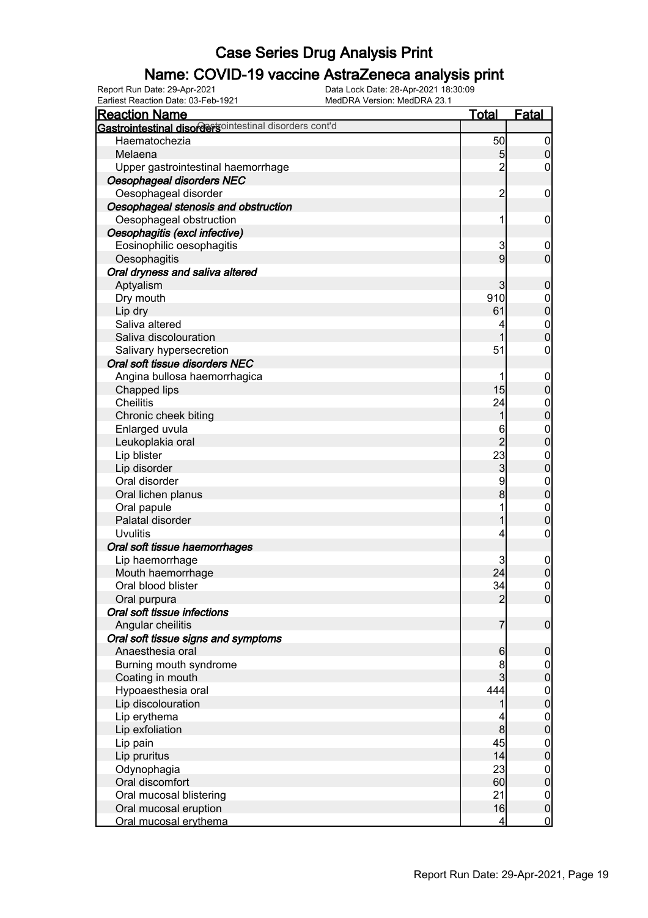# Case Series Drug Analysis Print

## Name: COVID-19 vaccine AstraZeneca analysis print

Report Run Date: 29-Apr-2021
Data Lock Date: 28-Apr-2021 18:30:09
Earliest Reaction Date: 03-Feb-1921
MedDRA Version: MedDRA 23.1

| Reaction Name | Total | Fatal |
|---|---|---|
| **Gastrointestinal disorders** Gastrointestinal disorders cont'd | | |
| Haematochezia | 50 | 0 |
| Melaena | 5 | 0 |
| Upper gastrointestinal haemorrhage | 2 | 0 |
| *Oesophageal disorders NEC* | | |
| Oesophageal disorder | 2 | 0 |
| *Oesophageal stenosis and obstruction* | | |
| Oesophageal obstruction | 1 | 0 |
| *Oesophagitis (excl infective)* | | |
| Eosinophilic oesophagitis | 3 | 0 |
| Oesophagitis | 9 | 0 |
| *Oral dryness and saliva altered* | | |
| Aptyalism | 3 | 0 |
| Dry mouth | 910 | 0 |
| Lip dry | 61 | 0 |
| Saliva altered | 4 | 0 |
| Saliva discolouration | 1 | 0 |
| Salivary hypersecretion | 51 | 0 |
| *Oral soft tissue disorders NEC* | | |
| Angina bullosa haemorrhagica | 1 | 0 |
| Chapped lips | 15 | 0 |
| Cheilitis | 24 | 0 |
| Chronic cheek biting | 1 | 0 |
| Enlarged uvula | 6 | 0 |
| Leukoplakia oral | 2 | 0 |
| Lip blister | 23 | 0 |
| Lip disorder | 3 | 0 |
| Oral disorder | 9 | 0 |
| Oral lichen planus | 8 | 0 |
| Oral papule | 1 | 0 |
| Palatal disorder | 1 | 0 |
| Uvulitis | 4 | 0 |
| *Oral soft tissue haemorrhages* | | |
| Lip haemorrhage | 3 | 0 |
| Mouth haemorrhage | 24 | 0 |
| Oral blood blister | 34 | 0 |
| Oral purpura | 2 | 0 |
| *Oral soft tissue infections* | | |
| Angular cheilitis | 7 | 0 |
| *Oral soft tissue signs and symptoms* | | |
| Anaesthesia oral | 6 | 0 |
| Burning mouth syndrome | 8 | 0 |
| Coating in mouth | 3 | 0 |
| Hypoaesthesia oral | 444 | 0 |
| Lip discolouration | 1 | 0 |
| Lip erythema | 4 | 0 |
| Lip exfoliation | 8 | 0 |
| Lip pain | 45 | 0 |
| Lip pruritus | 14 | 0 |
| Odynophagia | 23 | 0 |
| Oral discomfort | 60 | 0 |
| Oral mucosal blistering | 21 | 0 |
| Oral mucosal eruption | 16 | 0 |
| Oral mucosal erythema | 4 | 0 |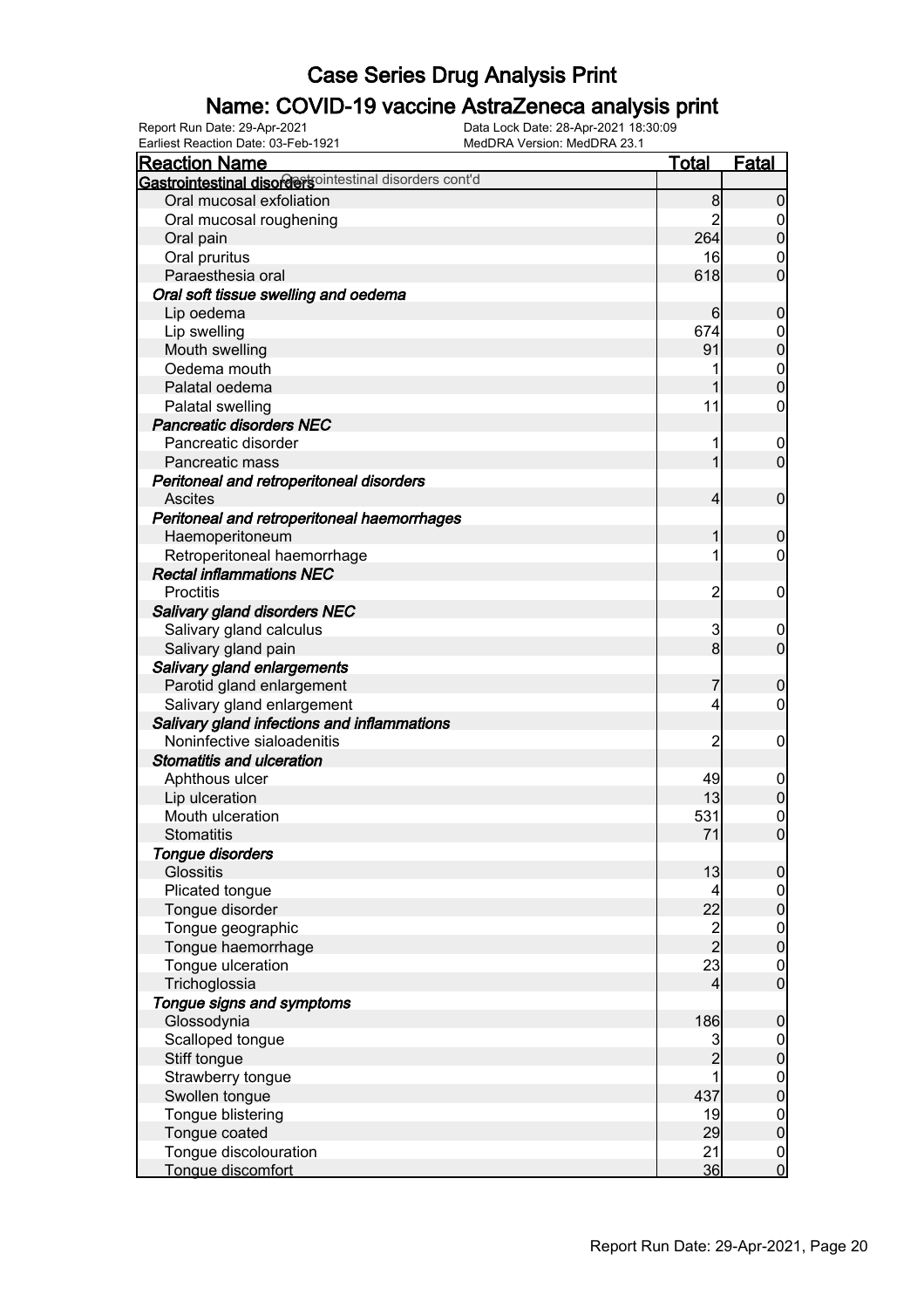# Case Series Drug Analysis Print

## Name: COVID-19 vaccine AstraZeneca analysis print

Report Run Date: 29-Apr-2021
Data Lock Date: 28-Apr-2021 18:30:09
Earliest Reaction Date: 03-Feb-1921
MedDRA Version: MedDRA 23.1

| Reaction Name | Total | Fatal |
|---|---|---|
| **Gastrointestinal disorders** Gastrointestinal disorders cont'd | | |
| Oral mucosal exfoliation | 8 | 0 |
| Oral mucosal roughening | 2 | 0 |
| Oral pain | 264 | 0 |
| Oral pruritus | 16 | 0 |
| Paraesthesia oral | 618 | 0 |
| ***Oral soft tissue swelling and oedema*** | | |
| Lip oedema | 6 | 0 |
| Lip swelling | 674 | 0 |
| Mouth swelling | 91 | 0 |
| Oedema mouth | 1 | 0 |
| Palatal oedema | 1 | 0 |
| Palatal swelling | 11 | 0 |
| ***Pancreatic disorders NEC*** | | |
| Pancreatic disorder | 1 | 0 |
| Pancreatic mass | 1 | 0 |
| ***Peritoneal and retroperitoneal disorders*** | | |
| Ascites | 4 | 0 |
| ***Peritoneal and retroperitoneal haemorrhages*** | | |
| Haemoperitoneum | 1 | 0 |
| Retroperitoneal haemorrhage | 1 | 0 |
| ***Rectal inflammations NEC*** | | |
| Proctitis | 2 | 0 |
| ***Salivary gland disorders NEC*** | | |
| Salivary gland calculus | 3 | 0 |
| Salivary gland pain | 8 | 0 |
| ***Salivary gland enlargements*** | | |
| Parotid gland enlargement | 7 | 0 |
| Salivary gland enlargement | 4 | 0 |
| ***Salivary gland infections and inflammations*** | | |
| Noninfective sialoadenitis | 2 | 0 |
| ***Stomatitis and ulceration*** | | |
| Aphthous ulcer | 49 | 0 |
| Lip ulceration | 13 | 0 |
| Mouth ulceration | 531 | 0 |
| Stomatitis | 71 | 0 |
| ***Tongue disorders*** | | |
| Glossitis | 13 | 0 |
| Plicated tongue | 4 | 0 |
| Tongue disorder | 22 | 0 |
| Tongue geographic | 2 | 0 |
| Tongue haemorrhage | 2 | 0 |
| Tongue ulceration | 23 | 0 |
| Trichoglossia | 4 | 0 |
| ***Tongue signs and symptoms*** | | |
| Glossodynia | 186 | 0 |
| Scalloped tongue | 3 | 0 |
| Stiff tongue | 2 | 0 |
| Strawberry tongue | 1 | 0 |
| Swollen tongue | 437 | 0 |
| Tongue blistering | 19 | 0 |
| Tongue coated | 29 | 0 |
| Tongue discolouration | 21 | 0 |
| Tongue discomfort | 36 | 0 |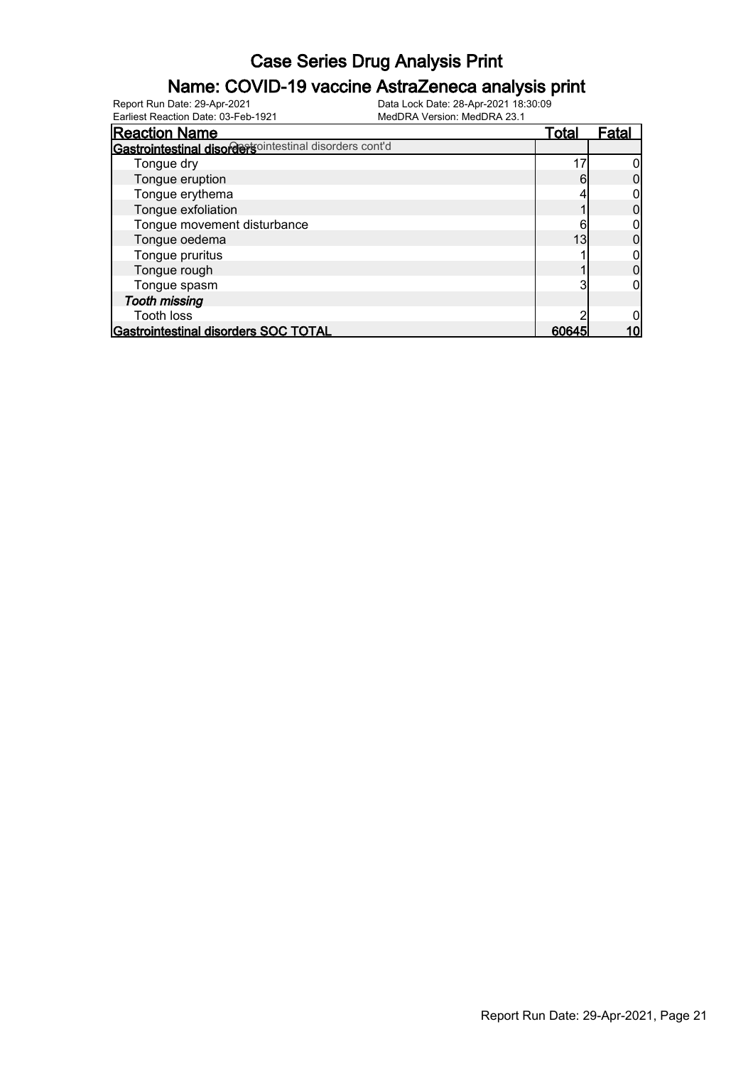# Case Series Drug Analysis Print

## Name: COVID-19 vaccine AstraZeneca analysis print

Report Run Date: 29-Apr-2021
Data Lock Date: 28-Apr-2021 18:30:09
Earliest Reaction Date: 03-Feb-1921
MedDRA Version: MedDRA 23.1

| Reaction Name | Total | Fatal |
|---|---|---|
| **Gastrointestinal disorders** Gastrointestinal disorders cont'd | | |
| Tongue dry | 17 | 0 |
| Tongue eruption | 6 | 0 |
| Tongue erythema | 4 | 0 |
| Tongue exfoliation | 1 | 0 |
| Tongue movement disturbance | 6 | 0 |
| Tongue oedema | 13 | 0 |
| Tongue pruritus | 1 | 0 |
| Tongue rough | 1 | 0 |
| Tongue spasm | 3 | 0 |
| ***Tooth missing*** | | |
| Tooth loss | 2 | 0 |
| **Gastrointestinal disorders SOC TOTAL** | **60645** | **10** |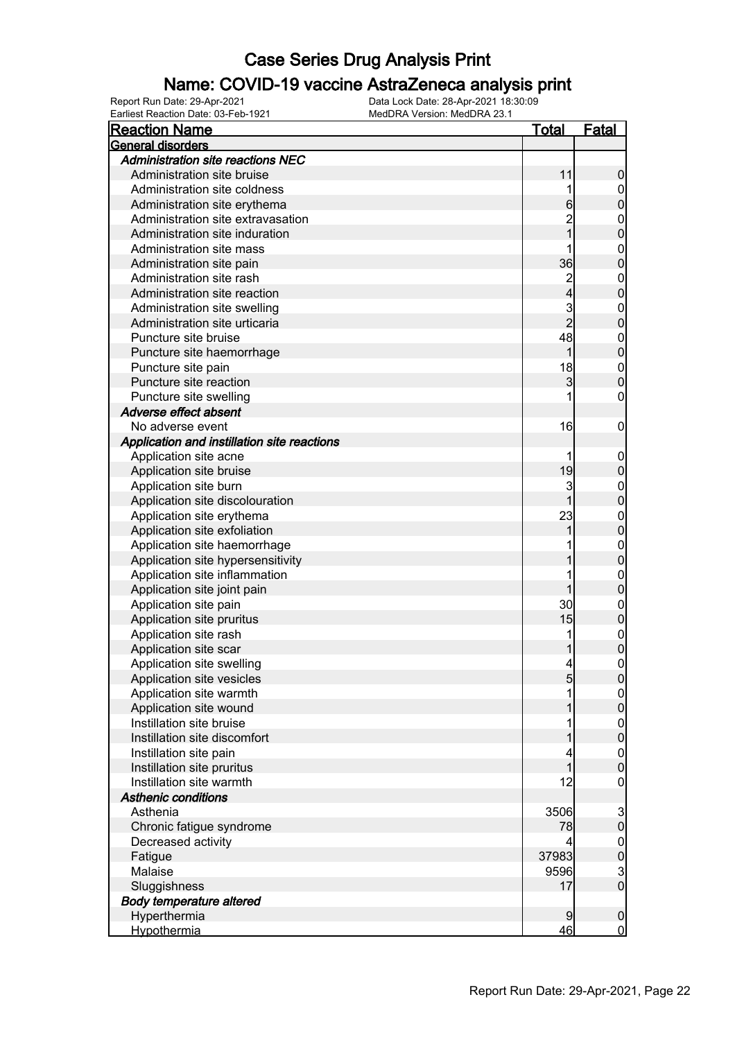# Case Series Drug Analysis Print

## Name: COVID-19 vaccine AstraZeneca analysis print

Report Run Date: 29-Apr-2021
Data Lock Date: 28-Apr-2021 18:30:09
Earliest Reaction Date: 03-Feb-1921
MedDRA Version: MedDRA 23.1

| Reaction Name | Total | Fatal |
|---|---|---|
| **General disorders** | | |
| *Administration site reactions NEC* | | |
| Administration site bruise | 11 | 0 |
| Administration site coldness | 1 | 0 |
| Administration site erythema | 6 | 0 |
| Administration site extravasation | 2 | 0 |
| Administration site induration | 1 | 0 |
| Administration site mass | 1 | 0 |
| Administration site pain | 36 | 0 |
| Administration site rash | 2 | 0 |
| Administration site reaction | 4 | 0 |
| Administration site swelling | 3 | 0 |
| Administration site urticaria | 2 | 0 |
| Puncture site bruise | 48 | 0 |
| Puncture site haemorrhage | 1 | 0 |
| Puncture site pain | 18 | 0 |
| Puncture site reaction | 3 | 0 |
| Puncture site swelling | 1 | 0 |
| *Adverse effect absent* | | |
| No adverse event | 16 | 0 |
| *Application and instillation site reactions* | | |
| Application site acne | 1 | 0 |
| Application site bruise | 19 | 0 |
| Application site burn | 3 | 0 |
| Application site discolouration | 1 | 0 |
| Application site erythema | 23 | 0 |
| Application site exfoliation | 1 | 0 |
| Application site haemorrhage | 1 | 0 |
| Application site hypersensitivity | 1 | 0 |
| Application site inflammation | 1 | 0 |
| Application site joint pain | 1 | 0 |
| Application site pain | 30 | 0 |
| Application site pruritus | 15 | 0 |
| Application site rash | 1 | 0 |
| Application site scar | 1 | 0 |
| Application site swelling | 4 | 0 |
| Application site vesicles | 5 | 0 |
| Application site warmth | 1 | 0 |
| Application site wound | 1 | 0 |
| Instillation site bruise | 1 | 0 |
| Instillation site discomfort | 1 | 0 |
| Instillation site pain | 4 | 0 |
| Instillation site pruritus | 1 | 0 |
| Instillation site warmth | 12 | 0 |
| *Asthenic conditions* | | |
| Asthenia | 3506 | 3 |
| Chronic fatigue syndrome | 78 | 0 |
| Decreased activity | 4 | 0 |
| Fatigue | 37983 | 0 |
| Malaise | 9596 | 3 |
| Sluggishness | 17 | 0 |
| *Body temperature altered* | | |
| Hyperthermia | 9 | 0 |
| Hypothermia | 46 | 0 |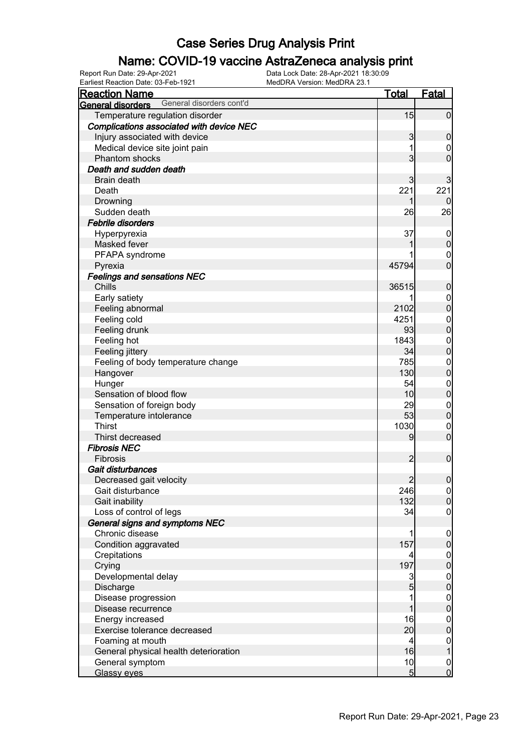# Case Series Drug Analysis Print

## Name: COVID-19 vaccine AstraZeneca analysis print

Report Run Date: 29-Apr-2021 Data Lock Date: 28-Apr-2021 18:30:09
Earliest Reaction Date: 03-Feb-1921 MedDRA Version: MedDRA 23.1

| Reaction Name | Total | Fatal |
|---|---|---|
| **General disorders** General disorders cont'd | | |
| Temperature regulation disorder | 15 | 0 |
| ***Complications associated with device NEC*** | | |
| Injury associated with device | 3 | 0 |
| Medical device site joint pain | 1 | 0 |
| Phantom shocks | 3 | 0 |
| ***Death and sudden death*** | | |
| Brain death | 3 | 3 |
| Death | 221 | 221 |
| Drowning | 1 | 0 |
| Sudden death | 26 | 26 |
| ***Febrile disorders*** | | |
| Hyperpyrexia | 37 | 0 |
| Masked fever | 1 | 0 |
| PFAPA syndrome | 1 | 0 |
| Pyrexia | 45794 | 0 |
| ***Feelings and sensations NEC*** | | |
| Chills | 36515 | 0 |
| Early satiety | 1 | 0 |
| Feeling abnormal | 2102 | 0 |
| Feeling cold | 4251 | 0 |
| Feeling drunk | 93 | 0 |
| Feeling hot | 1843 | 0 |
| Feeling jittery | 34 | 0 |
| Feeling of body temperature change | 785 | 0 |
| Hangover | 130 | 0 |
| Hunger | 54 | 0 |
| Sensation of blood flow | 10 | 0 |
| Sensation of foreign body | 29 | 0 |
| Temperature intolerance | 53 | 0 |
| Thirst | 1030 | 0 |
| Thirst decreased | 9 | 0 |
| ***Fibrosis NEC*** | | |
| Fibrosis | 2 | 0 |
| ***Gait disturbances*** | | |
| Decreased gait velocity | 2 | 0 |
| Gait disturbance | 246 | 0 |
| Gait inability | 132 | 0 |
| Loss of control of legs | 34 | 0 |
| ***General signs and symptoms NEC*** | | |
| Chronic disease | 1 | 0 |
| Condition aggravated | 157 | 0 |
| Crepitations | 4 | 0 |
| Crying | 197 | 0 |
| Developmental delay | 3 | 0 |
| Discharge | 5 | 0 |
| Disease progression | 1 | 0 |
| Disease recurrence | 1 | 0 |
| Energy increased | 16 | 0 |
| Exercise tolerance decreased | 20 | 0 |
| Foaming at mouth | 4 | 0 |
| General physical health deterioration | 16 | 1 |
| General symptom | 10 | 0 |
| Glassy eyes | 5 | 0 |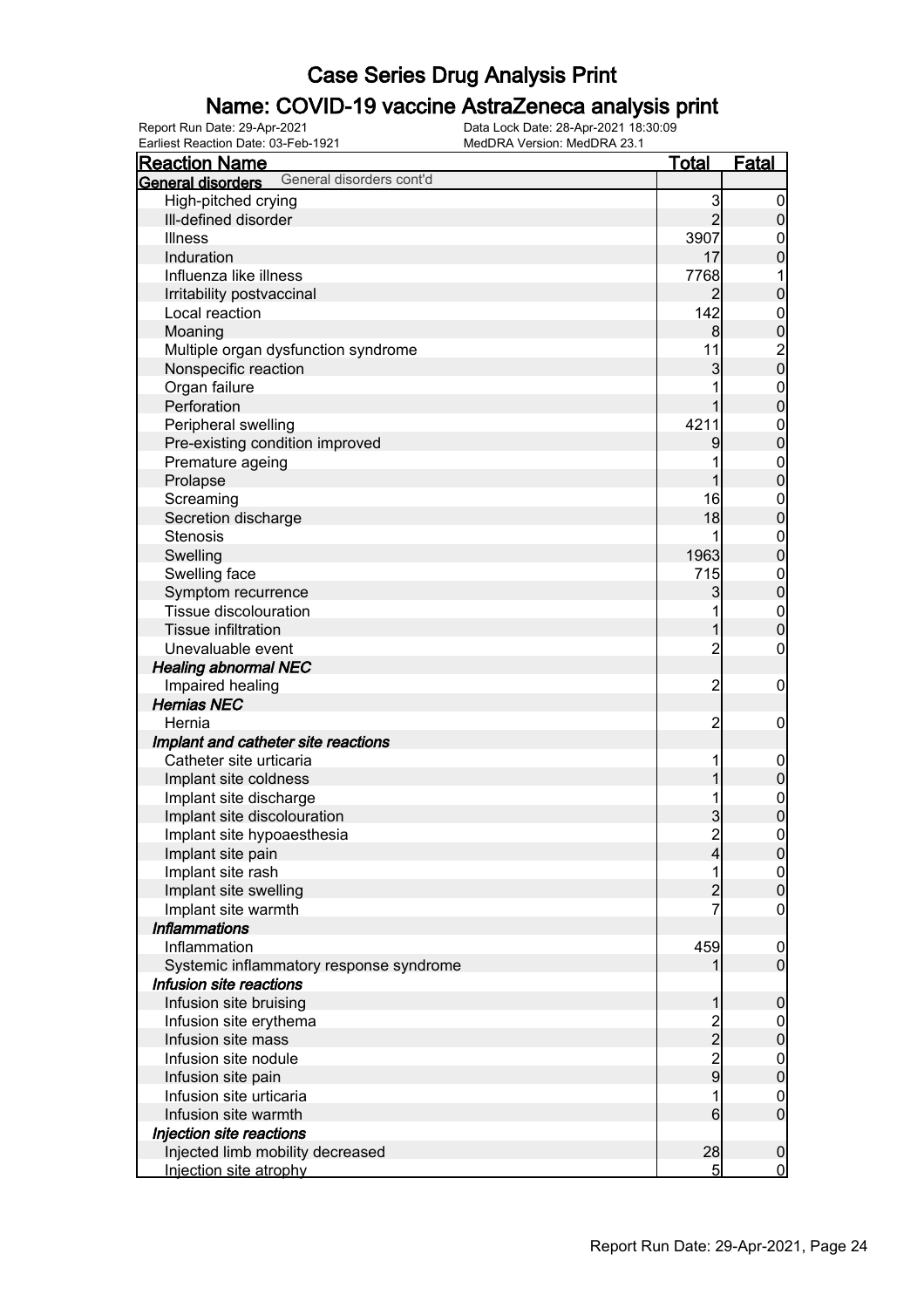# Case Series Drug Analysis Print

## Name: COVID-19 vaccine AstraZeneca analysis print

Report Run Date: 29-Apr-2021 | Data Lock Date: 28-Apr-2021 18:30:09
Earliest Reaction Date: 03-Feb-1921 | MedDRA Version: MedDRA 23.1

| Reaction Name | Total | Fatal |
|---|---|---|
| **General disorders** General disorders cont'd | | |
| High-pitched crying | 3 | 0 |
| Ill-defined disorder | 2 | 0 |
| Illness | 3907 | 0 |
| Induration | 17 | 0 |
| Influenza like illness | 7768 | 1 |
| Irritability postvaccinal | 2 | 0 |
| Local reaction | 142 | 0 |
| Moaning | 8 | 0 |
| Multiple organ dysfunction syndrome | 11 | 2 |
| Nonspecific reaction | 3 | 0 |
| Organ failure | 1 | 0 |
| Perforation | 1 | 0 |
| Peripheral swelling | 4211 | 0 |
| Pre-existing condition improved | 9 | 0 |
| Premature ageing | 1 | 0 |
| Prolapse | 1 | 0 |
| Screaming | 16 | 0 |
| Secretion discharge | 18 | 0 |
| Stenosis | 1 | 0 |
| Swelling | 1963 | 0 |
| Swelling face | 715 | 0 |
| Symptom recurrence | 3 | 0 |
| Tissue discolouration | 1 | 0 |
| Tissue infiltration | 1 | 0 |
| Unevaluable event | 2 | 0 |
| ***Healing abnormal NEC*** | | |
| Impaired healing | 2 | 0 |
| ***Hernias NEC*** | | |
| Hernia | 2 | 0 |
| ***Implant and catheter site reactions*** | | |
| Catheter site urticaria | 1 | 0 |
| Implant site coldness | 1 | 0 |
| Implant site discharge | 1 | 0 |
| Implant site discolouration | 3 | 0 |
| Implant site hypoaesthesia | 2 | 0 |
| Implant site pain | 4 | 0 |
| Implant site rash | 1 | 0 |
| Implant site swelling | 2 | 0 |
| Implant site warmth | 7 | 0 |
| ***Inflammations*** | | |
| Inflammation | 459 | 0 |
| Systemic inflammatory response syndrome | 1 | 0 |
| ***Infusion site reactions*** | | |
| Infusion site bruising | 1 | 0 |
| Infusion site erythema | 2 | 0 |
| Infusion site mass | 2 | 0 |
| Infusion site nodule | 2 | 0 |
| Infusion site pain | 9 | 0 |
| Infusion site urticaria | 1 | 0 |
| Infusion site warmth | 6 | 0 |
| ***Injection site reactions*** | | |
| Injected limb mobility decreased | 28 | 0 |
| Injection site atrophy | 5 | 0 |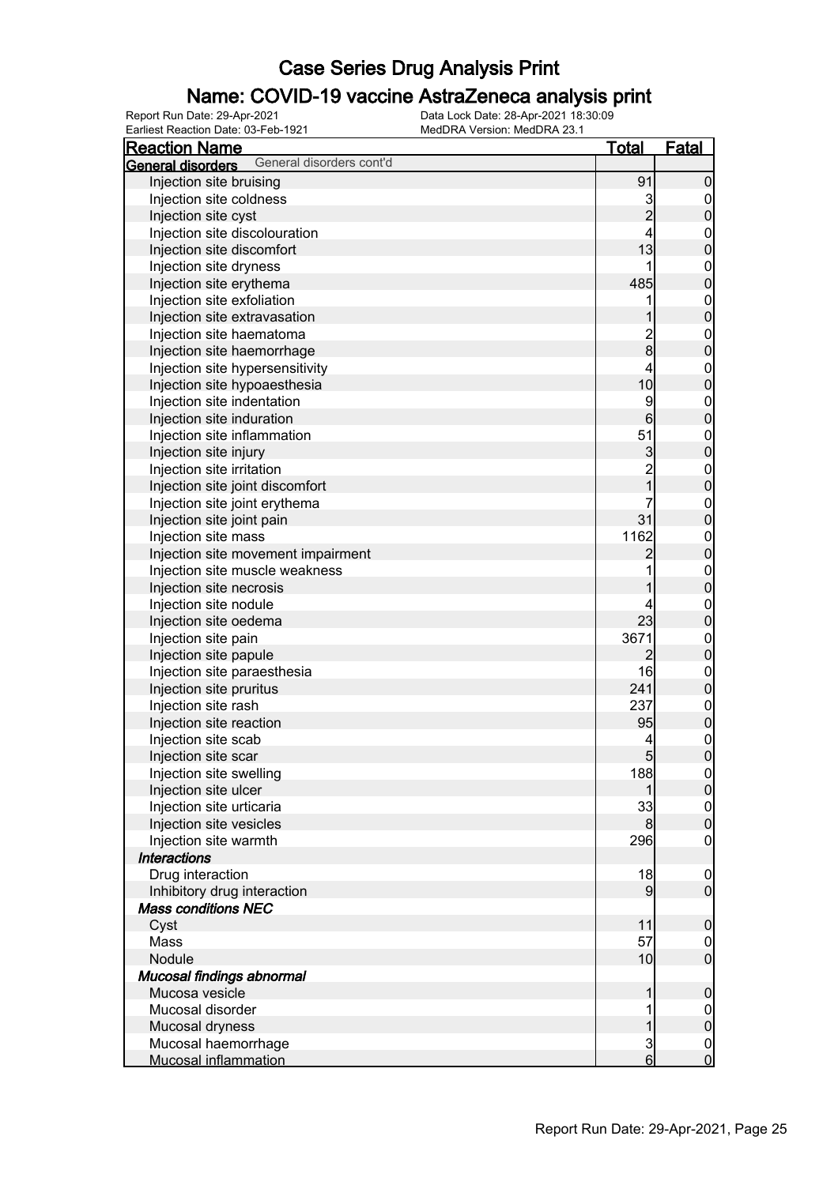# Case Series Drug Analysis Print

## Name: COVID-19 vaccine AstraZeneca analysis print

Report Run Date: 29-Apr-2021
Earliest Reaction Date: 03-Feb-1921
Data Lock Date: 28-Apr-2021 18:30:09
MedDRA Version: MedDRA 23.1

| Reaction Name | Total | Fatal |
|---|---|---|
| **General disorders** General disorders cont'd | | |
| Injection site bruising | 91 | 0 |
| Injection site coldness | 3 | 0 |
| Injection site cyst | 2 | 0 |
| Injection site discolouration | 4 | 0 |
| Injection site discomfort | 13 | 0 |
| Injection site dryness | 1 | 0 |
| Injection site erythema | 485 | 0 |
| Injection site exfoliation | 1 | 0 |
| Injection site extravasation | 1 | 0 |
| Injection site haematoma | 2 | 0 |
| Injection site haemorrhage | 8 | 0 |
| Injection site hypersensitivity | 4 | 0 |
| Injection site hypoaesthesia | 10 | 0 |
| Injection site indentation | 9 | 0 |
| Injection site induration | 6 | 0 |
| Injection site inflammation | 51 | 0 |
| Injection site injury | 3 | 0 |
| Injection site irritation | 2 | 0 |
| Injection site joint discomfort | 1 | 0 |
| Injection site joint erythema | 7 | 0 |
| Injection site joint pain | 31 | 0 |
| Injection site mass | 1162 | 0 |
| Injection site movement impairment | 2 | 0 |
| Injection site muscle weakness | 1 | 0 |
| Injection site necrosis | 1 | 0 |
| Injection site nodule | 4 | 0 |
| Injection site oedema | 23 | 0 |
| Injection site pain | 3671 | 0 |
| Injection site papule | 2 | 0 |
| Injection site paraesthesia | 16 | 0 |
| Injection site pruritus | 241 | 0 |
| Injection site rash | 237 | 0 |
| Injection site reaction | 95 | 0 |
| Injection site scab | 4 | 0 |
| Injection site scar | 5 | 0 |
| Injection site swelling | 188 | 0 |
| Injection site ulcer | 1 | 0 |
| Injection site urticaria | 33 | 0 |
| Injection site vesicles | 8 | 0 |
| Injection site warmth | 296 | 0 |
| ***Interactions*** | | |
| Drug interaction | 18 | 0 |
| Inhibitory drug interaction | 9 | 0 |
| ***Mass conditions NEC*** | | |
| Cyst | 11 | 0 |
| Mass | 57 | 0 |
| Nodule | 10 | 0 |
| ***Mucosal findings abnormal*** | | |
| Mucosa vesicle | 1 | 0 |
| Mucosal disorder | 1 | 0 |
| Mucosal dryness | 1 | 0 |
| Mucosal haemorrhage | 3 | 0 |
| Mucosal inflammation | 6 | 0 |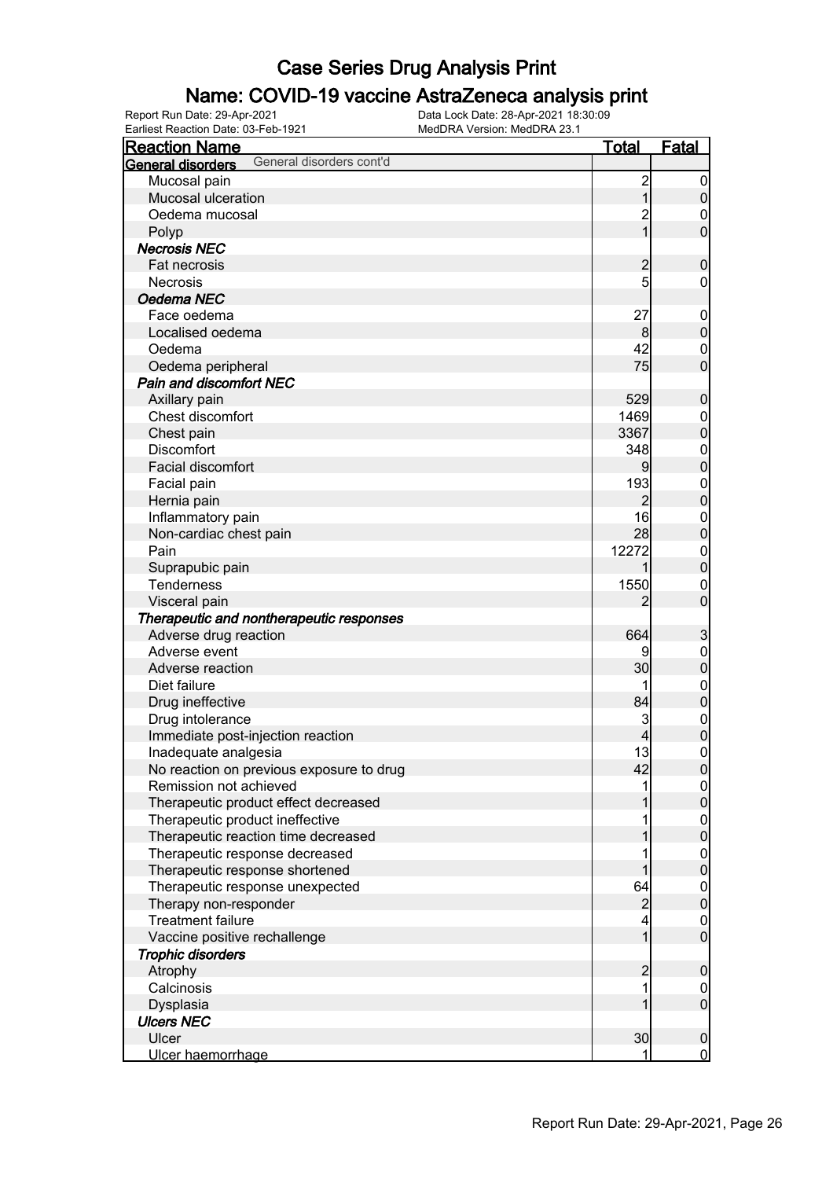# Case Series Drug Analysis Print

## Name: COVID-19 vaccine AstraZeneca analysis print

Report Run Date: 29-Apr-2021
Data Lock Date: 28-Apr-2021 18:30:09
Earliest Reaction Date: 03-Feb-1921
MedDRA Version: MedDRA 23.1

| Reaction Name | Total | Fatal |
|---|---|---|
| **General disorders** General disorders cont'd | | |
| Mucosal pain | 2 | 0 |
| Mucosal ulceration | 1 | 0 |
| Oedema mucosal | 2 | 0 |
| Polyp | 1 | 0 |
| ***Necrosis NEC*** | | |
| Fat necrosis | 2 | 0 |
| Necrosis | 5 | 0 |
| ***Oedema NEC*** | | |
| Face oedema | 27 | 0 |
| Localised oedema | 8 | 0 |
| Oedema | 42 | 0 |
| Oedema peripheral | 75 | 0 |
| ***Pain and discomfort NEC*** | | |
| Axillary pain | 529 | 0 |
| Chest discomfort | 1469 | 0 |
| Chest pain | 3367 | 0 |
| Discomfort | 348 | 0 |
| Facial discomfort | 9 | 0 |
| Facial pain | 193 | 0 |
| Hernia pain | 2 | 0 |
| Inflammatory pain | 16 | 0 |
| Non-cardiac chest pain | 28 | 0 |
| Pain | 12272 | 0 |
| Suprapubic pain | 1 | 0 |
| Tenderness | 1550 | 0 |
| Visceral pain | 2 | 0 |
| ***Therapeutic and nontherapeutic responses*** | | |
| Adverse drug reaction | 664 | 3 |
| Adverse event | 9 | 0 |
| Adverse reaction | 30 | 0 |
| Diet failure | 1 | 0 |
| Drug ineffective | 84 | 0 |
| Drug intolerance | 3 | 0 |
| Immediate post-injection reaction | 4 | 0 |
| Inadequate analgesia | 13 | 0 |
| No reaction on previous exposure to drug | 42 | 0 |
| Remission not achieved | 1 | 0 |
| Therapeutic product effect decreased | 1 | 0 |
| Therapeutic product ineffective | 1 | 0 |
| Therapeutic reaction time decreased | 1 | 0 |
| Therapeutic response decreased | 1 | 0 |
| Therapeutic response shortened | 1 | 0 |
| Therapeutic response unexpected | 64 | 0 |
| Therapy non-responder | 2 | 0 |
| Treatment failure | 4 | 0 |
| Vaccine positive rechallenge | 1 | 0 |
| ***Trophic disorders*** | | |
| Atrophy | 2 | 0 |
| Calcinosis | 1 | 0 |
| Dysplasia | 1 | 0 |
| ***Ulcers NEC*** | | |
| Ulcer | 30 | 0 |
| Ulcer haemorrhage | 1 | 0 |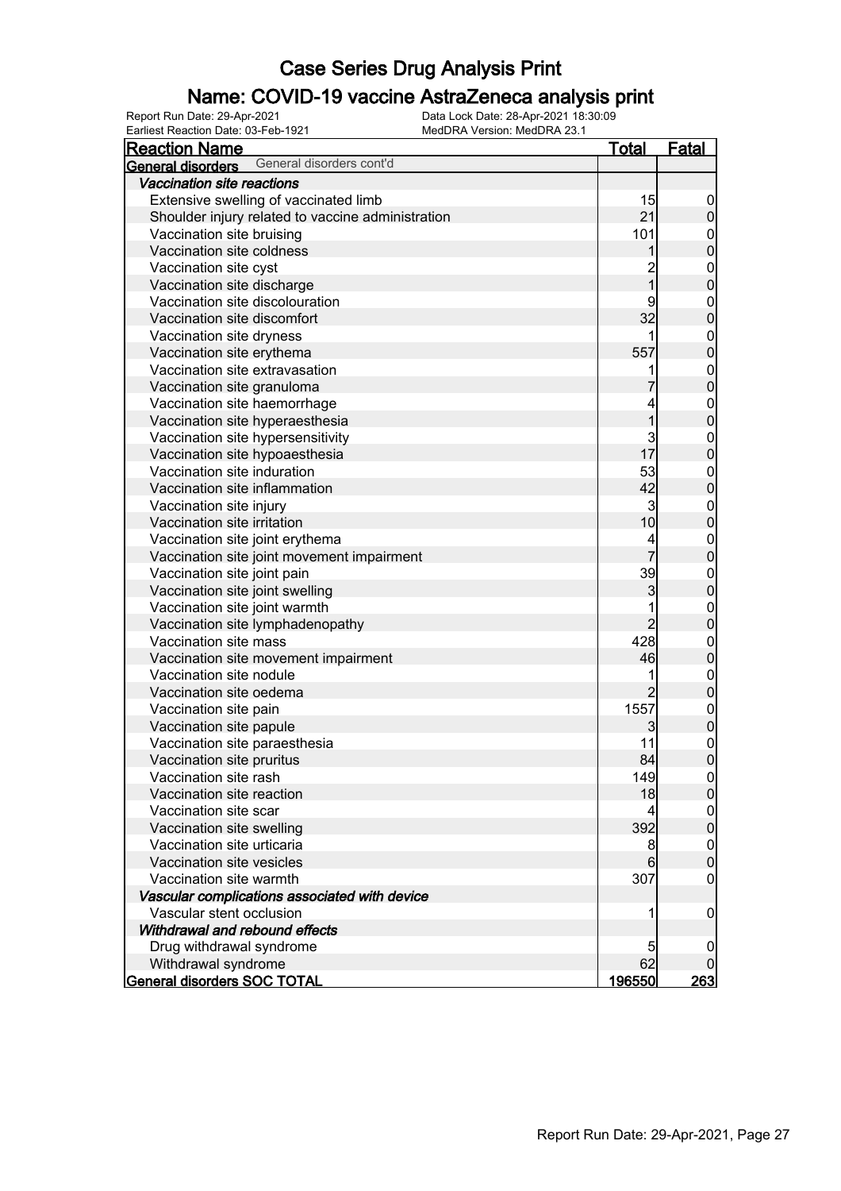# Case Series Drug Analysis Print

## Name: COVID-19 vaccine AstraZeneca analysis print

Report Run Date: 29-Apr-2021
Earliest Reaction Date: 03-Feb-1921
Data Lock Date: 28-Apr-2021 18:30:09
MedDRA Version: MedDRA 23.1

| Reaction Name | Total | Fatal |
|---|---|---|
| **General disorders** General disorders cont'd | | |
| ***Vaccination site reactions*** | | |
| Extensive swelling of vaccinated limb | 15 | 0 |
| Shoulder injury related to vaccine administration | 21 | 0 |
| Vaccination site bruising | 101 | 0 |
| Vaccination site coldness | 1 | 0 |
| Vaccination site cyst | 2 | 0 |
| Vaccination site discharge | 1 | 0 |
| Vaccination site discolouration | 9 | 0 |
| Vaccination site discomfort | 32 | 0 |
| Vaccination site dryness | 1 | 0 |
| Vaccination site erythema | 557 | 0 |
| Vaccination site extravasation | 1 | 0 |
| Vaccination site granuloma | 7 | 0 |
| Vaccination site haemorrhage | 4 | 0 |
| Vaccination site hyperaesthesia | 1 | 0 |
| Vaccination site hypersensitivity | 3 | 0 |
| Vaccination site hypoaesthesia | 17 | 0 |
| Vaccination site induration | 53 | 0 |
| Vaccination site inflammation | 42 | 0 |
| Vaccination site injury | 3 | 0 |
| Vaccination site irritation | 10 | 0 |
| Vaccination site joint erythema | 4 | 0 |
| Vaccination site joint movement impairment | 7 | 0 |
| Vaccination site joint pain | 39 | 0 |
| Vaccination site joint swelling | 3 | 0 |
| Vaccination site joint warmth | 1 | 0 |
| Vaccination site lymphadenopathy | 2 | 0 |
| Vaccination site mass | 428 | 0 |
| Vaccination site movement impairment | 46 | 0 |
| Vaccination site nodule | 1 | 0 |
| Vaccination site oedema | 2 | 0 |
| Vaccination site pain | 1557 | 0 |
| Vaccination site papule | 3 | 0 |
| Vaccination site paraesthesia | 11 | 0 |
| Vaccination site pruritus | 84 | 0 |
| Vaccination site rash | 149 | 0 |
| Vaccination site reaction | 18 | 0 |
| Vaccination site scar | 4 | 0 |
| Vaccination site swelling | 392 | 0 |
| Vaccination site urticaria | 8 | 0 |
| Vaccination site vesicles | 6 | 0 |
| Vaccination site warmth | 307 | 0 |
| ***Vascular complications associated with device*** | | |
| Vascular stent occlusion | 1 | 0 |
| ***Withdrawal and rebound effects*** | | |
| Drug withdrawal syndrome | 5 | 0 |
| Withdrawal syndrome | 62 | 0 |
| **General disorders SOC TOTAL** | **196550** | **263** |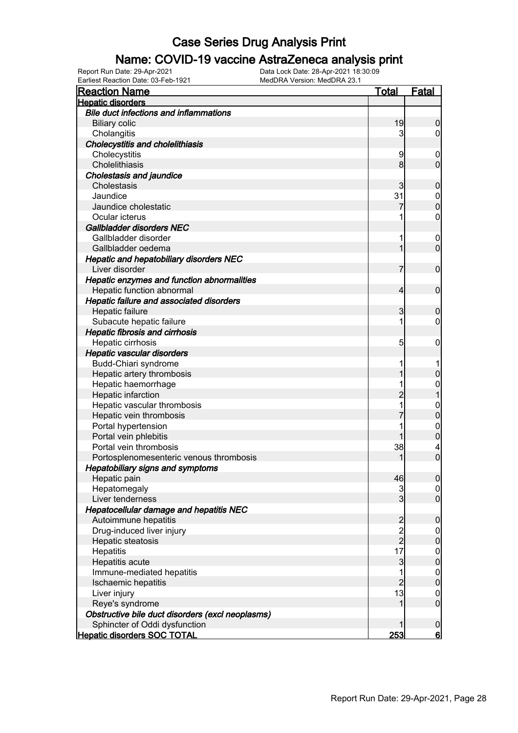# Case Series Drug Analysis Print

## Name: COVID-19 vaccine AstraZeneca analysis print

Report Run Date: 29-Apr-2021
Earliest Reaction Date: 03-Feb-1921
Data Lock Date: 28-Apr-2021 18:30:09
MedDRA Version: MedDRA 23.1

| Reaction Name | Total | Fatal |
|---|---|---|
| **Hepatic disorders** | | |
| ***Bile duct infections and inflammations*** | | |
| Biliary colic | 19 | 0 |
| Cholangitis | 3 | 0 |
| ***Cholecystitis and cholelithiasis*** | | |
| Cholecystitis | 9 | 0 |
| Cholelithiasis | 8 | 0 |
| ***Cholestasis and jaundice*** | | |
| Cholestasis | 3 | 0 |
| Jaundice | 31 | 0 |
| Jaundice cholestatic | 7 | 0 |
| Ocular icterus | 1 | 0 |
| ***Gallbladder disorders NEC*** | | |
| Gallbladder disorder | 1 | 0 |
| Gallbladder oedema | 1 | 0 |
| ***Hepatic and hepatobiliary disorders NEC*** | | |
| Liver disorder | 7 | 0 |
| ***Hepatic enzymes and function abnormalities*** | | |
| Hepatic function abnormal | 4 | 0 |
| ***Hepatic failure and associated disorders*** | | |
| Hepatic failure | 3 | 0 |
| Subacute hepatic failure | 1 | 0 |
| ***Hepatic fibrosis and cirrhosis*** | | |
| Hepatic cirrhosis | 5 | 0 |
| ***Hepatic vascular disorders*** | | |
| Budd-Chiari syndrome | 1 | 1 |
| Hepatic artery thrombosis | 1 | 0 |
| Hepatic haemorrhage | 1 | 0 |
| Hepatic infarction | 2 | 1 |
| Hepatic vascular thrombosis | 1 | 0 |
| Hepatic vein thrombosis | 7 | 0 |
| Portal hypertension | 1 | 0 |
| Portal vein phlebitis | 1 | 0 |
| Portal vein thrombosis | 38 | 4 |
| Portosplenomesenteric venous thrombosis | 1 | 0 |
| ***Hepatobiliary signs and symptoms*** | | |
| Hepatic pain | 46 | 0 |
| Hepatomegaly | 3 | 0 |
| Liver tenderness | 3 | 0 |
| ***Hepatocellular damage and hepatitis NEC*** | | |
| Autoimmune hepatitis | 2 | 0 |
| Drug-induced liver injury | 2 | 0 |
| Hepatic steatosis | 2 | 0 |
| Hepatitis | 17 | 0 |
| Hepatitis acute | 3 | 0 |
| Immune-mediated hepatitis | 1 | 0 |
| Ischaemic hepatitis | 2 | 0 |
| Liver injury | 13 | 0 |
| Reye's syndrome | 1 | 0 |
| ***Obstructive bile duct disorders (excl neoplasms)*** | | |
| Sphincter of Oddi dysfunction | 1 | 0 |
| **Hepatic disorders SOC TOTAL** | **253** | **6** |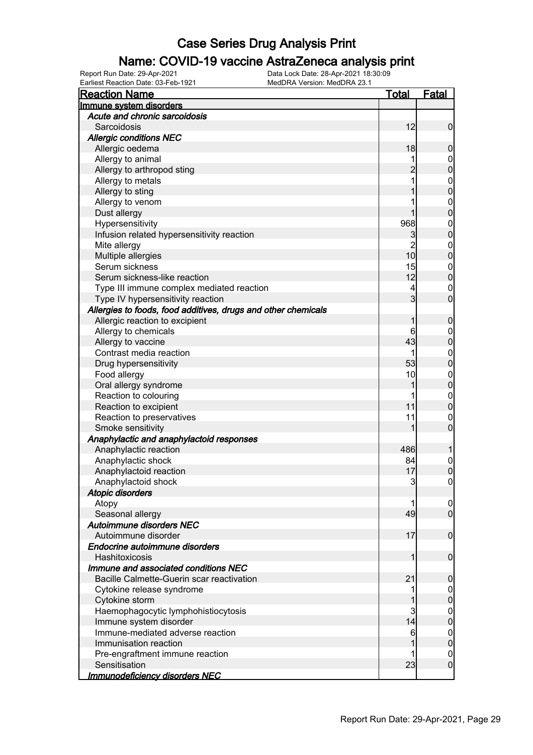# Case Series Drug Analysis Print

## Name: COVID-19 vaccine AstraZeneca analysis print

Report Run Date: 29-Apr-2021
Data Lock Date: 28-Apr-2021 18:30:09
Earliest Reaction Date: 03-Feb-1921
MedDRA Version: MedDRA 23.1

| Reaction Name | Total | Fatal |
|---|---|---|
| **Immune system disorders** | | |
| ***Acute and chronic sarcoidosis*** | | |
| Sarcoidosis | 12 | 0 |
| ***Allergic conditions NEC*** | | |
| Allergic oedema | 18 | 0 |
| Allergy to animal | 1 | 0 |
| Allergy to arthropod sting | 2 | 0 |
| Allergy to metals | 1 | 0 |
| Allergy to sting | 1 | 0 |
| Allergy to venom | 1 | 0 |
| Dust allergy | 1 | 0 |
| Hypersensitivity | 968 | 0 |
| Infusion related hypersensitivity reaction | 3 | 0 |
| Mite allergy | 2 | 0 |
| Multiple allergies | 10 | 0 |
| Serum sickness | 15 | 0 |
| Serum sickness-like reaction | 12 | 0 |
| Type III immune complex mediated reaction | 4 | 0 |
| Type IV hypersensitivity reaction | 3 | 0 |
| ***Allergies to foods, food additives, drugs and other chemicals*** | | |
| Allergic reaction to excipient | 1 | 0 |
| Allergy to chemicals | 6 | 0 |
| Allergy to vaccine | 43 | 0 |
| Contrast media reaction | 1 | 0 |
| Drug hypersensitivity | 53 | 0 |
| Food allergy | 10 | 0 |
| Oral allergy syndrome | 1 | 0 |
| Reaction to colouring | 1 | 0 |
| Reaction to excipient | 11 | 0 |
| Reaction to preservatives | 11 | 0 |
| Smoke sensitivity | 1 | 0 |
| ***Anaphylactic and anaphylactoid responses*** | | |
| Anaphylactic reaction | 486 | 1 |
| Anaphylactic shock | 84 | 0 |
| Anaphylactoid reaction | 17 | 0 |
| Anaphylactoid shock | 3 | 0 |
| ***Atopic disorders*** | | |
| Atopy | 1 | 0 |
| Seasonal allergy | 49 | 0 |
| ***Autoimmune disorders NEC*** | | |
| Autoimmune disorder | 17 | 0 |
| ***Endocrine autoimmune disorders*** | | |
| Hashitoxicosis | 1 | 0 |
| ***Immune and associated conditions NEC*** | | |
| Bacille Calmette-Guerin scar reactivation | 21 | 0 |
| Cytokine release syndrome | 1 | 0 |
| Cytokine storm | 1 | 0 |
| Haemophagocytic lymphohistiocytosis | 3 | 0 |
| Immune system disorder | 14 | 0 |
| Immune-mediated adverse reaction | 6 | 0 |
| Immunisation reaction | 1 | 0 |
| Pre-engraftment immune reaction | 1 | 0 |
| Sensitisation | 23 | 0 |
| ***Immunodeficiency disorders NEC*** | | |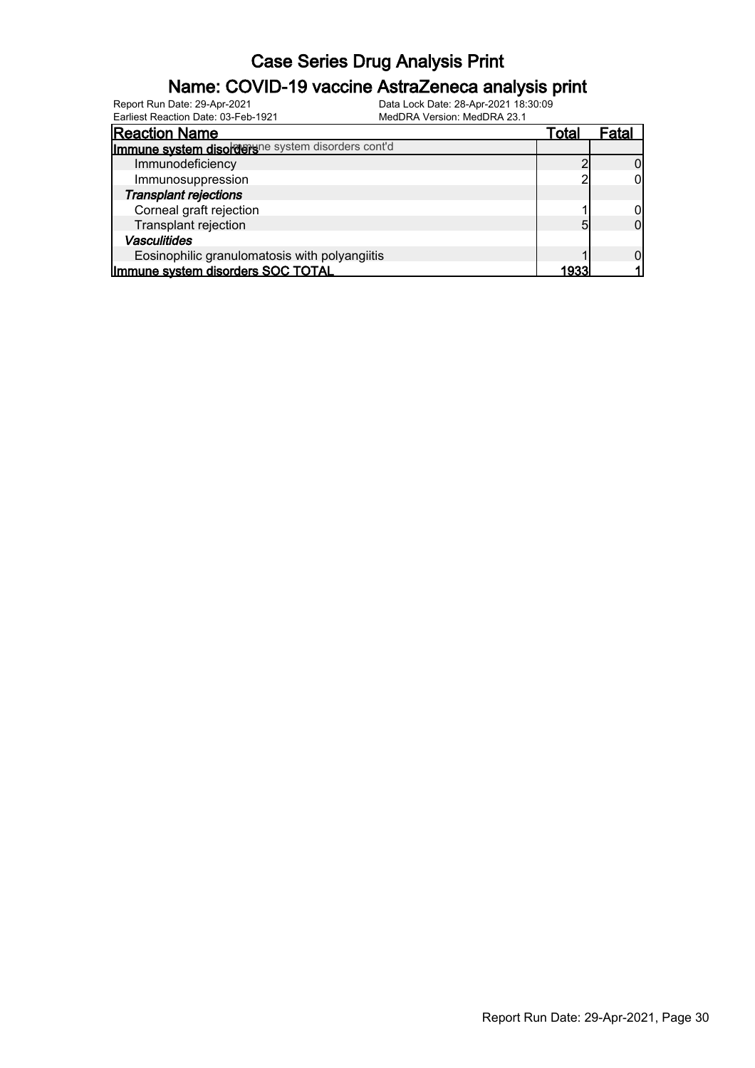# Case Series Drug Analysis Print

## Name: COVID-19 vaccine AstraZeneca analysis print

Report Run Date: 29-Apr-2021
Earliest Reaction Date: 03-Feb-1921
Data Lock Date: 28-Apr-2021 18:30:09
MedDRA Version: MedDRA 23.1

| Reaction Name | Total | Fatal |
|---|---|---|
| **Immune system disorders** Immune system disorders cont'd | | |
| Immunodeficiency | 2 | 0 |
| Immunosuppression | 2 | 0 |
| ***Transplant rejections*** | | |
| Corneal graft rejection | 1 | 0 |
| Transplant rejection | 5 | 0 |
| ***Vasculitides*** | | |
| Eosinophilic granulomatosis with polyangiitis | 1 | 0 |
| **Immune system disorders SOC TOTAL** | **1933** | **1** |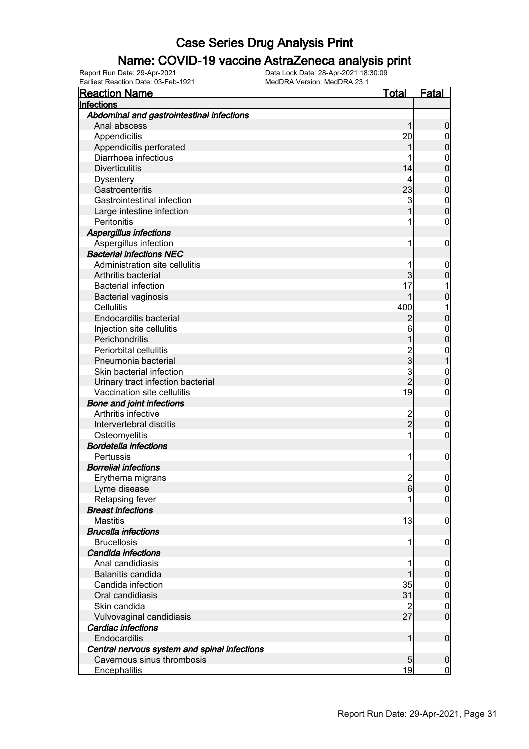# Case Series Drug Analysis Print

## Name: COVID-19 vaccine AstraZeneca analysis print

Report Run Date: 29-Apr-2021
Data Lock Date: 28-Apr-2021 18:30:09
Earliest Reaction Date: 03-Feb-1921
MedDRA Version: MedDRA 23.1

| Reaction Name | Total | Fatal |
|---|---|---|
| **Infections** | | |
| ***Abdominal and gastrointestinal infections*** | | |
| Anal abscess | 1 | 0 |
| Appendicitis | 20 | 0 |
| Appendicitis perforated | 1 | 0 |
| Diarrhoea infectious | 1 | 0 |
| Diverticulitis | 14 | 0 |
| Dysentery | 4 | 0 |
| Gastroenteritis | 23 | 0 |
| Gastrointestinal infection | 3 | 0 |
| Large intestine infection | 1 | 0 |
| Peritonitis | 1 | 0 |
| ***Aspergillus infections*** | | |
| Aspergillus infection | 1 | 0 |
| ***Bacterial infections NEC*** | | |
| Administration site cellulitis | 1 | 0 |
| Arthritis bacterial | 3 | 0 |
| Bacterial infection | 17 | 1 |
| Bacterial vaginosis | 1 | 0 |
| Cellulitis | 400 | 1 |
| Endocarditis bacterial | 2 | 0 |
| Injection site cellulitis | 6 | 0 |
| Perichondritis | 1 | 0 |
| Periorbital cellulitis | 2 | 0 |
| Pneumonia bacterial | 3 | 1 |
| Skin bacterial infection | 3 | 0 |
| Urinary tract infection bacterial | 2 | 0 |
| Vaccination site cellulitis | 19 | 0 |
| ***Bone and joint infections*** | | |
| Arthritis infective | 2 | 0 |
| Intervertebral discitis | 2 | 0 |
| Osteomyelitis | 1 | 0 |
| ***Bordetella infections*** | | |
| Pertussis | 1 | 0 |
| ***Borrelial infections*** | | |
| Erythema migrans | 2 | 0 |
| Lyme disease | 6 | 0 |
| Relapsing fever | 1 | 0 |
| ***Breast infections*** | | |
| Mastitis | 13 | 0 |
| ***Brucella infections*** | | |
| Brucellosis | 1 | 0 |
| ***Candida infections*** | | |
| Anal candidiasis | 1 | 0 |
| Balanitis candida | 1 | 0 |
| Candida infection | 35 | 0 |
| Oral candidiasis | 31 | 0 |
| Skin candida | 2 | 0 |
| Vulvovaginal candidiasis | 27 | 0 |
| ***Cardiac infections*** | | |
| Endocarditis | 1 | 0 |
| ***Central nervous system and spinal infections*** | | |
| Cavernous sinus thrombosis | 5 | 0 |
| Encephalitis | 19 | 0 |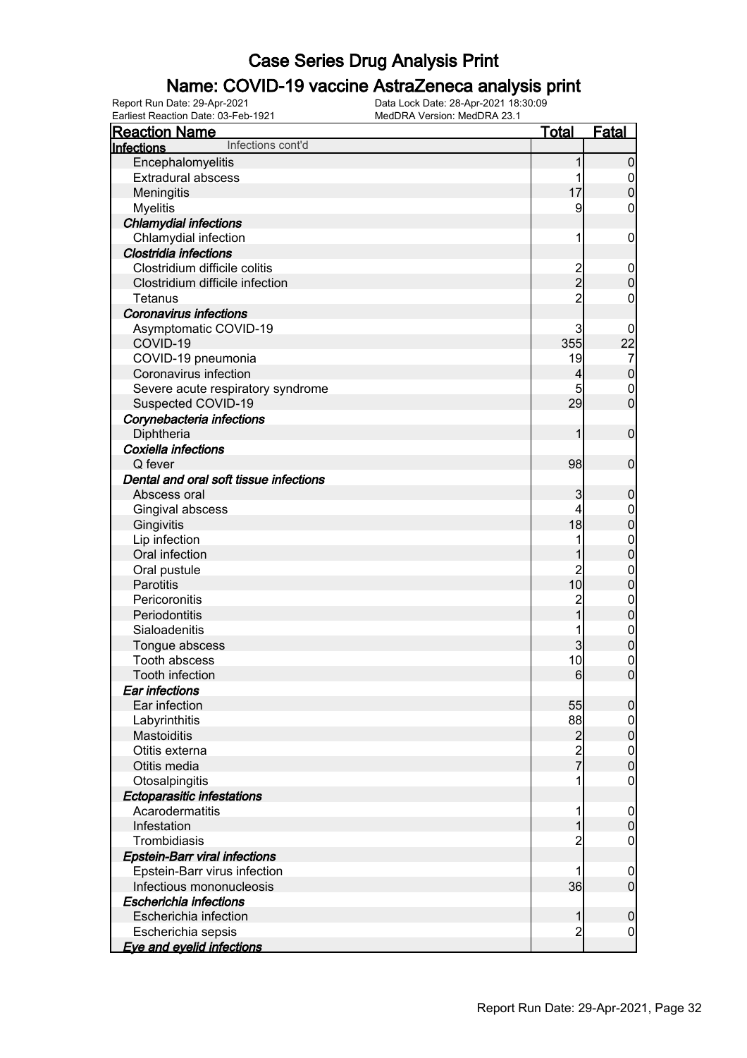# Case Series Drug Analysis Print

## Name: COVID-19 vaccine AstraZeneca analysis print

Report Run Date: 29-Apr-2021
Data Lock Date: 28-Apr-2021 18:30:09
Earliest Reaction Date: 03-Feb-1921
MedDRA Version: MedDRA 23.1

| Reaction Name | Total | Fatal |
|---|---|---|
| **Infections** Infections cont'd | | |
| Encephalomyelitis | 1 | 0 |
| Extradural abscess | 1 | 0 |
| Meningitis | 17 | 0 |
| Myelitis | 9 | 0 |
| ***Chlamydial infections*** | | |
| Chlamydial infection | 1 | 0 |
| ***Clostridia infections*** | | |
| Clostridium difficile colitis | 2 | 0 |
| Clostridium difficile infection | 2 | 0 |
| Tetanus | 2 | 0 |
| ***Coronavirus infections*** | | |
| Asymptomatic COVID-19 | 3 | 0 |
| COVID-19 | 355 | 22 |
| COVID-19 pneumonia | 19 | 7 |
| Coronavirus infection | 4 | 0 |
| Severe acute respiratory syndrome | 5 | 0 |
| Suspected COVID-19 | 29 | 0 |
| ***Corynebacteria infections*** | | |
| Diphtheria | 1 | 0 |
| ***Coxiella infections*** | | |
| Q fever | 98 | 0 |
| ***Dental and oral soft tissue infections*** | | |
| Abscess oral | 3 | 0 |
| Gingival abscess | 4 | 0 |
| Gingivitis | 18 | 0 |
| Lip infection | 1 | 0 |
| Oral infection | 1 | 0 |
| Oral pustule | 2 | 0 |
| Parotitis | 10 | 0 |
| Pericoronitis | 2 | 0 |
| Periodontitis | 1 | 0 |
| Sialoadenitis | 1 | 0 |
| Tongue abscess | 3 | 0 |
| Tooth abscess | 10 | 0 |
| Tooth infection | 6 | 0 |
| ***Ear infections*** | | |
| Ear infection | 55 | 0 |
| Labyrinthitis | 88 | 0 |
| Mastoiditis | 2 | 0 |
| Otitis externa | 2 | 0 |
| Otitis media | 7 | 0 |
| Otosalpingitis | 1 | 0 |
| ***Ectoparasitic infestations*** | | |
| Acarodermatitis | 1 | 0 |
| Infestation | 1 | 0 |
| Trombidiasis | 2 | 0 |
| ***Epstein-Barr viral infections*** | | |
| Epstein-Barr virus infection | 1 | 0 |
| Infectious mononucleosis | 36 | 0 |
| ***Escherichia infections*** | | |
| Escherichia infection | 1 | 0 |
| Escherichia sepsis | 2 | 0 |
| ***Eye and eyelid infections*** | | |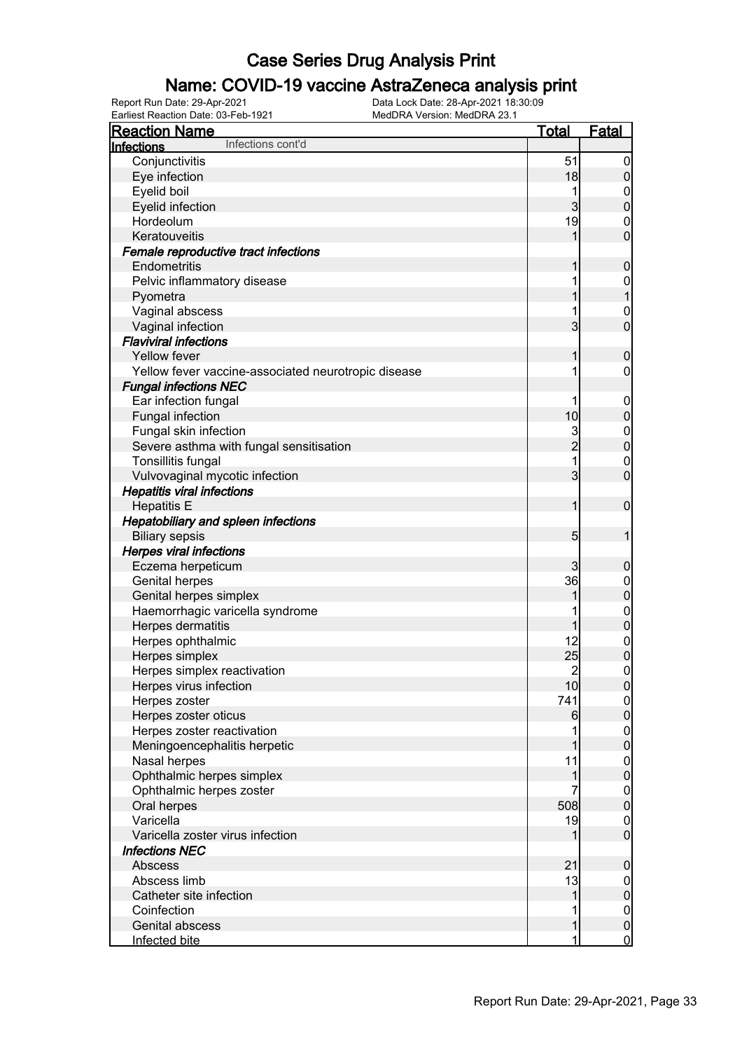# Case Series Drug Analysis Print

## Name: COVID-19 vaccine AstraZeneca analysis print

Report Run Date: 29-Apr-2021
Data Lock Date: 28-Apr-2021 18:30:09
Earliest Reaction Date: 03-Feb-1921
MedDRA Version: MedDRA 23.1

| Reaction Name | Total | Fatal |
|---|---|---|
| **Infections** Infections cont'd | | |
| Conjunctivitis | 51 | 0 |
| Eye infection | 18 | 0 |
| Eyelid boil | 1 | 0 |
| Eyelid infection | 3 | 0 |
| Hordeolum | 19 | 0 |
| Keratouveitis | 1 | 0 |
| ***Female reproductive tract infections*** | | |
| Endometritis | 1 | 0 |
| Pelvic inflammatory disease | 1 | 0 |
| Pyometra | 1 | 1 |
| Vaginal abscess | 1 | 0 |
| Vaginal infection | 3 | 0 |
| ***Flaviviral infections*** | | |
| Yellow fever | 1 | 0 |
| Yellow fever vaccine-associated neurotropic disease | 1 | 0 |
| ***Fungal infections NEC*** | | |
| Ear infection fungal | 1 | 0 |
| Fungal infection | 10 | 0 |
| Fungal skin infection | 3 | 0 |
| Severe asthma with fungal sensitisation | 2 | 0 |
| Tonsillitis fungal | 1 | 0 |
| Vulvovaginal mycotic infection | 3 | 0 |
| ***Hepatitis viral infections*** | | |
| Hepatitis E | 1 | 0 |
| ***Hepatobiliary and spleen infections*** | | |
| Biliary sepsis | 5 | 1 |
| ***Herpes viral infections*** | | |
| Eczema herpeticum | 3 | 0 |
| Genital herpes | 36 | 0 |
| Genital herpes simplex | 1 | 0 |
| Haemorrhagic varicella syndrome | 1 | 0 |
| Herpes dermatitis | 1 | 0 |
| Herpes ophthalmic | 12 | 0 |
| Herpes simplex | 25 | 0 |
| Herpes simplex reactivation | 2 | 0 |
| Herpes virus infection | 10 | 0 |
| Herpes zoster | 741 | 0 |
| Herpes zoster oticus | 6 | 0 |
| Herpes zoster reactivation | 1 | 0 |
| Meningoencephalitis herpetic | 1 | 0 |
| Nasal herpes | 11 | 0 |
| Ophthalmic herpes simplex | 1 | 0 |
| Ophthalmic herpes zoster | 7 | 0 |
| Oral herpes | 508 | 0 |
| Varicella | 19 | 0 |
| Varicella zoster virus infection | 1 | 0 |
| ***Infections NEC*** | | |
| Abscess | 21 | 0 |
| Abscess limb | 13 | 0 |
| Catheter site infection | 1 | 0 |
| Coinfection | 1 | 0 |
| Genital abscess | 1 | 0 |
| Infected bite | 1 | 0 |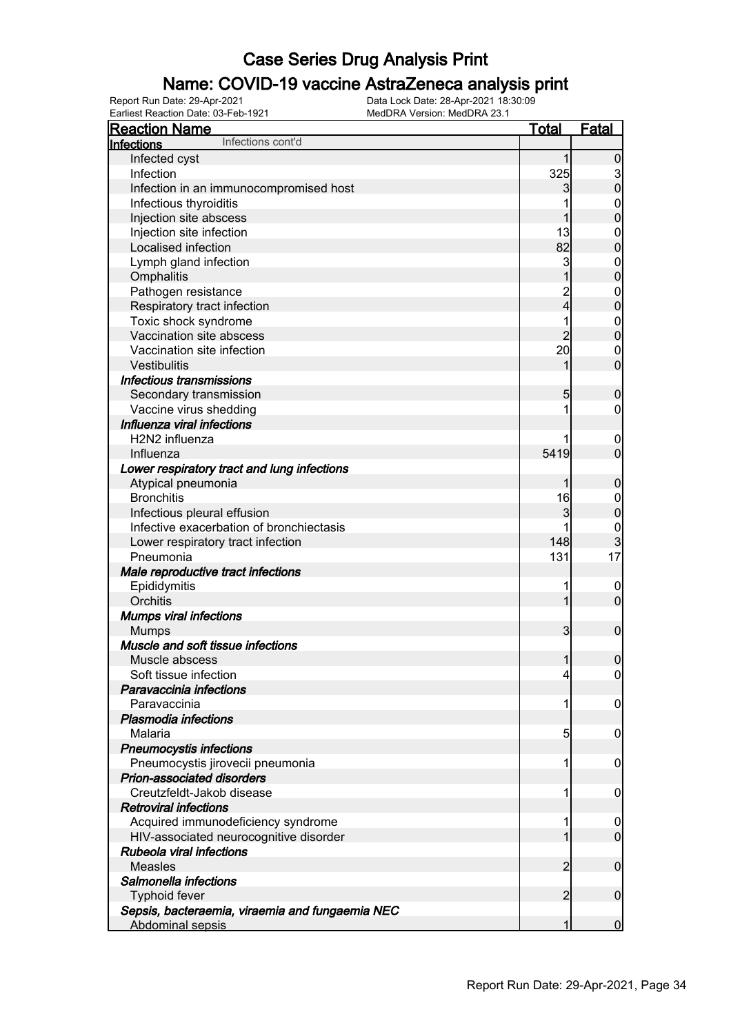# Case Series Drug Analysis Print

## Name: COVID-19 vaccine AstraZeneca analysis print

Report Run Date: 29-Apr-2021
Data Lock Date: 28-Apr-2021 18:30:09
Earliest Reaction Date: 03-Feb-1921
MedDRA Version: MedDRA 23.1

| Reaction Name | Total | Fatal |
|---|---|---|
| **Infections** Infections cont'd | | |
| Infected cyst | 1 | 0 |
| Infection | 325 | 3 |
| Infection in an immunocompromised host | 3 | 0 |
| Infectious thyroiditis | 1 | 0 |
| Injection site abscess | 1 | 0 |
| Injection site infection | 13 | 0 |
| Localised infection | 82 | 0 |
| Lymph gland infection | 3 | 0 |
| Omphalitis | 1 | 0 |
| Pathogen resistance | 2 | 0 |
| Respiratory tract infection | 4 | 0 |
| Toxic shock syndrome | 1 | 0 |
| Vaccination site abscess | 2 | 0 |
| Vaccination site infection | 20 | 0 |
| Vestibulitis | 1 | 0 |
| ***Infectious transmissions*** | | |
| Secondary transmission | 5 | 0 |
| Vaccine virus shedding | 1 | 0 |
| ***Influenza viral infections*** | | |
| H2N2 influenza | 1 | 0 |
| Influenza | 5419 | 0 |
| ***Lower respiratory tract and lung infections*** | | |
| Atypical pneumonia | 1 | 0 |
| Bronchitis | 16 | 0 |
| Infectious pleural effusion | 3 | 0 |
| Infective exacerbation of bronchiectasis | 1 | 0 |
| Lower respiratory tract infection | 148 | 3 |
| Pneumonia | 131 | 17 |
| ***Male reproductive tract infections*** | | |
| Epididymitis | 1 | 0 |
| Orchitis | 1 | 0 |
| ***Mumps viral infections*** | | |
| Mumps | 3 | 0 |
| ***Muscle and soft tissue infections*** | | |
| Muscle abscess | 1 | 0 |
| Soft tissue infection | 4 | 0 |
| ***Paravaccinia infections*** | | |
| Paravaccinia | 1 | 0 |
| ***Plasmodia infections*** | | |
| Malaria | 5 | 0 |
| ***Pneumocystis infections*** | | |
| Pneumocystis jirovecii pneumonia | 1 | 0 |
| ***Prion-associated disorders*** | | |
| Creutzfeldt-Jakob disease | 1 | 0 |
| ***Retroviral infections*** | | |
| Acquired immunodeficiency syndrome | 1 | 0 |
| HIV-associated neurocognitive disorder | 1 | 0 |
| ***Rubeola viral infections*** | | |
| Measles | 2 | 0 |
| ***Salmonella infections*** | | |
| Typhoid fever | 2 | 0 |
| ***Sepsis, bacteraemia, viraemia and fungaemia NEC*** | | |
| Abdominal sepsis | 1 | 0 |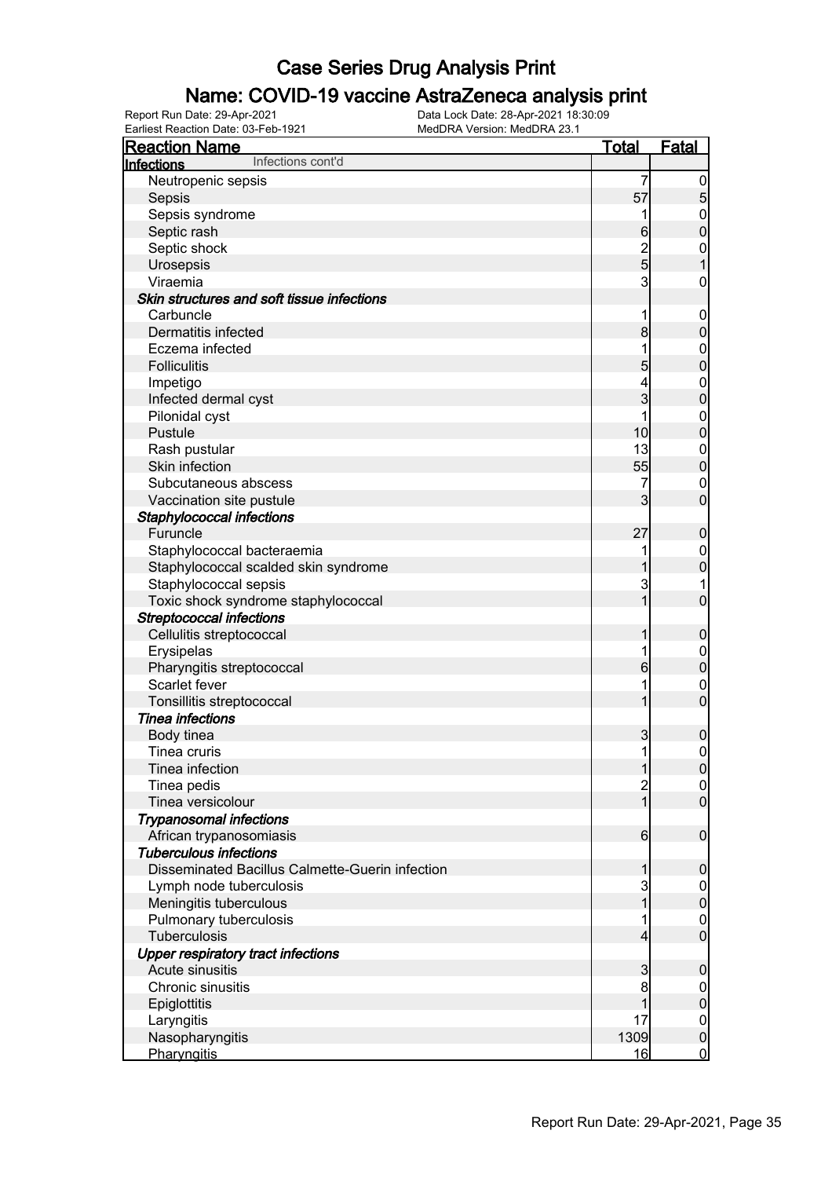# Case Series Drug Analysis Print

## Name: COVID-19 vaccine AstraZeneca analysis print

Report Run Date: 29-Apr-2021
Data Lock Date: 28-Apr-2021 18:30:09
Earliest Reaction Date: 03-Feb-1921
MedDRA Version: MedDRA 23.1

| Reaction Name | Total | Fatal |
|---|---|---|
| **Infections** Infections cont'd | | |
| Neutropenic sepsis | 7 | 0 |
| Sepsis | 57 | 5 |
| Sepsis syndrome | 1 | 0 |
| Septic rash | 6 | 0 |
| Septic shock | 2 | 0 |
| Urosepsis | 5 | 1 |
| Viraemia | 3 | 0 |
| ***Skin structures and soft tissue infections*** | | |
| Carbuncle | 1 | 0 |
| Dermatitis infected | 8 | 0 |
| Eczema infected | 1 | 0 |
| Folliculitis | 5 | 0 |
| Impetigo | 4 | 0 |
| Infected dermal cyst | 3 | 0 |
| Pilonidal cyst | 1 | 0 |
| Pustule | 10 | 0 |
| Rash pustular | 13 | 0 |
| Skin infection | 55 | 0 |
| Subcutaneous abscess | 7 | 0 |
| Vaccination site pustule | 3 | 0 |
| ***Staphylococcal infections*** | | |
| Furuncle | 27 | 0 |
| Staphylococcal bacteraemia | 1 | 0 |
| Staphylococcal scalded skin syndrome | 1 | 0 |
| Staphylococcal sepsis | 3 | 1 |
| Toxic shock syndrome staphylococcal | 1 | 0 |
| ***Streptococcal infections*** | | |
| Cellulitis streptococcal | 1 | 0 |
| Erysipelas | 1 | 0 |
| Pharyngitis streptococcal | 6 | 0 |
| Scarlet fever | 1 | 0 |
| Tonsillitis streptococcal | 1 | 0 |
| ***Tinea infections*** | | |
| Body tinea | 3 | 0 |
| Tinea cruris | 1 | 0 |
| Tinea infection | 1 | 0 |
| Tinea pedis | 2 | 0 |
| Tinea versicolour | 1 | 0 |
| ***Trypanosomal infections*** | | |
| African trypanosomiasis | 6 | 0 |
| ***Tuberculous infections*** | | |
| Disseminated Bacillus Calmette-Guerin infection | 1 | 0 |
| Lymph node tuberculosis | 3 | 0 |
| Meningitis tuberculous | 1 | 0 |
| Pulmonary tuberculosis | 1 | 0 |
| Tuberculosis | 4 | 0 |
| ***Upper respiratory tract infections*** | | |
| Acute sinusitis | 3 | 0 |
| Chronic sinusitis | 8 | 0 |
| Epiglottitis | 1 | 0 |
| Laryngitis | 17 | 0 |
| Nasopharyngitis | 1309 | 0 |
| Pharyngitis | 16 | 0 |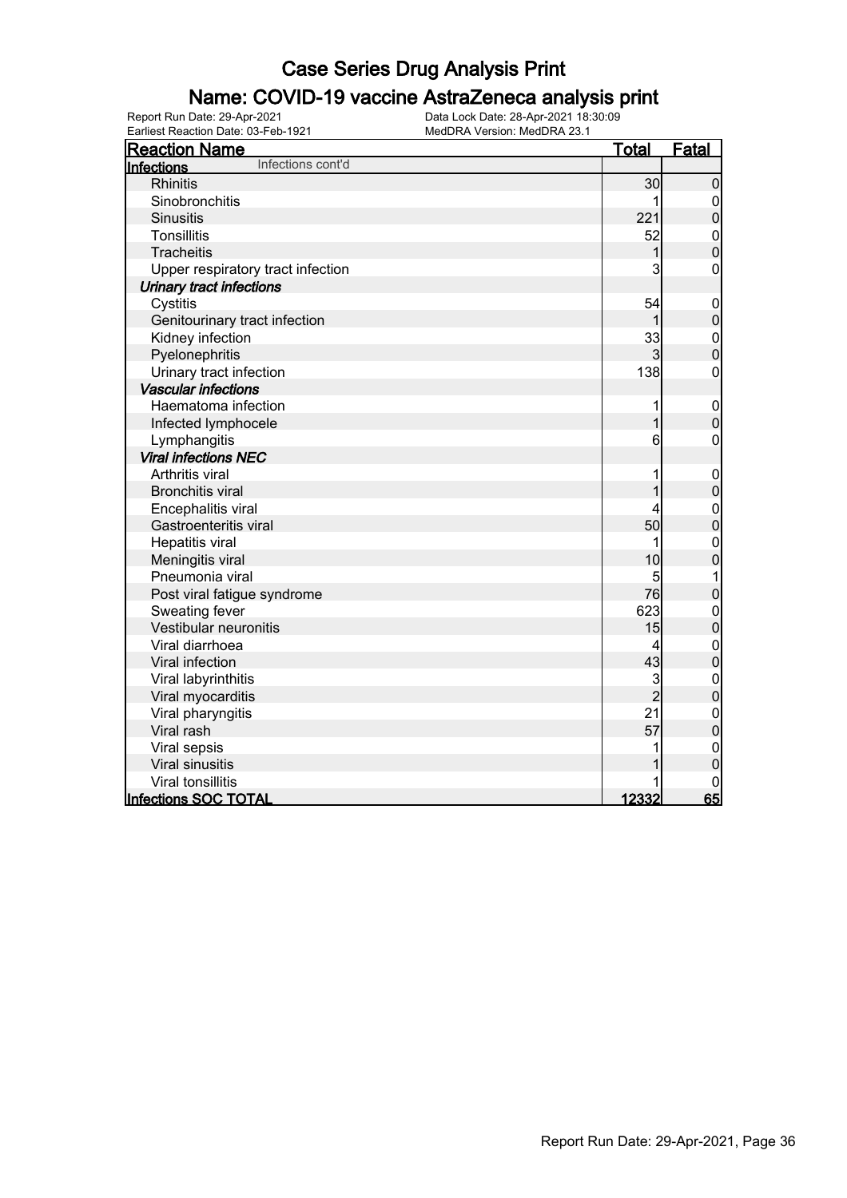# Case Series Drug Analysis Print

## Name: COVID-19 vaccine AstraZeneca analysis print

Report Run Date: 29-Apr-2021 | Data Lock Date: 28-Apr-2021 18:30:09
Earliest Reaction Date: 03-Feb-1921 | MedDRA Version: MedDRA 23.1

| Reaction Name | Total | Fatal |
|---|---|---|
| **Infections** Infections cont'd | | |
| Rhinitis | 30 | 0 |
| Sinobronchitis | 1 | 0 |
| Sinusitis | 221 | 0 |
| Tonsillitis | 52 | 0 |
| Tracheitis | 1 | 0 |
| Upper respiratory tract infection | 3 | 0 |
| ***Urinary tract infections*** | | |
| Cystitis | 54 | 0 |
| Genitourinary tract infection | 1 | 0 |
| Kidney infection | 33 | 0 |
| Pyelonephritis | 3 | 0 |
| Urinary tract infection | 138 | 0 |
| ***Vascular infections*** | | |
| Haematoma infection | 1 | 0 |
| Infected lymphocele | 1 | 0 |
| Lymphangitis | 6 | 0 |
| ***Viral infections NEC*** | | |
| Arthritis viral | 1 | 0 |
| Bronchitis viral | 1 | 0 |
| Encephalitis viral | 4 | 0 |
| Gastroenteritis viral | 50 | 0 |
| Hepatitis viral | 1 | 0 |
| Meningitis viral | 10 | 0 |
| Pneumonia viral | 5 | 1 |
| Post viral fatigue syndrome | 76 | 0 |
| Sweating fever | 623 | 0 |
| Vestibular neuronitis | 15 | 0 |
| Viral diarrhoea | 4 | 0 |
| Viral infection | 43 | 0 |
| Viral labyrinthitis | 3 | 0 |
| Viral myocarditis | 2 | 0 |
| Viral pharyngitis | 21 | 0 |
| Viral rash | 57 | 0 |
| Viral sepsis | 1 | 0 |
| Viral sinusitis | 1 | 0 |
| Viral tonsillitis | 1 | 0 |
| **Infections SOC TOTAL** | **12332** | **65** |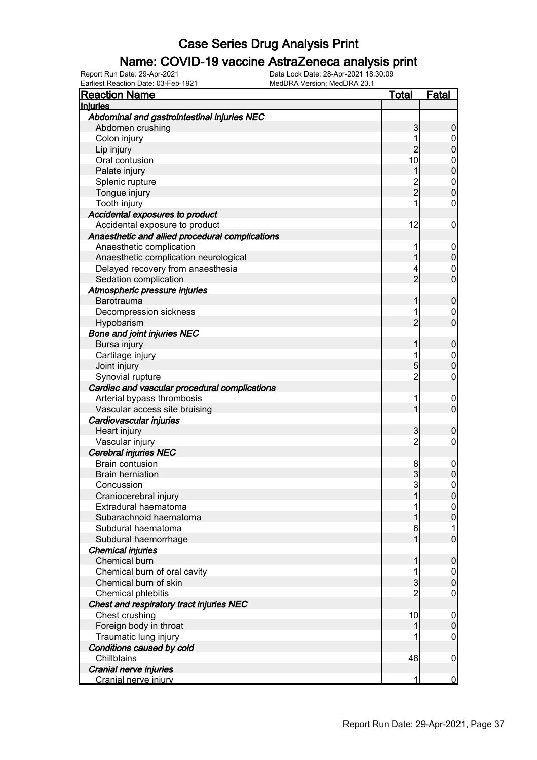# Case Series Drug Analysis Print

## Name: COVID-19 vaccine AstraZeneca analysis print

Report Run Date: 29-Apr-2021
Data Lock Date: 28-Apr-2021 18:30:09
Earliest Reaction Date: 03-Feb-1921
MedDRA Version: MedDRA 23.1

| Reaction Name | Total | Fatal |
|---|---|---|
| **Injuries** | | |
| ***Abdominal and gastrointestinal injuries NEC*** | | |
| Abdomen crushing | 3 | 0 |
| Colon injury | 1 | 0 |
| Lip injury | 2 | 0 |
| Oral contusion | 10 | 0 |
| Palate injury | 1 | 0 |
| Splenic rupture | 2 | 0 |
| Tongue injury | 2 | 0 |
| Tooth injury | 1 | 0 |
| ***Accidental exposures to product*** | | |
| Accidental exposure to product | 12 | 0 |
| ***Anaesthetic and allied procedural complications*** | | |
| Anaesthetic complication | 1 | 0 |
| Anaesthetic complication neurological | 1 | 0 |
| Delayed recovery from anaesthesia | 4 | 0 |
| Sedation complication | 2 | 0 |
| ***Atmospheric pressure injuries*** | | |
| Barotrauma | 1 | 0 |
| Decompression sickness | 1 | 0 |
| Hypobarism | 2 | 0 |
| ***Bone and joint injuries NEC*** | | |
| Bursa injury | 1 | 0 |
| Cartilage injury | 1 | 0 |
| Joint injury | 5 | 0 |
| Synovial rupture | 2 | 0 |
| ***Cardiac and vascular procedural complications*** | | |
| Arterial bypass thrombosis | 1 | 0 |
| Vascular access site bruising | 1 | 0 |
| ***Cardiovascular injuries*** | | |
| Heart injury | 3 | 0 |
| Vascular injury | 2 | 0 |
| ***Cerebral injuries NEC*** | | |
| Brain contusion | 8 | 0 |
| Brain herniation | 3 | 0 |
| Concussion | 3 | 0 |
| Craniocerebral injury | 1 | 0 |
| Extradural haematoma | 1 | 0 |
| Subarachnoid haematoma | 1 | 0 |
| Subdural haematoma | 6 | 1 |
| Subdural haemorrhage | 1 | 0 |
| ***Chemical injuries*** | | |
| Chemical burn | 1 | 0 |
| Chemical burn of oral cavity | 1 | 0 |
| Chemical burn of skin | 3 | 0 |
| Chemical phlebitis | 2 | 0 |
| ***Chest and respiratory tract injuries NEC*** | | |
| Chest crushing | 10 | 0 |
| Foreign body in throat | 1 | 0 |
| Traumatic lung injury | 1 | 0 |
| ***Conditions caused by cold*** | | |
| Chillblains | 48 | 0 |
| ***Cranial nerve injuries*** | | |
| Cranial nerve injury | 1 | 0 |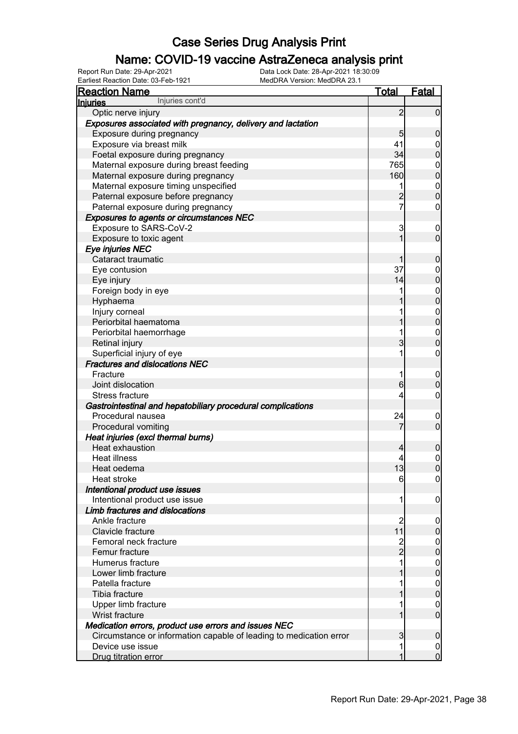# Case Series Drug Analysis Print

## Name: COVID-19 vaccine AstraZeneca analysis print

Report Run Date: 29-Apr-2021
Data Lock Date: 28-Apr-2021 18:30:09
Earliest Reaction Date: 03-Feb-1921
MedDRA Version: MedDRA 23.1

| Reaction Name | Total | Fatal |
|---|---|---|
| **Injuries** Injuries cont'd | | |
| Optic nerve injury | 2 | 0 |
| ***Exposures associated with pregnancy, delivery and lactation*** | | |
| Exposure during pregnancy | 5 | 0 |
| Exposure via breast milk | 41 | 0 |
| Foetal exposure during pregnancy | 34 | 0 |
| Maternal exposure during breast feeding | 765 | 0 |
| Maternal exposure during pregnancy | 160 | 0 |
| Maternal exposure timing unspecified | 1 | 0 |
| Paternal exposure before pregnancy | 2 | 0 |
| Paternal exposure during pregnancy | 7 | 0 |
| ***Exposures to agents or circumstances NEC*** | | |
| Exposure to SARS-CoV-2 | 3 | 0 |
| Exposure to toxic agent | 1 | 0 |
| ***Eye injuries NEC*** | | |
| Cataract traumatic | 1 | 0 |
| Eye contusion | 37 | 0 |
| Eye injury | 14 | 0 |
| Foreign body in eye | 1 | 0 |
| Hyphaema | 1 | 0 |
| Injury corneal | 1 | 0 |
| Periorbital haematoma | 1 | 0 |
| Periorbital haemorrhage | 1 | 0 |
| Retinal injury | 3 | 0 |
| Superficial injury of eye | 1 | 0 |
| ***Fractures and dislocations NEC*** | | |
| Fracture | 1 | 0 |
| Joint dislocation | 6 | 0 |
| Stress fracture | 4 | 0 |
| ***Gastrointestinal and hepatobiliary procedural complications*** | | |
| Procedural nausea | 24 | 0 |
| Procedural vomiting | 7 | 0 |
| ***Heat injuries (excl thermal burns)*** | | |
| Heat exhaustion | 4 | 0 |
| Heat illness | 4 | 0 |
| Heat oedema | 13 | 0 |
| Heat stroke | 6 | 0 |
| ***Intentional product use issues*** | | |
| Intentional product use issue | 1 | 0 |
| ***Limb fractures and dislocations*** | | |
| Ankle fracture | 2 | 0 |
| Clavicle fracture | 11 | 0 |
| Femoral neck fracture | 2 | 0 |
| Femur fracture | 2 | 0 |
| Humerus fracture | 1 | 0 |
| Lower limb fracture | 1 | 0 |
| Patella fracture | 1 | 0 |
| Tibia fracture | 1 | 0 |
| Upper limb fracture | 1 | 0 |
| Wrist fracture | 1 | 0 |
| ***Medication errors, product use errors and issues NEC*** | | |
| Circumstance or information capable of leading to medication error | 3 | 0 |
| Device use issue | 1 | 0 |
| Drug titration error | 1 | 0 |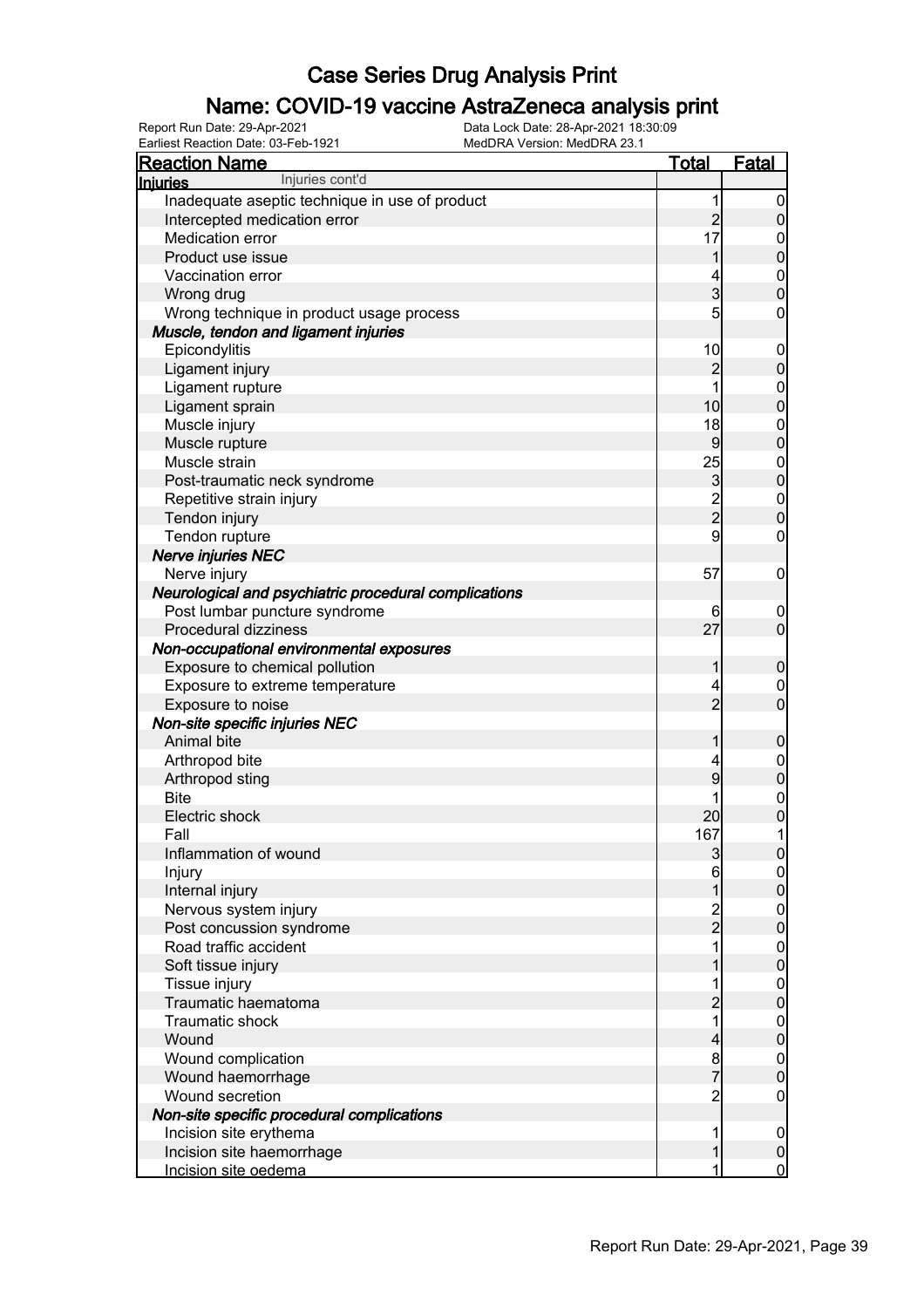# Case Series Drug Analysis Print

## Name: COVID-19 vaccine AstraZeneca analysis print

Report Run Date: 29-Apr-2021
Earliest Reaction Date: 03-Feb-1921
Data Lock Date: 28-Apr-2021 18:30:09
MedDRA Version: MedDRA 23.1

| Reaction Name | Total | Fatal |
|---|---|---|
| **Injuries** Injuries cont'd | | |
| Inadequate aseptic technique in use of product | 1 | 0 |
| Intercepted medication error | 2 | 0 |
| Medication error | 17 | 0 |
| Product use issue | 1 | 0 |
| Vaccination error | 4 | 0 |
| Wrong drug | 3 | 0 |
| Wrong technique in product usage process | 5 | 0 |
| ***Muscle, tendon and ligament injuries*** | | |
| Epicondylitis | 10 | 0 |
| Ligament injury | 2 | 0 |
| Ligament rupture | 1 | 0 |
| Ligament sprain | 10 | 0 |
| Muscle injury | 18 | 0 |
| Muscle rupture | 9 | 0 |
| Muscle strain | 25 | 0 |
| Post-traumatic neck syndrome | 3 | 0 |
| Repetitive strain injury | 2 | 0 |
| Tendon injury | 2 | 0 |
| Tendon rupture | 9 | 0 |
| ***Nerve injuries NEC*** | | |
| Nerve injury | 57 | 0 |
| ***Neurological and psychiatric procedural complications*** | | |
| Post lumbar puncture syndrome | 6 | 0 |
| Procedural dizziness | 27 | 0 |
| ***Non-occupational environmental exposures*** | | |
| Exposure to chemical pollution | 1 | 0 |
| Exposure to extreme temperature | 4 | 0 |
| Exposure to noise | 2 | 0 |
| ***Non-site specific injuries NEC*** | | |
| Animal bite | 1 | 0 |
| Arthropod bite | 4 | 0 |
| Arthropod sting | 9 | 0 |
| Bite | 1 | 0 |
| Electric shock | 20 | 0 |
| Fall | 167 | 1 |
| Inflammation of wound | 3 | 0 |
| Injury | 6 | 0 |
| Internal injury | 1 | 0 |
| Nervous system injury | 2 | 0 |
| Post concussion syndrome | 2 | 0 |
| Road traffic accident | 1 | 0 |
| Soft tissue injury | 1 | 0 |
| Tissue injury | 1 | 0 |
| Traumatic haematoma | 2 | 0 |
| Traumatic shock | 1 | 0 |
| Wound | 4 | 0 |
| Wound complication | 8 | 0 |
| Wound haemorrhage | 7 | 0 |
| Wound secretion | 2 | 0 |
| ***Non-site specific procedural complications*** | | |
| Incision site erythema | 1 | 0 |
| Incision site haemorrhage | 1 | 0 |
| Incision site oedema | 1 | 0 |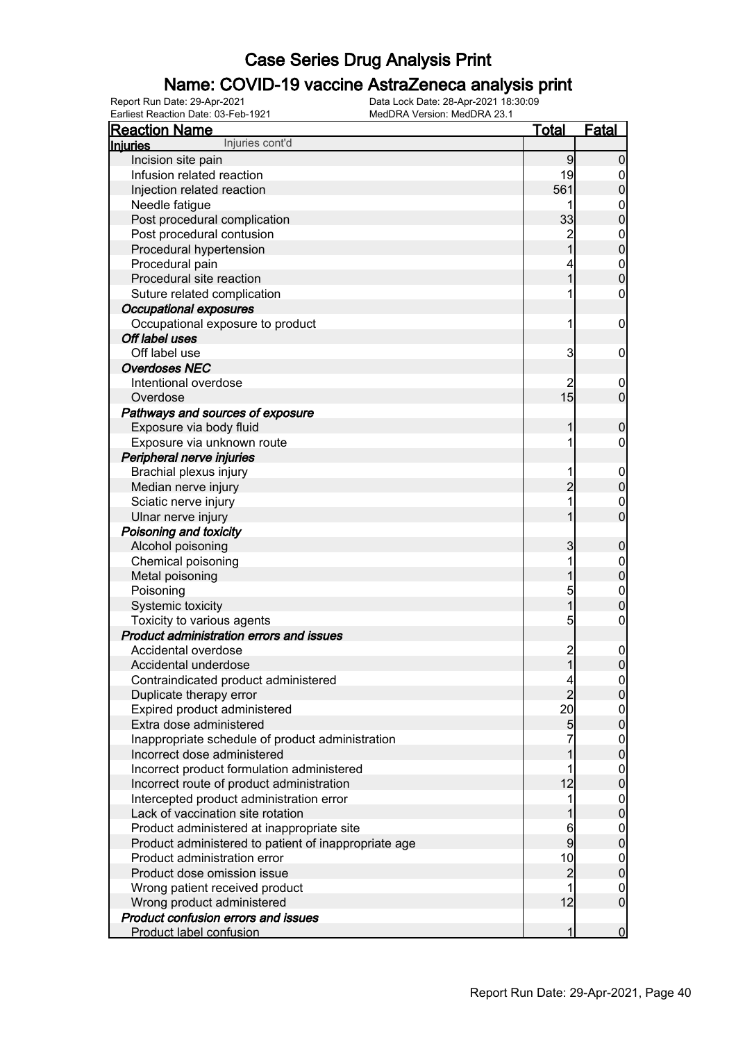# Case Series Drug Analysis Print

## Name: COVID-19 vaccine AstraZeneca analysis print

Report Run Date: 29-Apr-2021
Earliest Reaction Date: 03-Feb-1921
Data Lock Date: 28-Apr-2021 18:30:09
MedDRA Version: MedDRA 23.1

| Reaction Name | Total | Fatal |
|---|---|---|
| **Injuries** Injuries cont'd | | |
| Incision site pain | 9 | 0 |
| Infusion related reaction | 19 | 0 |
| Injection related reaction | 561 | 0 |
| Needle fatigue | 1 | 0 |
| Post procedural complication | 33 | 0 |
| Post procedural contusion | 2 | 0 |
| Procedural hypertension | 1 | 0 |
| Procedural pain | 4 | 0 |
| Procedural site reaction | 1 | 0 |
| Suture related complication | 1 | 0 |
| ***Occupational exposures*** | | |
| Occupational exposure to product | 1 | 0 |
| ***Off label uses*** | | |
| Off label use | 3 | 0 |
| ***Overdoses NEC*** | | |
| Intentional overdose | 2 | 0 |
| Overdose | 15 | 0 |
| ***Pathways and sources of exposure*** | | |
| Exposure via body fluid | 1 | 0 |
| Exposure via unknown route | 1 | 0 |
| ***Peripheral nerve injuries*** | | |
| Brachial plexus injury | 1 | 0 |
| Median nerve injury | 2 | 0 |
| Sciatic nerve injury | 1 | 0 |
| Ulnar nerve injury | 1 | 0 |
| ***Poisoning and toxicity*** | | |
| Alcohol poisoning | 3 | 0 |
| Chemical poisoning | 1 | 0 |
| Metal poisoning | 1 | 0 |
| Poisoning | 5 | 0 |
| Systemic toxicity | 1 | 0 |
| Toxicity to various agents | 5 | 0 |
| ***Product administration errors and issues*** | | |
| Accidental overdose | 2 | 0 |
| Accidental underdose | 1 | 0 |
| Contraindicated product administered | 4 | 0 |
| Duplicate therapy error | 2 | 0 |
| Expired product administered | 20 | 0 |
| Extra dose administered | 5 | 0 |
| Inappropriate schedule of product administration | 7 | 0 |
| Incorrect dose administered | 1 | 0 |
| Incorrect product formulation administered | 1 | 0 |
| Incorrect route of product administration | 12 | 0 |
| Intercepted product administration error | 1 | 0 |
| Lack of vaccination site rotation | 1 | 0 |
| Product administered at inappropriate site | 6 | 0 |
| Product administered to patient of inappropriate age | 9 | 0 |
| Product administration error | 10 | 0 |
| Product dose omission issue | 2 | 0 |
| Wrong patient received product | 1 | 0 |
| Wrong product administered | 12 | 0 |
| ***Product confusion errors and issues*** | | |
| Product label confusion | 1 | 0 |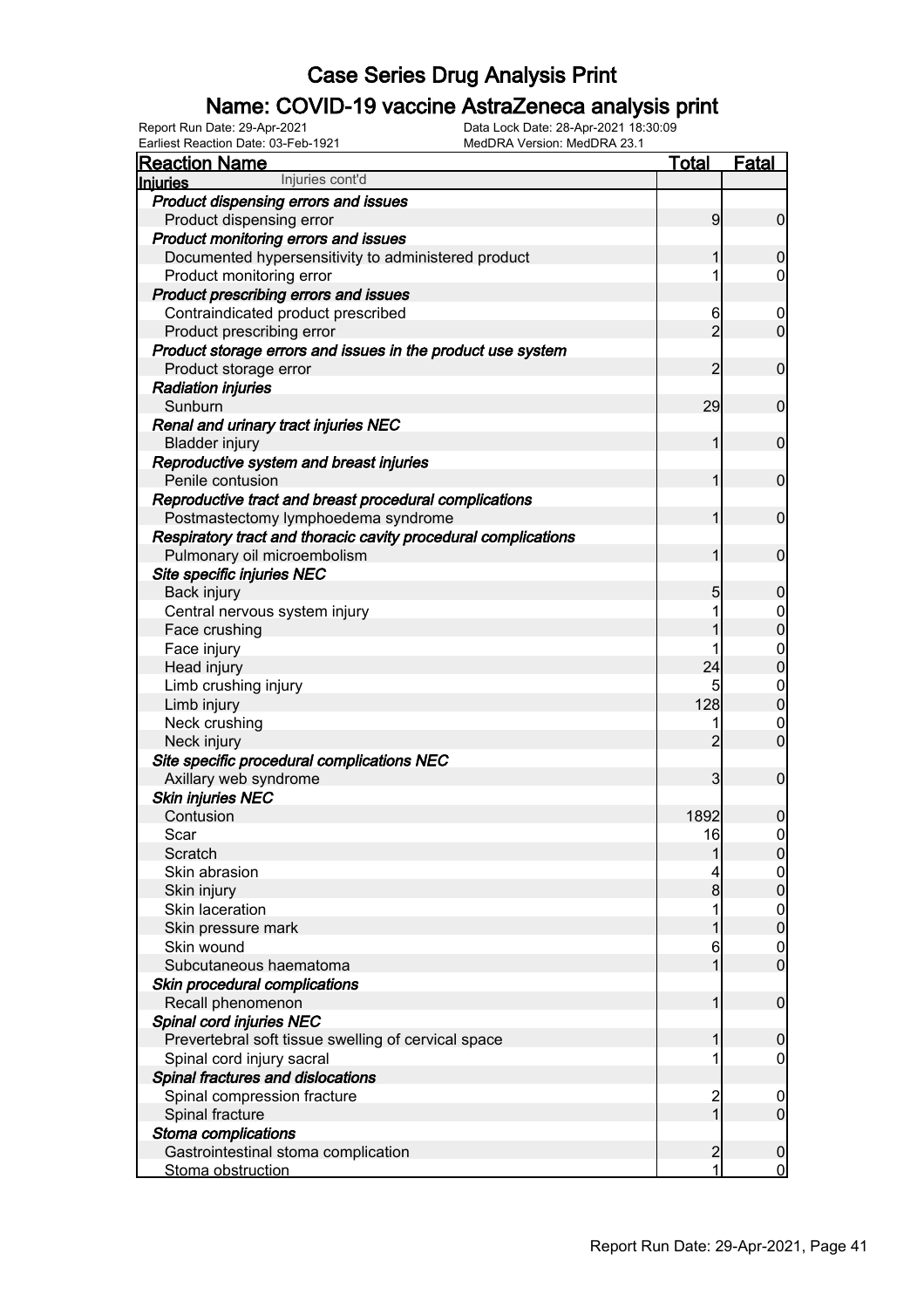# Case Series Drug Analysis Print

## Name: COVID-19 vaccine AstraZeneca analysis print

Report Run Date: 29-Apr-2021 | Data Lock Date: 28-Apr-2021 18:30:09
Earliest Reaction Date: 03-Feb-1921 | MedDRA Version: MedDRA 23.1

| Reaction Name | Total | Fatal |
|---|---|---|
| **Injuries** Injuries cont'd | | |
| ***Product dispensing errors and issues*** | | |
| Product dispensing error | 9 | 0 |
| ***Product monitoring errors and issues*** | | |
| Documented hypersensitivity to administered product | 1 | 0 |
| Product monitoring error | 1 | 0 |
| ***Product prescribing errors and issues*** | | |
| Contraindicated product prescribed | 6 | 0 |
| Product prescribing error | 2 | 0 |
| ***Product storage errors and issues in the product use system*** | | |
| Product storage error | 2 | 0 |
| ***Radiation injuries*** | | |
| Sunburn | 29 | 0 |
| ***Renal and urinary tract injuries NEC*** | | |
| Bladder injury | 1 | 0 |
| ***Reproductive system and breast injuries*** | | |
| Penile contusion | 1 | 0 |
| ***Reproductive tract and breast procedural complications*** | | |
| Postmastectomy lymphoedema syndrome | 1 | 0 |
| ***Respiratory tract and thoracic cavity procedural complications*** | | |
| Pulmonary oil microembolism | 1 | 0 |
| ***Site specific injuries NEC*** | | |
| Back injury | 5 | 0 |
| Central nervous system injury | 1 | 0 |
| Face crushing | 1 | 0 |
| Face injury | 1 | 0 |
| Head injury | 24 | 0 |
| Limb crushing injury | 5 | 0 |
| Limb injury | 128 | 0 |
| Neck crushing | 1 | 0 |
| Neck injury | 2 | 0 |
| ***Site specific procedural complications NEC*** | | |
| Axillary web syndrome | 3 | 0 |
| ***Skin injuries NEC*** | | |
| Contusion | 1892 | 0 |
| Scar | 16 | 0 |
| Scratch | 1 | 0 |
| Skin abrasion | 4 | 0 |
| Skin injury | 8 | 0 |
| Skin laceration | 1 | 0 |
| Skin pressure mark | 1 | 0 |
| Skin wound | 6 | 0 |
| Subcutaneous haematoma | 1 | 0 |
| ***Skin procedural complications*** | | |
| Recall phenomenon | 1 | 0 |
| ***Spinal cord injuries NEC*** | | |
| Prevertebral soft tissue swelling of cervical space | 1 | 0 |
| Spinal cord injury sacral | 1 | 0 |
| ***Spinal fractures and dislocations*** | | |
| Spinal compression fracture | 2 | 0 |
| Spinal fracture | 1 | 0 |
| ***Stoma complications*** | | |
| Gastrointestinal stoma complication | 2 | 0 |
| Stoma obstruction | 1 | 0 |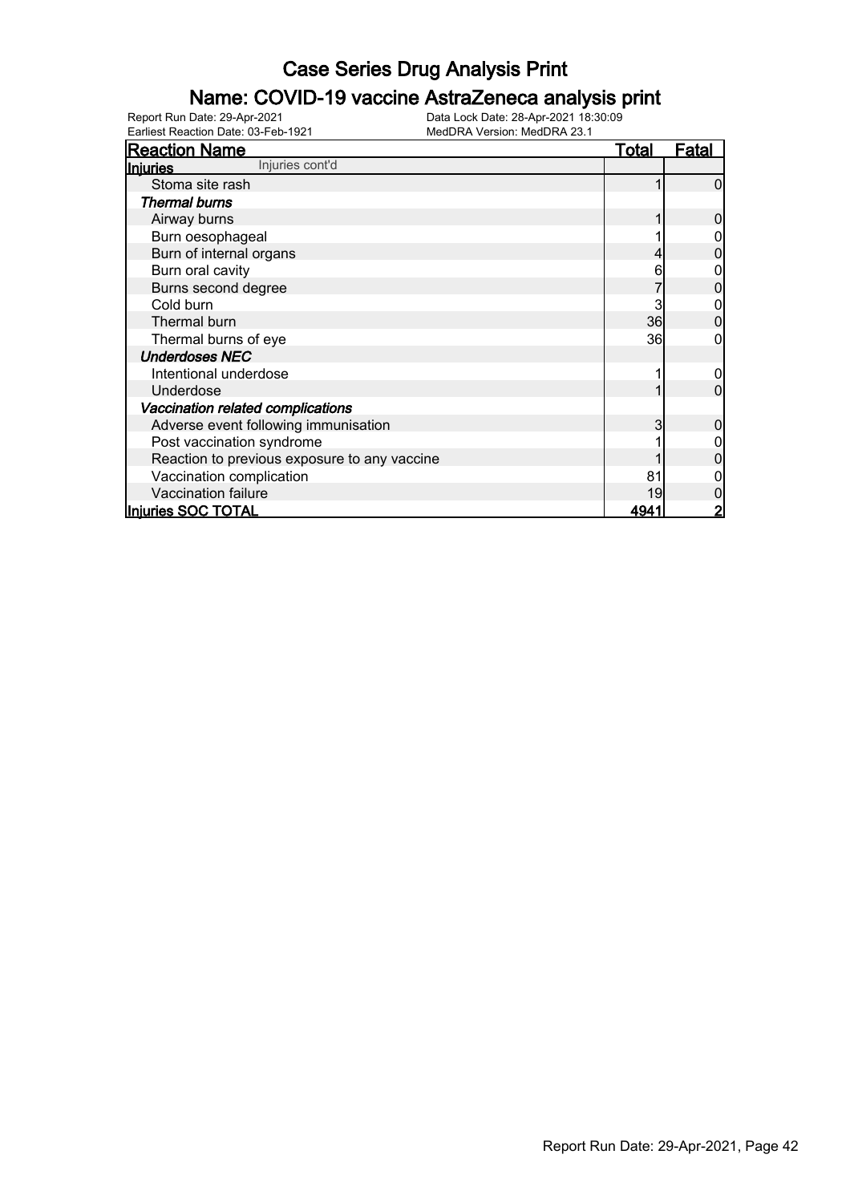# Case Series Drug Analysis Print

## Name: COVID-19 vaccine AstraZeneca analysis print

Report Run Date: 29-Apr-2021
Data Lock Date: 28-Apr-2021 18:30:09
Earliest Reaction Date: 03-Feb-1921
MedDRA Version: MedDRA 23.1

| Reaction Name | Total | Fatal |
|---|---|---|
| **Injuries** Injuries cont'd | | |
| Stoma site rash | 1 | 0 |
| ***Thermal burns*** | | |
| Airway burns | 1 | 0 |
| Burn oesophageal | 1 | 0 |
| Burn of internal organs | 4 | 0 |
| Burn oral cavity | 6 | 0 |
| Burns second degree | 7 | 0 |
| Cold burn | 3 | 0 |
| Thermal burn | 36 | 0 |
| Thermal burns of eye | 36 | 0 |
| ***Underdoses NEC*** | | |
| Intentional underdose | 1 | 0 |
| Underdose | 1 | 0 |
| ***Vaccination related complications*** | | |
| Adverse event following immunisation | 3 | 0 |
| Post vaccination syndrome | 1 | 0 |
| Reaction to previous exposure to any vaccine | 1 | 0 |
| Vaccination complication | 81 | 0 |
| Vaccination failure | 19 | 0 |
| **Injuries SOC TOTAL** | **4941** | **2** |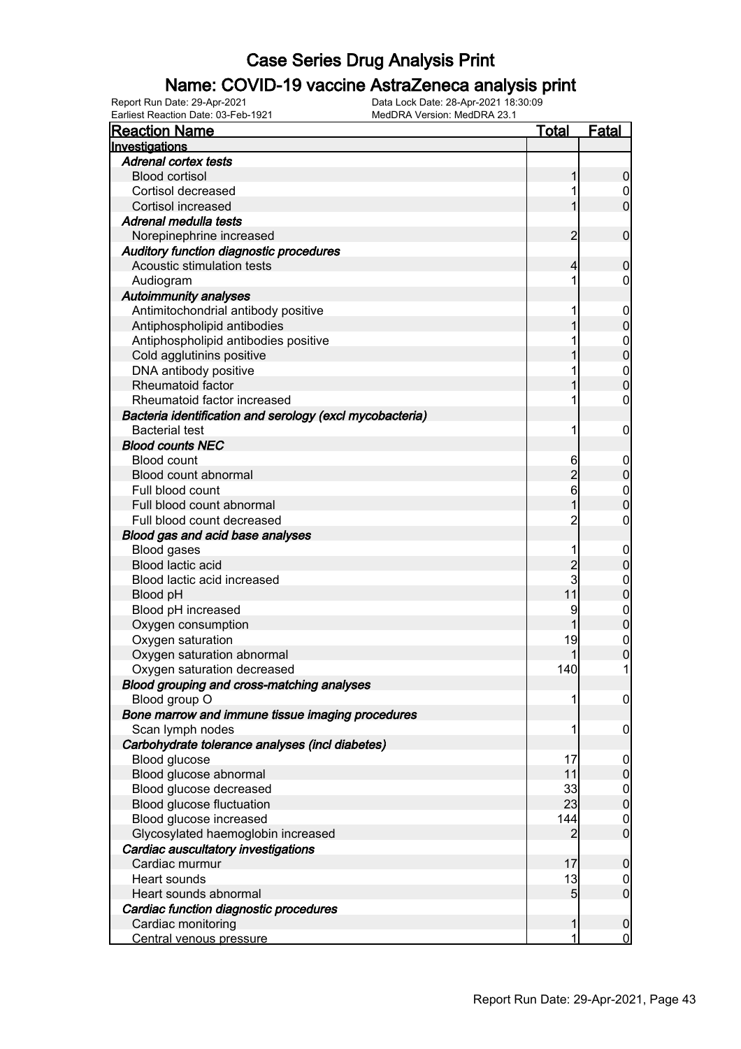# Case Series Drug Analysis Print

## Name: COVID-19 vaccine AstraZeneca analysis print

Report Run Date: 29-Apr-2021
Data Lock Date: 28-Apr-2021 18:30:09
Earliest Reaction Date: 03-Feb-1921
MedDRA Version: MedDRA 23.1

| Reaction Name | Total | Fatal |
|---|---|---|
| **Investigations** | | |
| ***Adrenal cortex tests*** | | |
| Blood cortisol | 1 | 0 |
| Cortisol decreased | 1 | 0 |
| Cortisol increased | 1 | 0 |
| ***Adrenal medulla tests*** | | |
| Norepinephrine increased | 2 | 0 |
| ***Auditory function diagnostic procedures*** | | |
| Acoustic stimulation tests | 4 | 0 |
| Audiogram | 1 | 0 |
| ***Autoimmunity analyses*** | | |
| Antimitochondrial antibody positive | 1 | 0 |
| Antiphospholipid antibodies | 1 | 0 |
| Antiphospholipid antibodies positive | 1 | 0 |
| Cold agglutinins positive | 1 | 0 |
| DNA antibody positive | 1 | 0 |
| Rheumatoid factor | 1 | 0 |
| Rheumatoid factor increased | 1 | 0 |
| ***Bacteria identification and serology (excl mycobacteria)*** | | |
| Bacterial test | 1 | 0 |
| ***Blood counts NEC*** | | |
| Blood count | 6 | 0 |
| Blood count abnormal | 2 | 0 |
| Full blood count | 6 | 0 |
| Full blood count abnormal | 1 | 0 |
| Full blood count decreased | 2 | 0 |
| ***Blood gas and acid base analyses*** | | |
| Blood gases | 1 | 0 |
| Blood lactic acid | 2 | 0 |
| Blood lactic acid increased | 3 | 0 |
| Blood pH | 11 | 0 |
| Blood pH increased | 9 | 0 |
| Oxygen consumption | 1 | 0 |
| Oxygen saturation | 19 | 0 |
| Oxygen saturation abnormal | 1 | 0 |
| Oxygen saturation decreased | 140 | 1 |
| ***Blood grouping and cross-matching analyses*** | | |
| Blood group O | 1 | 0 |
| ***Bone marrow and immune tissue imaging procedures*** | | |
| Scan lymph nodes | 1 | 0 |
| ***Carbohydrate tolerance analyses (incl diabetes)*** | | |
| Blood glucose | 17 | 0 |
| Blood glucose abnormal | 11 | 0 |
| Blood glucose decreased | 33 | 0 |
| Blood glucose fluctuation | 23 | 0 |
| Blood glucose increased | 144 | 0 |
| Glycosylated haemoglobin increased | 2 | 0 |
| ***Cardiac auscultatory investigations*** | | |
| Cardiac murmur | 17 | 0 |
| Heart sounds | 13 | 0 |
| Heart sounds abnormal | 5 | 0 |
| ***Cardiac function diagnostic procedures*** | | |
| Cardiac monitoring | 1 | 0 |
| Central venous pressure | 1 | 0 |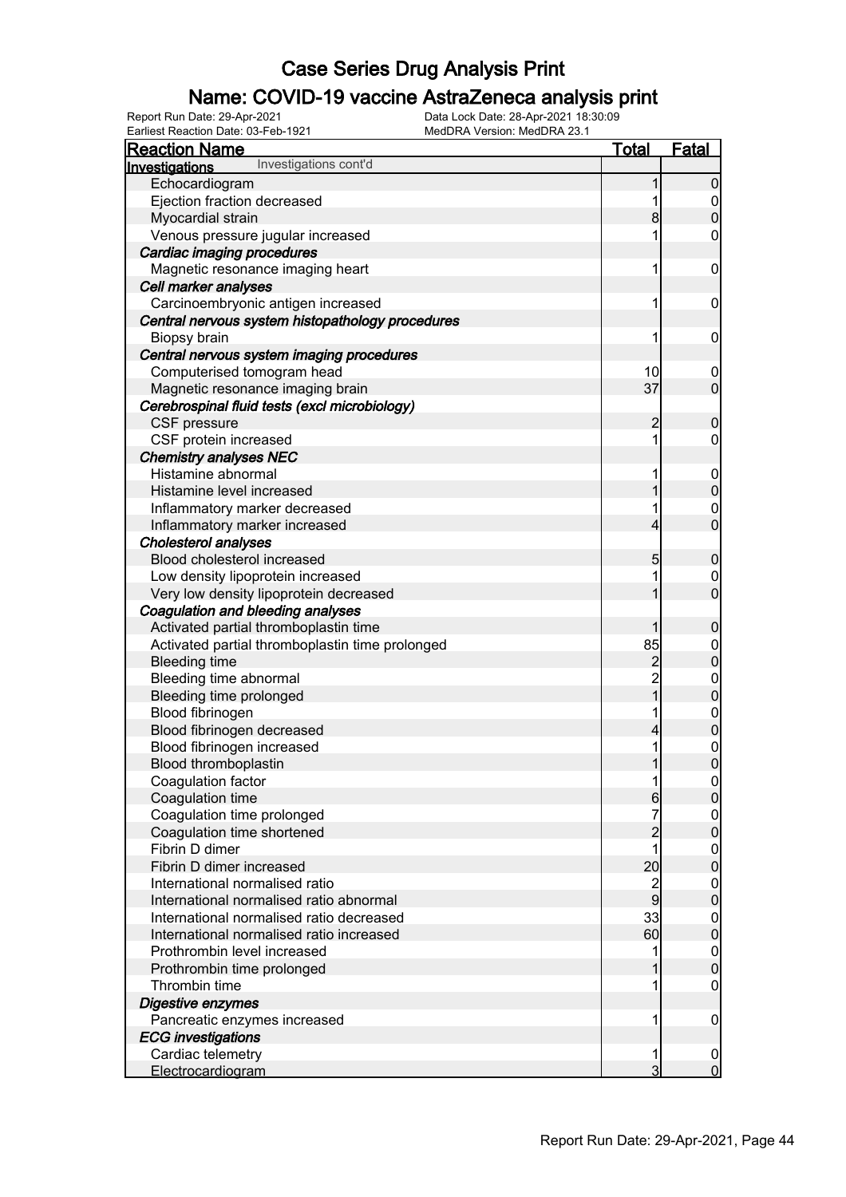# Case Series Drug Analysis Print

## Name: COVID-19 vaccine AstraZeneca analysis print

Report Run Date: 29-Apr-2021
Data Lock Date: 28-Apr-2021 18:30:09
Earliest Reaction Date: 03-Feb-1921
MedDRA Version: MedDRA 23.1

| Reaction Name | Total | Fatal |
|---|---|---|
| **Investigations** Investigations cont'd | | |
| Echocardiogram | 1 | 0 |
| Ejection fraction decreased | 1 | 0 |
| Myocardial strain | 8 | 0 |
| Venous pressure jugular increased | 1 | 0 |
| ***Cardiac imaging procedures*** | | |
| Magnetic resonance imaging heart | 1 | 0 |
| ***Cell marker analyses*** | | |
| Carcinoembryonic antigen increased | 1 | 0 |
| ***Central nervous system histopathology procedures*** | | |
| Biopsy brain | 1 | 0 |
| ***Central nervous system imaging procedures*** | | |
| Computerised tomogram head | 10 | 0 |
| Magnetic resonance imaging brain | 37 | 0 |
| ***Cerebrospinal fluid tests (excl microbiology)*** | | |
| CSF pressure | 2 | 0 |
| CSF protein increased | 1 | 0 |
| ***Chemistry analyses NEC*** | | |
| Histamine abnormal | 1 | 0 |
| Histamine level increased | 1 | 0 |
| Inflammatory marker decreased | 1 | 0 |
| Inflammatory marker increased | 4 | 0 |
| ***Cholesterol analyses*** | | |
| Blood cholesterol increased | 5 | 0 |
| Low density lipoprotein increased | 1 | 0 |
| Very low density lipoprotein decreased | 1 | 0 |
| ***Coagulation and bleeding analyses*** | | |
| Activated partial thromboplastin time | 1 | 0 |
| Activated partial thromboplastin time prolonged | 85 | 0 |
| Bleeding time | 2 | 0 |
| Bleeding time abnormal | 2 | 0 |
| Bleeding time prolonged | 1 | 0 |
| Blood fibrinogen | 1 | 0 |
| Blood fibrinogen decreased | 4 | 0 |
| Blood fibrinogen increased | 1 | 0 |
| Blood thromboplastin | 1 | 0 |
| Coagulation factor | 1 | 0 |
| Coagulation time | 6 | 0 |
| Coagulation time prolonged | 7 | 0 |
| Coagulation time shortened | 2 | 0 |
| Fibrin D dimer | 1 | 0 |
| Fibrin D dimer increased | 20 | 0 |
| International normalised ratio | 2 | 0 |
| International normalised ratio abnormal | 9 | 0 |
| International normalised ratio decreased | 33 | 0 |
| International normalised ratio increased | 60 | 0 |
| Prothrombin level increased | 1 | 0 |
| Prothrombin time prolonged | 1 | 0 |
| Thrombin time | 1 | 0 |
| ***Digestive enzymes*** | | |
| Pancreatic enzymes increased | 1 | 0 |
| ***ECG investigations*** | | |
| Cardiac telemetry | 1 | 0 |
| Electrocardiogram | 3 | 0 |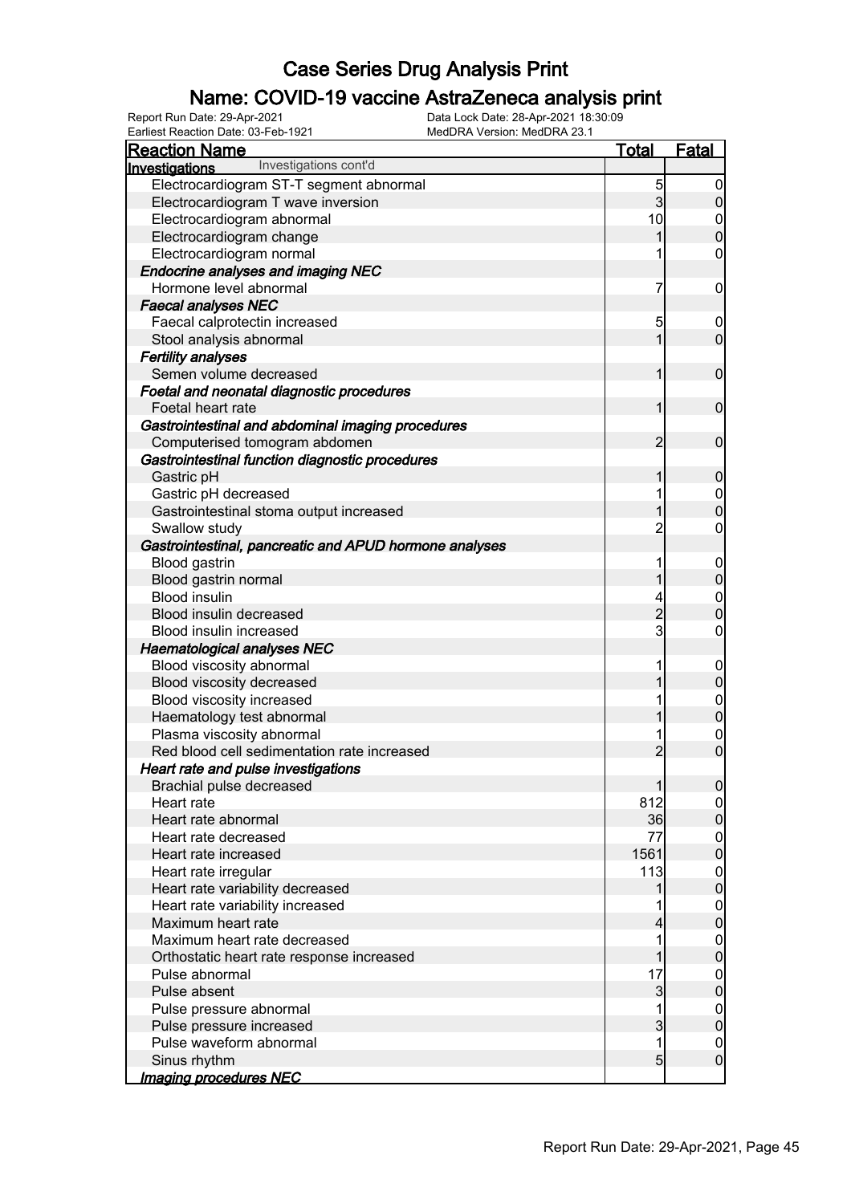# Case Series Drug Analysis Print

## Name: COVID-19 vaccine AstraZeneca analysis print

Report Run Date: 29-Apr-2021
Data Lock Date: 28-Apr-2021 18:30:09
Earliest Reaction Date: 03-Feb-1921
MedDRA Version: MedDRA 23.1

| Reaction Name | Total | Fatal |
|---|---|---|
| **Investigations** Investigations cont'd | | |
| Electrocardiogram ST-T segment abnormal | 5 | 0 |
| Electrocardiogram T wave inversion | 3 | 0 |
| Electrocardiogram abnormal | 10 | 0 |
| Electrocardiogram change | 1 | 0 |
| Electrocardiogram normal | 1 | 0 |
| ***Endocrine analyses and imaging NEC*** | | |
| Hormone level abnormal | 7 | 0 |
| ***Faecal analyses NEC*** | | |
| Faecal calprotectin increased | 5 | 0 |
| Stool analysis abnormal | 1 | 0 |
| ***Fertility analyses*** | | |
| Semen volume decreased | 1 | 0 |
| ***Foetal and neonatal diagnostic procedures*** | | |
| Foetal heart rate | 1 | 0 |
| ***Gastrointestinal and abdominal imaging procedures*** | | |
| Computerised tomogram abdomen | 2 | 0 |
| ***Gastrointestinal function diagnostic procedures*** | | |
| Gastric pH | 1 | 0 |
| Gastric pH decreased | 1 | 0 |
| Gastrointestinal stoma output increased | 1 | 0 |
| Swallow study | 2 | 0 |
| ***Gastrointestinal, pancreatic and APUD hormone analyses*** | | |
| Blood gastrin | 1 | 0 |
| Blood gastrin normal | 1 | 0 |
| Blood insulin | 4 | 0 |
| Blood insulin decreased | 2 | 0 |
| Blood insulin increased | 3 | 0 |
| ***Haematological analyses NEC*** | | |
| Blood viscosity abnormal | 1 | 0 |
| Blood viscosity decreased | 1 | 0 |
| Blood viscosity increased | 1 | 0 |
| Haematology test abnormal | 1 | 0 |
| Plasma viscosity abnormal | 1 | 0 |
| Red blood cell sedimentation rate increased | 2 | 0 |
| ***Heart rate and pulse investigations*** | | |
| Brachial pulse decreased | 1 | 0 |
| Heart rate | 812 | 0 |
| Heart rate abnormal | 36 | 0 |
| Heart rate decreased | 77 | 0 |
| Heart rate increased | 1561 | 0 |
| Heart rate irregular | 113 | 0 |
| Heart rate variability decreased | 1 | 0 |
| Heart rate variability increased | 1 | 0 |
| Maximum heart rate | 4 | 0 |
| Maximum heart rate decreased | 1 | 0 |
| Orthostatic heart rate response increased | 1 | 0 |
| Pulse abnormal | 17 | 0 |
| Pulse absent | 3 | 0 |
| Pulse pressure abnormal | 1 | 0 |
| Pulse pressure increased | 3 | 0 |
| Pulse waveform abnormal | 1 | 0 |
| Sinus rhythm | 5 | 0 |
| ***Imaging procedures NEC*** | | |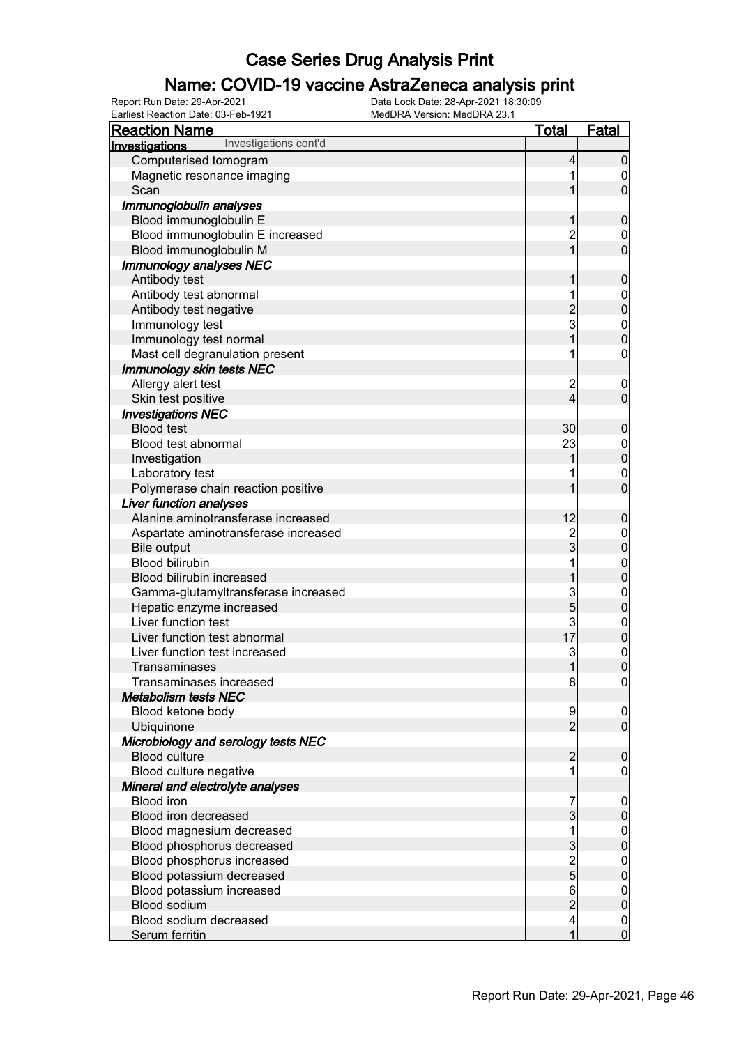# Case Series Drug Analysis Print

## Name: COVID-19 vaccine AstraZeneca analysis print

Report Run Date: 29-Apr-2021
Earliest Reaction Date: 03-Feb-1921
Data Lock Date: 28-Apr-2021 18:30:09
MedDRA Version: MedDRA 23.1

| Reaction Name | Total | Fatal |
|---|---|---|
| **Investigations** Investigations cont'd | | |
| Computerised tomogram | 4 | 0 |
| Magnetic resonance imaging | 1 | 0 |
| Scan | 1 | 0 |
| ***Immunoglobulin analyses*** | | |
| Blood immunoglobulin E | 1 | 0 |
| Blood immunoglobulin E increased | 2 | 0 |
| Blood immunoglobulin M | 1 | 0 |
| ***Immunology analyses NEC*** | | |
| Antibody test | 1 | 0 |
| Antibody test abnormal | 1 | 0 |
| Antibody test negative | 2 | 0 |
| Immunology test | 3 | 0 |
| Immunology test normal | 1 | 0 |
| Mast cell degranulation present | 1 | 0 |
| ***Immunology skin tests NEC*** | | |
| Allergy alert test | 2 | 0 |
| Skin test positive | 4 | 0 |
| ***Investigations NEC*** | | |
| Blood test | 30 | 0 |
| Blood test abnormal | 23 | 0 |
| Investigation | 1 | 0 |
| Laboratory test | 1 | 0 |
| Polymerase chain reaction positive | 1 | 0 |
| ***Liver function analyses*** | | |
| Alanine aminotransferase increased | 12 | 0 |
| Aspartate aminotransferase increased | 2 | 0 |
| Bile output | 3 | 0 |
| Blood bilirubin | 1 | 0 |
| Blood bilirubin increased | 1 | 0 |
| Gamma-glutamyltransferase increased | 3 | 0 |
| Hepatic enzyme increased | 5 | 0 |
| Liver function test | 3 | 0 |
| Liver function test abnormal | 17 | 0 |
| Liver function test increased | 3 | 0 |
| Transaminases | 1 | 0 |
| Transaminases increased | 8 | 0 |
| ***Metabolism tests NEC*** | | |
| Blood ketone body | 9 | 0 |
| Ubiquinone | 2 | 0 |
| ***Microbiology and serology tests NEC*** | | |
| Blood culture | 2 | 0 |
| Blood culture negative | 1 | 0 |
| ***Mineral and electrolyte analyses*** | | |
| Blood iron | 7 | 0 |
| Blood iron decreased | 3 | 0 |
| Blood magnesium decreased | 1 | 0 |
| Blood phosphorus decreased | 3 | 0 |
| Blood phosphorus increased | 2 | 0 |
| Blood potassium decreased | 5 | 0 |
| Blood potassium increased | 6 | 0 |
| Blood sodium | 2 | 0 |
| Blood sodium decreased | 4 | 0 |
| Serum ferritin | 1 | 0 |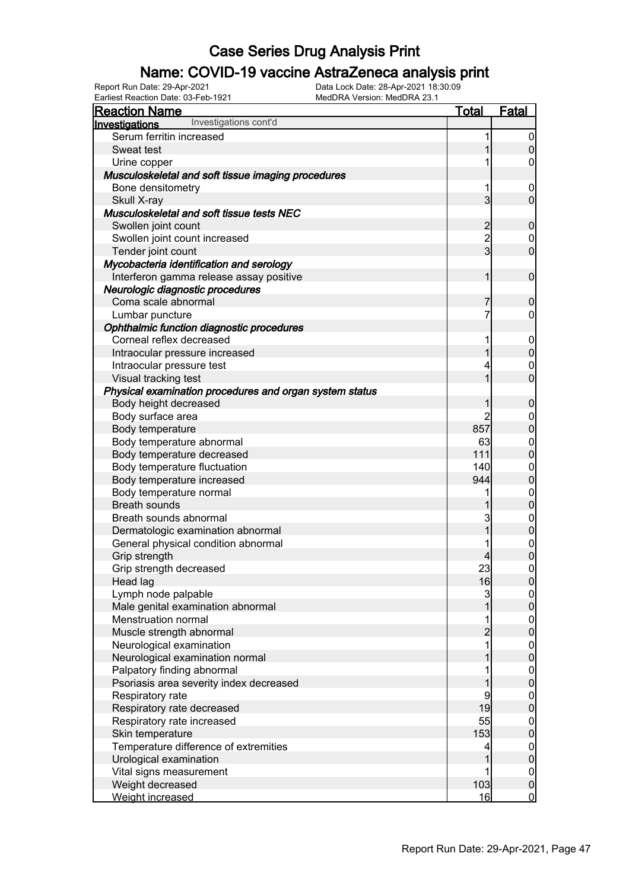# Case Series Drug Analysis Print

## Name: COVID-19 vaccine AstraZeneca analysis print

Report Run Date: 29-Apr-2021
Earliest Reaction Date: 03-Feb-1921
Data Lock Date: 28-Apr-2021 18:30:09
MedDRA Version: MedDRA 23.1

| Reaction Name | Total | Fatal |
|---|---|---|
| **Investigations** Investigations cont'd | | |
| Serum ferritin increased | 1 | 0 |
| Sweat test | 1 | 0 |
| Urine copper | 1 | 0 |
| ***Musculoskeletal and soft tissue imaging procedures*** | | |
| Bone densitometry | 1 | 0 |
| Skull X-ray | 3 | 0 |
| ***Musculoskeletal and soft tissue tests NEC*** | | |
| Swollen joint count | 2 | 0 |
| Swollen joint count increased | 2 | 0 |
| Tender joint count | 3 | 0 |
| ***Mycobacteria identification and serology*** | | |
| Interferon gamma release assay positive | 1 | 0 |
| ***Neurologic diagnostic procedures*** | | |
| Coma scale abnormal | 7 | 0 |
| Lumbar puncture | 7 | 0 |
| ***Ophthalmic function diagnostic procedures*** | | |
| Corneal reflex decreased | 1 | 0 |
| Intraocular pressure increased | 1 | 0 |
| Intraocular pressure test | 4 | 0 |
| Visual tracking test | 1 | 0 |
| ***Physical examination procedures and organ system status*** | | |
| Body height decreased | 1 | 0 |
| Body surface area | 2 | 0 |
| Body temperature | 857 | 0 |
| Body temperature abnormal | 63 | 0 |
| Body temperature decreased | 111 | 0 |
| Body temperature fluctuation | 140 | 0 |
| Body temperature increased | 944 | 0 |
| Body temperature normal | 1 | 0 |
| Breath sounds | 1 | 0 |
| Breath sounds abnormal | 3 | 0 |
| Dermatologic examination abnormal | 1 | 0 |
| General physical condition abnormal | 1 | 0 |
| Grip strength | 4 | 0 |
| Grip strength decreased | 23 | 0 |
| Head lag | 16 | 0 |
| Lymph node palpable | 3 | 0 |
| Male genital examination abnormal | 1 | 0 |
| Menstruation normal | 1 | 0 |
| Muscle strength abnormal | 2 | 0 |
| Neurological examination | 1 | 0 |
| Neurological examination normal | 1 | 0 |
| Palpatory finding abnormal | 1 | 0 |
| Psoriasis area severity index decreased | 1 | 0 |
| Respiratory rate | 9 | 0 |
| Respiratory rate decreased | 19 | 0 |
| Respiratory rate increased | 55 | 0 |
| Skin temperature | 153 | 0 |
| Temperature difference of extremities | 4 | 0 |
| Urological examination | 1 | 0 |
| Vital signs measurement | 1 | 0 |
| Weight decreased | 103 | 0 |
| Weight increased | 16 | 0 |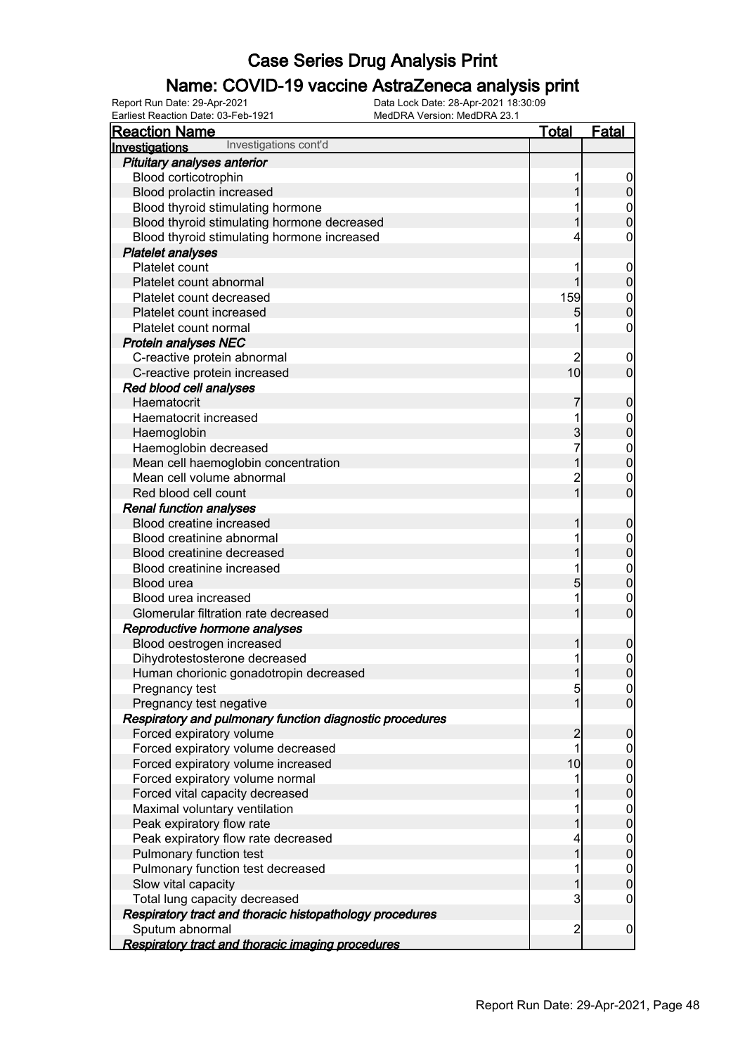# Case Series Drug Analysis Print

## Name: COVID-19 vaccine AstraZeneca analysis print

Report Run Date: 29-Apr-2021
Earliest Reaction Date: 03-Feb-1921
Data Lock Date: 28-Apr-2021 18:30:09
MedDRA Version: MedDRA 23.1

| Reaction Name | Total | Fatal |
|---|---|---|
| **Investigations** Investigations cont'd | | |
| ***Pituitary analyses anterior*** | | |
| Blood corticotrophin | 1 | 0 |
| Blood prolactin increased | 1 | 0 |
| Blood thyroid stimulating hormone | 1 | 0 |
| Blood thyroid stimulating hormone decreased | 1 | 0 |
| Blood thyroid stimulating hormone increased | 4 | 0 |
| ***Platelet analyses*** | | |
| Platelet count | 1 | 0 |
| Platelet count abnormal | 1 | 0 |
| Platelet count decreased | 159 | 0 |
| Platelet count increased | 5 | 0 |
| Platelet count normal | 1 | 0 |
| ***Protein analyses NEC*** | | |
| C-reactive protein abnormal | 2 | 0 |
| C-reactive protein increased | 10 | 0 |
| ***Red blood cell analyses*** | | |
| Haematocrit | 7 | 0 |
| Haematocrit increased | 1 | 0 |
| Haemoglobin | 3 | 0 |
| Haemoglobin decreased | 7 | 0 |
| Mean cell haemoglobin concentration | 1 | 0 |
| Mean cell volume abnormal | 2 | 0 |
| Red blood cell count | 1 | 0 |
| ***Renal function analyses*** | | |
| Blood creatine increased | 1 | 0 |
| Blood creatinine abnormal | 1 | 0 |
| Blood creatinine decreased | 1 | 0 |
| Blood creatinine increased | 1 | 0 |
| Blood urea | 5 | 0 |
| Blood urea increased | 1 | 0 |
| Glomerular filtration rate decreased | 1 | 0 |
| ***Reproductive hormone analyses*** | | |
| Blood oestrogen increased | 1 | 0 |
| Dihydrotestosterone decreased | 1 | 0 |
| Human chorionic gonadotropin decreased | 1 | 0 |
| Pregnancy test | 5 | 0 |
| Pregnancy test negative | 1 | 0 |
| ***Respiratory and pulmonary function diagnostic procedures*** | | |
| Forced expiratory volume | 2 | 0 |
| Forced expiratory volume decreased | 1 | 0 |
| Forced expiratory volume increased | 10 | 0 |
| Forced expiratory volume normal | 1 | 0 |
| Forced vital capacity decreased | 1 | 0 |
| Maximal voluntary ventilation | 1 | 0 |
| Peak expiratory flow rate | 1 | 0 |
| Peak expiratory flow rate decreased | 4 | 0 |
| Pulmonary function test | 1 | 0 |
| Pulmonary function test decreased | 1 | 0 |
| Slow vital capacity | 1 | 0 |
| Total lung capacity decreased | 3 | 0 |
| ***Respiratory tract and thoracic histopathology procedures*** | | |
| Sputum abnormal | 2 | 0 |
| ***Respiratory tract and thoracic imaging procedures*** | | |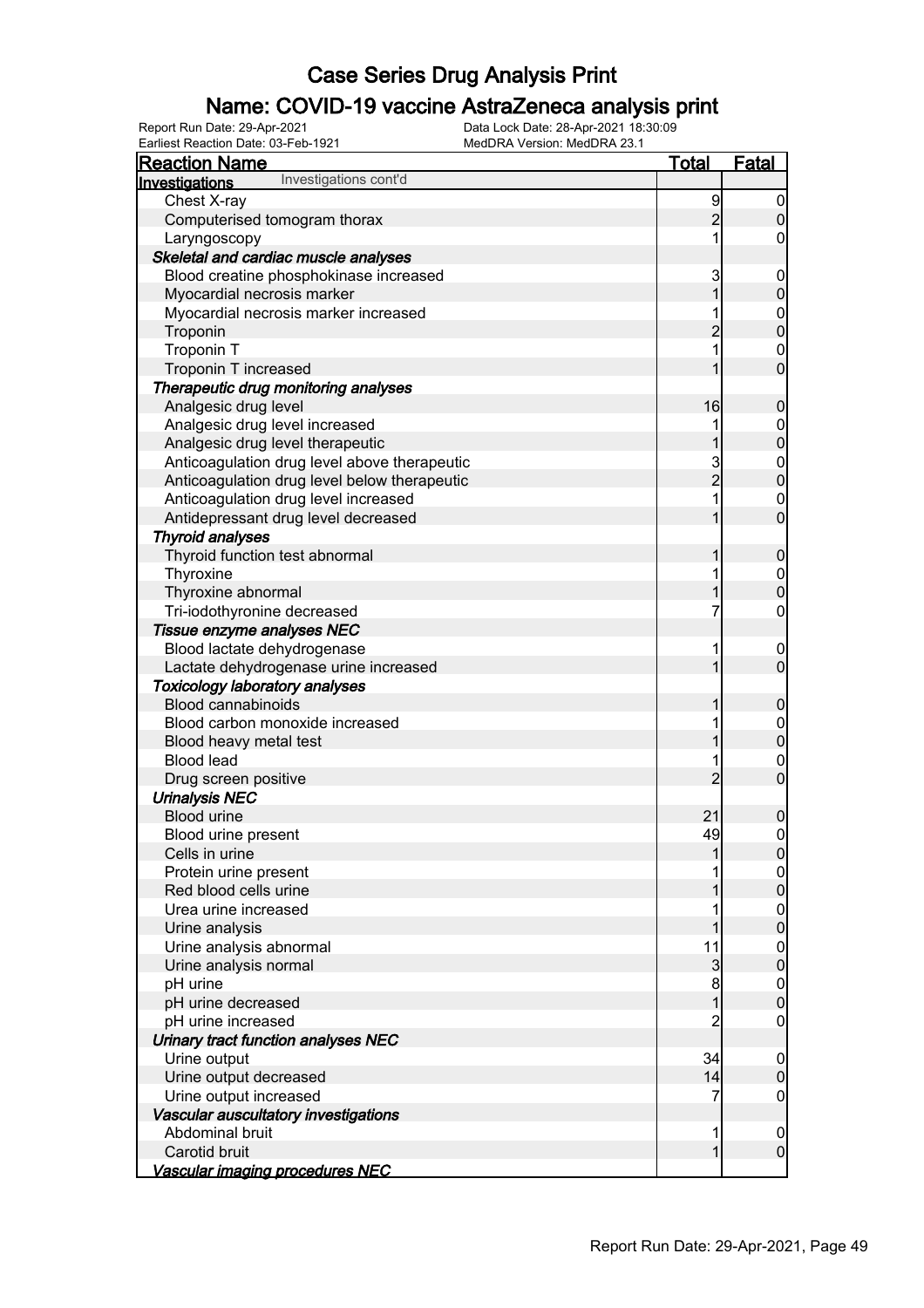# Case Series Drug Analysis Print

## Name: COVID-19 vaccine AstraZeneca analysis print

Report Run Date: 29-Apr-2021
Data Lock Date: 28-Apr-2021 18:30:09
Earliest Reaction Date: 03-Feb-1921
MedDRA Version: MedDRA 23.1

| Reaction Name | Total | Fatal |
|---|---|---|
| **Investigations** Investigations cont'd | | |
| Chest X-ray | 9 | 0 |
| Computerised tomogram thorax | 2 | 0 |
| Laryngoscopy | 1 | 0 |
| ***Skeletal and cardiac muscle analyses*** | | |
| Blood creatine phosphokinase increased | 3 | 0 |
| Myocardial necrosis marker | 1 | 0 |
| Myocardial necrosis marker increased | 1 | 0 |
| Troponin | 2 | 0 |
| Troponin T | 1 | 0 |
| Troponin T increased | 1 | 0 |
| ***Therapeutic drug monitoring analyses*** | | |
| Analgesic drug level | 16 | 0 |
| Analgesic drug level increased | 1 | 0 |
| Analgesic drug level therapeutic | 1 | 0 |
| Anticoagulation drug level above therapeutic | 3 | 0 |
| Anticoagulation drug level below therapeutic | 2 | 0 |
| Anticoagulation drug level increased | 1 | 0 |
| Antidepressant drug level decreased | 1 | 0 |
| ***Thyroid analyses*** | | |
| Thyroid function test abnormal | 1 | 0 |
| Thyroxine | 1 | 0 |
| Thyroxine abnormal | 1 | 0 |
| Tri-iodothyronine decreased | 7 | 0 |
| ***Tissue enzyme analyses NEC*** | | |
| Blood lactate dehydrogenase | 1 | 0 |
| Lactate dehydrogenase urine increased | 1 | 0 |
| ***Toxicology laboratory analyses*** | | |
| Blood cannabinoids | 1 | 0 |
| Blood carbon monoxide increased | 1 | 0 |
| Blood heavy metal test | 1 | 0 |
| Blood lead | 1 | 0 |
| Drug screen positive | 2 | 0 |
| ***Urinalysis NEC*** | | |
| Blood urine | 21 | 0 |
| Blood urine present | 49 | 0 |
| Cells in urine | 1 | 0 |
| Protein urine present | 1 | 0 |
| Red blood cells urine | 1 | 0 |
| Urea urine increased | 1 | 0 |
| Urine analysis | 1 | 0 |
| Urine analysis abnormal | 11 | 0 |
| Urine analysis normal | 3 | 0 |
| pH urine | 8 | 0 |
| pH urine decreased | 1 | 0 |
| pH urine increased | 2 | 0 |
| ***Urinary tract function analyses NEC*** | | |
| Urine output | 34 | 0 |
| Urine output decreased | 14 | 0 |
| Urine output increased | 7 | 0 |
| ***Vascular auscultatory investigations*** | | |
| Abdominal bruit | 1 | 0 |
| Carotid bruit | 1 | 0 |
| ***Vascular imaging procedures NEC*** | | |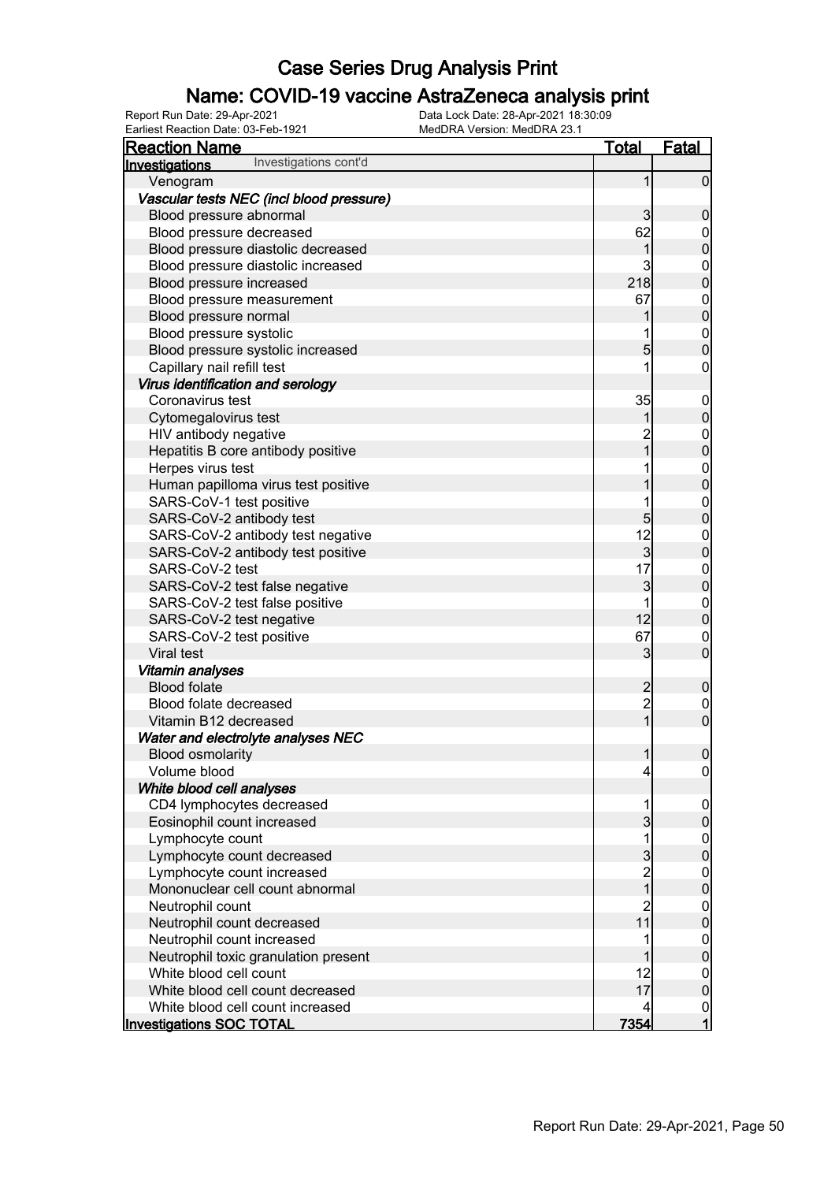# Case Series Drug Analysis Print

## Name: COVID-19 vaccine AstraZeneca analysis print

Report Run Date: 29-Apr-2021
Data Lock Date: 28-Apr-2021 18:30:09
Earliest Reaction Date: 03-Feb-1921
MedDRA Version: MedDRA 23.1

| Reaction Name | Total | Fatal |
|---|---|---|
| **Investigations** Investigations cont'd | | |
| Venogram | 1 | 0 |
| ***Vascular tests NEC (incl blood pressure)*** | | |
| Blood pressure abnormal | 3 | 0 |
| Blood pressure decreased | 62 | 0 |
| Blood pressure diastolic decreased | 1 | 0 |
| Blood pressure diastolic increased | 3 | 0 |
| Blood pressure increased | 218 | 0 |
| Blood pressure measurement | 67 | 0 |
| Blood pressure normal | 1 | 0 |
| Blood pressure systolic | 1 | 0 |
| Blood pressure systolic increased | 5 | 0 |
| Capillary nail refill test | 1 | 0 |
| ***Virus identification and serology*** | | |
| Coronavirus test | 35 | 0 |
| Cytomegalovirus test | 1 | 0 |
| HIV antibody negative | 2 | 0 |
| Hepatitis B core antibody positive | 1 | 0 |
| Herpes virus test | 1 | 0 |
| Human papilloma virus test positive | 1 | 0 |
| SARS-CoV-1 test positive | 1 | 0 |
| SARS-CoV-2 antibody test | 5 | 0 |
| SARS-CoV-2 antibody test negative | 12 | 0 |
| SARS-CoV-2 antibody test positive | 3 | 0 |
| SARS-CoV-2 test | 17 | 0 |
| SARS-CoV-2 test false negative | 3 | 0 |
| SARS-CoV-2 test false positive | 1 | 0 |
| SARS-CoV-2 test negative | 12 | 0 |
| SARS-CoV-2 test positive | 67 | 0 |
| Viral test | 3 | 0 |
| ***Vitamin analyses*** | | |
| Blood folate | 2 | 0 |
| Blood folate decreased | 2 | 0 |
| Vitamin B12 decreased | 1 | 0 |
| ***Water and electrolyte analyses NEC*** | | |
| Blood osmolarity | 1 | 0 |
| Volume blood | 4 | 0 |
| ***White blood cell analyses*** | | |
| CD4 lymphocytes decreased | 1 | 0 |
| Eosinophil count increased | 3 | 0 |
| Lymphocyte count | 1 | 0 |
| Lymphocyte count decreased | 3 | 0 |
| Lymphocyte count increased | 2 | 0 |
| Mononuclear cell count abnormal | 1 | 0 |
| Neutrophil count | 2 | 0 |
| Neutrophil count decreased | 11 | 0 |
| Neutrophil count increased | 1 | 0 |
| Neutrophil toxic granulation present | 1 | 0 |
| White blood cell count | 12 | 0 |
| White blood cell count decreased | 17 | 0 |
| White blood cell count increased | 4 | 0 |
| **Investigations SOC TOTAL** | **7354** | **1** |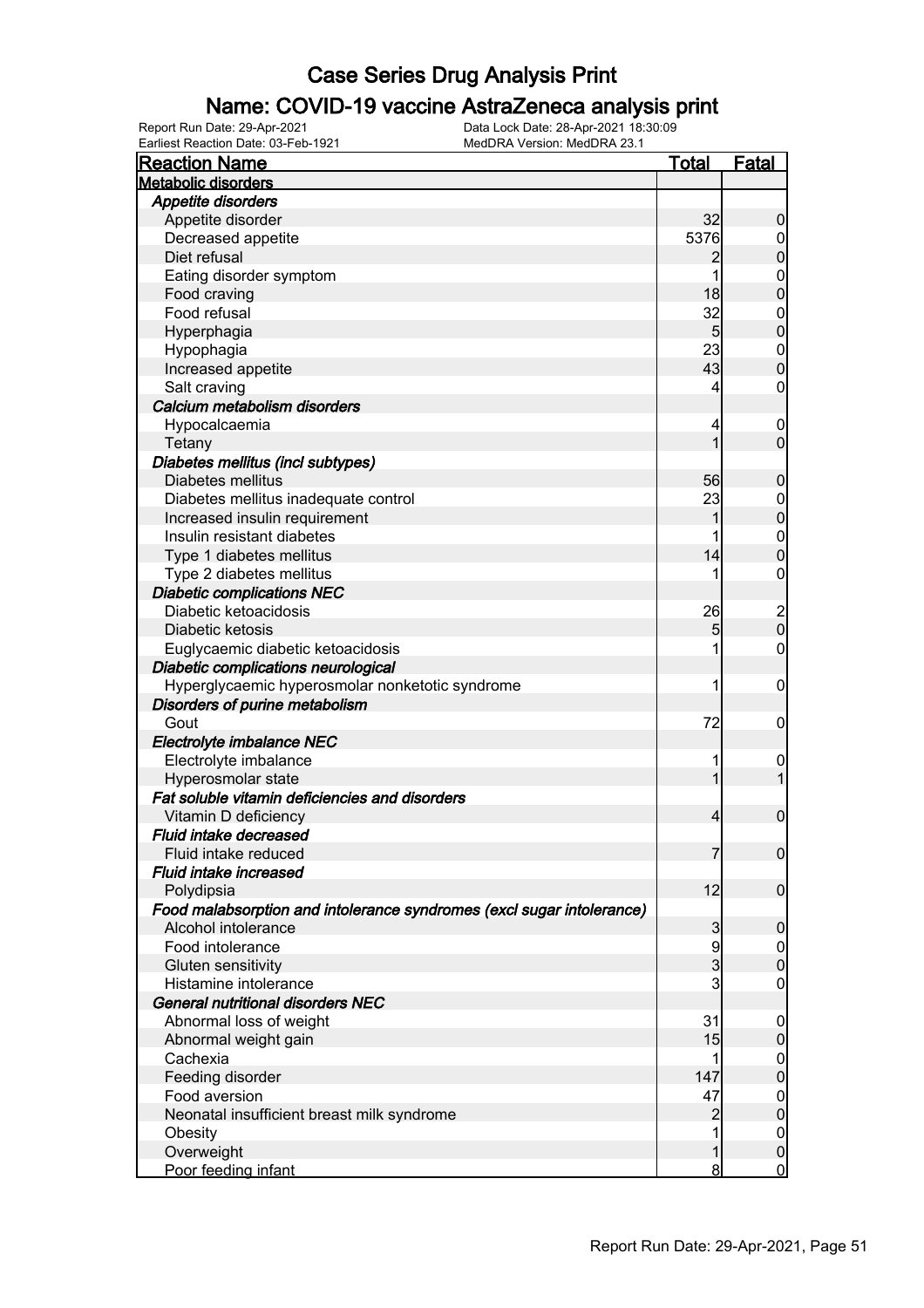# Case Series Drug Analysis Print

## Name: COVID-19 vaccine AstraZeneca analysis print

Report Run Date: 29-Apr-2021 | Data Lock Date: 28-Apr-2021 18:30:09
Earliest Reaction Date: 03-Feb-1921 | MedDRA Version: MedDRA 23.1

| Reaction Name | Total | Fatal |
|---|---|---|
| **Metabolic disorders** | | |
| ***Appetite disorders*** | | |
| Appetite disorder | 32 | 0 |
| Decreased appetite | 5376 | 0 |
| Diet refusal | 2 | 0 |
| Eating disorder symptom | 1 | 0 |
| Food craving | 18 | 0 |
| Food refusal | 32 | 0 |
| Hyperphagia | 5 | 0 |
| Hypophagia | 23 | 0 |
| Increased appetite | 43 | 0 |
| Salt craving | 4 | 0 |
| ***Calcium metabolism disorders*** | | |
| Hypocalcaemia | 4 | 0 |
| Tetany | 1 | 0 |
| ***Diabetes mellitus (incl subtypes)*** | | |
| Diabetes mellitus | 56 | 0 |
| Diabetes mellitus inadequate control | 23 | 0 |
| Increased insulin requirement | 1 | 0 |
| Insulin resistant diabetes | 1 | 0 |
| Type 1 diabetes mellitus | 14 | 0 |
| Type 2 diabetes mellitus | 1 | 0 |
| ***Diabetic complications NEC*** | | |
| Diabetic ketoacidosis | 26 | 2 |
| Diabetic ketosis | 5 | 0 |
| Euglycaemic diabetic ketoacidosis | 1 | 0 |
| ***Diabetic complications neurological*** | | |
| Hyperglycaemic hyperosmolar nonketotic syndrome | 1 | 0 |
| ***Disorders of purine metabolism*** | | |
| Gout | 72 | 0 |
| ***Electrolyte imbalance NEC*** | | |
| Electrolyte imbalance | 1 | 0 |
| Hyperosmolar state | 1 | 1 |
| ***Fat soluble vitamin deficiencies and disorders*** | | |
| Vitamin D deficiency | 4 | 0 |
| ***Fluid intake decreased*** | | |
| Fluid intake reduced | 7 | 0 |
| ***Fluid intake increased*** | | |
| Polydipsia | 12 | 0 |
| ***Food malabsorption and intolerance syndromes (excl sugar intolerance)*** | | |
| Alcohol intolerance | 3 | 0 |
| Food intolerance | 9 | 0 |
| Gluten sensitivity | 3 | 0 |
| Histamine intolerance | 3 | 0 |
| ***General nutritional disorders NEC*** | | |
| Abnormal loss of weight | 31 | 0 |
| Abnormal weight gain | 15 | 0 |
| Cachexia | 1 | 0 |
| Feeding disorder | 147 | 0 |
| Food aversion | 47 | 0 |
| Neonatal insufficient breast milk syndrome | 2 | 0 |
| Obesity | 1 | 0 |
| Overweight | 1 | 0 |
| Poor feeding infant | 8 | 0 |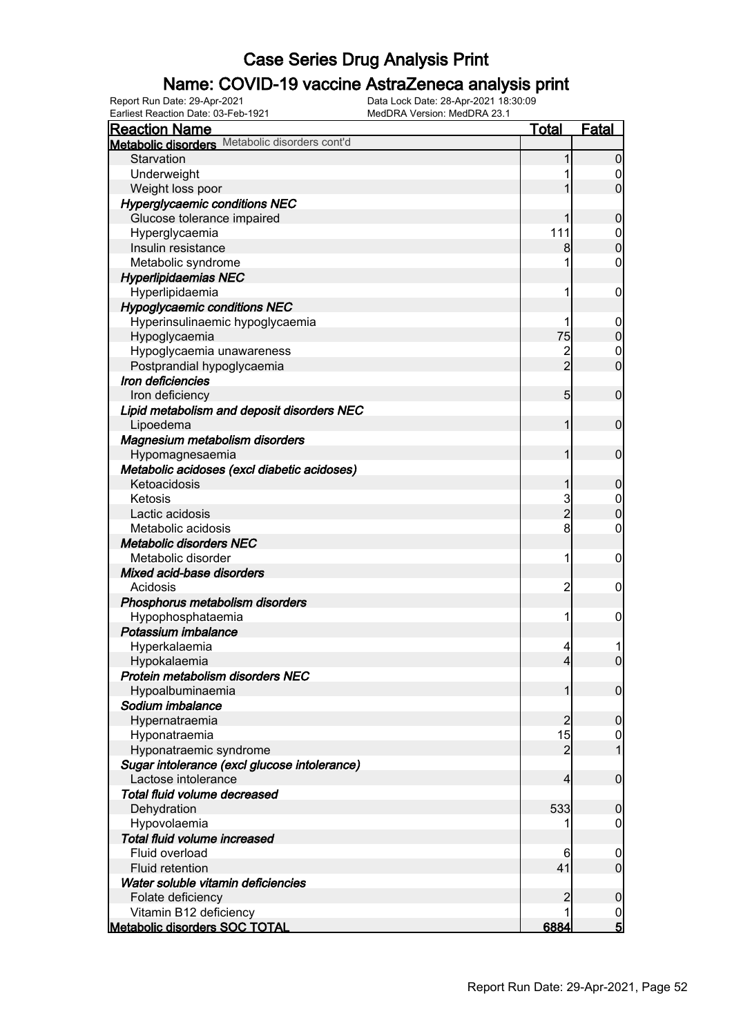# Case Series Drug Analysis Print

## Name: COVID-19 vaccine AstraZeneca analysis print

Report Run Date: 29-Apr-2021 Data Lock Date: 28-Apr-2021 18:30:09
Earliest Reaction Date: 03-Feb-1921 MedDRA Version: MedDRA 23.1

| Reaction Name | Total | Fatal |
|---|---|---|
| **Metabolic disorders** Metabolic disorders cont'd | | |
| Starvation | 1 | 0 |
| Underweight | 1 | 0 |
| Weight loss poor | 1 | 0 |
| ***Hyperglycaemic conditions NEC*** | | |
| Glucose tolerance impaired | 1 | 0 |
| Hyperglycaemia | 111 | 0 |
| Insulin resistance | 8 | 0 |
| Metabolic syndrome | 1 | 0 |
| ***Hyperlipidaemias NEC*** | | |
| Hyperlipidaemia | 1 | 0 |
| ***Hypoglycaemic conditions NEC*** | | |
| Hyperinsulinaemic hypoglycaemia | 1 | 0 |
| Hypoglycaemia | 75 | 0 |
| Hypoglycaemia unawareness | 2 | 0 |
| Postprandial hypoglycaemia | 2 | 0 |
| ***Iron deficiencies*** | | |
| Iron deficiency | 5 | 0 |
| ***Lipid metabolism and deposit disorders NEC*** | | |
| Lipoedema | 1 | 0 |
| ***Magnesium metabolism disorders*** | | |
| Hypomagnesaemia | 1 | 0 |
| ***Metabolic acidoses (excl diabetic acidoses)*** | | |
| Ketoacidosis | 1 | 0 |
| Ketosis | 3 | 0 |
| Lactic acidosis | 2 | 0 |
| Metabolic acidosis | 8 | 0 |
| ***Metabolic disorders NEC*** | | |
| Metabolic disorder | 1 | 0 |
| ***Mixed acid-base disorders*** | | |
| Acidosis | 2 | 0 |
| ***Phosphorus metabolism disorders*** | | |
| Hypophosphataemia | 1 | 0 |
| ***Potassium imbalance*** | | |
| Hyperkalaemia | 4 | 1 |
| Hypokalaemia | 4 | 0 |
| ***Protein metabolism disorders NEC*** | | |
| Hypoalbuminaemia | 1 | 0 |
| ***Sodium imbalance*** | | |
| Hypernatraemia | 2 | 0 |
| Hyponatraemia | 15 | 0 |
| Hyponatraemic syndrome | 2 | 1 |
| ***Sugar intolerance (excl glucose intolerance)*** | | |
| Lactose intolerance | 4 | 0 |
| ***Total fluid volume decreased*** | | |
| Dehydration | 533 | 0 |
| Hypovolaemia | 1 | 0 |
| ***Total fluid volume increased*** | | |
| Fluid overload | 6 | 0 |
| Fluid retention | 41 | 0 |
| ***Water soluble vitamin deficiencies*** | | |
| Folate deficiency | 2 | 0 |
| Vitamin B12 deficiency | 1 | 0 |
| **Metabolic disorders SOC TOTAL** | **6884** | **5** |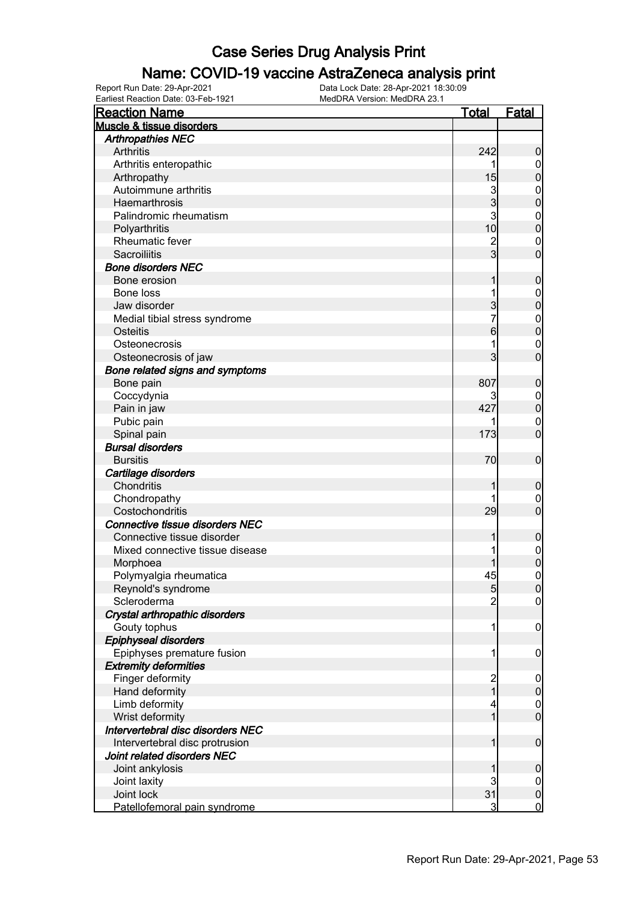# Case Series Drug Analysis Print

## Name: COVID-19 vaccine AstraZeneca analysis print

Report Run Date: 29-Apr-2021
Earliest Reaction Date: 03-Feb-1921
Data Lock Date: 28-Apr-2021 18:30:09
MedDRA Version: MedDRA 23.1

| Reaction Name | Total | Fatal |
|---|---|---|
| **Muscle & tissue disorders** | | |
| ***Arthropathies NEC*** | | |
| Arthritis | 242 | 0 |
| Arthritis enteropathic | 1 | 0 |
| Arthropathy | 15 | 0 |
| Autoimmune arthritis | 3 | 0 |
| Haemarthrosis | 3 | 0 |
| Palindromic rheumatism | 3 | 0 |
| Polyarthritis | 10 | 0 |
| Rheumatic fever | 2 | 0 |
| Sacroiliitis | 3 | 0 |
| ***Bone disorders NEC*** | | |
| Bone erosion | 1 | 0 |
| Bone loss | 1 | 0 |
| Jaw disorder | 3 | 0 |
| Medial tibial stress syndrome | 7 | 0 |
| Osteitis | 6 | 0 |
| Osteonecrosis | 1 | 0 |
| Osteonecrosis of jaw | 3 | 0 |
| ***Bone related signs and symptoms*** | | |
| Bone pain | 807 | 0 |
| Coccydynia | 3 | 0 |
| Pain in jaw | 427 | 0 |
| Pubic pain | 1 | 0 |
| Spinal pain | 173 | 0 |
| ***Bursal disorders*** | | |
| Bursitis | 70 | 0 |
| ***Cartilage disorders*** | | |
| Chondritis | 1 | 0 |
| Chondropathy | 1 | 0 |
| Costochondritis | 29 | 0 |
| ***Connective tissue disorders NEC*** | | |
| Connective tissue disorder | 1 | 0 |
| Mixed connective tissue disease | 1 | 0 |
| Morphoea | 1 | 0 |
| Polymyalgia rheumatica | 45 | 0 |
| Reynold's syndrome | 5 | 0 |
| Scleroderma | 2 | 0 |
| ***Crystal arthropathic disorders*** | | |
| Gouty tophus | 1 | 0 |
| ***Epiphyseal disorders*** | | |
| Epiphyses premature fusion | 1 | 0 |
| ***Extremity deformities*** | | |
| Finger deformity | 2 | 0 |
| Hand deformity | 1 | 0 |
| Limb deformity | 4 | 0 |
| Wrist deformity | 1 | 0 |
| ***Intervertebral disc disorders NEC*** | | |
| Intervertebral disc protrusion | 1 | 0 |
| ***Joint related disorders NEC*** | | |
| Joint ankylosis | 1 | 0 |
| Joint laxity | 3 | 0 |
| Joint lock | 31 | 0 |
| Patellofemoral pain syndrome | 3 | 0 |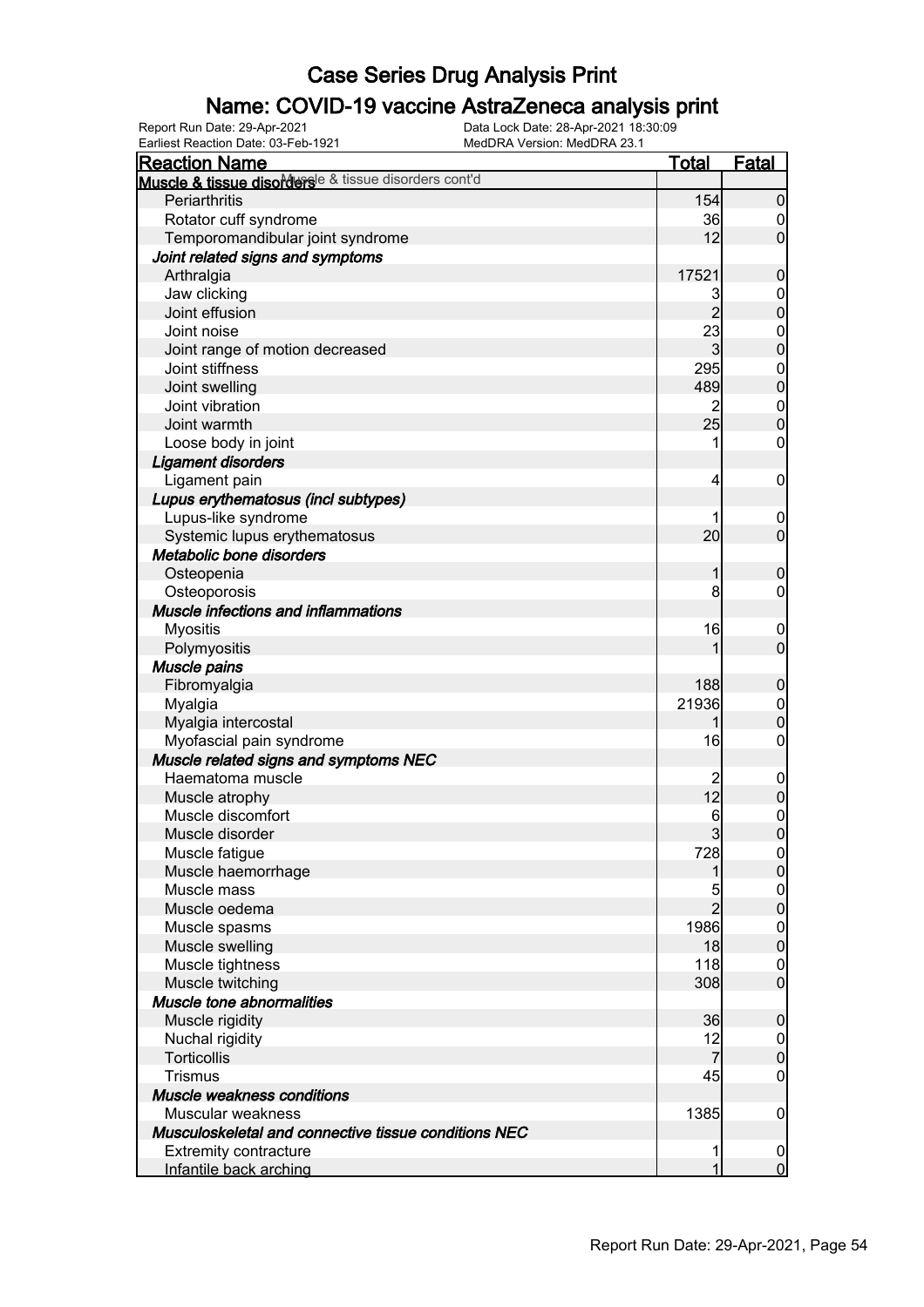# Case Series Drug Analysis Print

## Name: COVID-19 vaccine AstraZeneca analysis print

Report Run Date: 29-Apr-2021
Data Lock Date: 28-Apr-2021 18:30:09
Earliest Reaction Date: 03-Feb-1921
MedDRA Version: MedDRA 23.1

| Reaction Name | Total | Fatal |
|---|---|---|
| **Muscle & tissue disorders** Muscle & tissue disorders cont'd | | |
| Periarthritis | 154 | 0 |
| Rotator cuff syndrome | 36 | 0 |
| Temporomandibular joint syndrome | 12 | 0 |
| ***Joint related signs and symptoms*** | | |
| Arthralgia | 17521 | 0 |
| Jaw clicking | 3 | 0 |
| Joint effusion | 2 | 0 |
| Joint noise | 23 | 0 |
| Joint range of motion decreased | 3 | 0 |
| Joint stiffness | 295 | 0 |
| Joint swelling | 489 | 0 |
| Joint vibration | 2 | 0 |
| Joint warmth | 25 | 0 |
| Loose body in joint | 1 | 0 |
| ***Ligament disorders*** | | |
| Ligament pain | 4 | 0 |
| ***Lupus erythematosus (incl subtypes)*** | | |
| Lupus-like syndrome | 1 | 0 |
| Systemic lupus erythematosus | 20 | 0 |
| ***Metabolic bone disorders*** | | |
| Osteopenia | 1 | 0 |
| Osteoporosis | 8 | 0 |
| ***Muscle infections and inflammations*** | | |
| Myositis | 16 | 0 |
| Polymyositis | 1 | 0 |
| ***Muscle pains*** | | |
| Fibromyalgia | 188 | 0 |
| Myalgia | 21936 | 0 |
| Myalgia intercostal | 1 | 0 |
| Myofascial pain syndrome | 16 | 0 |
| ***Muscle related signs and symptoms NEC*** | | |
| Haematoma muscle | 2 | 0 |
| Muscle atrophy | 12 | 0 |
| Muscle discomfort | 6 | 0 |
| Muscle disorder | 3 | 0 |
| Muscle fatigue | 728 | 0 |
| Muscle haemorrhage | 1 | 0 |
| Muscle mass | 5 | 0 |
| Muscle oedema | 2 | 0 |
| Muscle spasms | 1986 | 0 |
| Muscle swelling | 18 | 0 |
| Muscle tightness | 118 | 0 |
| Muscle twitching | 308 | 0 |
| ***Muscle tone abnormalities*** | | |
| Muscle rigidity | 36 | 0 |
| Nuchal rigidity | 12 | 0 |
| Torticollis | 7 | 0 |
| Trismus | 45 | 0 |
| ***Muscle weakness conditions*** | | |
| Muscular weakness | 1385 | 0 |
| ***Musculoskeletal and connective tissue conditions NEC*** | | |
| Extremity contracture | 1 | 0 |
| Infantile back arching | 1 | 0 |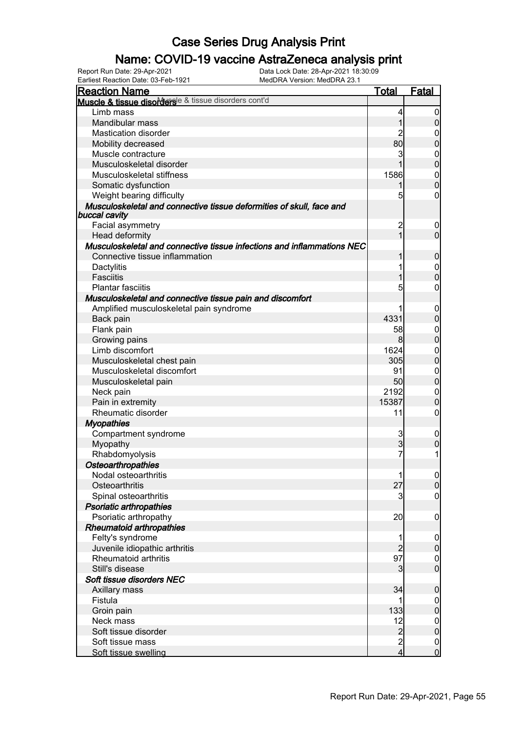# Case Series Drug Analysis Print

## Name: COVID-19 vaccine AstraZeneca analysis print

Report Run Date: 29-Apr-2021
Data Lock Date: 28-Apr-2021 18:30:09
Earliest Reaction Date: 03-Feb-1921
MedDRA Version: MedDRA 23.1

| Reaction Name | Total | Fatal |
|---|---|---|
| **Muscle & tissue disorders** Muscle & tissue disorders cont'd | | |
| Limb mass | 4 | 0 |
| Mandibular mass | 1 | 0 |
| Mastication disorder | 2 | 0 |
| Mobility decreased | 80 | 0 |
| Muscle contracture | 3 | 0 |
| Musculoskeletal disorder | 1 | 0 |
| Musculoskeletal stiffness | 1586 | 0 |
| Somatic dysfunction | 1 | 0 |
| Weight bearing difficulty | 5 | 0 |
| ***Musculoskeletal and connective tissue deformities of skull, face and buccal cavity*** | | |
| Facial asymmetry | 2 | 0 |
| Head deformity | 1 | 0 |
| ***Musculoskeletal and connective tissue infections and inflammations NEC*** | | |
| Connective tissue inflammation | 1 | 0 |
| Dactylitis | 1 | 0 |
| Fasciitis | 1 | 0 |
| Plantar fasciitis | 5 | 0 |
| ***Musculoskeletal and connective tissue pain and discomfort*** | | |
| Amplified musculoskeletal pain syndrome | 1 | 0 |
| Back pain | 4331 | 0 |
| Flank pain | 58 | 0 |
| Growing pains | 8 | 0 |
| Limb discomfort | 1624 | 0 |
| Musculoskeletal chest pain | 305 | 0 |
| Musculoskeletal discomfort | 91 | 0 |
| Musculoskeletal pain | 50 | 0 |
| Neck pain | 2192 | 0 |
| Pain in extremity | 15387 | 0 |
| Rheumatic disorder | 11 | 0 |
| ***Myopathies*** | | |
| Compartment syndrome | 3 | 0 |
| Myopathy | 3 | 0 |
| Rhabdomyolysis | 7 | 1 |
| ***Osteoarthropathies*** | | |
| Nodal osteoarthritis | 1 | 0 |
| Osteoarthritis | 27 | 0 |
| Spinal osteoarthritis | 3 | 0 |
| ***Psoriatic arthropathies*** | | |
| Psoriatic arthropathy | 20 | 0 |
| ***Rheumatoid arthropathies*** | | |
| Felty's syndrome | 1 | 0 |
| Juvenile idiopathic arthritis | 2 | 0 |
| Rheumatoid arthritis | 97 | 0 |
| Still's disease | 3 | 0 |
| ***Soft tissue disorders NEC*** | | |
| Axillary mass | 34 | 0 |
| Fistula | 1 | 0 |
| Groin pain | 133 | 0 |
| Neck mass | 12 | 0 |
| Soft tissue disorder | 2 | 0 |
| Soft tissue mass | 2 | 0 |
| Soft tissue swelling | 4 | 0 |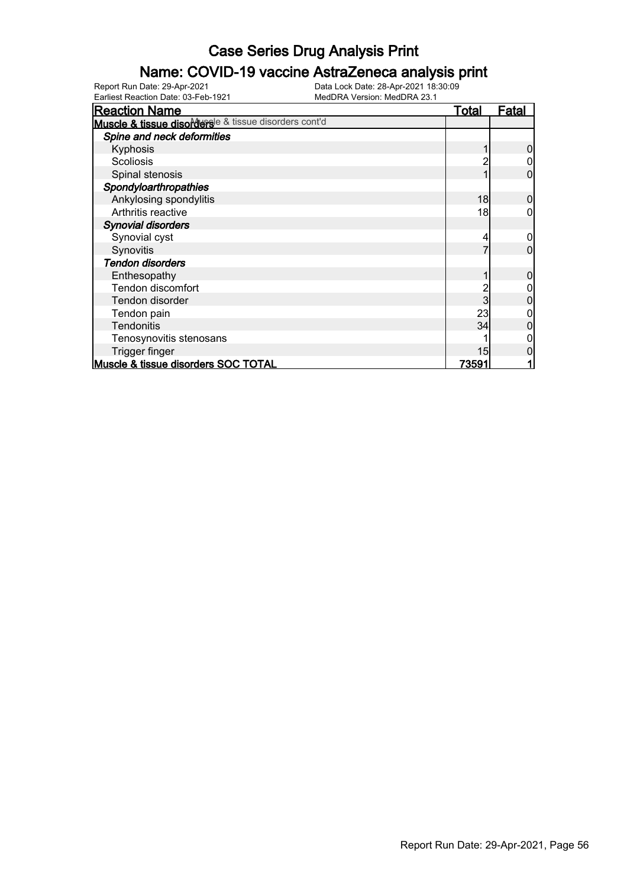# Case Series Drug Analysis Print

## Name: COVID-19 vaccine AstraZeneca analysis print

Report Run Date: 29-Apr-2021
Earliest Reaction Date: 03-Feb-1921
Data Lock Date: 28-Apr-2021 18:30:09
MedDRA Version: MedDRA 23.1

| Reaction Name | Total | Fatal |
|---|---|---|
| **Muscle & tissue disorders** Muscle & tissue disorders cont'd | | |
| ***Spine and neck deformities*** | | |
| Kyphosis | 1 | 0 |
| Scoliosis | 2 | 0 |
| Spinal stenosis | 1 | 0 |
| ***Spondyloarthropathies*** | | |
| Ankylosing spondylitis | 18 | 0 |
| Arthritis reactive | 18 | 0 |
| ***Synovial disorders*** | | |
| Synovial cyst | 4 | 0 |
| Synovitis | 7 | 0 |
| ***Tendon disorders*** | | |
| Enthesopathy | 1 | 0 |
| Tendon discomfort | 2 | 0 |
| Tendon disorder | 3 | 0 |
| Tendon pain | 23 | 0 |
| Tendonitis | 34 | 0 |
| Tenosynovitis stenosans | 1 | 0 |
| Trigger finger | 15 | 0 |
| **Muscle & tissue disorders SOC TOTAL** | **73591** | **1** |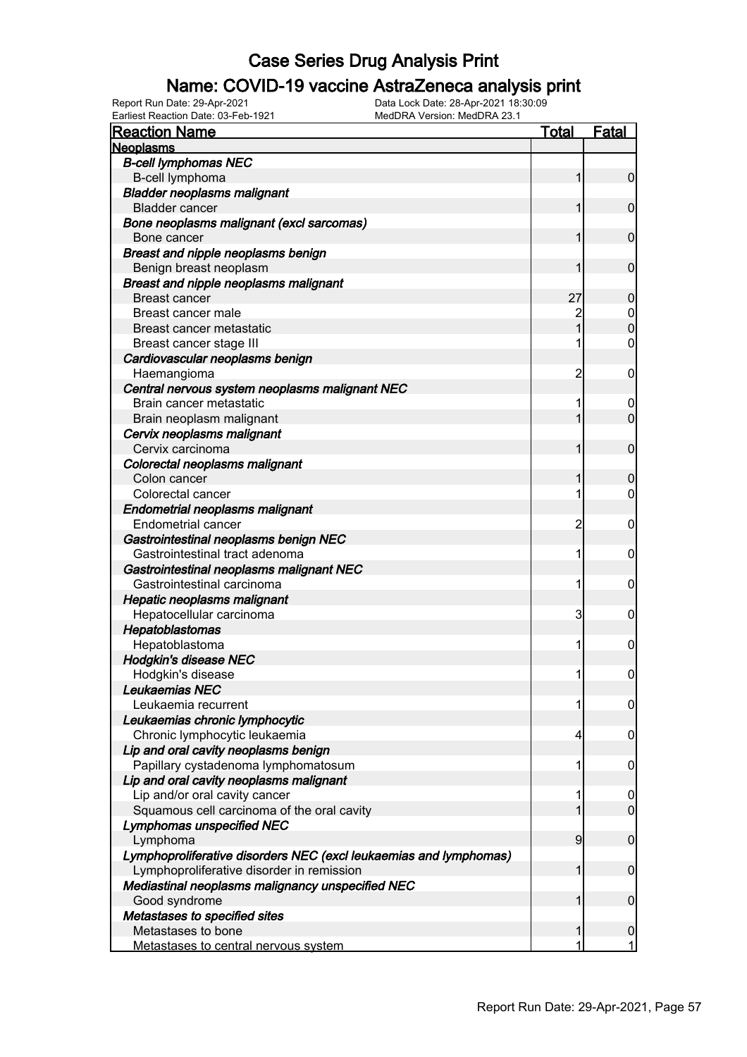# Case Series Drug Analysis Print

## Name: COVID-19 vaccine AstraZeneca analysis print

Report Run Date: 29-Apr-2021 Data Lock Date: 28-Apr-2021 18:30:09
Earliest Reaction Date: 03-Feb-1921 MedDRA Version: MedDRA 23.1

| Reaction Name | Total | Fatal |
|---|---|---|
| **Neoplasms** | | |
| ***B-cell lymphomas NEC*** | | |
| B-cell lymphoma | 1 | 0 |
| ***Bladder neoplasms malignant*** | | |
| Bladder cancer | 1 | 0 |
| ***Bone neoplasms malignant (excl sarcomas)*** | | |
| Bone cancer | 1 | 0 |
| ***Breast and nipple neoplasms benign*** | | |
| Benign breast neoplasm | 1 | 0 |
| ***Breast and nipple neoplasms malignant*** | | |
| Breast cancer | 27 | 0 |
| Breast cancer male | 2 | 0 |
| Breast cancer metastatic | 1 | 0 |
| Breast cancer stage III | 1 | 0 |
| ***Cardiovascular neoplasms benign*** | | |
| Haemangioma | 2 | 0 |
| ***Central nervous system neoplasms malignant NEC*** | | |
| Brain cancer metastatic | 1 | 0 |
| Brain neoplasm malignant | 1 | 0 |
| ***Cervix neoplasms malignant*** | | |
| Cervix carcinoma | 1 | 0 |
| ***Colorectal neoplasms malignant*** | | |
| Colon cancer | 1 | 0 |
| Colorectal cancer | 1 | 0 |
| ***Endometrial neoplasms malignant*** | | |
| Endometrial cancer | 2 | 0 |
| ***Gastrointestinal neoplasms benign NEC*** | | |
| Gastrointestinal tract adenoma | 1 | 0 |
| ***Gastrointestinal neoplasms malignant NEC*** | | |
| Gastrointestinal carcinoma | 1 | 0 |
| ***Hepatic neoplasms malignant*** | | |
| Hepatocellular carcinoma | 3 | 0 |
| ***Hepatoblastomas*** | | |
| Hepatoblastoma | 1 | 0 |
| ***Hodgkin's disease NEC*** | | |
| Hodgkin's disease | 1 | 0 |
| ***Leukaemias NEC*** | | |
| Leukaemia recurrent | 1 | 0 |
| ***Leukaemias chronic lymphocytic*** | | |
| Chronic lymphocytic leukaemia | 4 | 0 |
| ***Lip and oral cavity neoplasms benign*** | | |
| Papillary cystadenoma lymphomatosum | 1 | 0 |
| ***Lip and oral cavity neoplasms malignant*** | | |
| Lip and/or oral cavity cancer | 1 | 0 |
| Squamous cell carcinoma of the oral cavity | 1 | 0 |
| ***Lymphomas unspecified NEC*** | | |
| Lymphoma | 9 | 0 |
| ***Lymphoproliferative disorders NEC (excl leukaemias and lymphomas)*** | | |
| Lymphoproliferative disorder in remission | 1 | 0 |
| ***Mediastinal neoplasms malignancy unspecified NEC*** | | |
| Good syndrome | 1 | 0 |
| ***Metastases to specified sites*** | | |
| Metastases to bone | 1 | 0 |
| Metastases to central nervous system | 1 | 1 |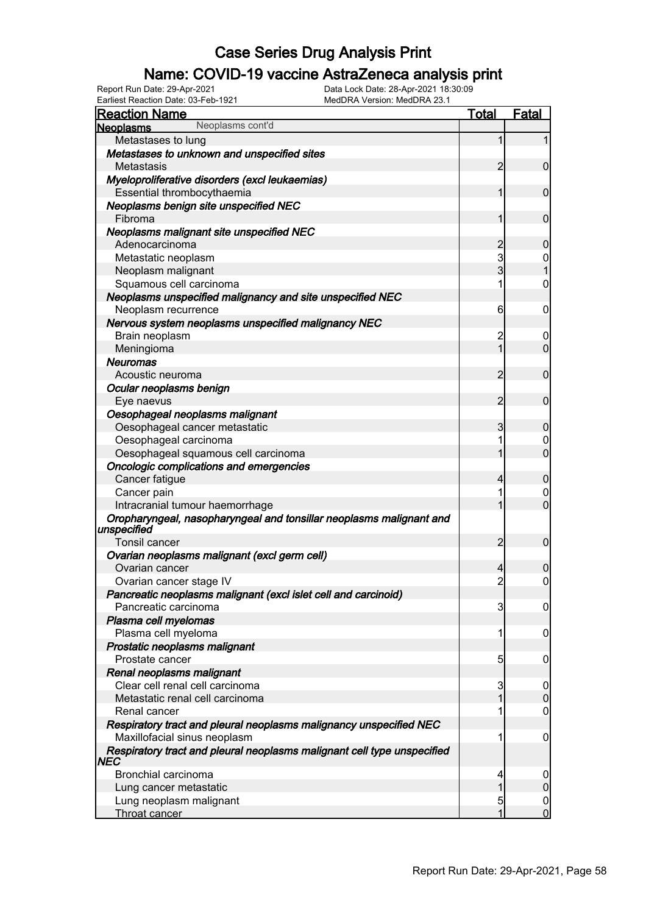# Case Series Drug Analysis Print

## Name: COVID-19 vaccine AstraZeneca analysis print

Report Run Date: 29-Apr-2021 | Data Lock Date: 28-Apr-2021 18:30:09
Earliest Reaction Date: 03-Feb-1921 | MedDRA Version: MedDRA 23.1

| Reaction Name | Total | Fatal |
|---|---|---|
| **Neoplasms** Neoplasms cont'd | | |
| Metastases to lung | 1 | 1 |
| ***Metastases to unknown and unspecified sites*** | | |
| Metastasis | 2 | 0 |
| ***Myeloproliferative disorders (excl leukaemias)*** | | |
| Essential thrombocythaemia | 1 | 0 |
| ***Neoplasms benign site unspecified NEC*** | | |
| Fibroma | 1 | 0 |
| ***Neoplasms malignant site unspecified NEC*** | | |
| Adenocarcinoma | 2 | 0 |
| Metastatic neoplasm | 3 | 0 |
| Neoplasm malignant | 3 | 1 |
| Squamous cell carcinoma | 1 | 0 |
| ***Neoplasms unspecified malignancy and site unspecified NEC*** | | |
| Neoplasm recurrence | 6 | 0 |
| ***Nervous system neoplasms unspecified malignancy NEC*** | | |
| Brain neoplasm | 2 | 0 |
| Meningioma | 1 | 0 |
| ***Neuromas*** | | |
| Acoustic neuroma | 2 | 0 |
| ***Ocular neoplasms benign*** | | |
| Eye naevus | 2 | 0 |
| ***Oesophageal neoplasms malignant*** | | |
| Oesophageal cancer metastatic | 3 | 0 |
| Oesophageal carcinoma | 1 | 0 |
| Oesophageal squamous cell carcinoma | 1 | 0 |
| ***Oncologic complications and emergencies*** | | |
| Cancer fatigue | 4 | 0 |
| Cancer pain | 1 | 0 |
| Intracranial tumour haemorrhage | 1 | 0 |
| ***Oropharyngeal, nasopharyngeal and tonsillar neoplasms malignant and unspecified*** | | |
| Tonsil cancer | 2 | 0 |
| ***Ovarian neoplasms malignant (excl germ cell)*** | | |
| Ovarian cancer | 4 | 0 |
| Ovarian cancer stage IV | 2 | 0 |
| ***Pancreatic neoplasms malignant (excl islet cell and carcinoid)*** | | |
| Pancreatic carcinoma | 3 | 0 |
| ***Plasma cell myelomas*** | | |
| Plasma cell myeloma | 1 | 0 |
| ***Prostatic neoplasms malignant*** | | |
| Prostate cancer | 5 | 0 |
| ***Renal neoplasms malignant*** | | |
| Clear cell renal cell carcinoma | 3 | 0 |
| Metastatic renal cell carcinoma | 1 | 0 |
| Renal cancer | 1 | 0 |
| ***Respiratory tract and pleural neoplasms malignancy unspecified NEC*** | | |
| Maxillofacial sinus neoplasm | 1 | 0 |
| ***Respiratory tract and pleural neoplasms malignant cell type unspecified NEC*** | | |
| Bronchial carcinoma | 4 | 0 |
| Lung cancer metastatic | 1 | 0 |
| Lung neoplasm malignant | 5 | 0 |
| Throat cancer | 1 | 0 |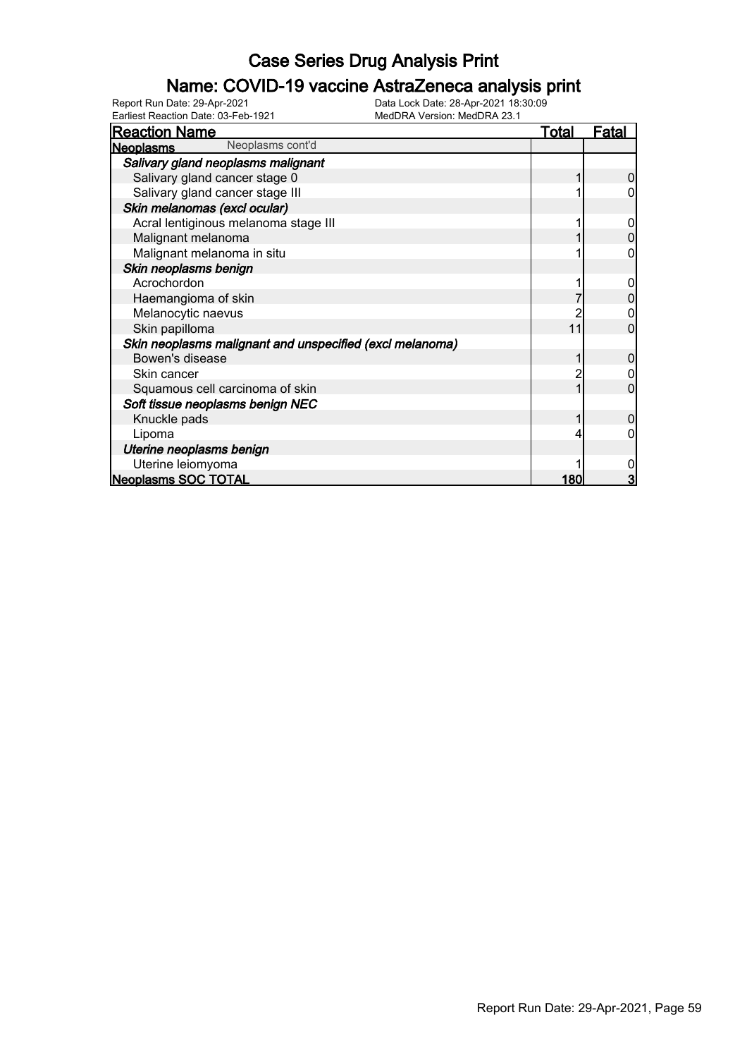# Case Series Drug Analysis Print

## Name: COVID-19 vaccine AstraZeneca analysis print

Report Run Date: 29-Apr-2021
Earliest Reaction Date: 03-Feb-1921
Data Lock Date: 28-Apr-2021 18:30:09
MedDRA Version: MedDRA 23.1

| Reaction Name | Total | Fatal |
|---|---|---|
| **Neoplasms** Neoplasms cont'd | | |
| ***Salivary gland neoplasms malignant*** | | |
| Salivary gland cancer stage 0 | 1 | 0 |
| Salivary gland cancer stage III | 1 | 0 |
| ***Skin melanomas (excl ocular)*** | | |
| Acral lentiginous melanoma stage III | 1 | 0 |
| Malignant melanoma | 1 | 0 |
| Malignant melanoma in situ | 1 | 0 |
| ***Skin neoplasms benign*** | | |
| Acrochordon | 1 | 0 |
| Haemangioma of skin | 7 | 0 |
| Melanocytic naevus | 2 | 0 |
| Skin papilloma | 11 | 0 |
| ***Skin neoplasms malignant and unspecified (excl melanoma)*** | | |
| Bowen's disease | 1 | 0 |
| Skin cancer | 2 | 0 |
| Squamous cell carcinoma of skin | 1 | 0 |
| ***Soft tissue neoplasms benign NEC*** | | |
| Knuckle pads | 1 | 0 |
| Lipoma | 4 | 0 |
| ***Uterine neoplasms benign*** | | |
| Uterine leiomyoma | 1 | 0 |
| **Neoplasms SOC TOTAL** | **180** | **3** |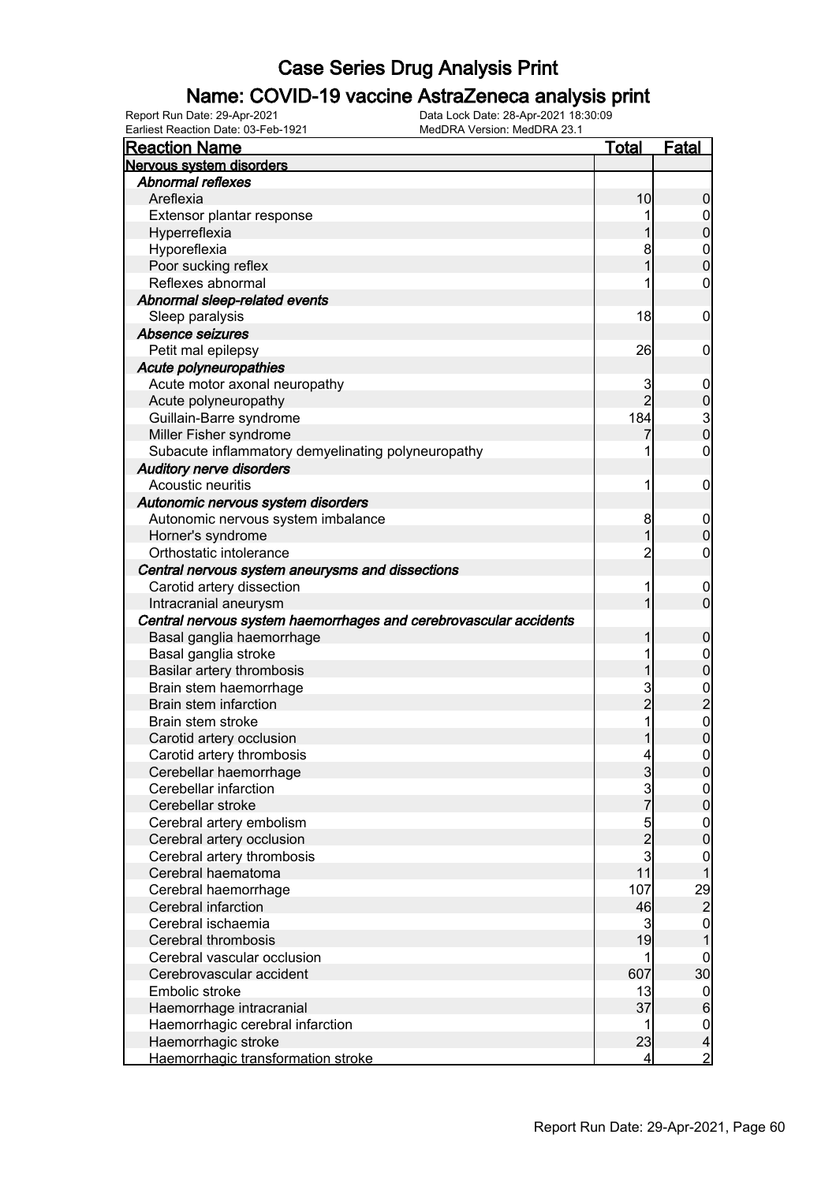# Case Series Drug Analysis Print

## Name: COVID-19 vaccine AstraZeneca analysis print

Report Run Date: 29-Apr-2021 | Data Lock Date: 28-Apr-2021 18:30:09
Earliest Reaction Date: 03-Feb-1921 | MedDRA Version: MedDRA 23.1

| Reaction Name | Total | Fatal |
|---|---|---|
| **Nervous system disorders** | | |
| *Abnormal reflexes* | | |
| Areflexia | 10 | 0 |
| Extensor plantar response | 1 | 0 |
| Hyperreflexia | 1 | 0 |
| Hyporeflexia | 8 | 0 |
| Poor sucking reflex | 1 | 0 |
| Reflexes abnormal | 1 | 0 |
| *Abnormal sleep-related events* | | |
| Sleep paralysis | 18 | 0 |
| *Absence seizures* | | |
| Petit mal epilepsy | 26 | 0 |
| *Acute polyneuropathies* | | |
| Acute motor axonal neuropathy | 3 | 0 |
| Acute polyneuropathy | 2 | 0 |
| Guillain-Barre syndrome | 184 | 3 |
| Miller Fisher syndrome | 7 | 0 |
| Subacute inflammatory demyelinating polyneuropathy | 1 | 0 |
| *Auditory nerve disorders* | | |
| Acoustic neuritis | 1 | 0 |
| *Autonomic nervous system disorders* | | |
| Autonomic nervous system imbalance | 8 | 0 |
| Horner's syndrome | 1 | 0 |
| Orthostatic intolerance | 2 | 0 |
| *Central nervous system aneurysms and dissections* | | |
| Carotid artery dissection | 1 | 0 |
| Intracranial aneurysm | 1 | 0 |
| *Central nervous system haemorrhages and cerebrovascular accidents* | | |
| Basal ganglia haemorrhage | 1 | 0 |
| Basal ganglia stroke | 1 | 0 |
| Basilar artery thrombosis | 1 | 0 |
| Brain stem haemorrhage | 3 | 0 |
| Brain stem infarction | 2 | 2 |
| Brain stem stroke | 1 | 0 |
| Carotid artery occlusion | 1 | 0 |
| Carotid artery thrombosis | 4 | 0 |
| Cerebellar haemorrhage | 3 | 0 |
| Cerebellar infarction | 3 | 0 |
| Cerebellar stroke | 7 | 0 |
| Cerebral artery embolism | 5 | 0 |
| Cerebral artery occlusion | 2 | 0 |
| Cerebral artery thrombosis | 3 | 0 |
| Cerebral haematoma | 11 | 1 |
| Cerebral haemorrhage | 107 | 29 |
| Cerebral infarction | 46 | 2 |
| Cerebral ischaemia | 3 | 0 |
| Cerebral thrombosis | 19 | 1 |
| Cerebral vascular occlusion | 1 | 0 |
| Cerebrovascular accident | 607 | 30 |
| Embolic stroke | 13 | 0 |
| Haemorrhage intracranial | 37 | 6 |
| Haemorrhagic cerebral infarction | 1 | 0 |
| Haemorrhagic stroke | 23 | 4 |
| Haemorrhagic transformation stroke | 4 | 2 |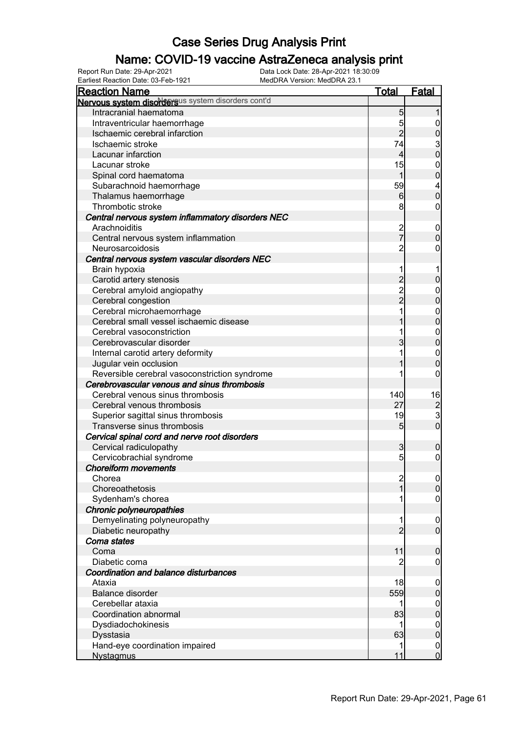# Case Series Drug Analysis Print

## Name: COVID-19 vaccine AstraZeneca analysis print

Report Run Date: 29-Apr-2021
Data Lock Date: 28-Apr-2021 18:30:09
Earliest Reaction Date: 03-Feb-1921
MedDRA Version: MedDRA 23.1

| Reaction Name | Total | Fatal |
|---|---|---|
| **Nervous system disorders** Nervous system disorders cont'd | | |
| Intracranial haematoma | 5 | 1 |
| Intraventricular haemorrhage | 5 | 0 |
| Ischaemic cerebral infarction | 2 | 0 |
| Ischaemic stroke | 74 | 3 |
| Lacunar infarction | 4 | 0 |
| Lacunar stroke | 15 | 0 |
| Spinal cord haematoma | 1 | 0 |
| Subarachnoid haemorrhage | 59 | 4 |
| Thalamus haemorrhage | 6 | 0 |
| Thrombotic stroke | 8 | 0 |
| ***Central nervous system inflammatory disorders NEC*** | | |
| Arachnoiditis | 2 | 0 |
| Central nervous system inflammation | 7 | 0 |
| Neurosarcoidosis | 2 | 0 |
| ***Central nervous system vascular disorders NEC*** | | |
| Brain hypoxia | 1 | 1 |
| Carotid artery stenosis | 2 | 0 |
| Cerebral amyloid angiopathy | 2 | 0 |
| Cerebral congestion | 2 | 0 |
| Cerebral microhaemorrhage | 1 | 0 |
| Cerebral small vessel ischaemic disease | 1 | 0 |
| Cerebral vasoconstriction | 1 | 0 |
| Cerebrovascular disorder | 3 | 0 |
| Internal carotid artery deformity | 1 | 0 |
| Jugular vein occlusion | 1 | 0 |
| Reversible cerebral vasoconstriction syndrome | 1 | 0 |
| ***Cerebrovascular venous and sinus thrombosis*** | | |
| Cerebral venous sinus thrombosis | 140 | 16 |
| Cerebral venous thrombosis | 27 | 2 |
| Superior sagittal sinus thrombosis | 19 | 3 |
| Transverse sinus thrombosis | 5 | 0 |
| ***Cervical spinal cord and nerve root disorders*** | | |
| Cervical radiculopathy | 3 | 0 |
| Cervicobrachial syndrome | 5 | 0 |
| ***Choreiform movements*** | | |
| Chorea | 2 | 0 |
| Choreoathetosis | 1 | 0 |
| Sydenham's chorea | 1 | 0 |
| ***Chronic polyneuropathies*** | | |
| Demyelinating polyneuropathy | 1 | 0 |
| Diabetic neuropathy | 2 | 0 |
| ***Coma states*** | | |
| Coma | 11 | 0 |
| Diabetic coma | 2 | 0 |
| ***Coordination and balance disturbances*** | | |
| Ataxia | 18 | 0 |
| Balance disorder | 559 | 0 |
| Cerebellar ataxia | 1 | 0 |
| Coordination abnormal | 83 | 0 |
| Dysdiadochokinesis | 1 | 0 |
| Dysstasia | 63 | 0 |
| Hand-eye coordination impaired | 1 | 0 |
| Nystagmus | 11 | 0 |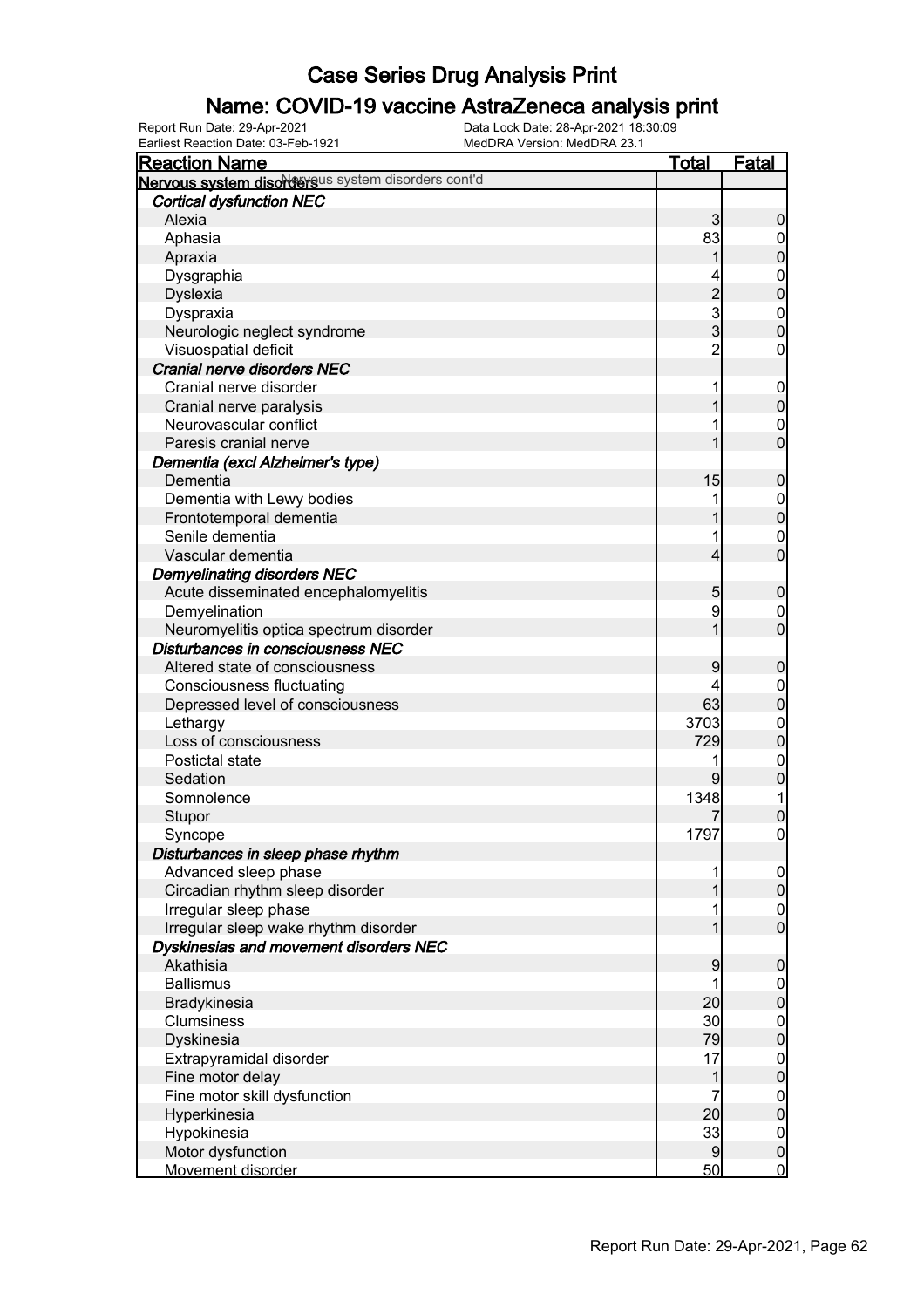# Case Series Drug Analysis Print

## Name: COVID-19 vaccine AstraZeneca analysis print

Report Run Date: 29-Apr-2021
Data Lock Date: 28-Apr-2021 18:30:09
Earliest Reaction Date: 03-Feb-1921
MedDRA Version: MedDRA 23.1

| Reaction Name | Total | Fatal |
|---|---|---|
| **Nervous system disorders** Nervous system disorders cont'd | | |
| ***Cortical dysfunction NEC*** | | |
| Alexia | 3 | 0 |
| Aphasia | 83 | 0 |
| Apraxia | 1 | 0 |
| Dysgraphia | 4 | 0 |
| Dyslexia | 2 | 0 |
| Dyspraxia | 3 | 0 |
| Neurologic neglect syndrome | 3 | 0 |
| Visuospatial deficit | 2 | 0 |
| ***Cranial nerve disorders NEC*** | | |
| Cranial nerve disorder | 1 | 0 |
| Cranial nerve paralysis | 1 | 0 |
| Neurovascular conflict | 1 | 0 |
| Paresis cranial nerve | 1 | 0 |
| ***Dementia (excl Alzheimer's type)*** | | |
| Dementia | 15 | 0 |
| Dementia with Lewy bodies | 1 | 0 |
| Frontotemporal dementia | 1 | 0 |
| Senile dementia | 1 | 0 |
| Vascular dementia | 4 | 0 |
| ***Demyelinating disorders NEC*** | | |
| Acute disseminated encephalomyelitis | 5 | 0 |
| Demyelination | 9 | 0 |
| Neuromyelitis optica spectrum disorder | 1 | 0 |
| ***Disturbances in consciousness NEC*** | | |
| Altered state of consciousness | 9 | 0 |
| Consciousness fluctuating | 4 | 0 |
| Depressed level of consciousness | 63 | 0 |
| Lethargy | 3703 | 0 |
| Loss of consciousness | 729 | 0 |
| Postictal state | 1 | 0 |
| Sedation | 9 | 0 |
| Somnolence | 1348 | 1 |
| Stupor | 7 | 0 |
| Syncope | 1797 | 0 |
| ***Disturbances in sleep phase rhythm*** | | |
| Advanced sleep phase | 1 | 0 |
| Circadian rhythm sleep disorder | 1 | 0 |
| Irregular sleep phase | 1 | 0 |
| Irregular sleep wake rhythm disorder | 1 | 0 |
| ***Dyskinesias and movement disorders NEC*** | | |
| Akathisia | 9 | 0 |
| Ballismus | 1 | 0 |
| Bradykinesia | 20 | 0 |
| Clumsiness | 30 | 0 |
| Dyskinesia | 79 | 0 |
| Extrapyramidal disorder | 17 | 0 |
| Fine motor delay | 1 | 0 |
| Fine motor skill dysfunction | 7 | 0 |
| Hyperkinesia | 20 | 0 |
| Hypokinesia | 33 | 0 |
| Motor dysfunction | 9 | 0 |
| Movement disorder | 50 | 0 |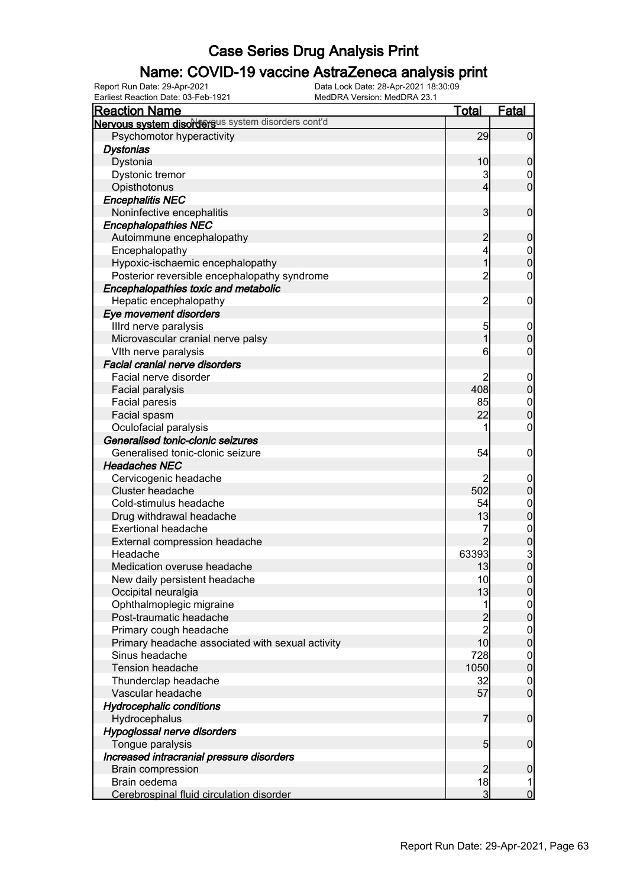# Case Series Drug Analysis Print

## Name: COVID-19 vaccine AstraZeneca analysis print

Report Run Date: 29-Apr-2021
Data Lock Date: 28-Apr-2021 18:30:09
Earliest Reaction Date: 03-Feb-1921
MedDRA Version: MedDRA 23.1

| Reaction Name | Total | Fatal |
|---|---|---|
| **Nervous system disorders** Nervous system disorders cont'd | | |
| Psychomotor hyperactivity | 29 | 0 |
| ***Dystonias*** | | |
| Dystonia | 10 | 0 |
| Dystonic tremor | 3 | 0 |
| Opisthotonus | 4 | 0 |
| ***Encephalitis NEC*** | | |
| Noninfective encephalitis | 3 | 0 |
| ***Encephalopathies NEC*** | | |
| Autoimmune encephalopathy | 2 | 0 |
| Encephalopathy | 4 | 0 |
| Hypoxic-ischaemic encephalopathy | 1 | 0 |
| Posterior reversible encephalopathy syndrome | 2 | 0 |
| ***Encephalopathies toxic and metabolic*** | | |
| Hepatic encephalopathy | 2 | 0 |
| ***Eye movement disorders*** | | |
| IIIrd nerve paralysis | 5 | 0 |
| Microvascular cranial nerve palsy | 1 | 0 |
| VIth nerve paralysis | 6 | 0 |
| ***Facial cranial nerve disorders*** | | |
| Facial nerve disorder | 2 | 0 |
| Facial paralysis | 408 | 0 |
| Facial paresis | 85 | 0 |
| Facial spasm | 22 | 0 |
| Oculofacial paralysis | 1 | 0 |
| ***Generalised tonic-clonic seizures*** | | |
| Generalised tonic-clonic seizure | 54 | 0 |
| ***Headaches NEC*** | | |
| Cervicogenic headache | 2 | 0 |
| Cluster headache | 502 | 0 |
| Cold-stimulus headache | 54 | 0 |
| Drug withdrawal headache | 13 | 0 |
| Exertional headache | 7 | 0 |
| External compression headache | 2 | 0 |
| Headache | 63393 | 3 |
| Medication overuse headache | 13 | 0 |
| New daily persistent headache | 10 | 0 |
| Occipital neuralgia | 13 | 0 |
| Ophthalmoplegic migraine | 1 | 0 |
| Post-traumatic headache | 2 | 0 |
| Primary cough headache | 2 | 0 |
| Primary headache associated with sexual activity | 10 | 0 |
| Sinus headache | 728 | 0 |
| Tension headache | 1050 | 0 |
| Thunderclap headache | 32 | 0 |
| Vascular headache | 57 | 0 |
| ***Hydrocephalic conditions*** | | |
| Hydrocephalus | 7 | 0 |
| ***Hypoglossal nerve disorders*** | | |
| Tongue paralysis | 5 | 0 |
| ***Increased intracranial pressure disorders*** | | |
| Brain compression | 2 | 0 |
| Brain oedema | 18 | 1 |
| Cerebrospinal fluid circulation disorder | 3 | 0 |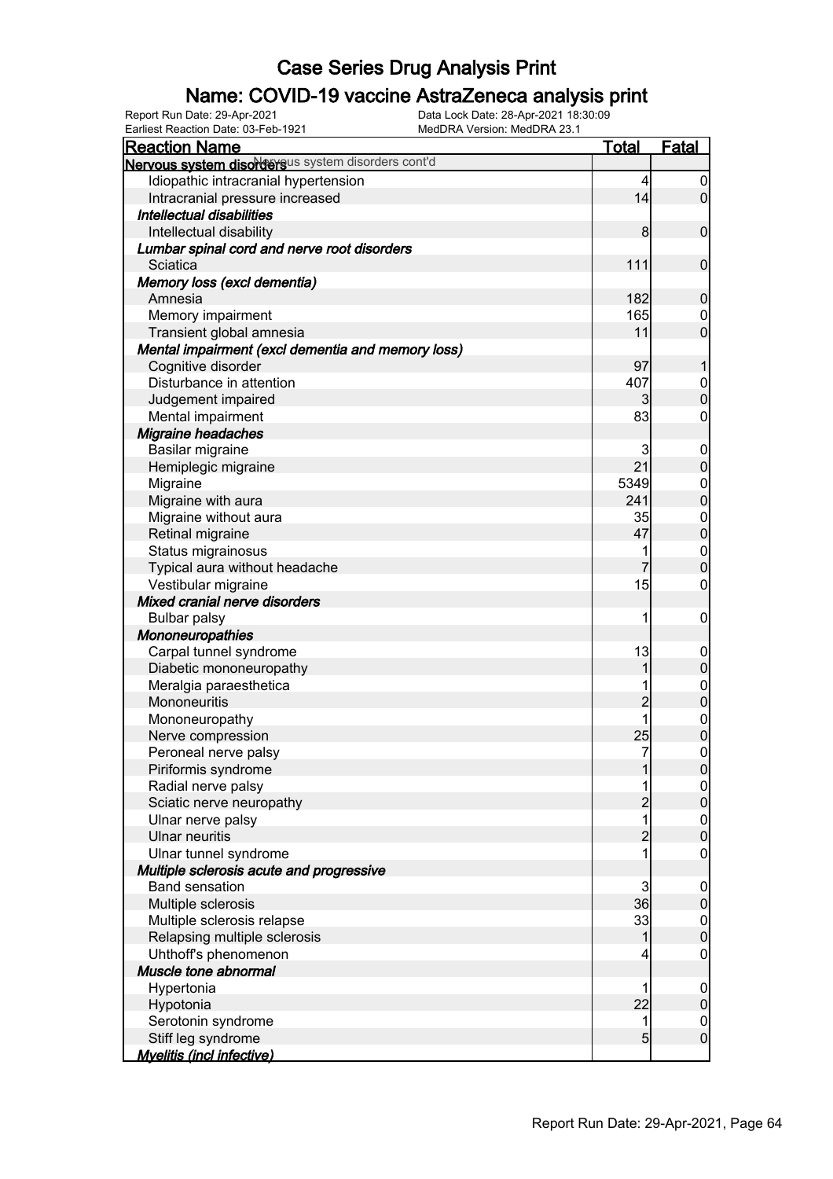# Case Series Drug Analysis Print

## Name: COVID-19 vaccine AstraZeneca analysis print

Report Run Date: 29-Apr-2021
Data Lock Date: 28-Apr-2021 18:30:09
Earliest Reaction Date: 03-Feb-1921
MedDRA Version: MedDRA 23.1

| Reaction Name | Total | Fatal |
|---|---|---|
| **Nervous system disorders** Nervous system disorders cont'd | | |
| Idiopathic intracranial hypertension | 4 | 0 |
| Intracranial pressure increased | 14 | 0 |
| ***Intellectual disabilities*** | | |
| Intellectual disability | 8 | 0 |
| ***Lumbar spinal cord and nerve root disorders*** | | |
| Sciatica | 111 | 0 |
| ***Memory loss (excl dementia)*** | | |
| Amnesia | 182 | 0 |
| Memory impairment | 165 | 0 |
| Transient global amnesia | 11 | 0 |
| ***Mental impairment (excl dementia and memory loss)*** | | |
| Cognitive disorder | 97 | 1 |
| Disturbance in attention | 407 | 0 |
| Judgement impaired | 3 | 0 |
| Mental impairment | 83 | 0 |
| ***Migraine headaches*** | | |
| Basilar migraine | 3 | 0 |
| Hemiplegic migraine | 21 | 0 |
| Migraine | 5349 | 0 |
| Migraine with aura | 241 | 0 |
| Migraine without aura | 35 | 0 |
| Retinal migraine | 47 | 0 |
| Status migrainosus | 1 | 0 |
| Typical aura without headache | 7 | 0 |
| Vestibular migraine | 15 | 0 |
| ***Mixed cranial nerve disorders*** | | |
| Bulbar palsy | 1 | 0 |
| ***Mononeuropathies*** | | |
| Carpal tunnel syndrome | 13 | 0 |
| Diabetic mononeuropathy | 1 | 0 |
| Meralgia paraesthetica | 1 | 0 |
| Mononeuritis | 2 | 0 |
| Mononeuropathy | 1 | 0 |
| Nerve compression | 25 | 0 |
| Peroneal nerve palsy | 7 | 0 |
| Piriformis syndrome | 1 | 0 |
| Radial nerve palsy | 1 | 0 |
| Sciatic nerve neuropathy | 2 | 0 |
| Ulnar nerve palsy | 1 | 0 |
| Ulnar neuritis | 2 | 0 |
| Ulnar tunnel syndrome | 1 | 0 |
| ***Multiple sclerosis acute and progressive*** | | |
| Band sensation | 3 | 0 |
| Multiple sclerosis | 36 | 0 |
| Multiple sclerosis relapse | 33 | 0 |
| Relapsing multiple sclerosis | 1 | 0 |
| Uhthoff's phenomenon | 4 | 0 |
| ***Muscle tone abnormal*** | | |
| Hypertonia | 1 | 0 |
| Hypotonia | 22 | 0 |
| Serotonin syndrome | 1 | 0 |
| Stiff leg syndrome | 5 | 0 |
| ***Myelitis (incl infective)*** | | |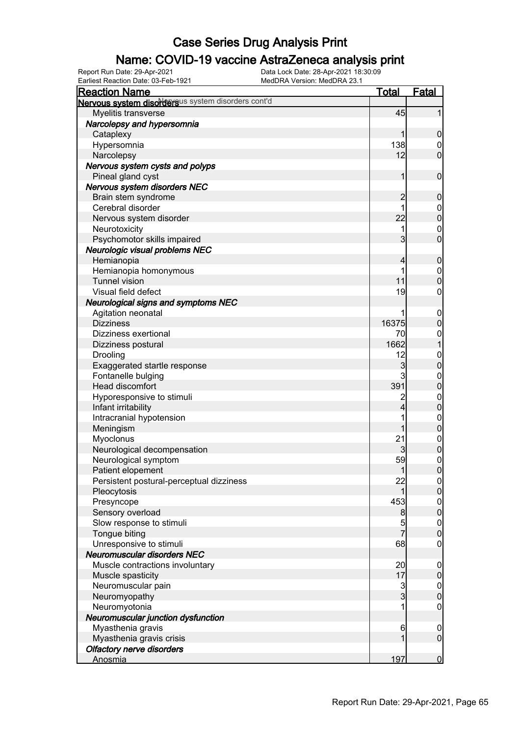# Case Series Drug Analysis Print

## Name: COVID-19 vaccine AstraZeneca analysis print

Report Run Date: 29-Apr-2021 | Data Lock Date: 28-Apr-2021 18:30:09
Earliest Reaction Date: 03-Feb-1921 | MedDRA Version: MedDRA 23.1

| Reaction Name | Total | Fatal |
|---|---|---|
| **Nervous system disorders** Nervous system disorders cont'd | | |
| Myelitis transverse | 45 | 1 |
| ***Narcolepsy and hypersomnia*** | | |
| Cataplexy | 1 | 0 |
| Hypersomnia | 138 | 0 |
| Narcolepsy | 12 | 0 |
| ***Nervous system cysts and polyps*** | | |
| Pineal gland cyst | 1 | 0 |
| ***Nervous system disorders NEC*** | | |
| Brain stem syndrome | 2 | 0 |
| Cerebral disorder | 1 | 0 |
| Nervous system disorder | 22 | 0 |
| Neurotoxicity | 1 | 0 |
| Psychomotor skills impaired | 3 | 0 |
| ***Neurologic visual problems NEC*** | | |
| Hemianopia | 4 | 0 |
| Hemianopia homonymous | 1 | 0 |
| Tunnel vision | 11 | 0 |
| Visual field defect | 19 | 0 |
| ***Neurological signs and symptoms NEC*** | | |
| Agitation neonatal | 1 | 0 |
| Dizziness | 16375 | 0 |
| Dizziness exertional | 70 | 0 |
| Dizziness postural | 1662 | 1 |
| Drooling | 12 | 0 |
| Exaggerated startle response | 3 | 0 |
| Fontanelle bulging | 3 | 0 |
| Head discomfort | 391 | 0 |
| Hyporesponsive to stimuli | 2 | 0 |
| Infant irritability | 4 | 0 |
| Intracranial hypotension | 1 | 0 |
| Meningism | 1 | 0 |
| Myoclonus | 21 | 0 |
| Neurological decompensation | 3 | 0 |
| Neurological symptom | 59 | 0 |
| Patient elopement | 1 | 0 |
| Persistent postural-perceptual dizziness | 22 | 0 |
| Pleocytosis | 1 | 0 |
| Presyncope | 453 | 0 |
| Sensory overload | 8 | 0 |
| Slow response to stimuli | 5 | 0 |
| Tongue biting | 7 | 0 |
| Unresponsive to stimuli | 68 | 0 |
| ***Neuromuscular disorders NEC*** | | |
| Muscle contractions involuntary | 20 | 0 |
| Muscle spasticity | 17 | 0 |
| Neuromuscular pain | 3 | 0 |
| Neuromyopathy | 3 | 0 |
| Neuromyotonia | 1 | 0 |
| ***Neuromuscular junction dysfunction*** | | |
| Myasthenia gravis | 6 | 0 |
| Myasthenia gravis crisis | 1 | 0 |
| ***Olfactory nerve disorders*** | | |
| Anosmia | 197 | 0 |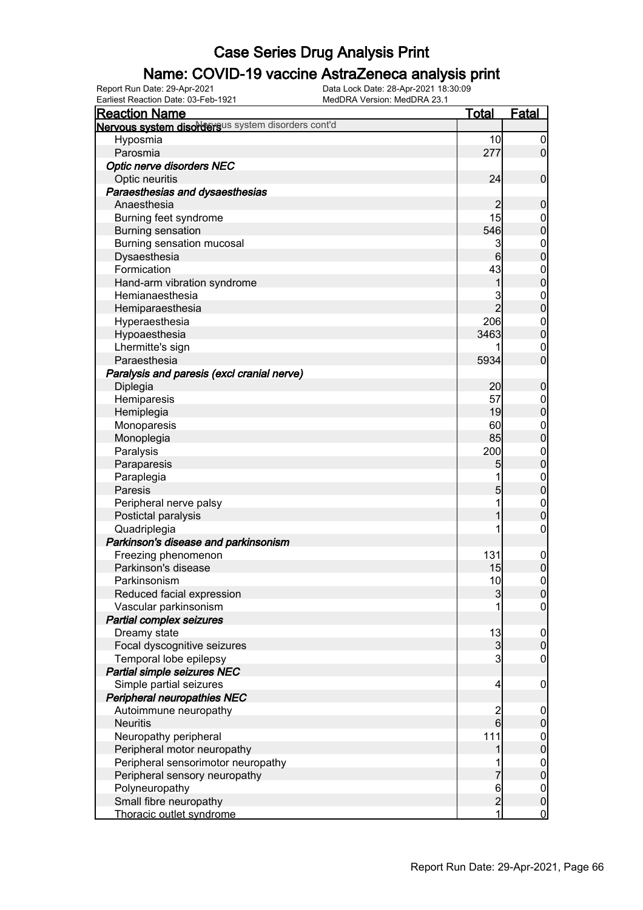# Case Series Drug Analysis Print

## Name: COVID-19 vaccine AstraZeneca analysis print

Report Run Date: 29-Apr-2021
Data Lock Date: 28-Apr-2021 18:30:09
Earliest Reaction Date: 03-Feb-1921
MedDRA Version: MedDRA 23.1

| Reaction Name | Total | Fatal |
|---|---|---|
| **Nervous system disorders** Nervous system disorders cont'd | | |
| Hyposmia | 10 | 0 |
| Parosmia | 277 | 0 |
| ***Optic nerve disorders NEC*** | | |
| Optic neuritis | 24 | 0 |
| ***Paraesthesias and dysaesthesias*** | | |
| Anaesthesia | 2 | 0 |
| Burning feet syndrome | 15 | 0 |
| Burning sensation | 546 | 0 |
| Burning sensation mucosal | 3 | 0 |
| Dysaesthesia | 6 | 0 |
| Formication | 43 | 0 |
| Hand-arm vibration syndrome | 1 | 0 |
| Hemianaesthesia | 3 | 0 |
| Hemiparaesthesia | 2 | 0 |
| Hyperaesthesia | 206 | 0 |
| Hypoaesthesia | 3463 | 0 |
| Lhermitte's sign | 1 | 0 |
| Paraesthesia | 5934 | 0 |
| ***Paralysis and paresis (excl cranial nerve)*** | | |
| Diplegia | 20 | 0 |
| Hemiparesis | 57 | 0 |
| Hemiplegia | 19 | 0 |
| Monoparesis | 60 | 0 |
| Monoplegia | 85 | 0 |
| Paralysis | 200 | 0 |
| Paraparesis | 5 | 0 |
| Paraplegia | 1 | 0 |
| Paresis | 5 | 0 |
| Peripheral nerve palsy | 1 | 0 |
| Postictal paralysis | 1 | 0 |
| Quadriplegia | 1 | 0 |
| ***Parkinson's disease and parkinsonism*** | | |
| Freezing phenomenon | 131 | 0 |
| Parkinson's disease | 15 | 0 |
| Parkinsonism | 10 | 0 |
| Reduced facial expression | 3 | 0 |
| Vascular parkinsonism | 1 | 0 |
| ***Partial complex seizures*** | | |
| Dreamy state | 13 | 0 |
| Focal dyscognitive seizures | 3 | 0 |
| Temporal lobe epilepsy | 3 | 0 |
| ***Partial simple seizures NEC*** | | |
| Simple partial seizures | 4 | 0 |
| ***Peripheral neuropathies NEC*** | | |
| Autoimmune neuropathy | 2 | 0 |
| Neuritis | 6 | 0 |
| Neuropathy peripheral | 111 | 0 |
| Peripheral motor neuropathy | 1 | 0 |
| Peripheral sensorimotor neuropathy | 1 | 0 |
| Peripheral sensory neuropathy | 7 | 0 |
| Polyneuropathy | 6 | 0 |
| Small fibre neuropathy | 2 | 0 |
| Thoracic outlet syndrome | 1 | 0 |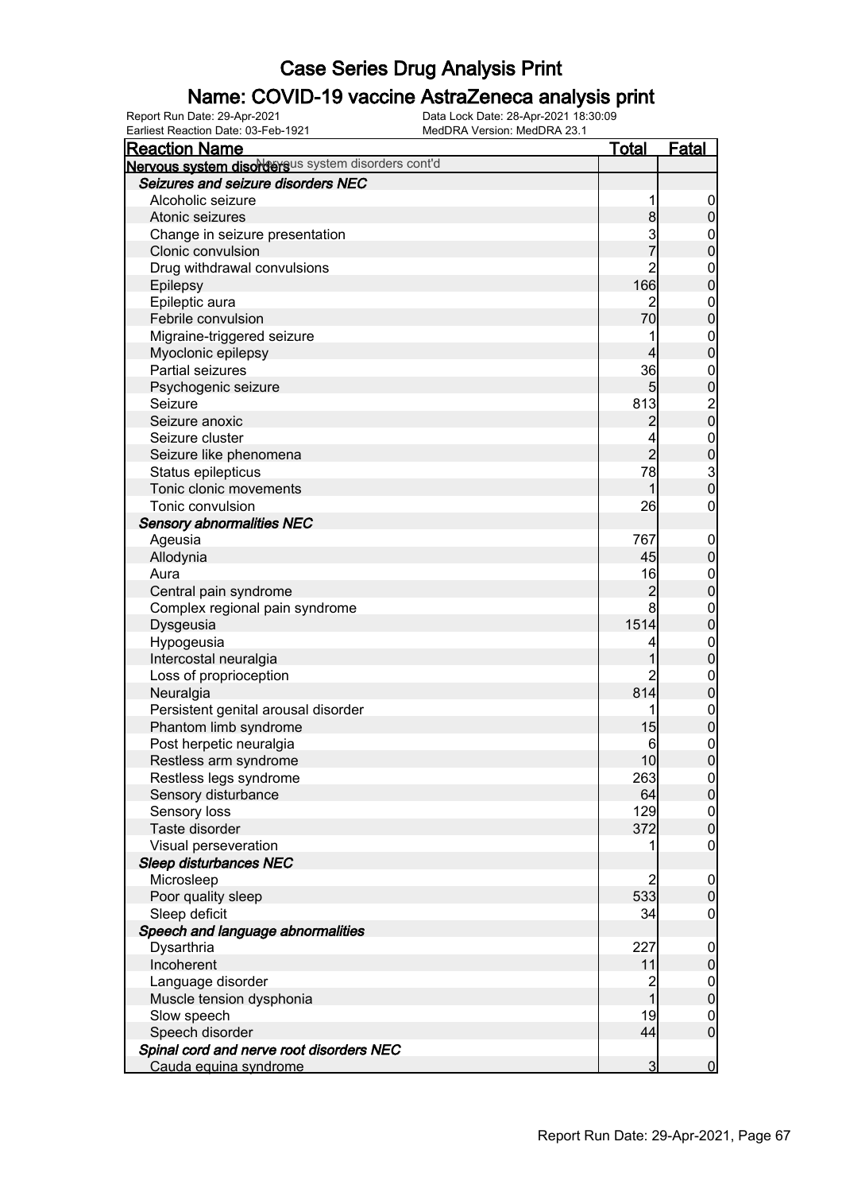# Case Series Drug Analysis Print

## Name: COVID-19 vaccine AstraZeneca analysis print

Report Run Date: 29-Apr-2021
Earliest Reaction Date: 03-Feb-1921
Data Lock Date: 28-Apr-2021 18:30:09
MedDRA Version: MedDRA 23.1

| Reaction Name | Total | Fatal |
|---|---|---|
| **Nervous system disorders** Nervous system disorders cont'd | | |
| ***Seizures and seizure disorders NEC*** | | |
| Alcoholic seizure | 1 | 0 |
| Atonic seizures | 8 | 0 |
| Change in seizure presentation | 3 | 0 |
| Clonic convulsion | 7 | 0 |
| Drug withdrawal convulsions | 2 | 0 |
| Epilepsy | 166 | 0 |
| Epileptic aura | 2 | 0 |
| Febrile convulsion | 70 | 0 |
| Migraine-triggered seizure | 1 | 0 |
| Myoclonic epilepsy | 4 | 0 |
| Partial seizures | 36 | 0 |
| Psychogenic seizure | 5 | 0 |
| Seizure | 813 | 2 |
| Seizure anoxic | 2 | 0 |
| Seizure cluster | 4 | 0 |
| Seizure like phenomena | 2 | 0 |
| Status epilepticus | 78 | 3 |
| Tonic clonic movements | 1 | 0 |
| Tonic convulsion | 26 | 0 |
| ***Sensory abnormalities NEC*** | | |
| Ageusia | 767 | 0 |
| Allodynia | 45 | 0 |
| Aura | 16 | 0 |
| Central pain syndrome | 2 | 0 |
| Complex regional pain syndrome | 8 | 0 |
| Dysgeusia | 1514 | 0 |
| Hypogeusia | 4 | 0 |
| Intercostal neuralgia | 1 | 0 |
| Loss of proprioception | 2 | 0 |
| Neuralgia | 814 | 0 |
| Persistent genital arousal disorder | 1 | 0 |
| Phantom limb syndrome | 15 | 0 |
| Post herpetic neuralgia | 6 | 0 |
| Restless arm syndrome | 10 | 0 |
| Restless legs syndrome | 263 | 0 |
| Sensory disturbance | 64 | 0 |
| Sensory loss | 129 | 0 |
| Taste disorder | 372 | 0 |
| Visual perseveration | 1 | 0 |
| ***Sleep disturbances NEC*** | | |
| Microsleep | 2 | 0 |
| Poor quality sleep | 533 | 0 |
| Sleep deficit | 34 | 0 |
| ***Speech and language abnormalities*** | | |
| Dysarthria | 227 | 0 |
| Incoherent | 11 | 0 |
| Language disorder | 2 | 0 |
| Muscle tension dysphonia | 1 | 0 |
| Slow speech | 19 | 0 |
| Speech disorder | 44 | 0 |
| ***Spinal cord and nerve root disorders NEC*** | | |
| Cauda equina syndrome | 3 | 0 |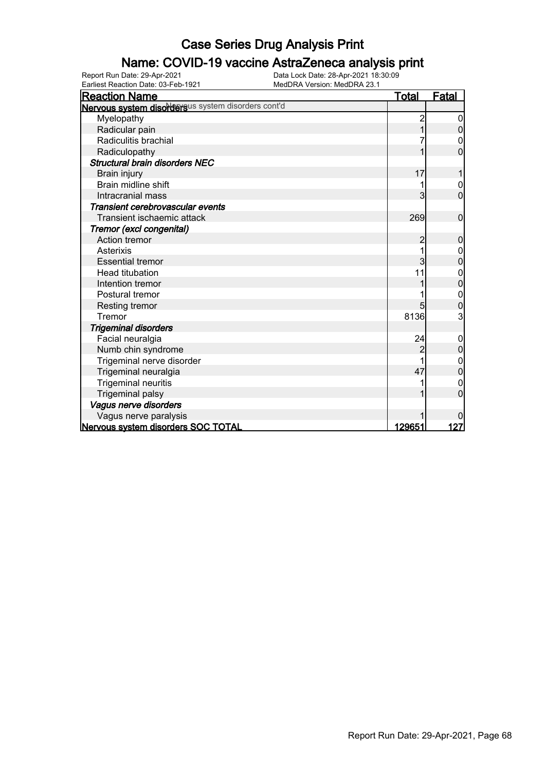# Case Series Drug Analysis Print

## Name: COVID-19 vaccine AstraZeneca analysis print

Report Run Date: 29-Apr-2021
Earliest Reaction Date: 03-Feb-1921
Data Lock Date: 28-Apr-2021 18:30:09
MedDRA Version: MedDRA 23.1

| Reaction Name | Total | Fatal |
|---|---|---|
| **Nervous system disorders** Nervous system disorders cont'd | | |
| Myelopathy | 2 | 0 |
| Radicular pain | 1 | 0 |
| Radiculitis brachial | 7 | 0 |
| Radiculopathy | 1 | 0 |
| ***Structural brain disorders NEC*** | | |
| Brain injury | 17 | 1 |
| Brain midline shift | 1 | 0 |
| Intracranial mass | 3 | 0 |
| ***Transient cerebrovascular events*** | | |
| Transient ischaemic attack | 269 | 0 |
| ***Tremor (excl congenital)*** | | |
| Action tremor | 2 | 0 |
| Asterixis | 1 | 0 |
| Essential tremor | 3 | 0 |
| Head titubation | 11 | 0 |
| Intention tremor | 1 | 0 |
| Postural tremor | 1 | 0 |
| Resting tremor | 5 | 0 |
| Tremor | 8136 | 3 |
| ***Trigeminal disorders*** | | |
| Facial neuralgia | 24 | 0 |
| Numb chin syndrome | 2 | 0 |
| Trigeminal nerve disorder | 1 | 0 |
| Trigeminal neuralgia | 47 | 0 |
| Trigeminal neuritis | 1 | 0 |
| Trigeminal palsy | 1 | 0 |
| ***Vagus nerve disorders*** | | |
| Vagus nerve paralysis | 1 | 0 |
| **Nervous system disorders SOC TOTAL** | **129651** | **127** |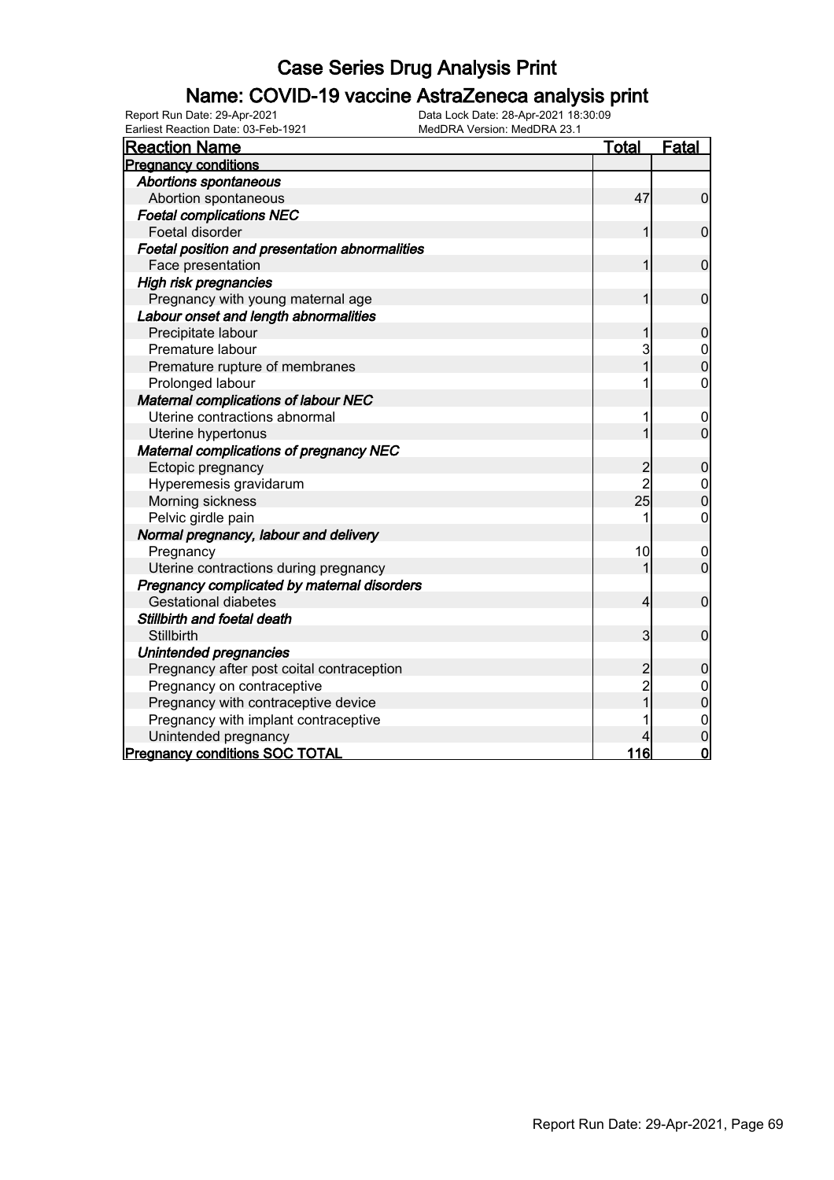# Case Series Drug Analysis Print

## Name: COVID-19 vaccine AstraZeneca analysis print

Report Run Date: 29-Apr-2021
Earliest Reaction Date: 03-Feb-1921
Data Lock Date: 28-Apr-2021 18:30:09
MedDRA Version: MedDRA 23.1

| Reaction Name | Total | Fatal |
|---|---|---|
| **Pregnancy conditions** | | |
| ***Abortions spontaneous*** | | |
| Abortion spontaneous | 47 | 0 |
| ***Foetal complications NEC*** | | |
| Foetal disorder | 1 | 0 |
| ***Foetal position and presentation abnormalities*** | | |
| Face presentation | 1 | 0 |
| ***High risk pregnancies*** | | |
| Pregnancy with young maternal age | 1 | 0 |
| ***Labour onset and length abnormalities*** | | |
| Precipitate labour | 1 | 0 |
| Premature labour | 3 | 0 |
| Premature rupture of membranes | 1 | 0 |
| Prolonged labour | 1 | 0 |
| ***Maternal complications of labour NEC*** | | |
| Uterine contractions abnormal | 1 | 0 |
| Uterine hypertonus | 1 | 0 |
| ***Maternal complications of pregnancy NEC*** | | |
| Ectopic pregnancy | 2 | 0 |
| Hyperemesis gravidarum | 2 | 0 |
| Morning sickness | 25 | 0 |
| Pelvic girdle pain | 1 | 0 |
| ***Normal pregnancy, labour and delivery*** | | |
| Pregnancy | 10 | 0 |
| Uterine contractions during pregnancy | 1 | 0 |
| ***Pregnancy complicated by maternal disorders*** | | |
| Gestational diabetes | 4 | 0 |
| ***Stillbirth and foetal death*** | | |
| Stillbirth | 3 | 0 |
| ***Unintended pregnancies*** | | |
| Pregnancy after post coital contraception | 2 | 0 |
| Pregnancy on contraceptive | 2 | 0 |
| Pregnancy with contraceptive device | 1 | 0 |
| Pregnancy with implant contraceptive | 1 | 0 |
| Unintended pregnancy | 4 | 0 |
| **Pregnancy conditions SOC TOTAL** | **116** | **0** |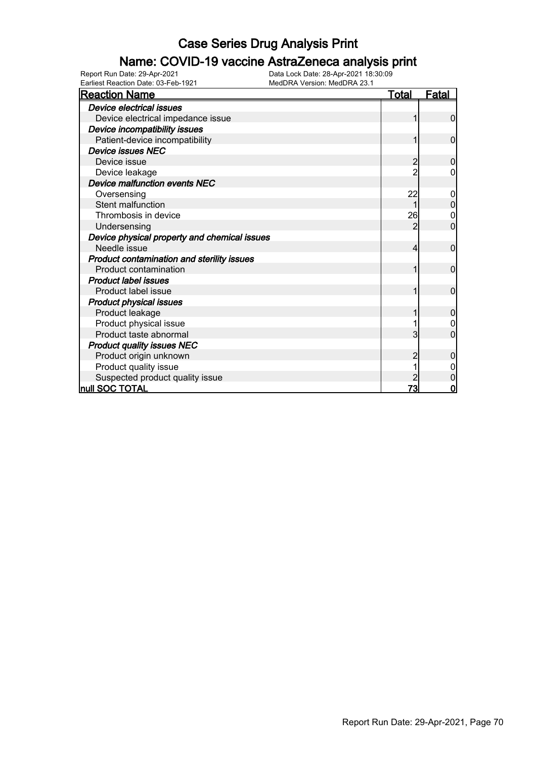# Case Series Drug Analysis Print

## Name: COVID-19 vaccine AstraZeneca analysis print

Report Run Date: 29-Apr-2021
Data Lock Date: 28-Apr-2021 18:30:09
Earliest Reaction Date: 03-Feb-1921
MedDRA Version: MedDRA 23.1

| Reaction Name | Total | Fatal |
|---|---|---|
| ***Device electrical issues*** | | |
| Device electrical impedance issue | 1 | 0 |
| ***Device incompatibility issues*** | | |
| Patient-device incompatibility | 1 | 0 |
| ***Device issues NEC*** | | |
| Device issue | 2 | 0 |
| Device leakage | 2 | 0 |
| ***Device malfunction events NEC*** | | |
| Oversensing | 22 | 0 |
| Stent malfunction | 1 | 0 |
| Thrombosis in device | 26 | 0 |
| Undersensing | 2 | 0 |
| ***Device physical property and chemical issues*** | | |
| Needle issue | 4 | 0 |
| ***Product contamination and sterility issues*** | | |
| Product contamination | 1 | 0 |
| ***Product label issues*** | | |
| Product label issue | 1 | 0 |
| ***Product physical issues*** | | |
| Product leakage | 1 | 0 |
| Product physical issue | 1 | 0 |
| Product taste abnormal | 3 | 0 |
| ***Product quality issues NEC*** | | |
| Product origin unknown | 2 | 0 |
| Product quality issue | 1 | 0 |
| Suspected product quality issue | 2 | 0 |
| **null SOC TOTAL** | **73** | **0** |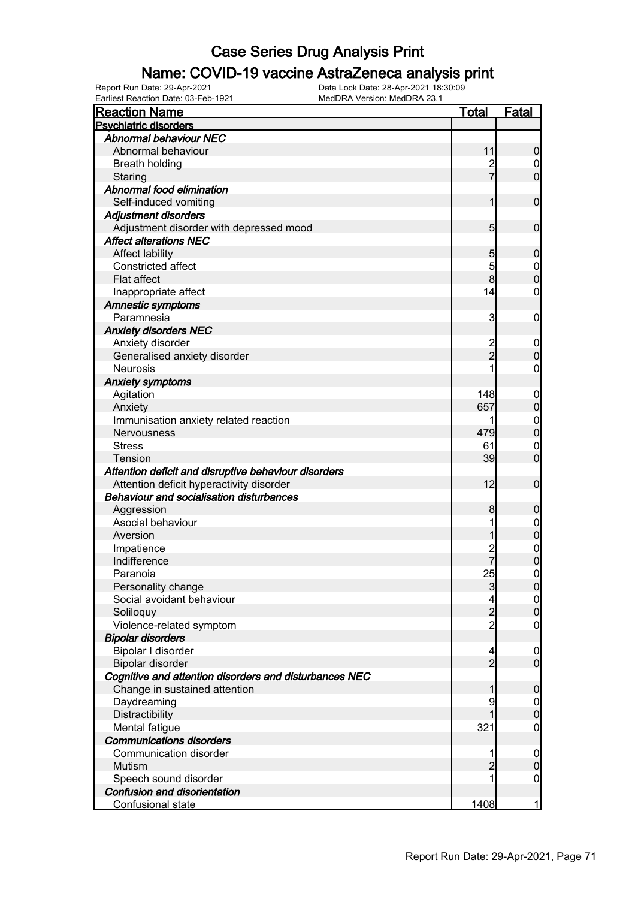# Case Series Drug Analysis Print

## Name: COVID-19 vaccine AstraZeneca analysis print

Report Run Date: 29-Apr-2021
Data Lock Date: 28-Apr-2021 18:30:09
Earliest Reaction Date: 03-Feb-1921
MedDRA Version: MedDRA 23.1

| Reaction Name | Total | Fatal |
|---|---|---|
| **Psychiatric disorders** | | |
| ***Abnormal behaviour NEC*** | | |
| Abnormal behaviour | 11 | 0 |
| Breath holding | 2 | 0 |
| Staring | 7 | 0 |
| ***Abnormal food elimination*** | | |
| Self-induced vomiting | 1 | 0 |
| ***Adjustment disorders*** | | |
| Adjustment disorder with depressed mood | 5 | 0 |
| ***Affect alterations NEC*** | | |
| Affect lability | 5 | 0 |
| Constricted affect | 5 | 0 |
| Flat affect | 8 | 0 |
| Inappropriate affect | 14 | 0 |
| ***Amnestic symptoms*** | | |
| Paramnesia | 3 | 0 |
| ***Anxiety disorders NEC*** | | |
| Anxiety disorder | 2 | 0 |
| Generalised anxiety disorder | 2 | 0 |
| Neurosis | 1 | 0 |
| ***Anxiety symptoms*** | | |
| Agitation | 148 | 0 |
| Anxiety | 657 | 0 |
| Immunisation anxiety related reaction | 1 | 0 |
| Nervousness | 479 | 0 |
| Stress | 61 | 0 |
| Tension | 39 | 0 |
| ***Attention deficit and disruptive behaviour disorders*** | | |
| Attention deficit hyperactivity disorder | 12 | 0 |
| ***Behaviour and socialisation disturbances*** | | |
| Aggression | 8 | 0 |
| Asocial behaviour | 1 | 0 |
| Aversion | 1 | 0 |
| Impatience | 2 | 0 |
| Indifference | 7 | 0 |
| Paranoia | 25 | 0 |
| Personality change | 3 | 0 |
| Social avoidant behaviour | 4 | 0 |
| Soliloquy | 2 | 0 |
| Violence-related symptom | 2 | 0 |
| ***Bipolar disorders*** | | |
| Bipolar I disorder | 4 | 0 |
| Bipolar disorder | 2 | 0 |
| ***Cognitive and attention disorders and disturbances NEC*** | | |
| Change in sustained attention | 1 | 0 |
| Daydreaming | 9 | 0 |
| Distractibility | 1 | 0 |
| Mental fatigue | 321 | 0 |
| ***Communications disorders*** | | |
| Communication disorder | 1 | 0 |
| Mutism | 2 | 0 |
| Speech sound disorder | 1 | 0 |
| ***Confusion and disorientation*** | | |
| Confusional state | 1408 | 1 |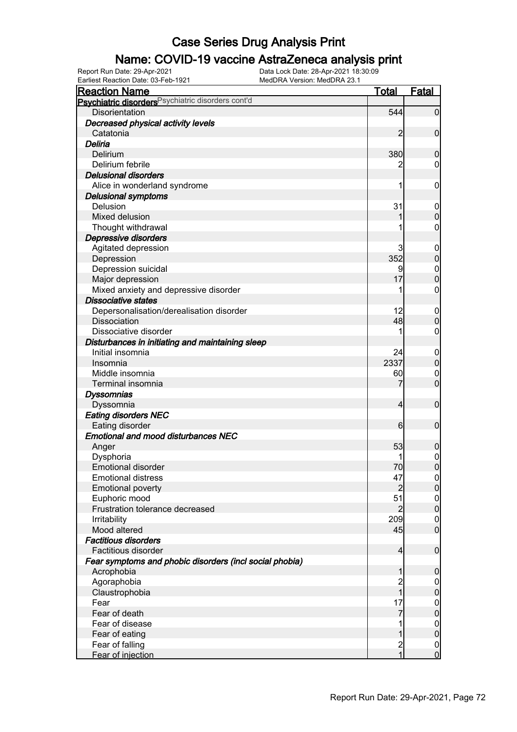# Case Series Drug Analysis Print

## Name: COVID-19 vaccine AstraZeneca analysis print

Report Run Date: 29-Apr-2021
Data Lock Date: 28-Apr-2021 18:30:09
Earliest Reaction Date: 03-Feb-1921
MedDRA Version: MedDRA 23.1

| Reaction Name | Total | Fatal |
|---|---|---|
| **Psychiatric disorders** Psychiatric disorders cont'd | | |
| Disorientation | 544 | 0 |
| ***Decreased physical activity levels*** | | |
| Catatonia | 2 | 0 |
| ***Deliria*** | | |
| Delirium | 380 | 0 |
| Delirium febrile | 2 | 0 |
| ***Delusional disorders*** | | |
| Alice in wonderland syndrome | 1 | 0 |
| ***Delusional symptoms*** | | |
| Delusion | 31 | 0 |
| Mixed delusion | 1 | 0 |
| Thought withdrawal | 1 | 0 |
| ***Depressive disorders*** | | |
| Agitated depression | 3 | 0 |
| Depression | 352 | 0 |
| Depression suicidal | 9 | 0 |
| Major depression | 17 | 0 |
| Mixed anxiety and depressive disorder | 1 | 0 |
| ***Dissociative states*** | | |
| Depersonalisation/derealisation disorder | 12 | 0 |
| Dissociation | 48 | 0 |
| Dissociative disorder | 1 | 0 |
| ***Disturbances in initiating and maintaining sleep*** | | |
| Initial insomnia | 24 | 0 |
| Insomnia | 2337 | 0 |
| Middle insomnia | 60 | 0 |
| Terminal insomnia | 7 | 0 |
| ***Dyssomnias*** | | |
| Dyssomnia | 4 | 0 |
| ***Eating disorders NEC*** | | |
| Eating disorder | 6 | 0 |
| ***Emotional and mood disturbances NEC*** | | |
| Anger | 53 | 0 |
| Dysphoria | 1 | 0 |
| Emotional disorder | 70 | 0 |
| Emotional distress | 47 | 0 |
| Emotional poverty | 2 | 0 |
| Euphoric mood | 51 | 0 |
| Frustration tolerance decreased | 2 | 0 |
| Irritability | 209 | 0 |
| Mood altered | 45 | 0 |
| ***Factitious disorders*** | | |
| Factitious disorder | 4 | 0 |
| ***Fear symptoms and phobic disorders (incl social phobia)*** | | |
| Acrophobia | 1 | 0 |
| Agoraphobia | 2 | 0 |
| Claustrophobia | 1 | 0 |
| Fear | 17 | 0 |
| Fear of death | 7 | 0 |
| Fear of disease | 1 | 0 |
| Fear of eating | 1 | 0 |
| Fear of falling | 2 | 0 |
| Fear of injection | 1 | 0 |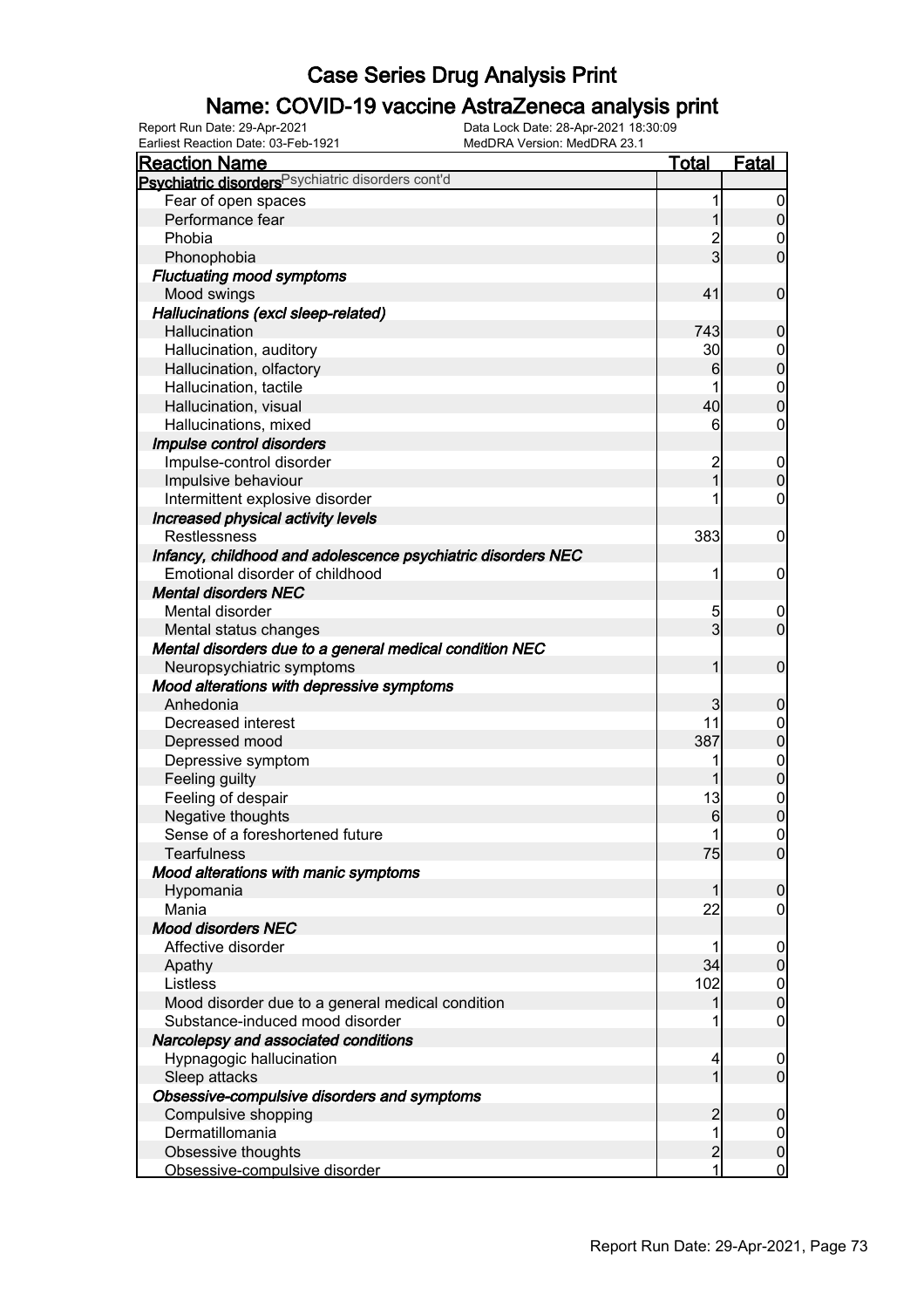# Case Series Drug Analysis Print

## Name: COVID-19 vaccine AstraZeneca analysis print

Report Run Date: 29-Apr-2021
Data Lock Date: 28-Apr-2021 18:30:09
Earliest Reaction Date: 03-Feb-1921
MedDRA Version: MedDRA 23.1

| Reaction Name | Total | Fatal |
|---|---|---|
| **Psychiatric disorders** Psychiatric disorders cont'd | | |
| Fear of open spaces | 1 | 0 |
| Performance fear | 1 | 0 |
| Phobia | 2 | 0 |
| Phonophobia | 3 | 0 |
| ***Fluctuating mood symptoms*** | | |
| Mood swings | 41 | 0 |
| ***Hallucinations (excl sleep-related)*** | | |
| Hallucination | 743 | 0 |
| Hallucination, auditory | 30 | 0 |
| Hallucination, olfactory | 6 | 0 |
| Hallucination, tactile | 1 | 0 |
| Hallucination, visual | 40 | 0 |
| Hallucinations, mixed | 6 | 0 |
| ***Impulse control disorders*** | | |
| Impulse-control disorder | 2 | 0 |
| Impulsive behaviour | 1 | 0 |
| Intermittent explosive disorder | 1 | 0 |
| ***Increased physical activity levels*** | | |
| Restlessness | 383 | 0 |
| ***Infancy, childhood and adolescence psychiatric disorders NEC*** | | |
| Emotional disorder of childhood | 1 | 0 |
| ***Mental disorders NEC*** | | |
| Mental disorder | 5 | 0 |
| Mental status changes | 3 | 0 |
| ***Mental disorders due to a general medical condition NEC*** | | |
| Neuropsychiatric symptoms | 1 | 0 |
| ***Mood alterations with depressive symptoms*** | | |
| Anhedonia | 3 | 0 |
| Decreased interest | 11 | 0 |
| Depressed mood | 387 | 0 |
| Depressive symptom | 1 | 0 |
| Feeling guilty | 1 | 0 |
| Feeling of despair | 13 | 0 |
| Negative thoughts | 6 | 0 |
| Sense of a foreshortened future | 1 | 0 |
| Tearfulness | 75 | 0 |
| ***Mood alterations with manic symptoms*** | | |
| Hypomania | 1 | 0 |
| Mania | 22 | 0 |
| ***Mood disorders NEC*** | | |
| Affective disorder | 1 | 0 |
| Apathy | 34 | 0 |
| Listless | 102 | 0 |
| Mood disorder due to a general medical condition | 1 | 0 |
| Substance-induced mood disorder | 1 | 0 |
| ***Narcolepsy and associated conditions*** | | |
| Hypnagogic hallucination | 4 | 0 |
| Sleep attacks | 1 | 0 |
| ***Obsessive-compulsive disorders and symptoms*** | | |
| Compulsive shopping | 2 | 0 |
| Dermatillomania | 1 | 0 |
| Obsessive thoughts | 2 | 0 |
| Obsessive-compulsive disorder | 1 | 0 |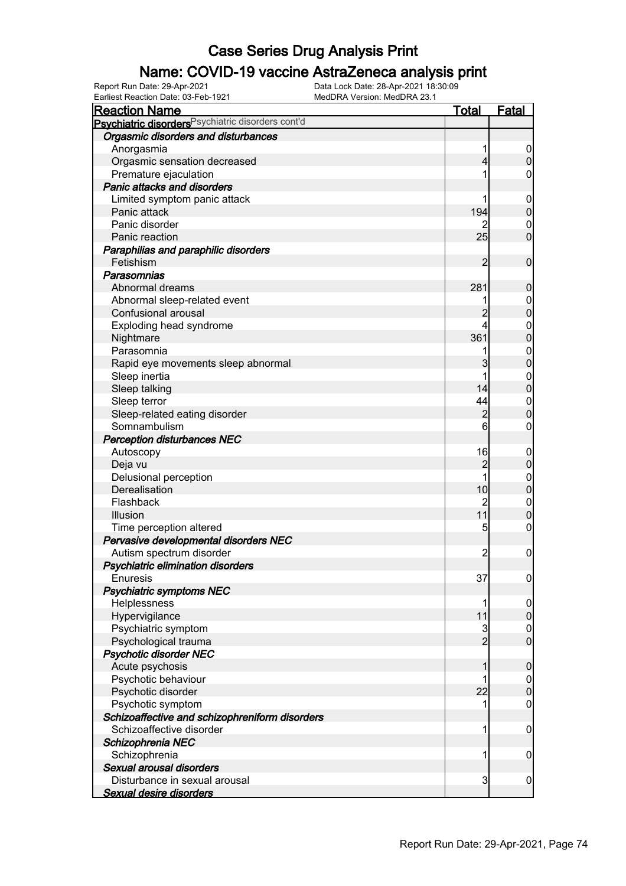# Case Series Drug Analysis Print

## Name: COVID-19 vaccine AstraZeneca analysis print

Report Run Date: 29-Apr-2021
Data Lock Date: 28-Apr-2021 18:30:09
Earliest Reaction Date: 03-Feb-1921
MedDRA Version: MedDRA 23.1

| Reaction Name | Total | Fatal |
|---|---|---|
| **Psychiatric disorders** Psychiatric disorders cont'd | | |
| ***Orgasmic disorders and disturbances*** | | |
| Anorgasmia | 1 | 0 |
| Orgasmic sensation decreased | 4 | 0 |
| Premature ejaculation | 1 | 0 |
| ***Panic attacks and disorders*** | | |
| Limited symptom panic attack | 1 | 0 |
| Panic attack | 194 | 0 |
| Panic disorder | 2 | 0 |
| Panic reaction | 25 | 0 |
| ***Paraphilias and paraphilic disorders*** | | |
| Fetishism | 2 | 0 |
| ***Parasomnias*** | | |
| Abnormal dreams | 281 | 0 |
| Abnormal sleep-related event | 1 | 0 |
| Confusional arousal | 2 | 0 |
| Exploding head syndrome | 4 | 0 |
| Nightmare | 361 | 0 |
| Parasomnia | 1 | 0 |
| Rapid eye movements sleep abnormal | 3 | 0 |
| Sleep inertia | 1 | 0 |
| Sleep talking | 14 | 0 |
| Sleep terror | 44 | 0 |
| Sleep-related eating disorder | 2 | 0 |
| Somnambulism | 6 | 0 |
| ***Perception disturbances NEC*** | | |
| Autoscopy | 16 | 0 |
| Deja vu | 2 | 0 |
| Delusional perception | 1 | 0 |
| Derealisation | 10 | 0 |
| Flashback | 2 | 0 |
| Illusion | 11 | 0 |
| Time perception altered | 5 | 0 |
| ***Pervasive developmental disorders NEC*** | | |
| Autism spectrum disorder | 2 | 0 |
| ***Psychiatric elimination disorders*** | | |
| Enuresis | 37 | 0 |
| ***Psychiatric symptoms NEC*** | | |
| Helplessness | 1 | 0 |
| Hypervigilance | 11 | 0 |
| Psychiatric symptom | 3 | 0 |
| Psychological trauma | 2 | 0 |
| ***Psychotic disorder NEC*** | | |
| Acute psychosis | 1 | 0 |
| Psychotic behaviour | 1 | 0 |
| Psychotic disorder | 22 | 0 |
| Psychotic symptom | 1 | 0 |
| ***Schizoaffective and schizophreniform disorders*** | | |
| Schizoaffective disorder | 1 | 0 |
| ***Schizophrenia NEC*** | | |
| Schizophrenia | 1 | 0 |
| ***Sexual arousal disorders*** | | |
| Disturbance in sexual arousal | 3 | 0 |
| ***Sexual desire disorders*** | | |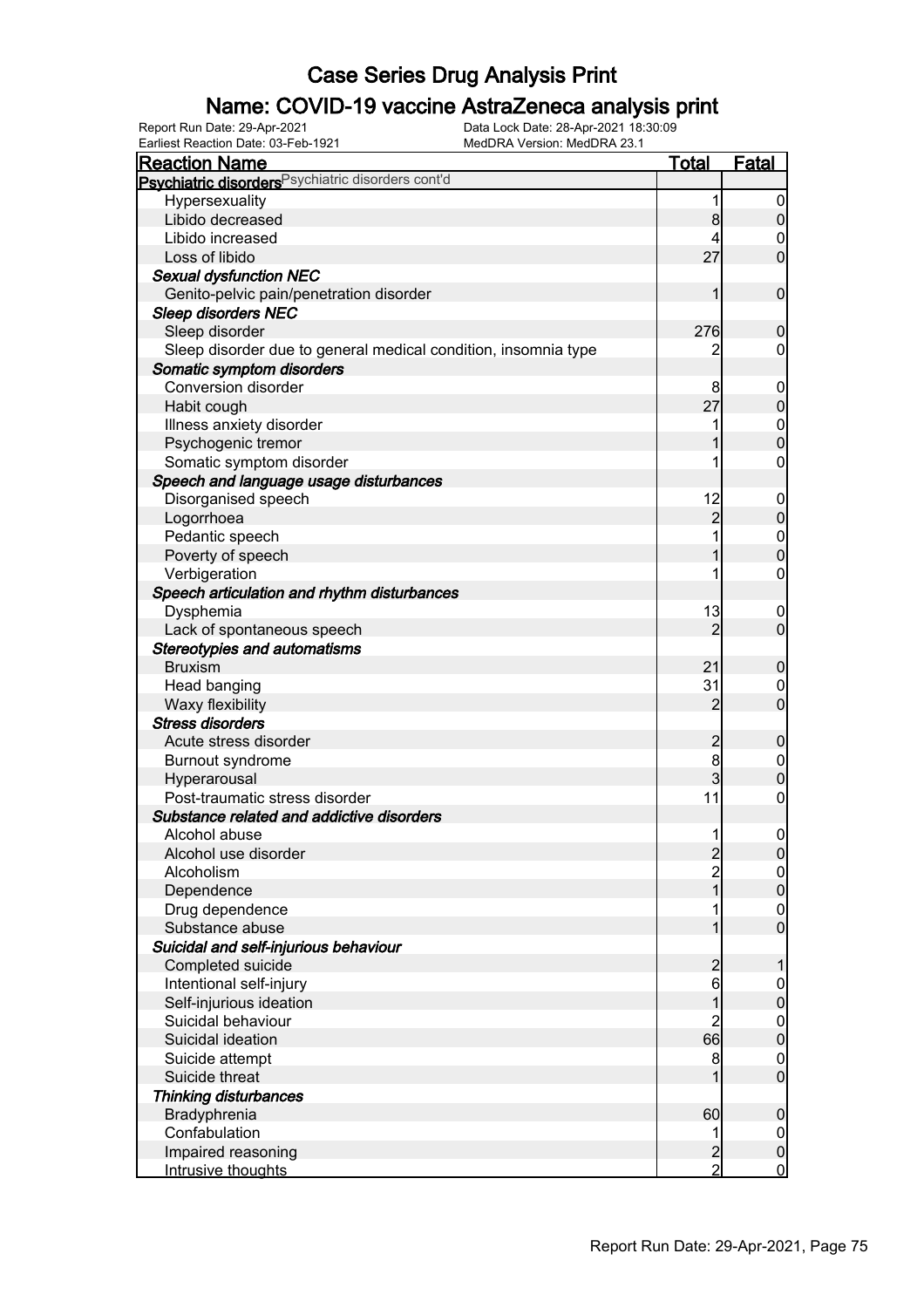# Case Series Drug Analysis Print

## Name: COVID-19 vaccine AstraZeneca analysis print

Report Run Date: 29-Apr-2021
Data Lock Date: 28-Apr-2021 18:30:09
Earliest Reaction Date: 03-Feb-1921
MedDRA Version: MedDRA 23.1

| Reaction Name | Total | Fatal |
|---|---|---|
| **Psychiatric disorders** Psychiatric disorders cont'd | | |
| Hypersexuality | 1 | 0 |
| Libido decreased | 8 | 0 |
| Libido increased | 4 | 0 |
| Loss of libido | 27 | 0 |
| ***Sexual dysfunction NEC*** | | |
| Genito-pelvic pain/penetration disorder | 1 | 0 |
| ***Sleep disorders NEC*** | | |
| Sleep disorder | 276 | 0 |
| Sleep disorder due to general medical condition, insomnia type | 2 | 0 |
| ***Somatic symptom disorders*** | | |
| Conversion disorder | 8 | 0 |
| Habit cough | 27 | 0 |
| Illness anxiety disorder | 1 | 0 |
| Psychogenic tremor | 1 | 0 |
| Somatic symptom disorder | 1 | 0 |
| ***Speech and language usage disturbances*** | | |
| Disorganised speech | 12 | 0 |
| Logorrhoea | 2 | 0 |
| Pedantic speech | 1 | 0 |
| Poverty of speech | 1 | 0 |
| Verbigeration | 1 | 0 |
| ***Speech articulation and rhythm disturbances*** | | |
| Dysphemia | 13 | 0 |
| Lack of spontaneous speech | 2 | 0 |
| ***Stereotypies and automatisms*** | | |
| Bruxism | 21 | 0 |
| Head banging | 31 | 0 |
| Waxy flexibility | 2 | 0 |
| ***Stress disorders*** | | |
| Acute stress disorder | 2 | 0 |
| Burnout syndrome | 8 | 0 |
| Hyperarousal | 3 | 0 |
| Post-traumatic stress disorder | 11 | 0 |
| ***Substance related and addictive disorders*** | | |
| Alcohol abuse | 1 | 0 |
| Alcohol use disorder | 2 | 0 |
| Alcoholism | 2 | 0 |
| Dependence | 1 | 0 |
| Drug dependence | 1 | 0 |
| Substance abuse | 1 | 0 |
| ***Suicidal and self-injurious behaviour*** | | |
| Completed suicide | 2 | 1 |
| Intentional self-injury | 6 | 0 |
| Self-injurious ideation | 1 | 0 |
| Suicidal behaviour | 2 | 0 |
| Suicidal ideation | 66 | 0 |
| Suicide attempt | 8 | 0 |
| Suicide threat | 1 | 0 |
| ***Thinking disturbances*** | | |
| Bradyphrenia | 60 | 0 |
| Confabulation | 1 | 0 |
| Impaired reasoning | 2 | 0 |
| Intrusive thoughts | 2 | 0 |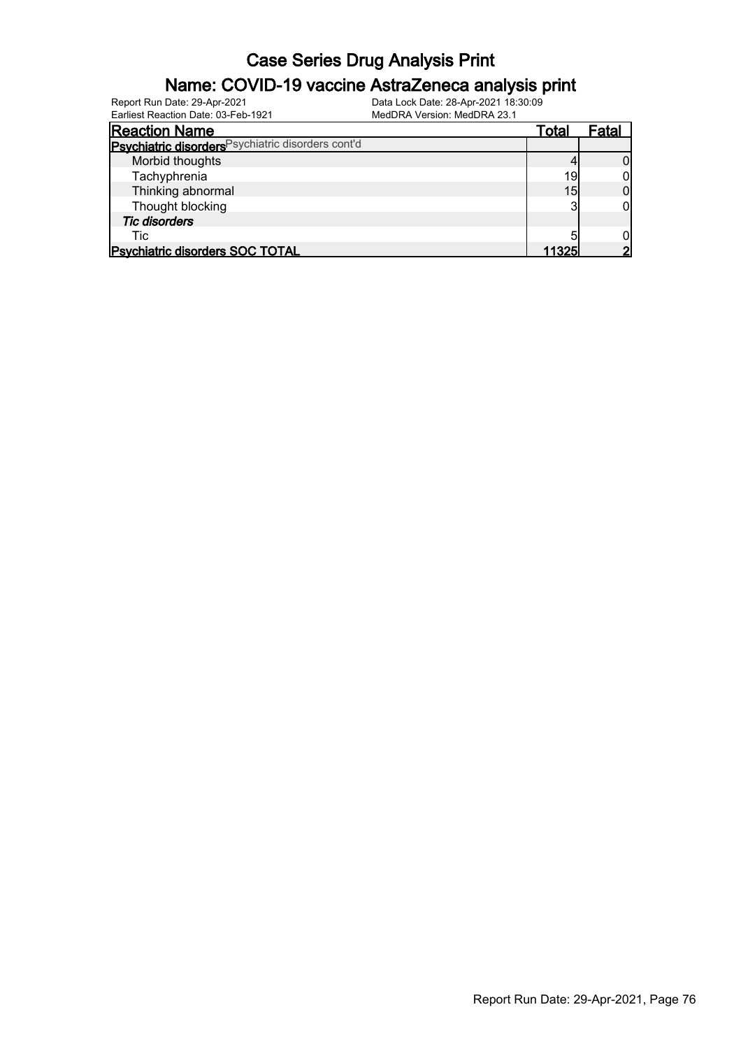# Case Series Drug Analysis Print

## Name: COVID-19 vaccine AstraZeneca analysis print

Report Run Date: 29-Apr-2021
Data Lock Date: 28-Apr-2021 18:30:09
Earliest Reaction Date: 03-Feb-1921
MedDRA Version: MedDRA 23.1

| Reaction Name | Total | Fatal |
| --- | --- | --- |
| **Psychiatric disorders** Psychiatric disorders cont'd | | |
| Morbid thoughts | 4 | 0 |
| Tachyphrenia | 19 | 0 |
| Thinking abnormal | 15 | 0 |
| Thought blocking | 3 | 0 |
| ***Tic disorders*** | | |
| Tic | 5 | 0 |
| **Psychiatric disorders SOC TOTAL** | **11325** | **2** |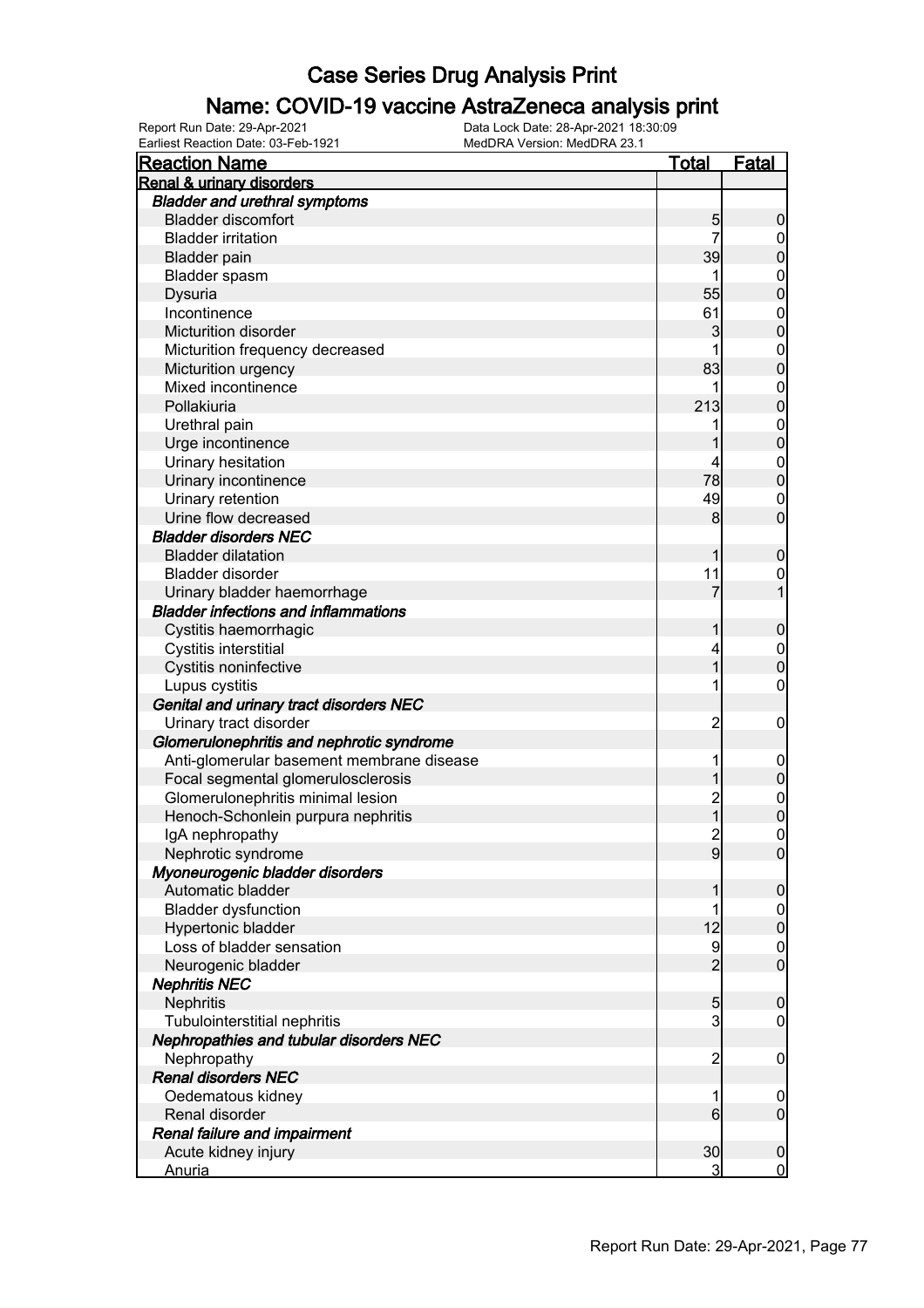# Case Series Drug Analysis Print

## Name: COVID-19 vaccine AstraZeneca analysis print

Report Run Date: 29-Apr-2021
Data Lock Date: 28-Apr-2021 18:30:09
Earliest Reaction Date: 03-Feb-1921
MedDRA Version: MedDRA 23.1

| Reaction Name | Total | Fatal |
|---|---|---|
| **Renal & urinary disorders** | | |
| ***Bladder and urethral symptoms*** | | |
| Bladder discomfort | 5 | 0 |
| Bladder irritation | 7 | 0 |
| Bladder pain | 39 | 0 |
| Bladder spasm | 1 | 0 |
| Dysuria | 55 | 0 |
| Incontinence | 61 | 0 |
| Micturition disorder | 3 | 0 |
| Micturition frequency decreased | 1 | 0 |
| Micturition urgency | 83 | 0 |
| Mixed incontinence | 1 | 0 |
| Pollakiuria | 213 | 0 |
| Urethral pain | 1 | 0 |
| Urge incontinence | 1 | 0 |
| Urinary hesitation | 4 | 0 |
| Urinary incontinence | 78 | 0 |
| Urinary retention | 49 | 0 |
| Urine flow decreased | 8 | 0 |
| ***Bladder disorders NEC*** | | |
| Bladder dilatation | 1 | 0 |
| Bladder disorder | 11 | 0 |
| Urinary bladder haemorrhage | 7 | 1 |
| ***Bladder infections and inflammations*** | | |
| Cystitis haemorrhagic | 1 | 0 |
| Cystitis interstitial | 4 | 0 |
| Cystitis noninfective | 1 | 0 |
| Lupus cystitis | 1 | 0 |
| ***Genital and urinary tract disorders NEC*** | | |
| Urinary tract disorder | 2 | 0 |
| ***Glomerulonephritis and nephrotic syndrome*** | | |
| Anti-glomerular basement membrane disease | 1 | 0 |
| Focal segmental glomerulosclerosis | 1 | 0 |
| Glomerulonephritis minimal lesion | 2 | 0 |
| Henoch-Schonlein purpura nephritis | 1 | 0 |
| IgA nephropathy | 2 | 0 |
| Nephrotic syndrome | 9 | 0 |
| ***Myoneurogenic bladder disorders*** | | |
| Automatic bladder | 1 | 0 |
| Bladder dysfunction | 1 | 0 |
| Hypertonic bladder | 12 | 0 |
| Loss of bladder sensation | 9 | 0 |
| Neurogenic bladder | 2 | 0 |
| ***Nephritis NEC*** | | |
| Nephritis | 5 | 0 |
| Tubulointerstitial nephritis | 3 | 0 |
| ***Nephropathies and tubular disorders NEC*** | | |
| Nephropathy | 2 | 0 |
| ***Renal disorders NEC*** | | |
| Oedematous kidney | 1 | 0 |
| Renal disorder | 6 | 0 |
| ***Renal failure and impairment*** | | |
| Acute kidney injury | 30 | 0 |
| Anuria | 3 | 0 |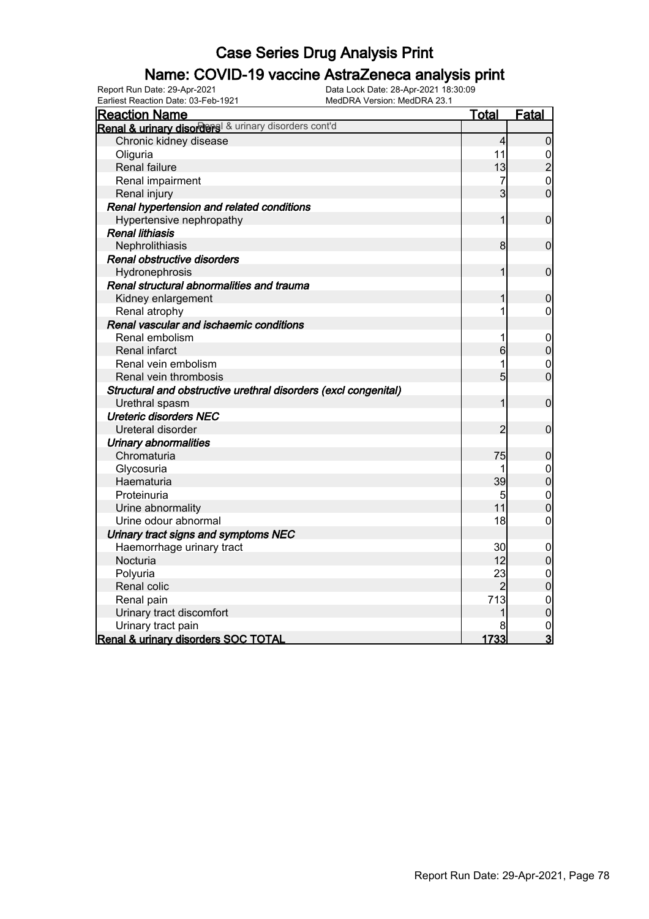# Case Series Drug Analysis Print

## Name: COVID-19 vaccine AstraZeneca analysis print

Report Run Date: 29-Apr-2021
Data Lock Date: 28-Apr-2021 18:30:09
Earliest Reaction Date: 03-Feb-1921
MedDRA Version: MedDRA 23.1

| Reaction Name | Total | Fatal |
|---|---|---|
| **Renal & urinary disorders** Renal & urinary disorders cont'd | | |
| Chronic kidney disease | 4 | 0 |
| Oliguria | 11 | 0 |
| Renal failure | 13 | 2 |
| Renal impairment | 7 | 0 |
| Renal injury | 3 | 0 |
| ***Renal hypertension and related conditions*** | | |
| Hypertensive nephropathy | 1 | 0 |
| ***Renal lithiasis*** | | |
| Nephrolithiasis | 8 | 0 |
| ***Renal obstructive disorders*** | | |
| Hydronephrosis | 1 | 0 |
| ***Renal structural abnormalities and trauma*** | | |
| Kidney enlargement | 1 | 0 |
| Renal atrophy | 1 | 0 |
| ***Renal vascular and ischaemic conditions*** | | |
| Renal embolism | 1 | 0 |
| Renal infarct | 6 | 0 |
| Renal vein embolism | 1 | 0 |
| Renal vein thrombosis | 5 | 0 |
| ***Structural and obstructive urethral disorders (excl congenital)*** | | |
| Urethral spasm | 1 | 0 |
| ***Ureteric disorders NEC*** | | |
| Ureteral disorder | 2 | 0 |
| ***Urinary abnormalities*** | | |
| Chromaturia | 75 | 0 |
| Glycosuria | 1 | 0 |
| Haematuria | 39 | 0 |
| Proteinuria | 5 | 0 |
| Urine abnormality | 11 | 0 |
| Urine odour abnormal | 18 | 0 |
| ***Urinary tract signs and symptoms NEC*** | | |
| Haemorrhage urinary tract | 30 | 0 |
| Nocturia | 12 | 0 |
| Polyuria | 23 | 0 |
| Renal colic | 2 | 0 |
| Renal pain | 713 | 0 |
| Urinary tract discomfort | 1 | 0 |
| Urinary tract pain | 8 | 0 |
| **Renal & urinary disorders SOC TOTAL** | **1733** | **3** |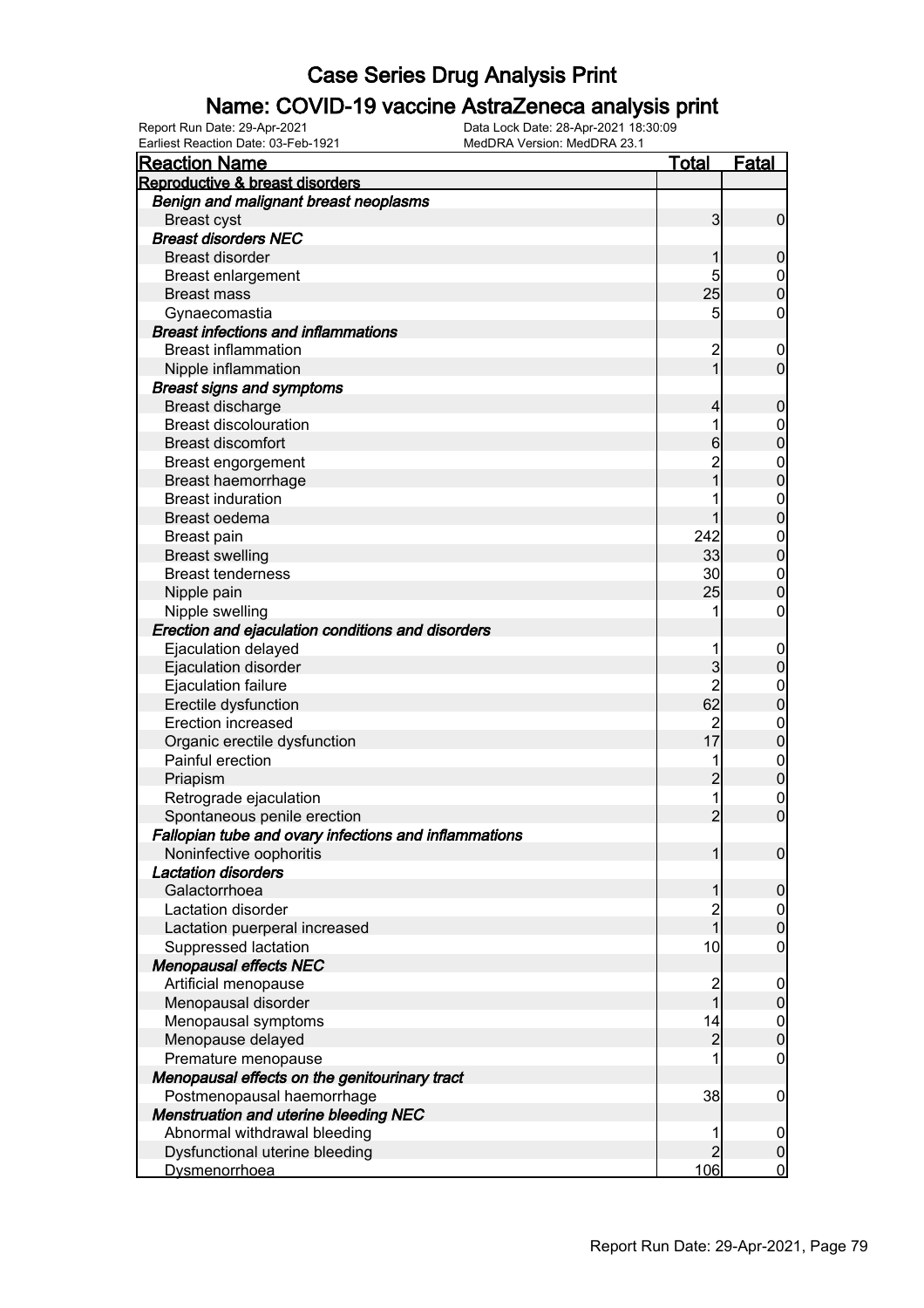# Case Series Drug Analysis Print

## Name: COVID-19 vaccine AstraZeneca analysis print

Report Run Date: 29-Apr-2021
Data Lock Date: 28-Apr-2021 18:30:09
Earliest Reaction Date: 03-Feb-1921
MedDRA Version: MedDRA 23.1

| Reaction Name | Total | Fatal |
|---|---|---|
| **Reproductive & breast disorders** | | |
| ***Benign and malignant breast neoplasms*** | | |
| Breast cyst | 3 | 0 |
| ***Breast disorders NEC*** | | |
| Breast disorder | 1 | 0 |
| Breast enlargement | 5 | 0 |
| Breast mass | 25 | 0 |
| Gynaecomastia | 5 | 0 |
| ***Breast infections and inflammations*** | | |
| Breast inflammation | 2 | 0 |
| Nipple inflammation | 1 | 0 |
| ***Breast signs and symptoms*** | | |
| Breast discharge | 4 | 0 |
| Breast discolouration | 1 | 0 |
| Breast discomfort | 6 | 0 |
| Breast engorgement | 2 | 0 |
| Breast haemorrhage | 1 | 0 |
| Breast induration | 1 | 0 |
| Breast oedema | 1 | 0 |
| Breast pain | 242 | 0 |
| Breast swelling | 33 | 0 |
| Breast tenderness | 30 | 0 |
| Nipple pain | 25 | 0 |
| Nipple swelling | 1 | 0 |
| ***Erection and ejaculation conditions and disorders*** | | |
| Ejaculation delayed | 1 | 0 |
| Ejaculation disorder | 3 | 0 |
| Ejaculation failure | 2 | 0 |
| Erectile dysfunction | 62 | 0 |
| Erection increased | 2 | 0 |
| Organic erectile dysfunction | 17 | 0 |
| Painful erection | 1 | 0 |
| Priapism | 2 | 0 |
| Retrograde ejaculation | 1 | 0 |
| Spontaneous penile erection | 2 | 0 |
| ***Fallopian tube and ovary infections and inflammations*** | | |
| Noninfective oophoritis | 1 | 0 |
| ***Lactation disorders*** | | |
| Galactorrhoea | 1 | 0 |
| Lactation disorder | 2 | 0 |
| Lactation puerperal increased | 1 | 0 |
| Suppressed lactation | 10 | 0 |
| ***Menopausal effects NEC*** | | |
| Artificial menopause | 2 | 0 |
| Menopausal disorder | 1 | 0 |
| Menopausal symptoms | 14 | 0 |
| Menopause delayed | 2 | 0 |
| Premature menopause | 1 | 0 |
| ***Menopausal effects on the genitourinary tract*** | | |
| Postmenopausal haemorrhage | 38 | 0 |
| ***Menstruation and uterine bleeding NEC*** | | |
| Abnormal withdrawal bleeding | 1 | 0 |
| Dysfunctional uterine bleeding | 2 | 0 |
| Dysmenorrhoea | 106 | 0 |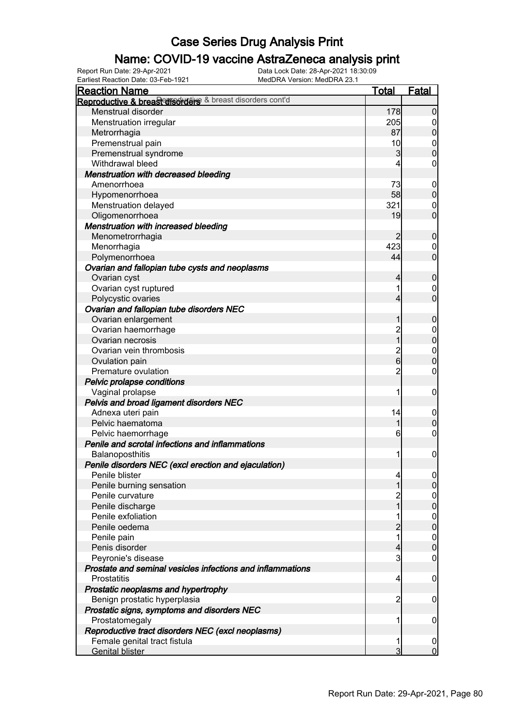# Case Series Drug Analysis Print

## Name: COVID-19 vaccine AstraZeneca analysis print

Report Run Date: 29-Apr-2021
Earliest Reaction Date: 03-Feb-1921
Data Lock Date: 28-Apr-2021 18:30:09
MedDRA Version: MedDRA 23.1

| Reaction Name | Total | Fatal |
|---|---|---|
| **Reproductive & breast disorders** Reproductive & breast disorders cont'd | | |
| Menstrual disorder | 178 | 0 |
| Menstruation irregular | 205 | 0 |
| Metrorrhagia | 87 | 0 |
| Premenstrual pain | 10 | 0 |
| Premenstrual syndrome | 3 | 0 |
| Withdrawal bleed | 4 | 0 |
| ***Menstruation with decreased bleeding*** | | |
| Amenorrhoea | 73 | 0 |
| Hypomenorrhoea | 58 | 0 |
| Menstruation delayed | 321 | 0 |
| Oligomenorrhoea | 19 | 0 |
| ***Menstruation with increased bleeding*** | | |
| Menometrorrhagia | 2 | 0 |
| Menorrhagia | 423 | 0 |
| Polymenorrhoea | 44 | 0 |
| ***Ovarian and fallopian tube cysts and neoplasms*** | | |
| Ovarian cyst | 4 | 0 |
| Ovarian cyst ruptured | 1 | 0 |
| Polycystic ovaries | 4 | 0 |
| ***Ovarian and fallopian tube disorders NEC*** | | |
| Ovarian enlargement | 1 | 0 |
| Ovarian haemorrhage | 2 | 0 |
| Ovarian necrosis | 1 | 0 |
| Ovarian vein thrombosis | 2 | 0 |
| Ovulation pain | 6 | 0 |
| Premature ovulation | 2 | 0 |
| ***Pelvic prolapse conditions*** | | |
| Vaginal prolapse | 1 | 0 |
| ***Pelvis and broad ligament disorders NEC*** | | |
| Adnexa uteri pain | 14 | 0 |
| Pelvic haematoma | 1 | 0 |
| Pelvic haemorrhage | 6 | 0 |
| ***Penile and scrotal infections and inflammations*** | | |
| Balanoposthitis | 1 | 0 |
| ***Penile disorders NEC (excl erection and ejaculation)*** | | |
| Penile blister | 4 | 0 |
| Penile burning sensation | 1 | 0 |
| Penile curvature | 2 | 0 |
| Penile discharge | 1 | 0 |
| Penile exfoliation | 1 | 0 |
| Penile oedema | 2 | 0 |
| Penile pain | 1 | 0 |
| Penis disorder | 4 | 0 |
| Peyronie's disease | 3 | 0 |
| ***Prostate and seminal vesicles infections and inflammations*** | | |
| Prostatitis | 4 | 0 |
| ***Prostatic neoplasms and hypertrophy*** | | |
| Benign prostatic hyperplasia | 2 | 0 |
| ***Prostatic signs, symptoms and disorders NEC*** | | |
| Prostatomegaly | 1 | 0 |
| ***Reproductive tract disorders NEC (excl neoplasms)*** | | |
| Female genital tract fistula | 1 | 0 |
| Genital blister | 3 | 0 |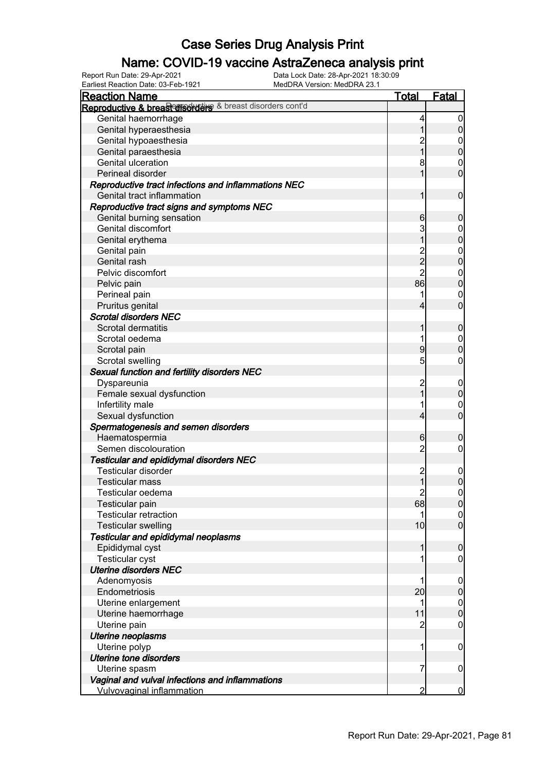# Case Series Drug Analysis Print

## Name: COVID-19 vaccine AstraZeneca analysis print

Report Run Date: 29-Apr-2021
Data Lock Date: 28-Apr-2021 18:30:09
Earliest Reaction Date: 03-Feb-1921
MedDRA Version: MedDRA 23.1

| Reaction Name | Total | Fatal |
|---|---|---|
| **Reproductive & breast disorders** Reproductive & breast disorders cont'd | | |
| Genital haemorrhage | 4 | 0 |
| Genital hyperaesthesia | 1 | 0 |
| Genital hypoaesthesia | 2 | 0 |
| Genital paraesthesia | 1 | 0 |
| Genital ulceration | 8 | 0 |
| Perineal disorder | 1 | 0 |
| ***Reproductive tract infections and inflammations NEC*** | | |
| Genital tract inflammation | 1 | 0 |
| ***Reproductive tract signs and symptoms NEC*** | | |
| Genital burning sensation | 6 | 0 |
| Genital discomfort | 3 | 0 |
| Genital erythema | 1 | 0 |
| Genital pain | 2 | 0 |
| Genital rash | 2 | 0 |
| Pelvic discomfort | 2 | 0 |
| Pelvic pain | 86 | 0 |
| Perineal pain | 1 | 0 |
| Pruritus genital | 4 | 0 |
| ***Scrotal disorders NEC*** | | |
| Scrotal dermatitis | 1 | 0 |
| Scrotal oedema | 1 | 0 |
| Scrotal pain | 9 | 0 |
| Scrotal swelling | 5 | 0 |
| ***Sexual function and fertility disorders NEC*** | | |
| Dyspareunia | 2 | 0 |
| Female sexual dysfunction | 1 | 0 |
| Infertility male | 1 | 0 |
| Sexual dysfunction | 4 | 0 |
| ***Spermatogenesis and semen disorders*** | | |
| Haematospermia | 6 | 0 |
| Semen discolouration | 2 | 0 |
| ***Testicular and epididymal disorders NEC*** | | |
| Testicular disorder | 2 | 0 |
| Testicular mass | 1 | 0 |
| Testicular oedema | 2 | 0 |
| Testicular pain | 68 | 0 |
| Testicular retraction | 1 | 0 |
| Testicular swelling | 10 | 0 |
| ***Testicular and epididymal neoplasms*** | | |
| Epididymal cyst | 1 | 0 |
| Testicular cyst | 1 | 0 |
| ***Uterine disorders NEC*** | | |
| Adenomyosis | 1 | 0 |
| Endometriosis | 20 | 0 |
| Uterine enlargement | 1 | 0 |
| Uterine haemorrhage | 11 | 0 |
| Uterine pain | 2 | 0 |
| ***Uterine neoplasms*** | | |
| Uterine polyp | 1 | 0 |
| ***Uterine tone disorders*** | | |
| Uterine spasm | 7 | 0 |
| ***Vaginal and vulval infections and inflammations*** | | |
| Vulvovaginal inflammation | 2 | 0 |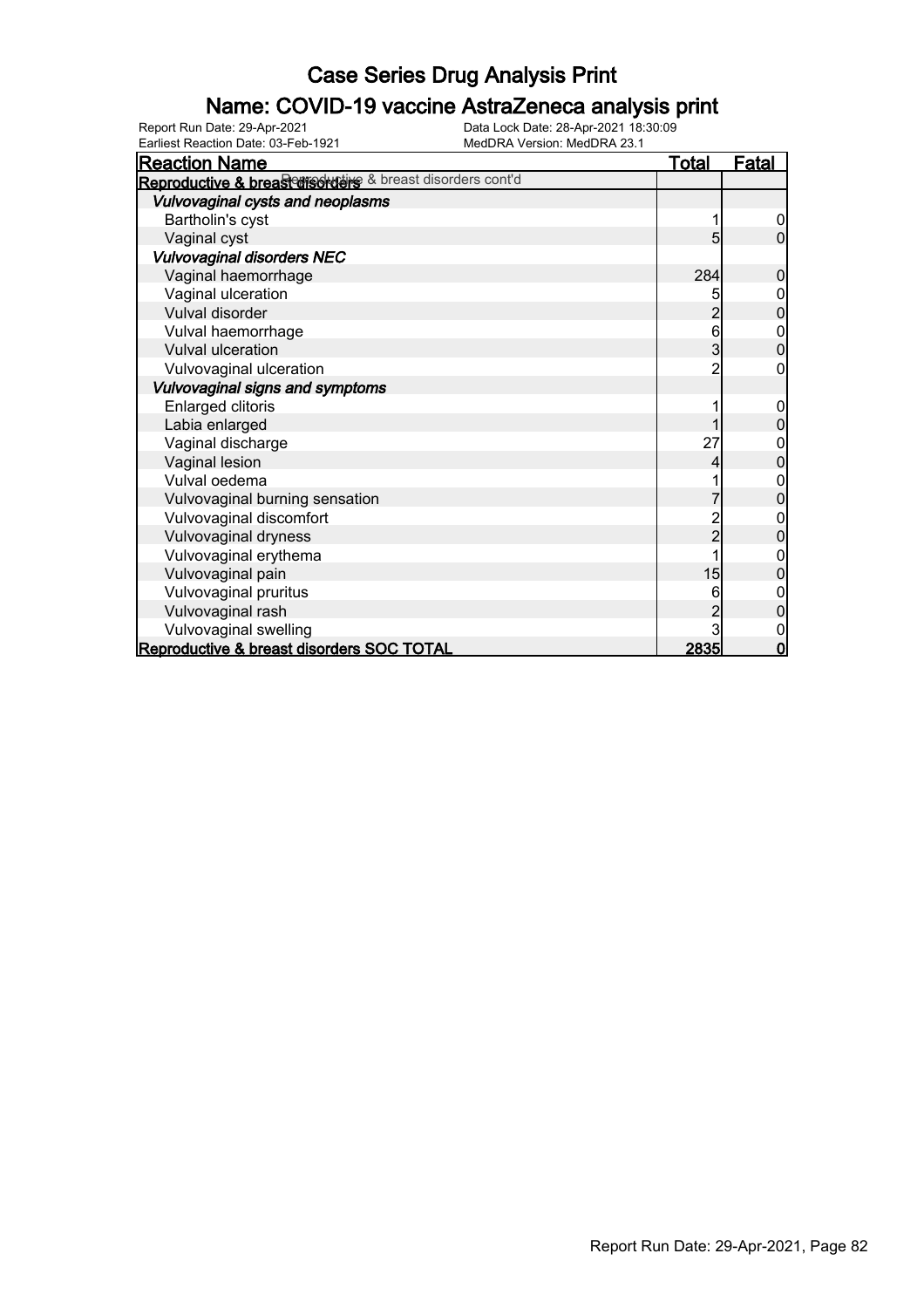# Case Series Drug Analysis Print

## Name: COVID-19 vaccine AstraZeneca analysis print

Report Run Date: 29-Apr-2021
Earliest Reaction Date: 03-Feb-1921
Data Lock Date: 28-Apr-2021 18:30:09
MedDRA Version: MedDRA 23.1

| Reaction Name | Total | Fatal |
|---|---|---|
| **Reproductive & breast disorders** Reproductive & breast disorders cont'd | | |
| ***Vulvovaginal cysts and neoplasms*** | | |
| Bartholin's cyst | 1 | 0 |
| Vaginal cyst | 5 | 0 |
| ***Vulvovaginal disorders NEC*** | | |
| Vaginal haemorrhage | 284 | 0 |
| Vaginal ulceration | 5 | 0 |
| Vulval disorder | 2 | 0 |
| Vulval haemorrhage | 6 | 0 |
| Vulval ulceration | 3 | 0 |
| Vulvovaginal ulceration | 2 | 0 |
| ***Vulvovaginal signs and symptoms*** | | |
| Enlarged clitoris | 1 | 0 |
| Labia enlarged | 1 | 0 |
| Vaginal discharge | 27 | 0 |
| Vaginal lesion | 4 | 0 |
| Vulval oedema | 1 | 0 |
| Vulvovaginal burning sensation | 7 | 0 |
| Vulvovaginal discomfort | 2 | 0 |
| Vulvovaginal dryness | 2 | 0 |
| Vulvovaginal erythema | 1 | 0 |
| Vulvovaginal pain | 15 | 0 |
| Vulvovaginal pruritus | 6 | 0 |
| Vulvovaginal rash | 2 | 0 |
| Vulvovaginal swelling | 3 | 0 |
| **Reproductive & breast disorders SOC TOTAL** | **2835** | **0** |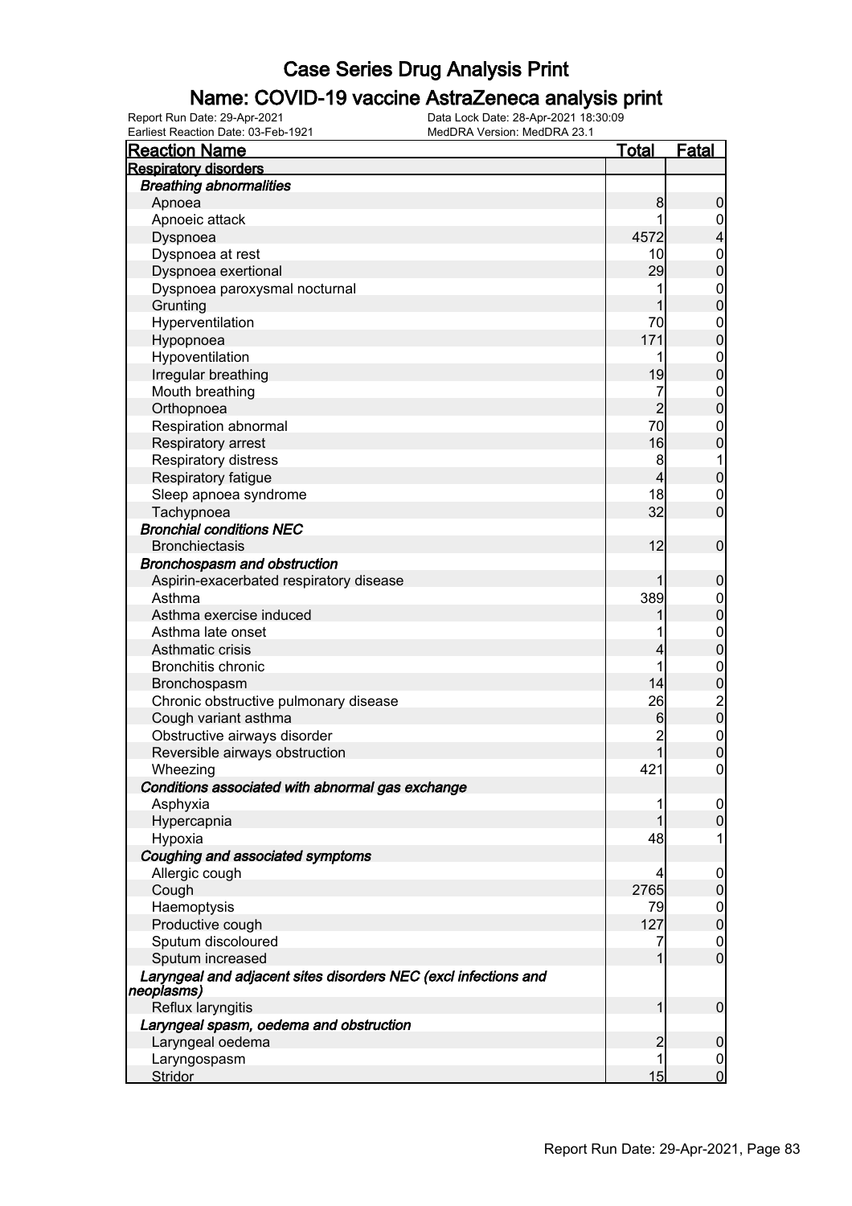# Case Series Drug Analysis Print

## Name: COVID-19 vaccine AstraZeneca analysis print

Report Run Date: 29-Apr-2021
Data Lock Date: 28-Apr-2021 18:30:09
Earliest Reaction Date: 03-Feb-1921
MedDRA Version: MedDRA 23.1

| Reaction Name | Total | Fatal |
|---|---|---|
| **Respiratory disorders** | | |
| ***Breathing abnormalities*** | | |
| Apnoea | 8 | 0 |
| Apnoeic attack | 1 | 0 |
| Dyspnoea | 4572 | 4 |
| Dyspnoea at rest | 10 | 0 |
| Dyspnoea exertional | 29 | 0 |
| Dyspnoea paroxysmal nocturnal | 1 | 0 |
| Grunting | 1 | 0 |
| Hyperventilation | 70 | 0 |
| Hypopnoea | 171 | 0 |
| Hypoventilation | 1 | 0 |
| Irregular breathing | 19 | 0 |
| Mouth breathing | 7 | 0 |
| Orthopnoea | 2 | 0 |
| Respiration abnormal | 70 | 0 |
| Respiratory arrest | 16 | 0 |
| Respiratory distress | 8 | 1 |
| Respiratory fatigue | 4 | 0 |
| Sleep apnoea syndrome | 18 | 0 |
| Tachypnoea | 32 | 0 |
| ***Bronchial conditions NEC*** | | |
| Bronchiectasis | 12 | 0 |
| ***Bronchospasm and obstruction*** | | |
| Aspirin-exacerbated respiratory disease | 1 | 0 |
| Asthma | 389 | 0 |
| Asthma exercise induced | 1 | 0 |
| Asthma late onset | 1 | 0 |
| Asthmatic crisis | 4 | 0 |
| Bronchitis chronic | 1 | 0 |
| Bronchospasm | 14 | 0 |
| Chronic obstructive pulmonary disease | 26 | 2 |
| Cough variant asthma | 6 | 0 |
| Obstructive airways disorder | 2 | 0 |
| Reversible airways obstruction | 1 | 0 |
| Wheezing | 421 | 0 |
| ***Conditions associated with abnormal gas exchange*** | | |
| Asphyxia | 1 | 0 |
| Hypercapnia | 1 | 0 |
| Hypoxia | 48 | 1 |
| ***Coughing and associated symptoms*** | | |
| Allergic cough | 4 | 0 |
| Cough | 2765 | 0 |
| Haemoptysis | 79 | 0 |
| Productive cough | 127 | 0 |
| Sputum discoloured | 7 | 0 |
| Sputum increased | 1 | 0 |
| ***Laryngeal and adjacent sites disorders NEC (excl infections and neoplasms)*** | | |
| Reflux laryngitis | 1 | 0 |
| ***Laryngeal spasm, oedema and obstruction*** | | |
| Laryngeal oedema | 2 | 0 |
| Laryngospasm | 1 | 0 |
| Stridor | 15 | 0 |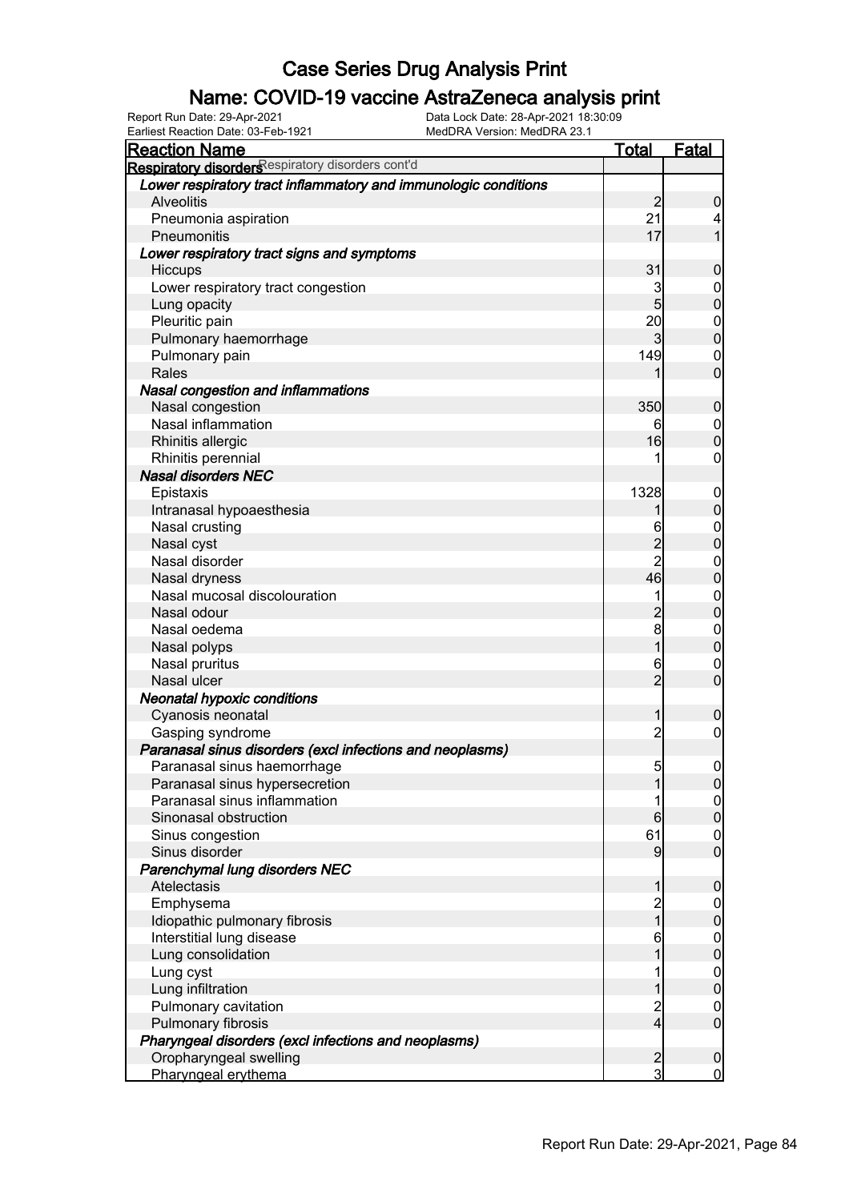# Case Series Drug Analysis Print

## Name: COVID-19 vaccine AstraZeneca analysis print

Report Run Date: 29-Apr-2021
Data Lock Date: 28-Apr-2021 18:30:09
Earliest Reaction Date: 03-Feb-1921
MedDRA Version: MedDRA 23.1

| Reaction Name | Total | Fatal |
|---|---|---|
| **Respiratory disorders** Respiratory disorders cont'd | | |
| ***Lower respiratory tract inflammatory and immunologic conditions*** | | |
| Alveolitis | 2 | 0 |
| Pneumonia aspiration | 21 | 4 |
| Pneumonitis | 17 | 1 |
| ***Lower respiratory tract signs and symptoms*** | | |
| Hiccups | 31 | 0 |
| Lower respiratory tract congestion | 3 | 0 |
| Lung opacity | 5 | 0 |
| Pleuritic pain | 20 | 0 |
| Pulmonary haemorrhage | 3 | 0 |
| Pulmonary pain | 149 | 0 |
| Rales | 1 | 0 |
| ***Nasal congestion and inflammations*** | | |
| Nasal congestion | 350 | 0 |
| Nasal inflammation | 6 | 0 |
| Rhinitis allergic | 16 | 0 |
| Rhinitis perennial | 1 | 0 |
| ***Nasal disorders NEC*** | | |
| Epistaxis | 1328 | 0 |
| Intranasal hypoaesthesia | 1 | 0 |
| Nasal crusting | 6 | 0 |
| Nasal cyst | 2 | 0 |
| Nasal disorder | 2 | 0 |
| Nasal dryness | 46 | 0 |
| Nasal mucosal discolouration | 1 | 0 |
| Nasal odour | 2 | 0 |
| Nasal oedema | 8 | 0 |
| Nasal polyps | 1 | 0 |
| Nasal pruritus | 6 | 0 |
| Nasal ulcer | 2 | 0 |
| ***Neonatal hypoxic conditions*** | | |
| Cyanosis neonatal | 1 | 0 |
| Gasping syndrome | 2 | 0 |
| ***Paranasal sinus disorders (excl infections and neoplasms)*** | | |
| Paranasal sinus haemorrhage | 5 | 0 |
| Paranasal sinus hypersecretion | 1 | 0 |
| Paranasal sinus inflammation | 1 | 0 |
| Sinonasal obstruction | 6 | 0 |
| Sinus congestion | 61 | 0 |
| Sinus disorder | 9 | 0 |
| ***Parenchymal lung disorders NEC*** | | |
| Atelectasis | 1 | 0 |
| Emphysema | 2 | 0 |
| Idiopathic pulmonary fibrosis | 1 | 0 |
| Interstitial lung disease | 6 | 0 |
| Lung consolidation | 1 | 0 |
| Lung cyst | 1 | 0 |
| Lung infiltration | 1 | 0 |
| Pulmonary cavitation | 2 | 0 |
| Pulmonary fibrosis | 4 | 0 |
| ***Pharyngeal disorders (excl infections and neoplasms)*** | | |
| Oropharyngeal swelling | 2 | 0 |
| Pharyngeal erythema | 3 | 0 |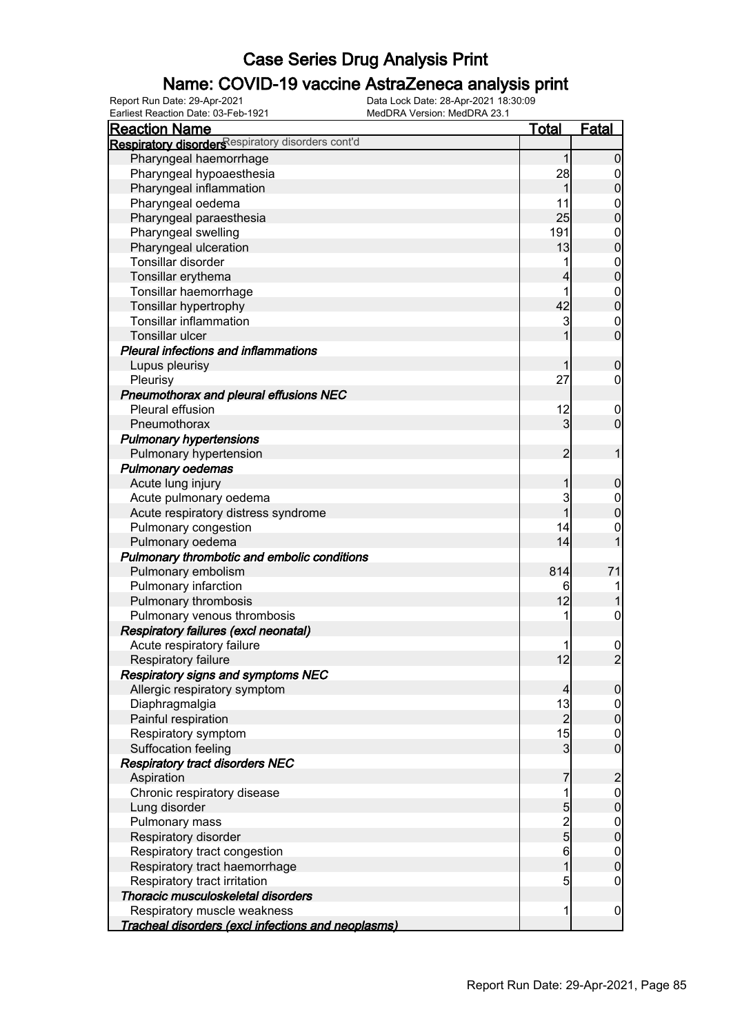# Case Series Drug Analysis Print

## Name: COVID-19 vaccine AstraZeneca analysis print

Report Run Date: 29-Apr-2021
Data Lock Date: 28-Apr-2021 18:30:09
Earliest Reaction Date: 03-Feb-1921
MedDRA Version: MedDRA 23.1

| Reaction Name | Total | Fatal |
|---|---|---|
| **Respiratory disorders** Respiratory disorders cont'd | | |
| Pharyngeal haemorrhage | 1 | 0 |
| Pharyngeal hypoaesthesia | 28 | 0 |
| Pharyngeal inflammation | 1 | 0 |
| Pharyngeal oedema | 11 | 0 |
| Pharyngeal paraesthesia | 25 | 0 |
| Pharyngeal swelling | 191 | 0 |
| Pharyngeal ulceration | 13 | 0 |
| Tonsillar disorder | 1 | 0 |
| Tonsillar erythema | 4 | 0 |
| Tonsillar haemorrhage | 1 | 0 |
| Tonsillar hypertrophy | 42 | 0 |
| Tonsillar inflammation | 3 | 0 |
| Tonsillar ulcer | 1 | 0 |
| ***Pleural infections and inflammations*** | | |
| Lupus pleurisy | 1 | 0 |
| Pleurisy | 27 | 0 |
| ***Pneumothorax and pleural effusions NEC*** | | |
| Pleural effusion | 12 | 0 |
| Pneumothorax | 3 | 0 |
| ***Pulmonary hypertensions*** | | |
| Pulmonary hypertension | 2 | 1 |
| ***Pulmonary oedemas*** | | |
| Acute lung injury | 1 | 0 |
| Acute pulmonary oedema | 3 | 0 |
| Acute respiratory distress syndrome | 1 | 0 |
| Pulmonary congestion | 14 | 0 |
| Pulmonary oedema | 14 | 1 |
| ***Pulmonary thrombotic and embolic conditions*** | | |
| Pulmonary embolism | 814 | 71 |
| Pulmonary infarction | 6 | 1 |
| Pulmonary thrombosis | 12 | 1 |
| Pulmonary venous thrombosis | 1 | 0 |
| ***Respiratory failures (excl neonatal)*** | | |
| Acute respiratory failure | 1 | 0 |
| Respiratory failure | 12 | 2 |
| ***Respiratory signs and symptoms NEC*** | | |
| Allergic respiratory symptom | 4 | 0 |
| Diaphragmalgia | 13 | 0 |
| Painful respiration | 2 | 0 |
| Respiratory symptom | 15 | 0 |
| Suffocation feeling | 3 | 0 |
| ***Respiratory tract disorders NEC*** | | |
| Aspiration | 7 | 2 |
| Chronic respiratory disease | 1 | 0 |
| Lung disorder | 5 | 0 |
| Pulmonary mass | 2 | 0 |
| Respiratory disorder | 5 | 0 |
| Respiratory tract congestion | 6 | 0 |
| Respiratory tract haemorrhage | 1 | 0 |
| Respiratory tract irritation | 5 | 0 |
| ***Thoracic musculoskeletal disorders*** | | |
| Respiratory muscle weakness | 1 | 0 |
| ***Tracheal disorders (excl infections and neoplasms)*** | | |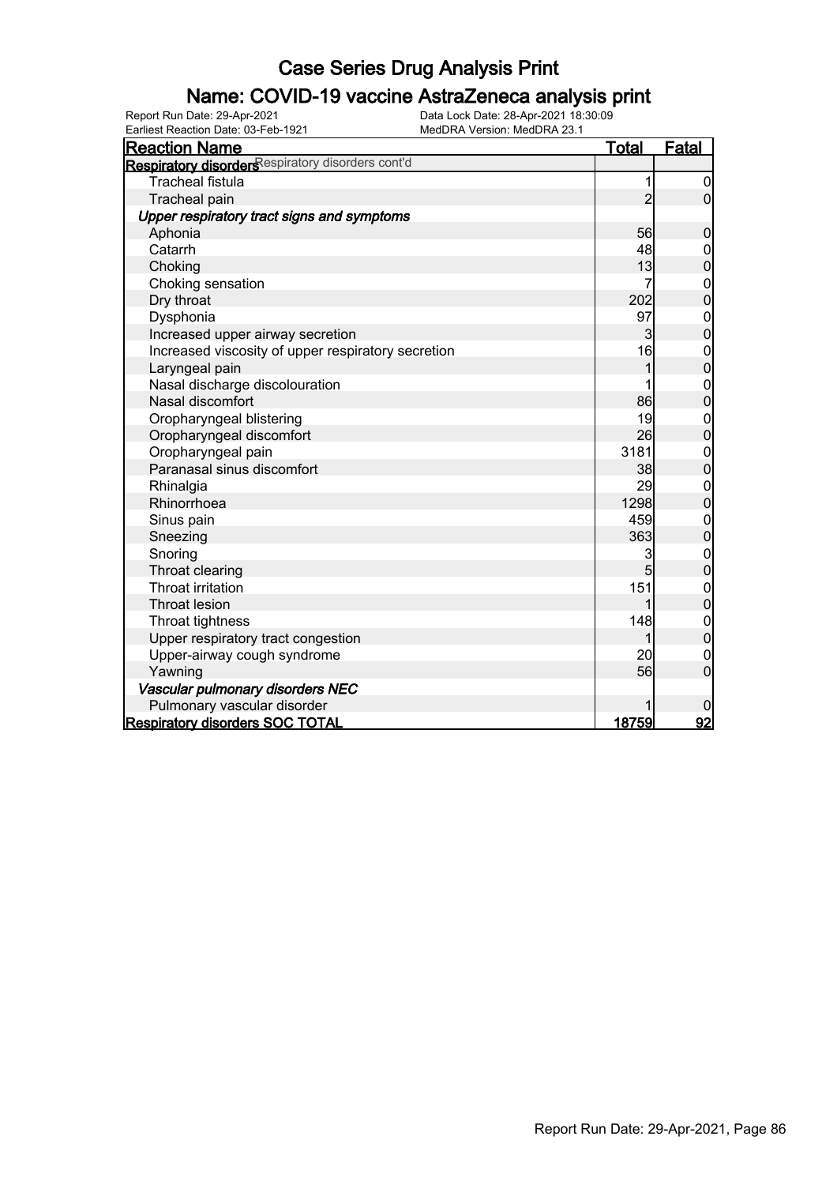# Case Series Drug Analysis Print

## Name: COVID-19 vaccine AstraZeneca analysis print

Report Run Date: 29-Apr-2021
Data Lock Date: 28-Apr-2021 18:30:09
Earliest Reaction Date: 03-Feb-1921
MedDRA Version: MedDRA 23.1

| Reaction Name | Total | Fatal |
|---|---|---|
| **Respiratory disorders** Respiratory disorders cont'd | | |
| Tracheal fistula | 1 | 0 |
| Tracheal pain | 2 | 0 |
| ***Upper respiratory tract signs and symptoms*** | | |
| Aphonia | 56 | 0 |
| Catarrh | 48 | 0 |
| Choking | 13 | 0 |
| Choking sensation | 7 | 0 |
| Dry throat | 202 | 0 |
| Dysphonia | 97 | 0 |
| Increased upper airway secretion | 3 | 0 |
| Increased viscosity of upper respiratory secretion | 16 | 0 |
| Laryngeal pain | 1 | 0 |
| Nasal discharge discolouration | 1 | 0 |
| Nasal discomfort | 86 | 0 |
| Oropharyngeal blistering | 19 | 0 |
| Oropharyngeal discomfort | 26 | 0 |
| Oropharyngeal pain | 3181 | 0 |
| Paranasal sinus discomfort | 38 | 0 |
| Rhinalgia | 29 | 0 |
| Rhinorrhoea | 1298 | 0 |
| Sinus pain | 459 | 0 |
| Sneezing | 363 | 0 |
| Snoring | 3 | 0 |
| Throat clearing | 5 | 0 |
| Throat irritation | 151 | 0 |
| Throat lesion | 1 | 0 |
| Throat tightness | 148 | 0 |
| Upper respiratory tract congestion | 1 | 0 |
| Upper-airway cough syndrome | 20 | 0 |
| Yawning | 56 | 0 |
| ***Vascular pulmonary disorders NEC*** | | |
| Pulmonary vascular disorder | 1 | 0 |
| **Respiratory disorders SOC TOTAL** | **18759** | **92** |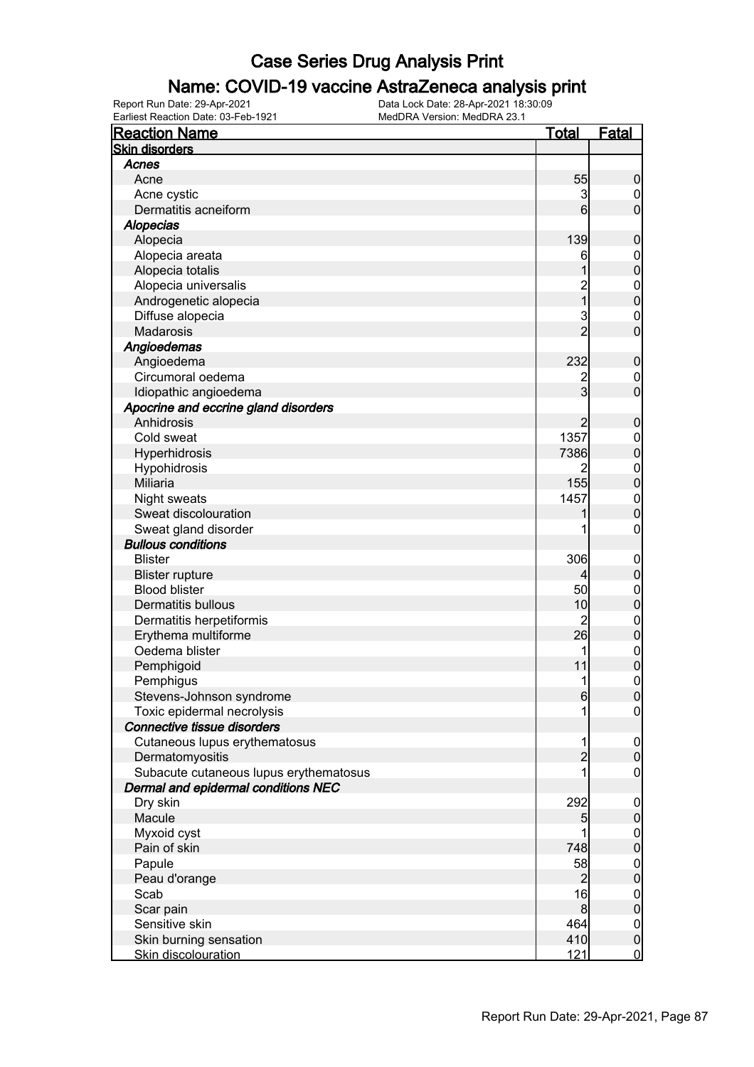# Case Series Drug Analysis Print

## Name: COVID-19 vaccine AstraZeneca analysis print

Report Run Date: 29-Apr-2021
Data Lock Date: 28-Apr-2021 18:30:09
Earliest Reaction Date: 03-Feb-1921
MedDRA Version: MedDRA 23.1

| Reaction Name | Total | Fatal |
|---|---|---|
| **Skin disorders** | | |
| ***Acnes*** | | |
| Acne | 55 | 0 |
| Acne cystic | 3 | 0 |
| Dermatitis acneiform | 6 | 0 |
| ***Alopecias*** | | |
| Alopecia | 139 | 0 |
| Alopecia areata | 6 | 0 |
| Alopecia totalis | 1 | 0 |
| Alopecia universalis | 2 | 0 |
| Androgenetic alopecia | 1 | 0 |
| Diffuse alopecia | 3 | 0 |
| Madarosis | 2 | 0 |
| ***Angioedemas*** | | |
| Angioedema | 232 | 0 |
| Circumoral oedema | 2 | 0 |
| Idiopathic angioedema | 3 | 0 |
| ***Apocrine and eccrine gland disorders*** | | |
| Anhidrosis | 2 | 0 |
| Cold sweat | 1357 | 0 |
| Hyperhidrosis | 7386 | 0 |
| Hypohidrosis | 2 | 0 |
| Miliaria | 155 | 0 |
| Night sweats | 1457 | 0 |
| Sweat discolouration | 1 | 0 |
| Sweat gland disorder | 1 | 0 |
| ***Bullous conditions*** | | |
| Blister | 306 | 0 |
| Blister rupture | 4 | 0 |
| Blood blister | 50 | 0 |
| Dermatitis bullous | 10 | 0 |
| Dermatitis herpetiformis | 2 | 0 |
| Erythema multiforme | 26 | 0 |
| Oedema blister | 1 | 0 |
| Pemphigoid | 11 | 0 |
| Pemphigus | 1 | 0 |
| Stevens-Johnson syndrome | 6 | 0 |
| Toxic epidermal necrolysis | 1 | 0 |
| ***Connective tissue disorders*** | | |
| Cutaneous lupus erythematosus | 1 | 0 |
| Dermatomyositis | 2 | 0 |
| Subacute cutaneous lupus erythematosus | 1 | 0 |
| ***Dermal and epidermal conditions NEC*** | | |
| Dry skin | 292 | 0 |
| Macule | 5 | 0 |
| Myxoid cyst | 1 | 0 |
| Pain of skin | 748 | 0 |
| Papule | 58 | 0 |
| Peau d'orange | 2 | 0 |
| Scab | 16 | 0 |
| Scar pain | 8 | 0 |
| Sensitive skin | 464 | 0 |
| Skin burning sensation | 410 | 0 |
| Skin discolouration | 121 | 0 |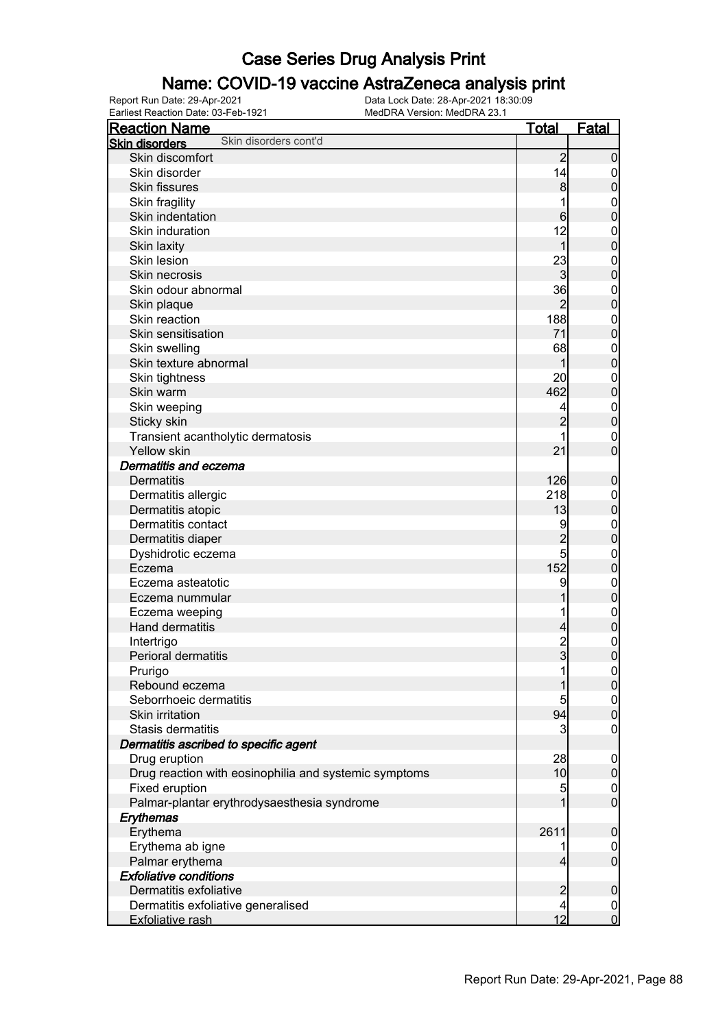# Case Series Drug Analysis Print

## Name: COVID-19 vaccine AstraZeneca analysis print

Report Run Date: 29-Apr-2021 Data Lock Date: 28-Apr-2021 18:30:09
Earliest Reaction Date: 03-Feb-1921 MedDRA Version: MedDRA 23.1

| Reaction Name | Total | Fatal |
|---|---|---|
| **Skin disorders** Skin disorders cont'd | | |
| Skin discomfort | 2 | 0 |
| Skin disorder | 14 | 0 |
| Skin fissures | 8 | 0 |
| Skin fragility | 1 | 0 |
| Skin indentation | 6 | 0 |
| Skin induration | 12 | 0 |
| Skin laxity | 1 | 0 |
| Skin lesion | 23 | 0 |
| Skin necrosis | 3 | 0 |
| Skin odour abnormal | 36 | 0 |
| Skin plaque | 2 | 0 |
| Skin reaction | 188 | 0 |
| Skin sensitisation | 71 | 0 |
| Skin swelling | 68 | 0 |
| Skin texture abnormal | 1 | 0 |
| Skin tightness | 20 | 0 |
| Skin warm | 462 | 0 |
| Skin weeping | 4 | 0 |
| Sticky skin | 2 | 0 |
| Transient acantholytic dermatosis | 1 | 0 |
| Yellow skin | 21 | 0 |
| ***Dermatitis and eczema*** | | |
| Dermatitis | 126 | 0 |
| Dermatitis allergic | 218 | 0 |
| Dermatitis atopic | 13 | 0 |
| Dermatitis contact | 9 | 0 |
| Dermatitis diaper | 2 | 0 |
| Dyshidrotic eczema | 5 | 0 |
| Eczema | 152 | 0 |
| Eczema asteatotic | 9 | 0 |
| Eczema nummular | 1 | 0 |
| Eczema weeping | 1 | 0 |
| Hand dermatitis | 4 | 0 |
| Intertrigo | 2 | 0 |
| Perioral dermatitis | 3 | 0 |
| Prurigo | 1 | 0 |
| Rebound eczema | 1 | 0 |
| Seborrhoeic dermatitis | 5 | 0 |
| Skin irritation | 94 | 0 |
| Stasis dermatitis | 3 | 0 |
| ***Dermatitis ascribed to specific agent*** | | |
| Drug eruption | 28 | 0 |
| Drug reaction with eosinophilia and systemic symptoms | 10 | 0 |
| Fixed eruption | 5 | 0 |
| Palmar-plantar erythrodysaesthesia syndrome | 1 | 0 |
| ***Erythemas*** | | |
| Erythema | 2611 | 0 |
| Erythema ab igne | 1 | 0 |
| Palmar erythema | 4 | 0 |
| ***Exfoliative conditions*** | | |
| Dermatitis exfoliative | 2 | 0 |
| Dermatitis exfoliative generalised | 4 | 0 |
| Exfoliative rash | 12 | 0 |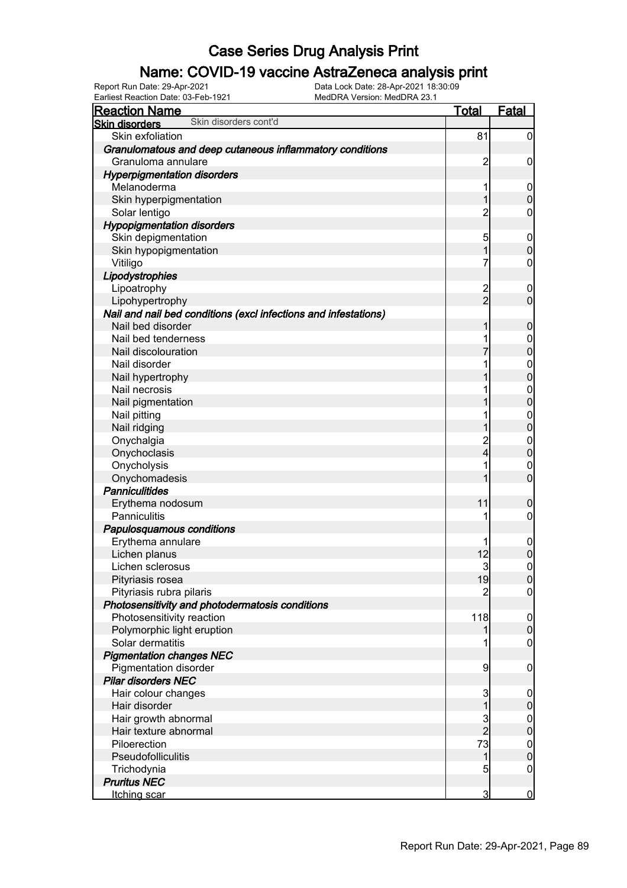# Case Series Drug Analysis Print

## Name: COVID-19 vaccine AstraZeneca analysis print

Report Run Date: 29-Apr-2021
Earliest Reaction Date: 03-Feb-1921
Data Lock Date: 28-Apr-2021 18:30:09
MedDRA Version: MedDRA 23.1

| Reaction Name | Total | Fatal |
|---|---|---|
| **Skin disorders** Skin disorders cont'd | | |
| Skin exfoliation | 81 | 0 |
| ***Granulomatous and deep cutaneous inflammatory conditions*** | | |
| Granuloma annulare | 2 | 0 |
| ***Hyperpigmentation disorders*** | | |
| Melanoderma | 1 | 0 |
| Skin hyperpigmentation | 1 | 0 |
| Solar lentigo | 2 | 0 |
| ***Hypopigmentation disorders*** | | |
| Skin depigmentation | 5 | 0 |
| Skin hypopigmentation | 1 | 0 |
| Vitiligo | 7 | 0 |
| ***Lipodystrophies*** | | |
| Lipoatrophy | 2 | 0 |
| Lipohypertrophy | 2 | 0 |
| ***Nail and nail bed conditions (excl infections and infestations)*** | | |
| Nail bed disorder | 1 | 0 |
| Nail bed tenderness | 1 | 0 |
| Nail discolouration | 7 | 0 |
| Nail disorder | 1 | 0 |
| Nail hypertrophy | 1 | 0 |
| Nail necrosis | 1 | 0 |
| Nail pigmentation | 1 | 0 |
| Nail pitting | 1 | 0 |
| Nail ridging | 1 | 0 |
| Onychalgia | 2 | 0 |
| Onychoclasis | 4 | 0 |
| Onycholysis | 1 | 0 |
| Onychomadesis | 1 | 0 |
| ***Panniculitides*** | | |
| Erythema nodosum | 11 | 0 |
| Panniculitis | 1 | 0 |
| ***Papulosquamous conditions*** | | |
| Erythema annulare | 1 | 0 |
| Lichen planus | 12 | 0 |
| Lichen sclerosus | 3 | 0 |
| Pityriasis rosea | 19 | 0 |
| Pityriasis rubra pilaris | 2 | 0 |
| ***Photosensitivity and photodermatosis conditions*** | | |
| Photosensitivity reaction | 118 | 0 |
| Polymorphic light eruption | 1 | 0 |
| Solar dermatitis | 1 | 0 |
| ***Pigmentation changes NEC*** | | |
| Pigmentation disorder | 9 | 0 |
| ***Pilar disorders NEC*** | | |
| Hair colour changes | 3 | 0 |
| Hair disorder | 1 | 0 |
| Hair growth abnormal | 3 | 0 |
| Hair texture abnormal | 2 | 0 |
| Piloerection | 73 | 0 |
| Pseudofolliculitis | 1 | 0 |
| Trichodynia | 5 | 0 |
| ***Pruritus NEC*** | | |
| Itching scar | 3 | 0 |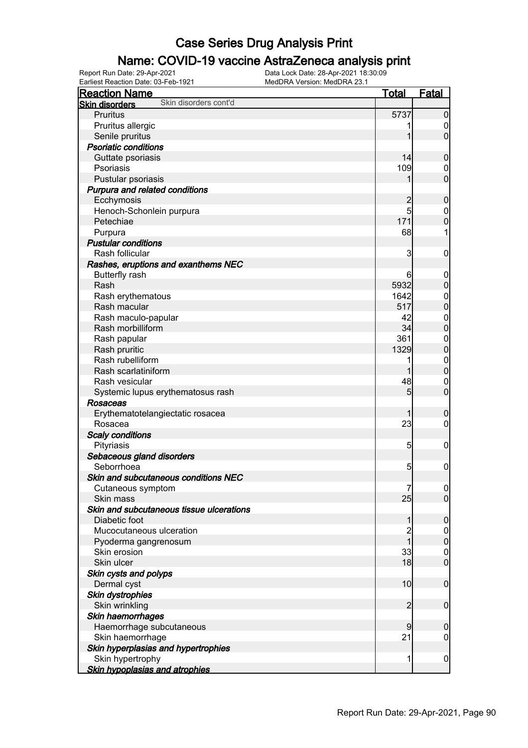# Case Series Drug Analysis Print

## Name: COVID-19 vaccine AstraZeneca analysis print

Report Run Date: 29-Apr-2021
Data Lock Date: 28-Apr-2021 18:30:09
Earliest Reaction Date: 03-Feb-1921
MedDRA Version: MedDRA 23.1

| Reaction Name | Total | Fatal |
|---|---|---|
| **Skin disorders** Skin disorders cont'd | | |
| Pruritus | 5737 | 0 |
| Pruritus allergic | 1 | 0 |
| Senile pruritus | 1 | 0 |
| ***Psoriatic conditions*** | | |
| Guttate psoriasis | 14 | 0 |
| Psoriasis | 109 | 0 |
| Pustular psoriasis | 1 | 0 |
| ***Purpura and related conditions*** | | |
| Ecchymosis | 2 | 0 |
| Henoch-Schonlein purpura | 5 | 0 |
| Petechiae | 171 | 0 |
| Purpura | 68 | 1 |
| ***Pustular conditions*** | | |
| Rash follicular | 3 | 0 |
| ***Rashes, eruptions and exanthems NEC*** | | |
| Butterfly rash | 6 | 0 |
| Rash | 5932 | 0 |
| Rash erythematous | 1642 | 0 |
| Rash macular | 517 | 0 |
| Rash maculo-papular | 42 | 0 |
| Rash morbilliform | 34 | 0 |
| Rash papular | 361 | 0 |
| Rash pruritic | 1329 | 0 |
| Rash rubelliform | 1 | 0 |
| Rash scarlatiniform | 1 | 0 |
| Rash vesicular | 48 | 0 |
| Systemic lupus erythematosus rash | 5 | 0 |
| ***Rosaceas*** | | |
| Erythematotelangiectatic rosacea | 1 | 0 |
| Rosacea | 23 | 0 |
| ***Scaly conditions*** | | |
| Pityriasis | 5 | 0 |
| ***Sebaceous gland disorders*** | | |
| Seborrhoea | 5 | 0 |
| ***Skin and subcutaneous conditions NEC*** | | |
| Cutaneous symptom | 7 | 0 |
| Skin mass | 25 | 0 |
| ***Skin and subcutaneous tissue ulcerations*** | | |
| Diabetic foot | 1 | 0 |
| Mucocutaneous ulceration | 2 | 0 |
| Pyoderma gangrenosum | 1 | 0 |
| Skin erosion | 33 | 0 |
| Skin ulcer | 18 | 0 |
| ***Skin cysts and polyps*** | | |
| Dermal cyst | 10 | 0 |
| ***Skin dystrophies*** | | |
| Skin wrinkling | 2 | 0 |
| ***Skin haemorrhages*** | | |
| Haemorrhage subcutaneous | 9 | 0 |
| Skin haemorrhage | 21 | 0 |
| ***Skin hyperplasias and hypertrophies*** | | |
| Skin hypertrophy | 1 | 0 |
| ***Skin hypoplasias and atrophies*** | | |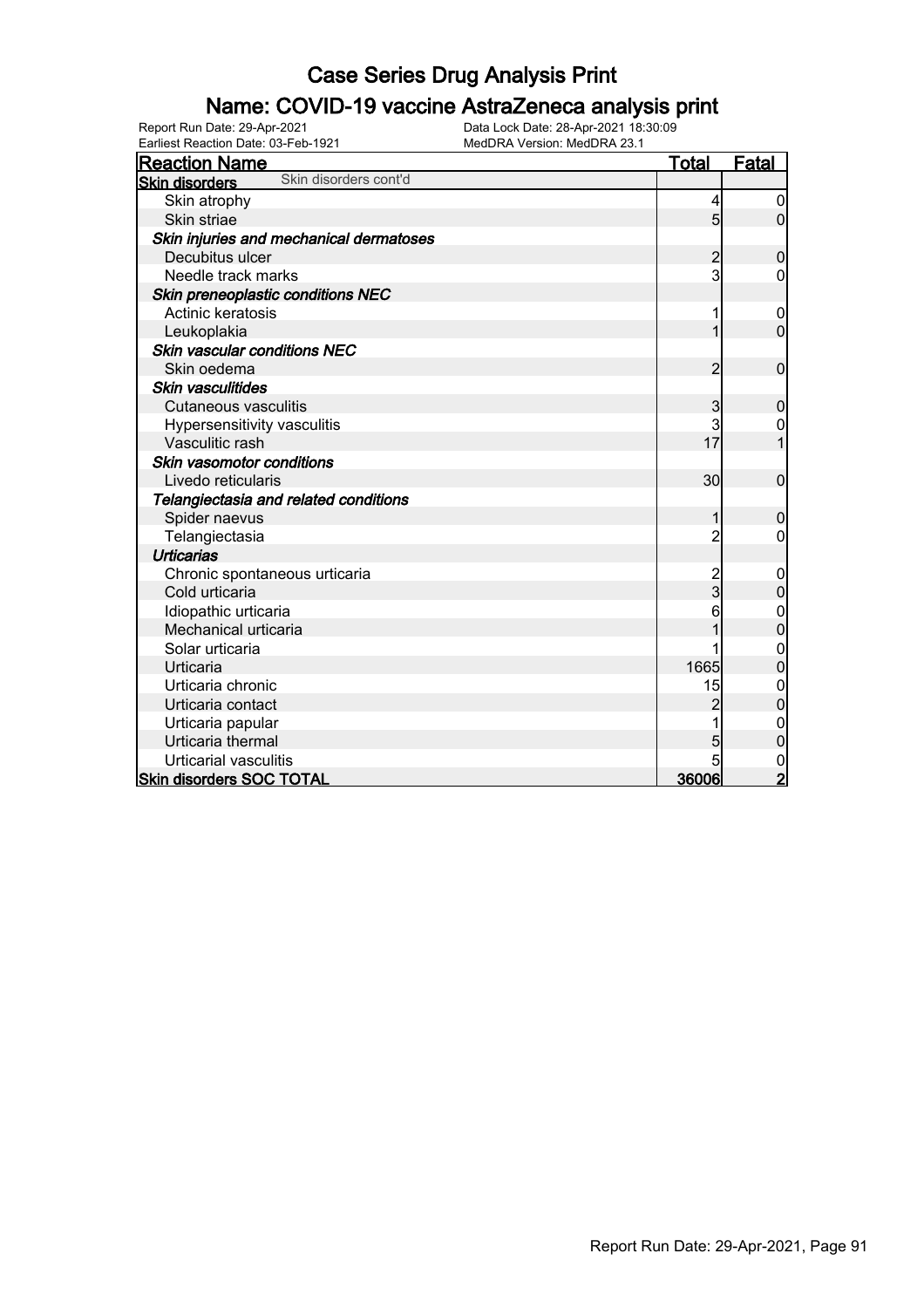# Case Series Drug Analysis Print

## Name: COVID-19 vaccine AstraZeneca analysis print

Report Run Date: 29-Apr-2021
Earliest Reaction Date: 03-Feb-1921
Data Lock Date: 28-Apr-2021 18:30:09
MedDRA Version: MedDRA 23.1

| Reaction Name | Total | Fatal |
|---|---|---|
| **Skin disorders** Skin disorders cont'd | | |
| Skin atrophy | 4 | 0 |
| Skin striae | 5 | 0 |
| ***Skin injuries and mechanical dermatoses*** | | |
| Decubitus ulcer | 2 | 0 |
| Needle track marks | 3 | 0 |
| ***Skin preneoplastic conditions NEC*** | | |
| Actinic keratosis | 1 | 0 |
| Leukoplakia | 1 | 0 |
| ***Skin vascular conditions NEC*** | | |
| Skin oedema | 2 | 0 |
| ***Skin vasculitides*** | | |
| Cutaneous vasculitis | 3 | 0 |
| Hypersensitivity vasculitis | 3 | 0 |
| Vasculitic rash | 17 | 1 |
| ***Skin vasomotor conditions*** | | |
| Livedo reticularis | 30 | 0 |
| ***Telangiectasia and related conditions*** | | |
| Spider naevus | 1 | 0 |
| Telangiectasia | 2 | 0 |
| ***Urticarias*** | | |
| Chronic spontaneous urticaria | 2 | 0 |
| Cold urticaria | 3 | 0 |
| Idiopathic urticaria | 6 | 0 |
| Mechanical urticaria | 1 | 0 |
| Solar urticaria | 1 | 0 |
| Urticaria | 1665 | 0 |
| Urticaria chronic | 15 | 0 |
| Urticaria contact | 2 | 0 |
| Urticaria papular | 1 | 0 |
| Urticaria thermal | 5 | 0 |
| Urticarial vasculitis | 5 | 0 |
| **Skin disorders SOC TOTAL** | **36006** | **2** |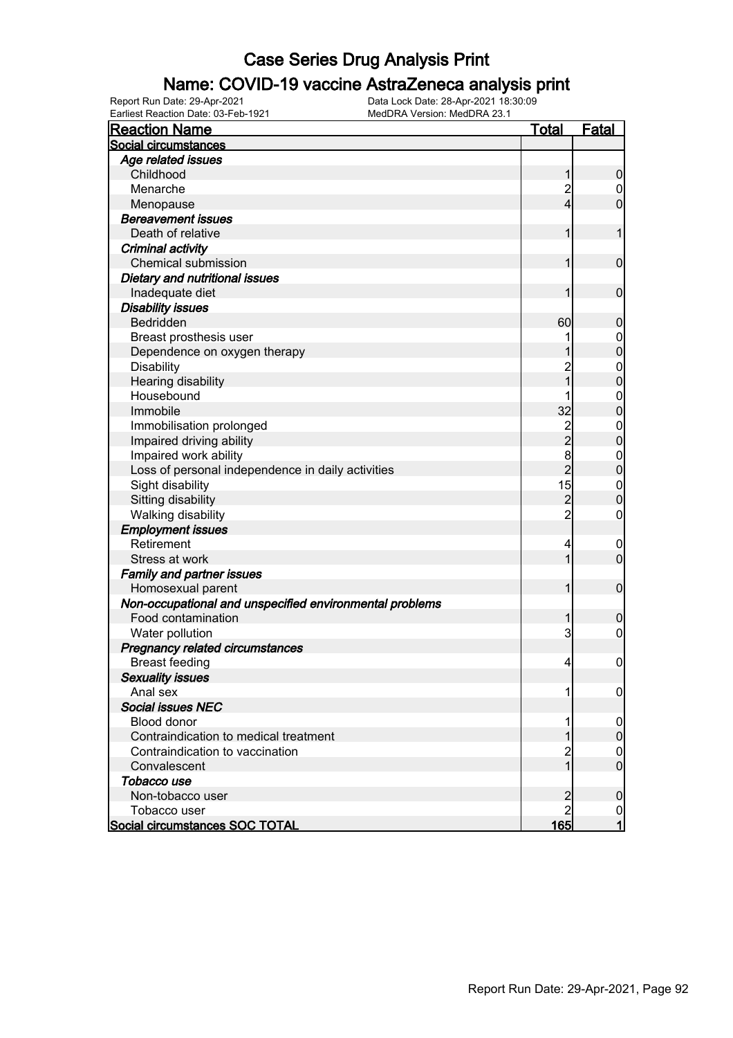# Case Series Drug Analysis Print

## Name: COVID-19 vaccine AstraZeneca analysis print

Report Run Date: 29-Apr-2021
Data Lock Date: 28-Apr-2021 18:30:09
Earliest Reaction Date: 03-Feb-1921
MedDRA Version: MedDRA 23.1

| Reaction Name | Total | Fatal |
|---|---|---|
| **Social circumstances** | | |
| ***Age related issues*** | | |
| Childhood | 1 | 0 |
| Menarche | 2 | 0 |
| Menopause | 4 | 0 |
| ***Bereavement issues*** | | |
| Death of relative | 1 | 1 |
| ***Criminal activity*** | | |
| Chemical submission | 1 | 0 |
| ***Dietary and nutritional issues*** | | |
| Inadequate diet | 1 | 0 |
| ***Disability issues*** | | |
| Bedridden | 60 | 0 |
| Breast prosthesis user | 1 | 0 |
| Dependence on oxygen therapy | 1 | 0 |
| Disability | 2 | 0 |
| Hearing disability | 1 | 0 |
| Housebound | 1 | 0 |
| Immobile | 32 | 0 |
| Immobilisation prolonged | 2 | 0 |
| Impaired driving ability | 2 | 0 |
| Impaired work ability | 8 | 0 |
| Loss of personal independence in daily activities | 2 | 0 |
| Sight disability | 15 | 0 |
| Sitting disability | 2 | 0 |
| Walking disability | 2 | 0 |
| ***Employment issues*** | | |
| Retirement | 4 | 0 |
| Stress at work | 1 | 0 |
| ***Family and partner issues*** | | |
| Homosexual parent | 1 | 0 |
| ***Non-occupational and unspecified environmental problems*** | | |
| Food contamination | 1 | 0 |
| Water pollution | 3 | 0 |
| ***Pregnancy related circumstances*** | | |
| Breast feeding | 4 | 0 |
| ***Sexuality issues*** | | |
| Anal sex | 1 | 0 |
| ***Social issues NEC*** | | |
| Blood donor | 1 | 0 |
| Contraindication to medical treatment | 1 | 0 |
| Contraindication to vaccination | 2 | 0 |
| Convalescent | 1 | 0 |
| ***Tobacco use*** | | |
| Non-tobacco user | 2 | 0 |
| Tobacco user | 2 | 0 |
| **Social circumstances SOC TOTAL** | **165** | **1** |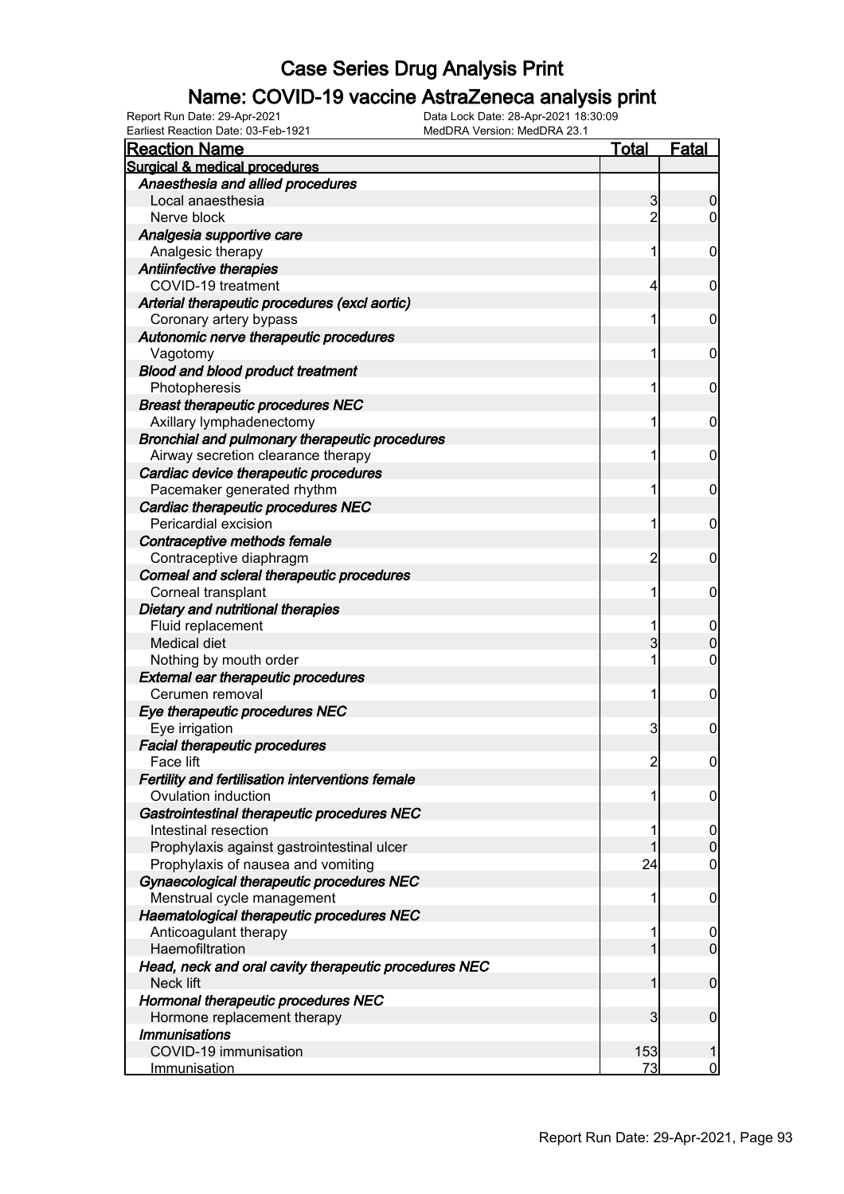# Case Series Drug Analysis Print

## Name: COVID-19 vaccine AstraZeneca analysis print

Report Run Date: 29-Apr-2021  
Earliest Reaction Date: 03-Feb-1921  
Data Lock Date: 28-Apr-2021 18:30:09  
MedDRA Version: MedDRA 23.1

| Reaction Name | Total | Fatal |
|---|---|---|
| **Surgical & medical procedures** | | |
| ***Anaesthesia and allied procedures*** | | |
| Local anaesthesia | 3 | 0 |
| Nerve block | 2 | 0 |
| ***Analgesia supportive care*** | | |
| Analgesic therapy | 1 | 0 |
| ***Antiinfective therapies*** | | |
| COVID-19 treatment | 4 | 0 |
| ***Arterial therapeutic procedures (excl aortic)*** | | |
| Coronary artery bypass | 1 | 0 |
| ***Autonomic nerve therapeutic procedures*** | | |
| Vagotomy | 1 | 0 |
| ***Blood and blood product treatment*** | | |
| Photopheresis | 1 | 0 |
| ***Breast therapeutic procedures NEC*** | | |
| Axillary lymphadenectomy | 1 | 0 |
| ***Bronchial and pulmonary therapeutic procedures*** | | |
| Airway secretion clearance therapy | 1 | 0 |
| ***Cardiac device therapeutic procedures*** | | |
| Pacemaker generated rhythm | 1 | 0 |
| ***Cardiac therapeutic procedures NEC*** | | |
| Pericardial excision | 1 | 0 |
| ***Contraceptive methods female*** | | |
| Contraceptive diaphragm | 2 | 0 |
| ***Corneal and scleral therapeutic procedures*** | | |
| Corneal transplant | 1 | 0 |
| ***Dietary and nutritional therapies*** | | |
| Fluid replacement | 1 | 0 |
| Medical diet | 3 | 0 |
| Nothing by mouth order | 1 | 0 |
| ***External ear therapeutic procedures*** | | |
| Cerumen removal | 1 | 0 |
| ***Eye therapeutic procedures NEC*** | | |
| Eye irrigation | 3 | 0 |
| ***Facial therapeutic procedures*** | | |
| Face lift | 2 | 0 |
| ***Fertility and fertilisation interventions female*** | | |
| Ovulation induction | 1 | 0 |
| ***Gastrointestinal therapeutic procedures NEC*** | | |
| Intestinal resection | 1 | 0 |
| Prophylaxis against gastrointestinal ulcer | 1 | 0 |
| Prophylaxis of nausea and vomiting | 24 | 0 |
| ***Gynaecological therapeutic procedures NEC*** | | |
| Menstrual cycle management | 1 | 0 |
| ***Haematological therapeutic procedures NEC*** | | |
| Anticoagulant therapy | 1 | 0 |
| Haemofiltration | 1 | 0 |
| ***Head, neck and oral cavity therapeutic procedures NEC*** | | |
| Neck lift | 1 | 0 |
| ***Hormonal therapeutic procedures NEC*** | | |
| Hormone replacement therapy | 3 | 0 |
| ***Immunisations*** | | |
| COVID-19 immunisation | 153 | 1 |
| Immunisation | 73 | 0 |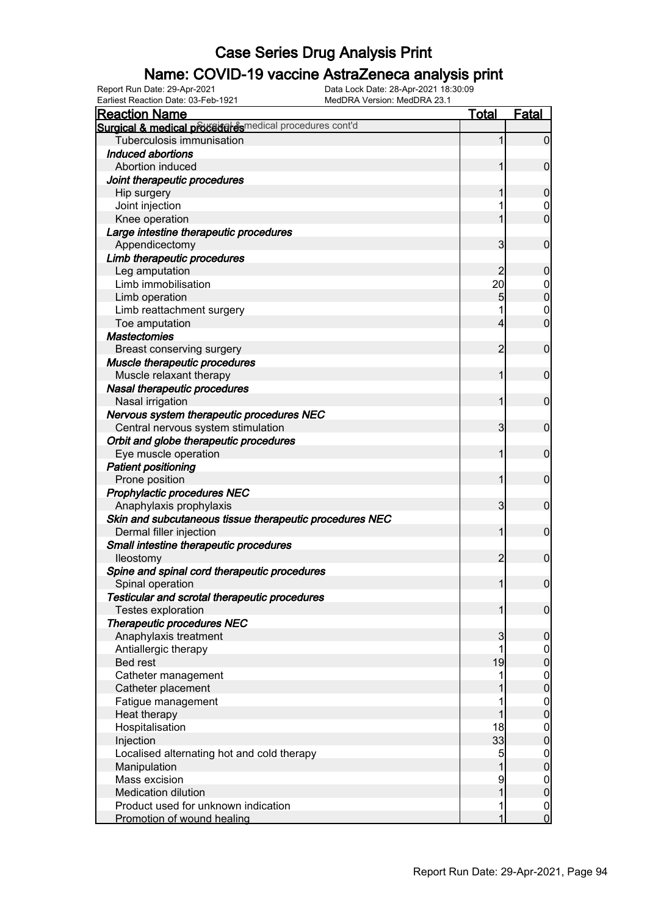# Case Series Drug Analysis Print

## Name: COVID-19 vaccine AstraZeneca analysis print

Report Run Date: 29-Apr-2021
Data Lock Date: 28-Apr-2021 18:30:09
Earliest Reaction Date: 03-Feb-1921
MedDRA Version: MedDRA 23.1

| Reaction Name | Total | Fatal |
|---|---|---|
| **Surgical & medical procedures cont'd** | | |
| Tuberculosis immunisation | 1 | 0 |
| ***Induced abortions*** | | |
| Abortion induced | 1 | 0 |
| ***Joint therapeutic procedures*** | | |
| Hip surgery | 1 | 0 |
| Joint injection | 1 | 0 |
| Knee operation | 1 | 0 |
| ***Large intestine therapeutic procedures*** | | |
| Appendicectomy | 3 | 0 |
| ***Limb therapeutic procedures*** | | |
| Leg amputation | 2 | 0 |
| Limb immobilisation | 20 | 0 |
| Limb operation | 5 | 0 |
| Limb reattachment surgery | 1 | 0 |
| Toe amputation | 4 | 0 |
| ***Mastectomies*** | | |
| Breast conserving surgery | 2 | 0 |
| ***Muscle therapeutic procedures*** | | |
| Muscle relaxant therapy | 1 | 0 |
| ***Nasal therapeutic procedures*** | | |
| Nasal irrigation | 1 | 0 |
| ***Nervous system therapeutic procedures NEC*** | | |
| Central nervous system stimulation | 3 | 0 |
| ***Orbit and globe therapeutic procedures*** | | |
| Eye muscle operation | 1 | 0 |
| ***Patient positioning*** | | |
| Prone position | 1 | 0 |
| ***Prophylactic procedures NEC*** | | |
| Anaphylaxis prophylaxis | 3 | 0 |
| ***Skin and subcutaneous tissue therapeutic procedures NEC*** | | |
| Dermal filler injection | 1 | 0 |
| ***Small intestine therapeutic procedures*** | | |
| Ileostomy | 2 | 0 |
| ***Spine and spinal cord therapeutic procedures*** | | |
| Spinal operation | 1 | 0 |
| ***Testicular and scrotal therapeutic procedures*** | | |
| Testes exploration | 1 | 0 |
| ***Therapeutic procedures NEC*** | | |
| Anaphylaxis treatment | 3 | 0 |
| Antiallergic therapy | 1 | 0 |
| Bed rest | 19 | 0 |
| Catheter management | 1 | 0 |
| Catheter placement | 1 | 0 |
| Fatigue management | 1 | 0 |
| Heat therapy | 1 | 0 |
| Hospitalisation | 18 | 0 |
| Injection | 33 | 0 |
| Localised alternating hot and cold therapy | 5 | 0 |
| Manipulation | 1 | 0 |
| Mass excision | 9 | 0 |
| Medication dilution | 1 | 0 |
| Product used for unknown indication | 1 | 0 |
| Promotion of wound healing | 1 | 0 |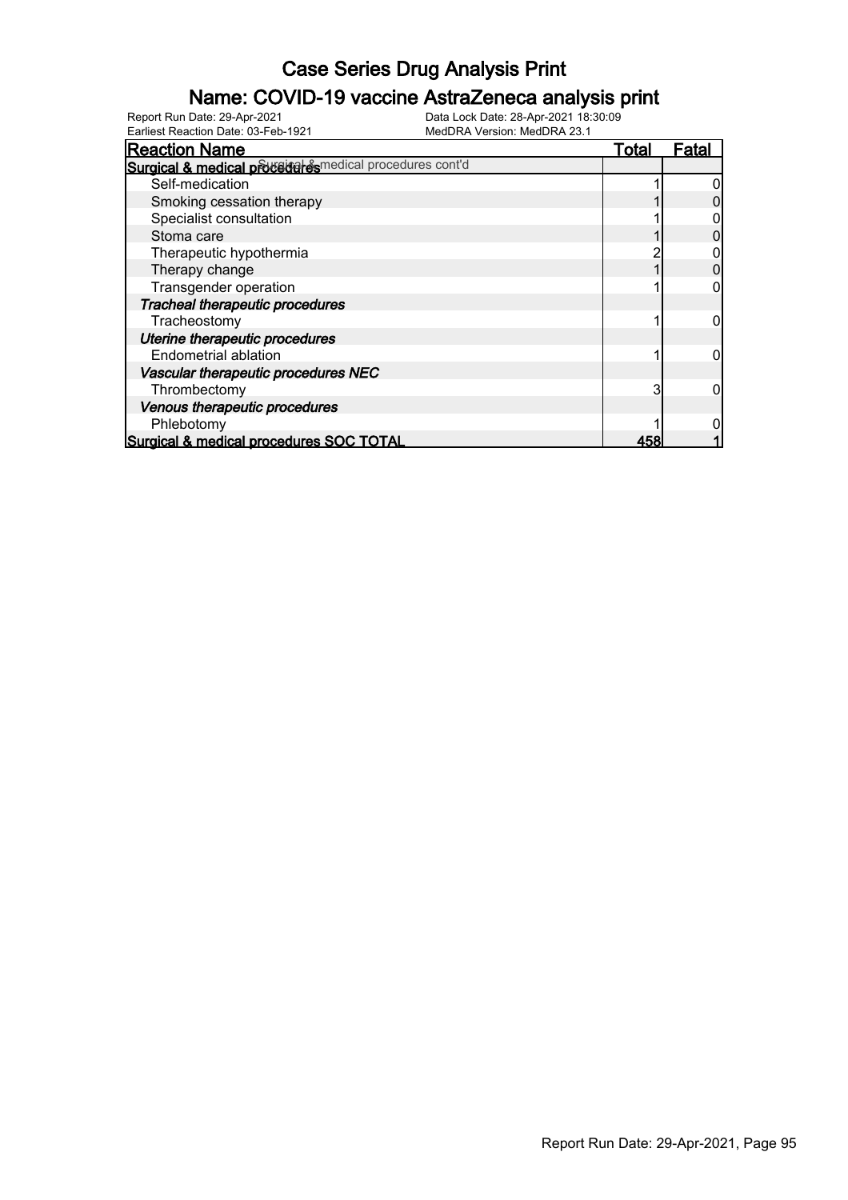# Case Series Drug Analysis Print

## Name: COVID-19 vaccine AstraZeneca analysis print

Report Run Date: 29-Apr-2021　　Data Lock Date: 28-Apr-2021 18:30:09
Earliest Reaction Date: 03-Feb-1921　　MedDRA Version: MedDRA 23.1

| Reaction Name | Total | Fatal |
|---|---|---|
| **Surgical & medical procedures** Surgical & medical procedures cont'd | | |
| Self-medication | 1 | 0 |
| Smoking cessation therapy | 1 | 0 |
| Specialist consultation | 1 | 0 |
| Stoma care | 1 | 0 |
| Therapeutic hypothermia | 2 | 0 |
| Therapy change | 1 | 0 |
| Transgender operation | 1 | 0 |
| ***Tracheal therapeutic procedures*** | | |
| Tracheostomy | 1 | 0 |
| ***Uterine therapeutic procedures*** | | |
| Endometrial ablation | 1 | 0 |
| ***Vascular therapeutic procedures NEC*** | | |
| Thrombectomy | 3 | 0 |
| ***Venous therapeutic procedures*** | | |
| Phlebotomy | 1 | 0 |
| **Surgical & medical procedures SOC TOTAL** | **458** | **1** |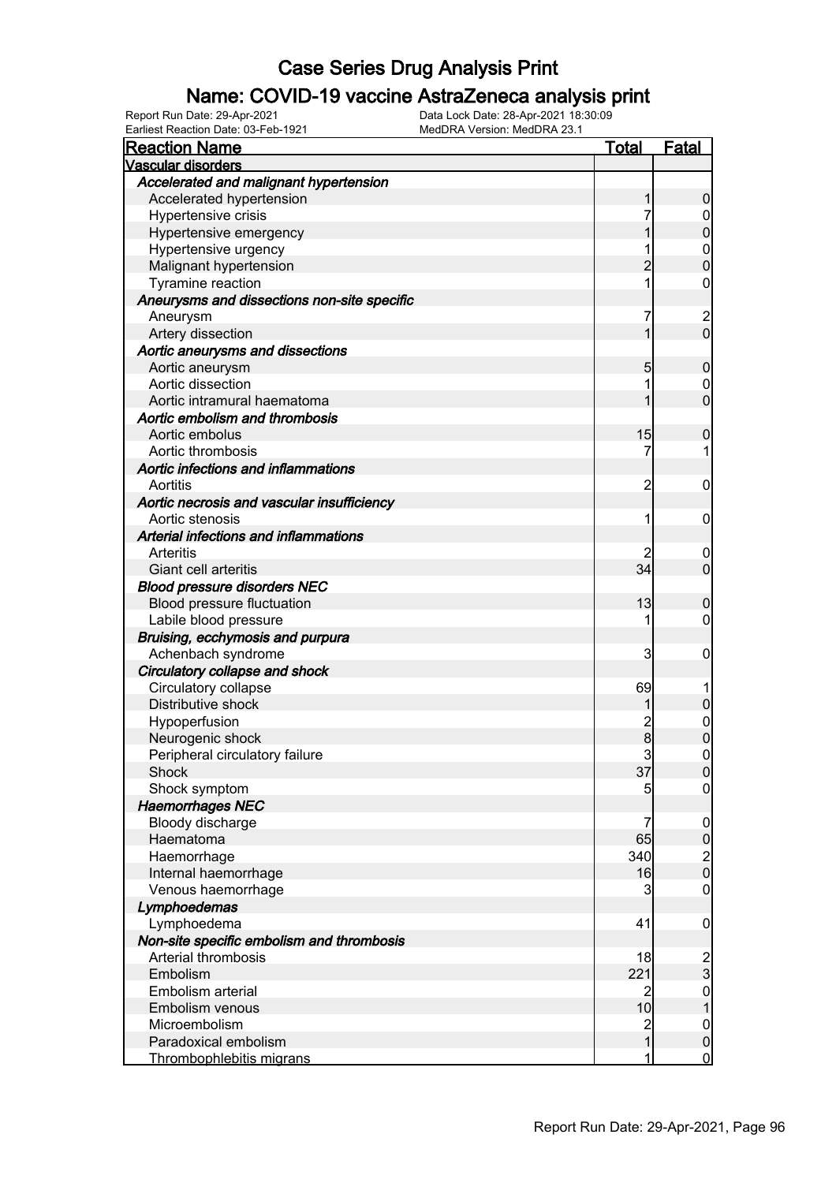# Case Series Drug Analysis Print

## Name: COVID-19 vaccine AstraZeneca analysis print

Report Run Date: 29-Apr-2021
Data Lock Date: 28-Apr-2021 18:30:09
Earliest Reaction Date: 03-Feb-1921
MedDRA Version: MedDRA 23.1

| Reaction Name | Total | Fatal |
|---|---|---|
| **Vascular disorders** | | |
| *Accelerated and malignant hypertension* | | |
| Accelerated hypertension | 1 | 0 |
| Hypertensive crisis | 7 | 0 |
| Hypertensive emergency | 1 | 0 |
| Hypertensive urgency | 1 | 0 |
| Malignant hypertension | 2 | 0 |
| Tyramine reaction | 1 | 0 |
| *Aneurysms and dissections non-site specific* | | |
| Aneurysm | 7 | 2 |
| Artery dissection | 1 | 0 |
| *Aortic aneurysms and dissections* | | |
| Aortic aneurysm | 5 | 0 |
| Aortic dissection | 1 | 0 |
| Aortic intramural haematoma | 1 | 0 |
| *Aortic embolism and thrombosis* | | |
| Aortic embolus | 15 | 0 |
| Aortic thrombosis | 7 | 1 |
| *Aortic infections and inflammations* | | |
| Aortitis | 2 | 0 |
| *Aortic necrosis and vascular insufficiency* | | |
| Aortic stenosis | 1 | 0 |
| *Arterial infections and inflammations* | | |
| Arteritis | 2 | 0 |
| Giant cell arteritis | 34 | 0 |
| *Blood pressure disorders NEC* | | |
| Blood pressure fluctuation | 13 | 0 |
| Labile blood pressure | 1 | 0 |
| *Bruising, ecchymosis and purpura* | | |
| Achenbach syndrome | 3 | 0 |
| *Circulatory collapse and shock* | | |
| Circulatory collapse | 69 | 1 |
| Distributive shock | 1 | 0 |
| Hypoperfusion | 2 | 0 |
| Neurogenic shock | 8 | 0 |
| Peripheral circulatory failure | 3 | 0 |
| Shock | 37 | 0 |
| Shock symptom | 5 | 0 |
| *Haemorrhages NEC* | | |
| Bloody discharge | 7 | 0 |
| Haematoma | 65 | 0 |
| Haemorrhage | 340 | 2 |
| Internal haemorrhage | 16 | 0 |
| Venous haemorrhage | 3 | 0 |
| *Lymphoedemas* | | |
| Lymphoedema | 41 | 0 |
| *Non-site specific embolism and thrombosis* | | |
| Arterial thrombosis | 18 | 2 |
| Embolism | 221 | 3 |
| Embolism arterial | 2 | 0 |
| Embolism venous | 10 | 1 |
| Microembolism | 2 | 0 |
| Paradoxical embolism | 1 | 0 |
| Thrombophlebitis migrans | 1 | 0 |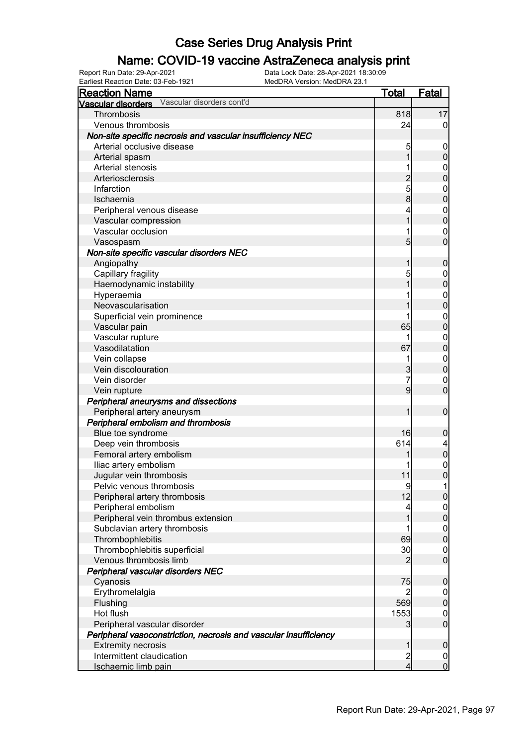# Case Series Drug Analysis Print

## Name: COVID-19 vaccine AstraZeneca analysis print

Report Run Date: 29-Apr-2021
Data Lock Date: 28-Apr-2021 18:30:09
Earliest Reaction Date: 03-Feb-1921
MedDRA Version: MedDRA 23.1

| Reaction Name | Total | Fatal |
|---|---|---|
| **Vascular disorders** Vascular disorders cont'd | | |
| Thrombosis | 818 | 17 |
| Venous thrombosis | 24 | 0 |
| ***Non-site specific necrosis and vascular insufficiency NEC*** | | |
| Arterial occlusive disease | 5 | 0 |
| Arterial spasm | 1 | 0 |
| Arterial stenosis | 1 | 0 |
| Arteriosclerosis | 2 | 0 |
| Infarction | 5 | 0 |
| Ischaemia | 8 | 0 |
| Peripheral venous disease | 4 | 0 |
| Vascular compression | 1 | 0 |
| Vascular occlusion | 1 | 0 |
| Vasospasm | 5 | 0 |
| ***Non-site specific vascular disorders NEC*** | | |
| Angiopathy | 1 | 0 |
| Capillary fragility | 5 | 0 |
| Haemodynamic instability | 1 | 0 |
| Hyperaemia | 1 | 0 |
| Neovascularisation | 1 | 0 |
| Superficial vein prominence | 1 | 0 |
| Vascular pain | 65 | 0 |
| Vascular rupture | 1 | 0 |
| Vasodilatation | 67 | 0 |
| Vein collapse | 1 | 0 |
| Vein discolouration | 3 | 0 |
| Vein disorder | 7 | 0 |
| Vein rupture | 9 | 0 |
| ***Peripheral aneurysms and dissections*** | | |
| Peripheral artery aneurysm | 1 | 0 |
| ***Peripheral embolism and thrombosis*** | | |
| Blue toe syndrome | 16 | 0 |
| Deep vein thrombosis | 614 | 4 |
| Femoral artery embolism | 1 | 0 |
| Iliac artery embolism | 1 | 0 |
| Jugular vein thrombosis | 11 | 0 |
| Pelvic venous thrombosis | 9 | 1 |
| Peripheral artery thrombosis | 12 | 0 |
| Peripheral embolism | 4 | 0 |
| Peripheral vein thrombus extension | 1 | 0 |
| Subclavian artery thrombosis | 1 | 0 |
| Thrombophlebitis | 69 | 0 |
| Thrombophlebitis superficial | 30 | 0 |
| Venous thrombosis limb | 2 | 0 |
| ***Peripheral vascular disorders NEC*** | | |
| Cyanosis | 75 | 0 |
| Erythromelalgia | 2 | 0 |
| Flushing | 569 | 0 |
| Hot flush | 1553 | 0 |
| Peripheral vascular disorder | 3 | 0 |
| ***Peripheral vasoconstriction, necrosis and vascular insufficiency*** | | |
| Extremity necrosis | 1 | 0 |
| Intermittent claudication | 2 | 0 |
| Ischaemic limb pain | 4 | 0 |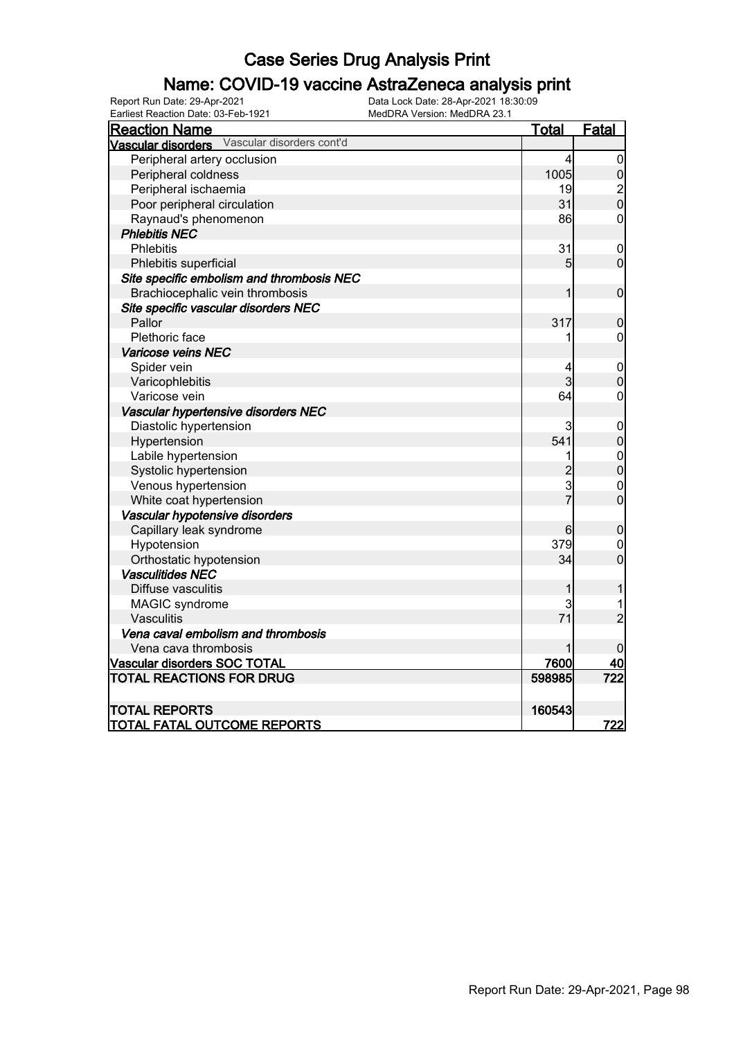# Case Series Drug Analysis Print

## Name: COVID-19 vaccine AstraZeneca analysis print

Report Run Date: 29-Apr-2021
Data Lock Date: 28-Apr-2021 18:30:09
Earliest Reaction Date: 03-Feb-1921
MedDRA Version: MedDRA 23.1

| Reaction Name | Total | Fatal |
|---|---|---|
| **Vascular disorders** Vascular disorders cont'd | | |
| Peripheral artery occlusion | 4 | 0 |
| Peripheral coldness | 1005 | 0 |
| Peripheral ischaemia | 19 | 2 |
| Poor peripheral circulation | 31 | 0 |
| Raynaud's phenomenon | 86 | 0 |
| ***Phlebitis NEC*** | | |
| Phlebitis | 31 | 0 |
| Phlebitis superficial | 5 | 0 |
| ***Site specific embolism and thrombosis NEC*** | | |
| Brachiocephalic vein thrombosis | 1 | 0 |
| ***Site specific vascular disorders NEC*** | | |
| Pallor | 317 | 0 |
| Plethoric face | 1 | 0 |
| ***Varicose veins NEC*** | | |
| Spider vein | 4 | 0 |
| Varicophlebitis | 3 | 0 |
| Varicose vein | 64 | 0 |
| ***Vascular hypertensive disorders NEC*** | | |
| Diastolic hypertension | 3 | 0 |
| Hypertension | 541 | 0 |
| Labile hypertension | 1 | 0 |
| Systolic hypertension | 2 | 0 |
| Venous hypertension | 3 | 0 |
| White coat hypertension | 7 | 0 |
| ***Vascular hypotensive disorders*** | | |
| Capillary leak syndrome | 6 | 0 |
| Hypotension | 379 | 0 |
| Orthostatic hypotension | 34 | 0 |
| ***Vasculitides NEC*** | | |
| Diffuse vasculitis | 1 | 1 |
| MAGIC syndrome | 3 | 1 |
| Vasculitis | 71 | 2 |
| ***Vena caval embolism and thrombosis*** | | |
| Vena cava thrombosis | 1 | 0 |
| **Vascular disorders SOC TOTAL** | **7600** | **40** |
| **TOTAL REACTIONS FOR DRUG** | **598985** | **722** |
| | | |
| **TOTAL REPORTS** | **160543** | |
| **TOTAL FATAL OUTCOME REPORTS** | | **722** |